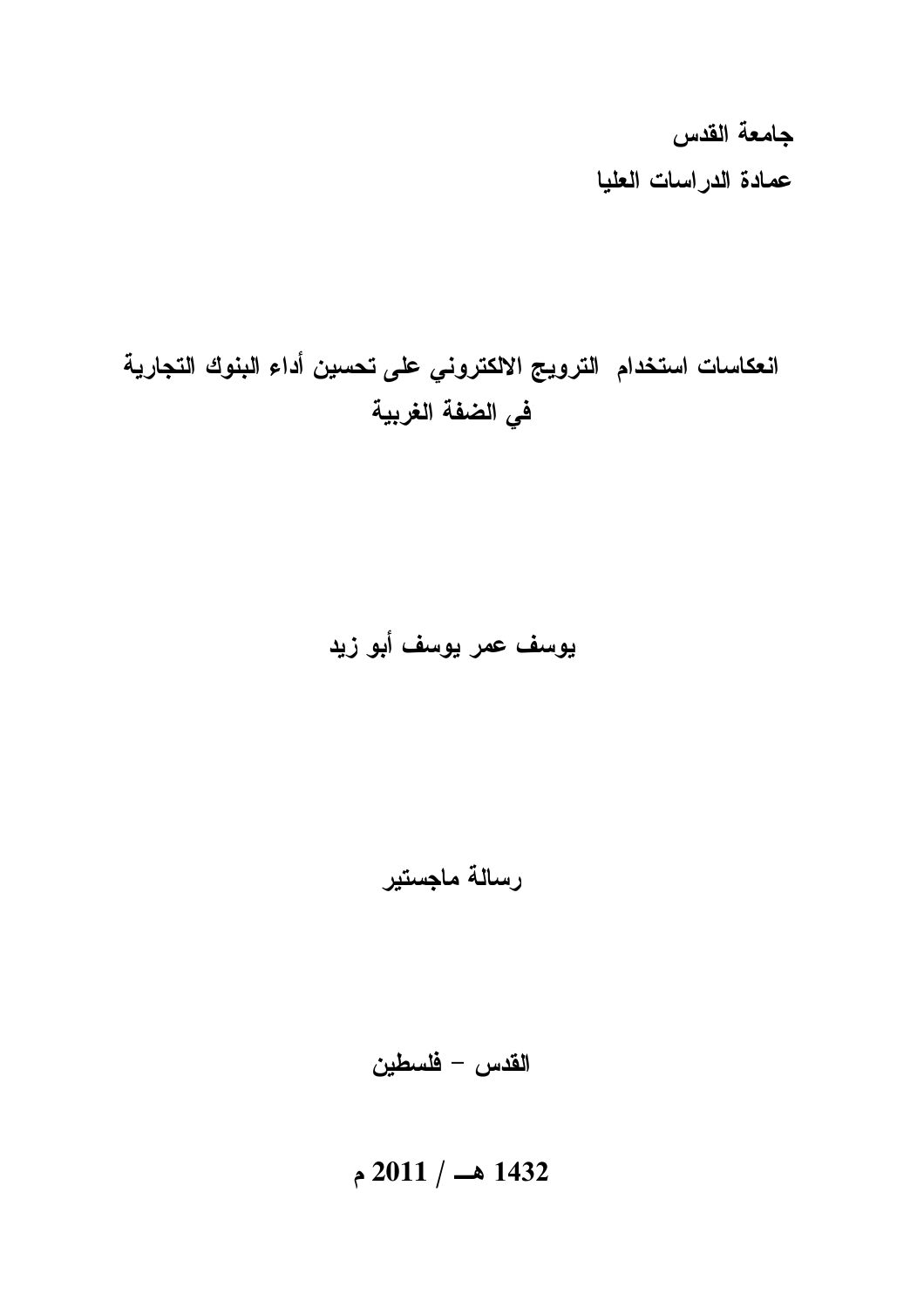جامعة القدس

عمادة الدراسات العليا

# انعكاسات استخدام الترويج الالكتروني على تحسين أداء البنوك التجارية في الضفة الغربية

**يوسف عمر يوسف أبو زيد**

**رسالة ماجستير**

**القدس – فلسطين**

**1432 هـ / 2011 م**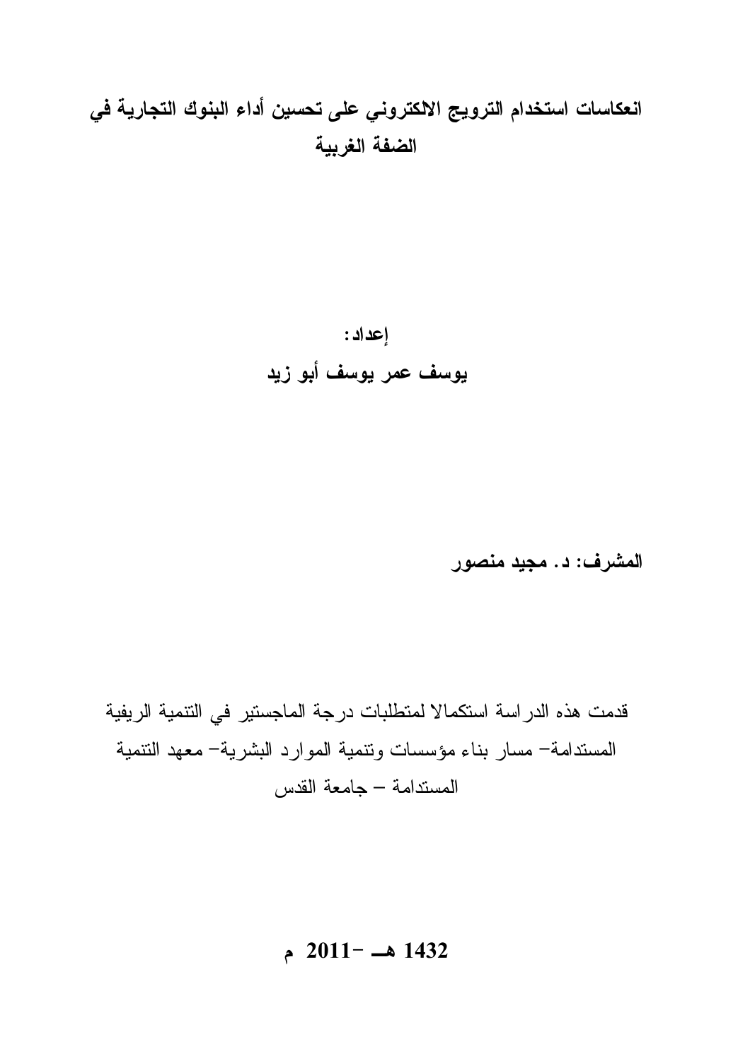# انعكاسات استخدام الترويج الالكتروني على تحسين أداء البنوك التجارية في الضفة الغربية

**إعداد:**

**يوسف عمر يوسف أبو زيد**

**المشرف: د. مجيد منصور**

قدمت هذه الدراسة استكمالا لمتطلبات درجة الماجستير في التنمية الريفية المستدامة– مسار بناء مؤسسات وتنمية الموارد البشرية– معهد التنمية المستدامة – جامعة القدس

**1432 هـ –2011 م**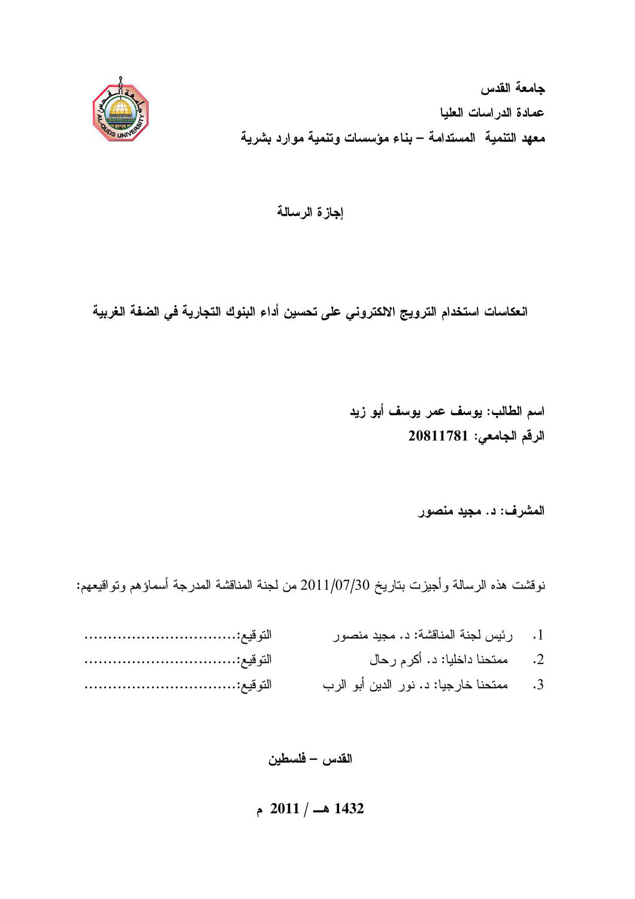**جامعة القدس**

**عمادة الدراسات العليا**

**معهد التنمية المستدامة – بناء مؤسسات وتنمية موارد بشرية**

## إجازة الرسالة

## انعكاسات استخدام الترويج الالكتروني على تحسين أداء البنوك التجارية في الضفة الغربية

**اسم الطالب: يوسف عمر يوسف أبو زيد**

**الرقم الجامعي: 20811781**

**المشرف: د. مجيد منصور**

نوقشت هذه الرسالة وأجيزت بتاريخ 2011/07/30 من لجنة المناقشة المدرجة أسماؤهم وتواقيعهم:

1. رئيس لجنة المناقشة: د. مجيد منصور التوقيع:................................
2. ممتحنا داخليا: د. أكرم رحال التوقيع:................................
3. ممتحنا خارجيا: د. نور الدين أبو الرب التوقيع:................................

**القدس – فلسطين**

**1432 هـ / 2011 م**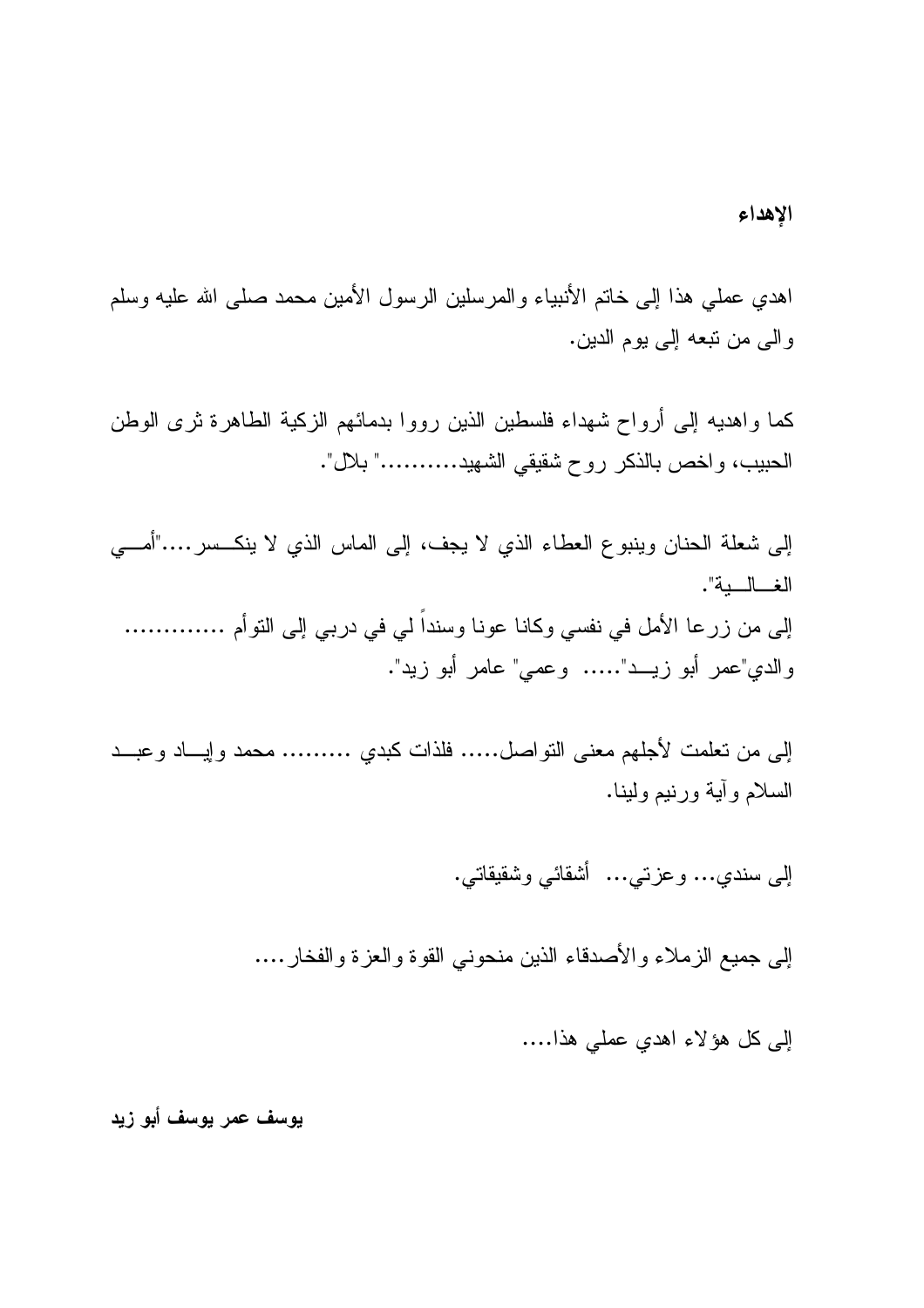**الإهداء**

اهدي عملي هذا إلى خاتم الأنبياء والمرسلين الرسول الأمين محمد صلى الله عليه وسلم والى من تبعه إلى يوم الدين.

كما واهديه إلى أرواح شهداء فلسطين الذين رووا بدمائهم الزكية الطاهرة ثرى الوطن الحبيب، واخص بالذكر روح شقيقي الشهيد..........." بلال".

إلى شعلة الحنان وينبوع العطاء الذي لا يجف، إلى الماس الذي لا ينكسر...."أمي الغالية".

إلى من زرعا الأمل في نفسي وكانا عونا وسنداً لي في دربي إلى التوأم ............. والدي"عمر أبو زيد"..... وعمي" عامر أبو زيد".

إلى من تعلمت لأجلهم معنى التواصل..... فلذات كبدي ......... محمد وإياد وعبد السلام وآية ورنيم ولينا.

إلى سندي... وعزتي... أشقائي وشقيقاتي.

إلى جميع الزملاء والأصدقاء الذين منحوني القوة والعزة والفخار....

إلى كل هؤلاء اهدي عملي هذا....

**يوسف عمر يوسف أبو زيد**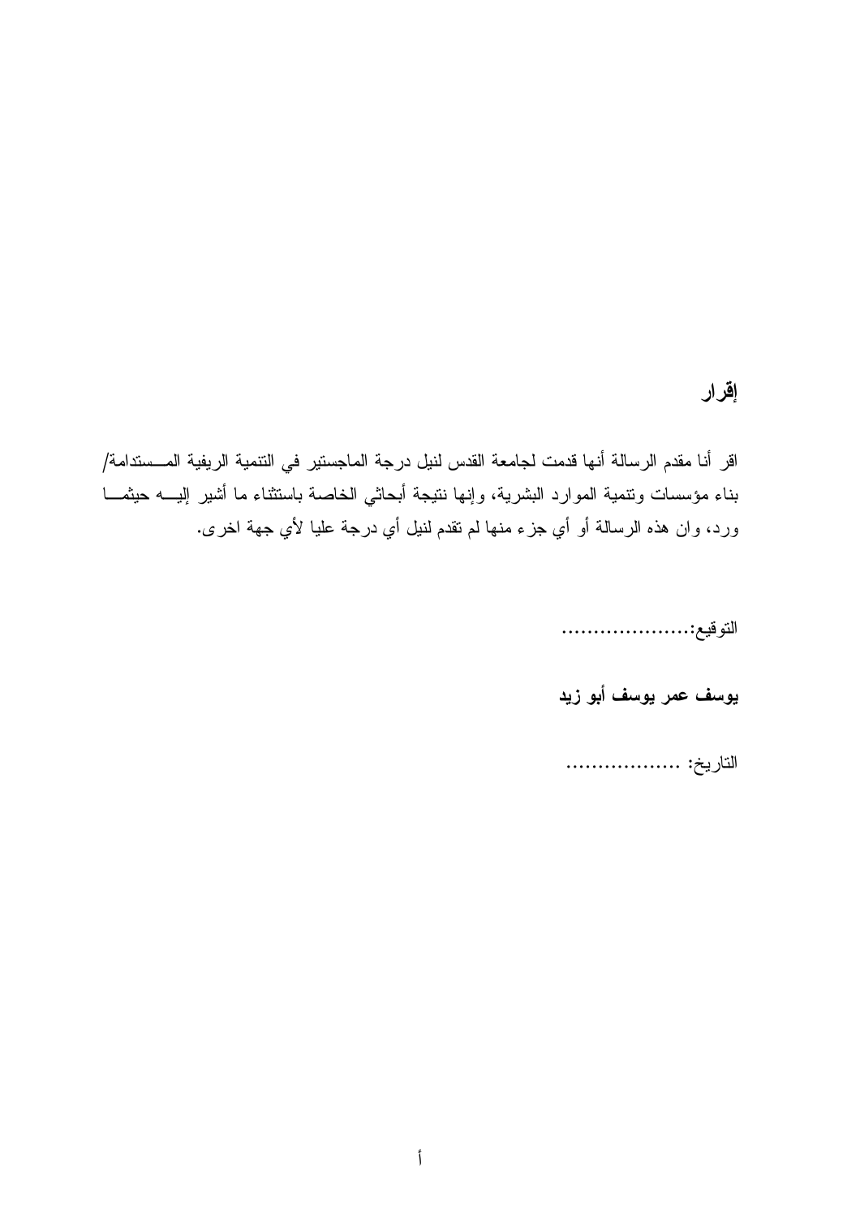## إقرار

اقر أنا مقدم الرسالة أنها قدمت لجامعة القدس لنيل درجة الماجستير في التنمية الريفية المستدامة/ بناء مؤسسات وتنمية الموارد البشرية، وإنها نتيجة أبحاثي الخاصة باستثناء ما أشير إليه حيثما ورد، وان هذه الرسالة أو أي جزء منها لم تقدم لنيل أي درجة عليا لأي جهة اخرى.

التوقيع:....................

**يوسف عمر يوسف أبو زيد**

التاريخ: ..................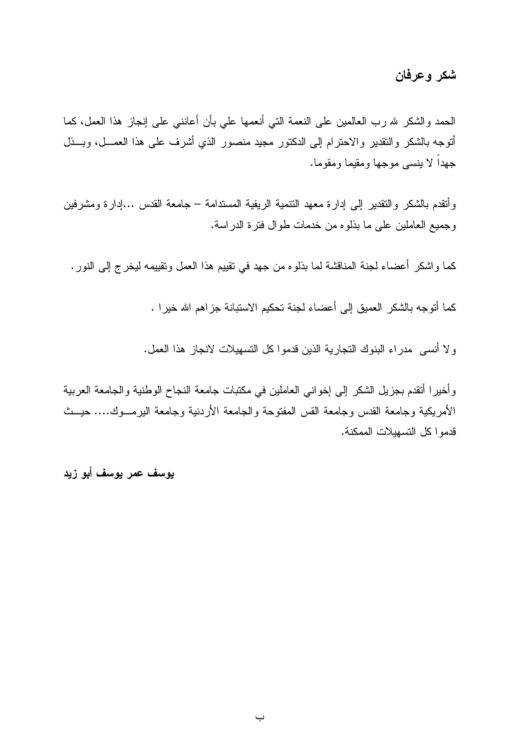## شكر وعرفان

الحمد والشكر لله رب العالمين على النعمة التي أنعمها علي بأن أعانني على إنجاز هذا العمل، كما أتوجه بالشكر والتقدير والاحترام إلى الدكتور مجيد منصور الذي أشرف على هذا العمل، وبذل جهداً لا ينسى موجها ومقيما ومقوما.

وأتقدم بالشكر والتقدير إلى إدارة معهد التنمية الريفية المستدامة – جامعة القدس ...إدارة ومشرفين وجميع العاملين على ما بذلوه من خدمات طوال فترة الدراسة.

كما واشكر أعضاء لجنة المناقشة لما بذلوه من جهد في تقييم هذا العمل وتقييمه ليخرج إلى النور.

كما أتوجه بالشكر العميق إلى أعضاء لجنة تحكيم الاستبانة جزاهم الله خيرا .

ولا أنسى مدراء البنوك التجارية الذين قدموا كل التسهيلات لانجاز هذا العمل.

وأخيرا أتقدم بجزيل الشكر إلى إخواني العاملين في مكتبات جامعة النجاح الوطنية والجامعة العربية الأمريكية وجامعة القدس وجامعة القس المفتوحة والجامعة الأردنية وجامعة اليرموك.... حيث قدموا كل التسهيلات الممكنة.

**يوسف عمر يوسف أبو زيد**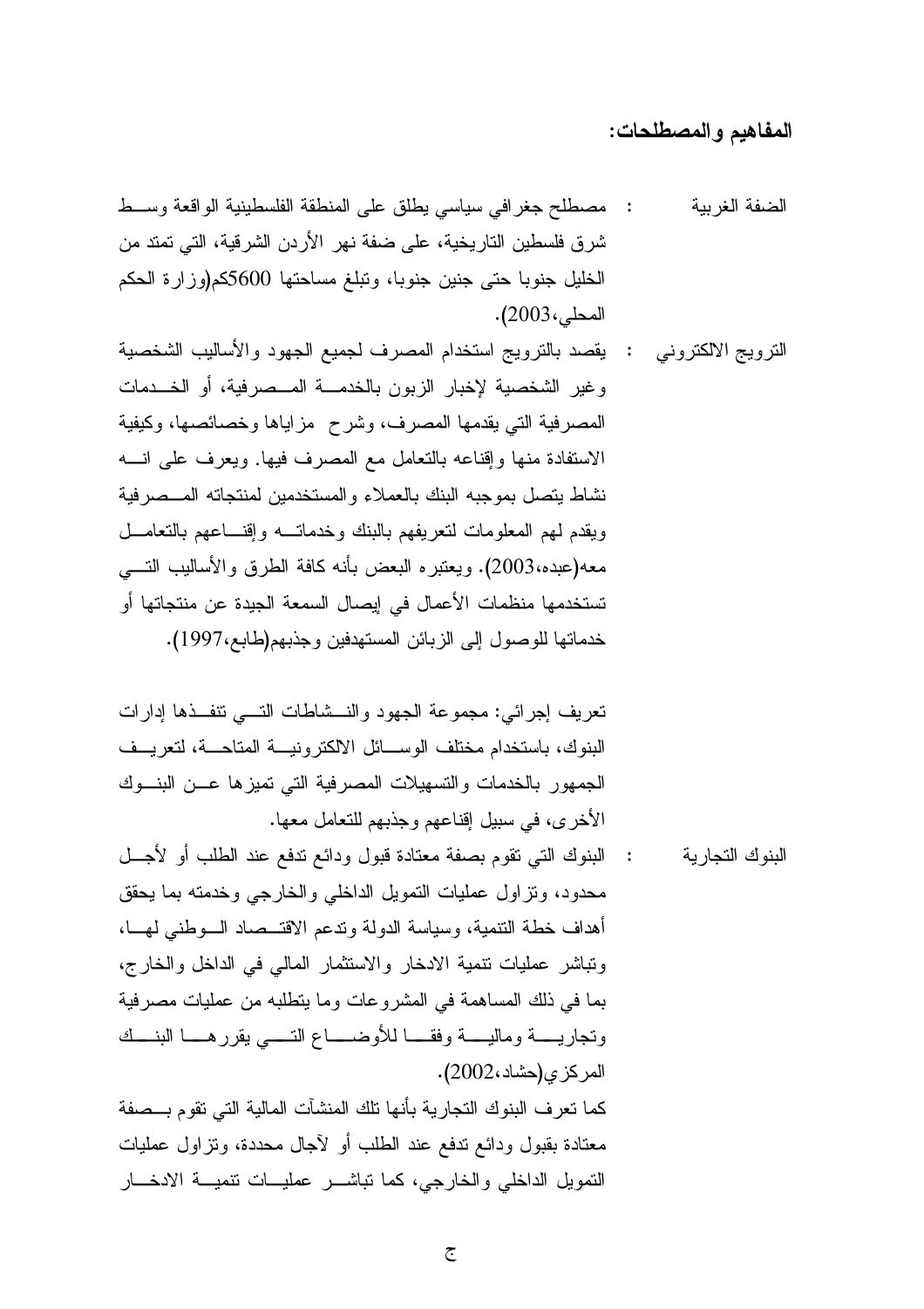## المفاهيم والمصطلحات:

**الضفة الغربية** : مصطلح جغرافي سياسي يطلق على المنطقة الفلسطينية الواقعة وسط شرق فلسطين التاريخية، على ضفة نهر الأردن الشرقية، التي تمتد من الخليل جنوبا حتى جنين جنوبا، وتبلغ مساحتها 5600كم(وزارة الحكم المحلي،2003).

**الترويج الالكتروني** : يقصد بالترويج استخدام المصرف لجميع الجهود والأساليب الشخصية وغير الشخصية لإخبار الزبون بالخدمة المصرفية، أو الخدمات المصرفية التي يقدمها المصرف، وشرح مزاياها وخصائصها، وكيفية الاستفادة منها وإقناعه بالتعامل مع المصرف فيها. ويعرف على انه نشاط يتصل بموجبه البنك بالعملاء والمستخدمين لمنتجاته المصرفية ويقدم لهم المعلومات لتعريفهم بالبنك وخدماته وإقناعهم بالتعامل معه(عبده،2003). ويعتبره البعض بأنه كافة الطرق والأساليب التي تستخدمها منظمات الأعمال في إيصال السمعة الجيدة عن منتجاتها أو خدماتها للوصول إلى الزبائن المستهدفين وجذبهم(طابع،1997).

تعريف إجرائي: مجموعة الجهود والنشاطات التي تنفذها إدارات البنوك، باستخدام مختلف الوسائل الالكترونية المتاحة، لتعريف الجمهور بالخدمات والتسهيلات المصرفية التي تميزها عن البنوك الأخرى، في سبيل إقناعهم وجذبهم للتعامل معها.

**البنوك التجارية** : البنوك التي تقوم بصفة معتادة قبول ودائع تدفع عند الطلب أو لأجل محدود، وتزاول عمليات التمويل الداخلي والخارجي وخدمته بما يحقق أهداف خطة التنمية، وسياسة الدولة وتدعم الاقتصاد الوطني لها، وتباشر عمليات تنمية الادخار والاستثمار المالي في الداخل والخارج، بما في ذلك المساهمة في المشروعات وما يتطلبه من عمليات مصرفية وتجارية ومالية وفقا للأوضاع التي يقررها البنك المركزي(حشاد،2002).

كما تعرف البنوك التجارية بأنها تلك المنشآت المالية التي تقوم بصفة معتادة بقبول ودائع تدفع عند الطلب أو لآجال محددة، وتزاول عمليات التمويل الداخلي والخارجي، كما تباشر عمليات تنمية الادخار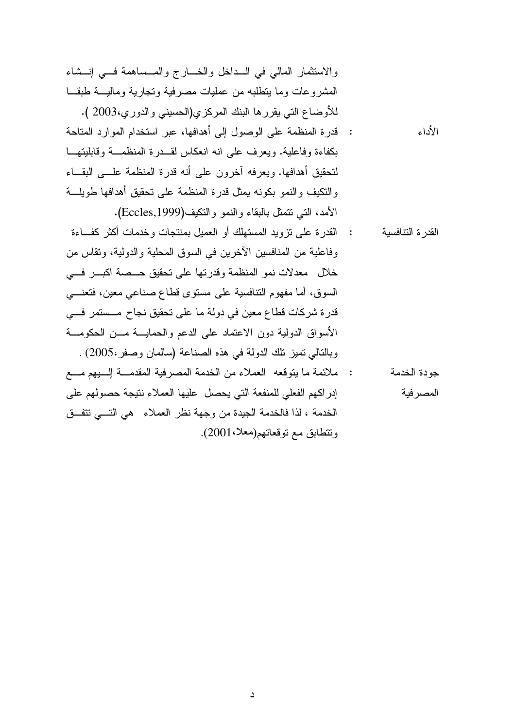والاستثمار المالي في الداخل والخارج والمساهمة في إنشاء المشروعات وما يتطلبه من عمليات مصرفية وتجارية ومالية طبقا للأوضاع التي يقررها البنك المركزي(الحسيني والدوري،2003 ).

الأداء : قدرة المنظمة على الوصول إلى أهدافها، عبر استخدام الموارد المتاحة بكفاءة وفاعلية. ويعرف على انه انعكاس لقدرة المنظمة وقابليتها لتحقيق أهدافها. ويعرفه آخرون على أنه قدرة المنظمة على البقاء والتكيف والنمو بكونه يمثل قدرة المنظمة على تحقيق أهدافها طويلة الأمد، التي تتمثل بالبقاء والنمو والتكيف(Eccles,1999).

القدرة التنافسية : القدرة على تزويد المستهلك أو العميل بمنتجات وخدمات أكثر كفاءة وفاعلية من المنافسين الآخرين في السوق المحلية والدولية، وتقاس من خلال معدلات نمو المنظمة وقدرتها على تحقيق حصة اكبر في السوق، أما مفهوم التنافسية على مستوى قطاع صناعي معين، فتعني قدرة شركات قطاع معين في دولة ما على تحقيق نجاح مستمر في الأسواق الدولية دون الاعتماد على الدعم والحماية من الحكومة وبالتالي تميز تلك الدولة في هذه الصناعة (سالمان وصفر،2005) .

جودة الخدمة المصرفية : ملائمة ما يتوقعه العملاء من الخدمة المصرفية المقدمة إليهم مع إدراكهم الفعلي للمنفعة التي يحصل عليها العملاء نتيجة حصولهم على الخدمة ، لذا فالخدمة الجيدة من وجهة نظر العملاء هي التي تتفق وتتطابق مع توقعاتهم(معلا،2001).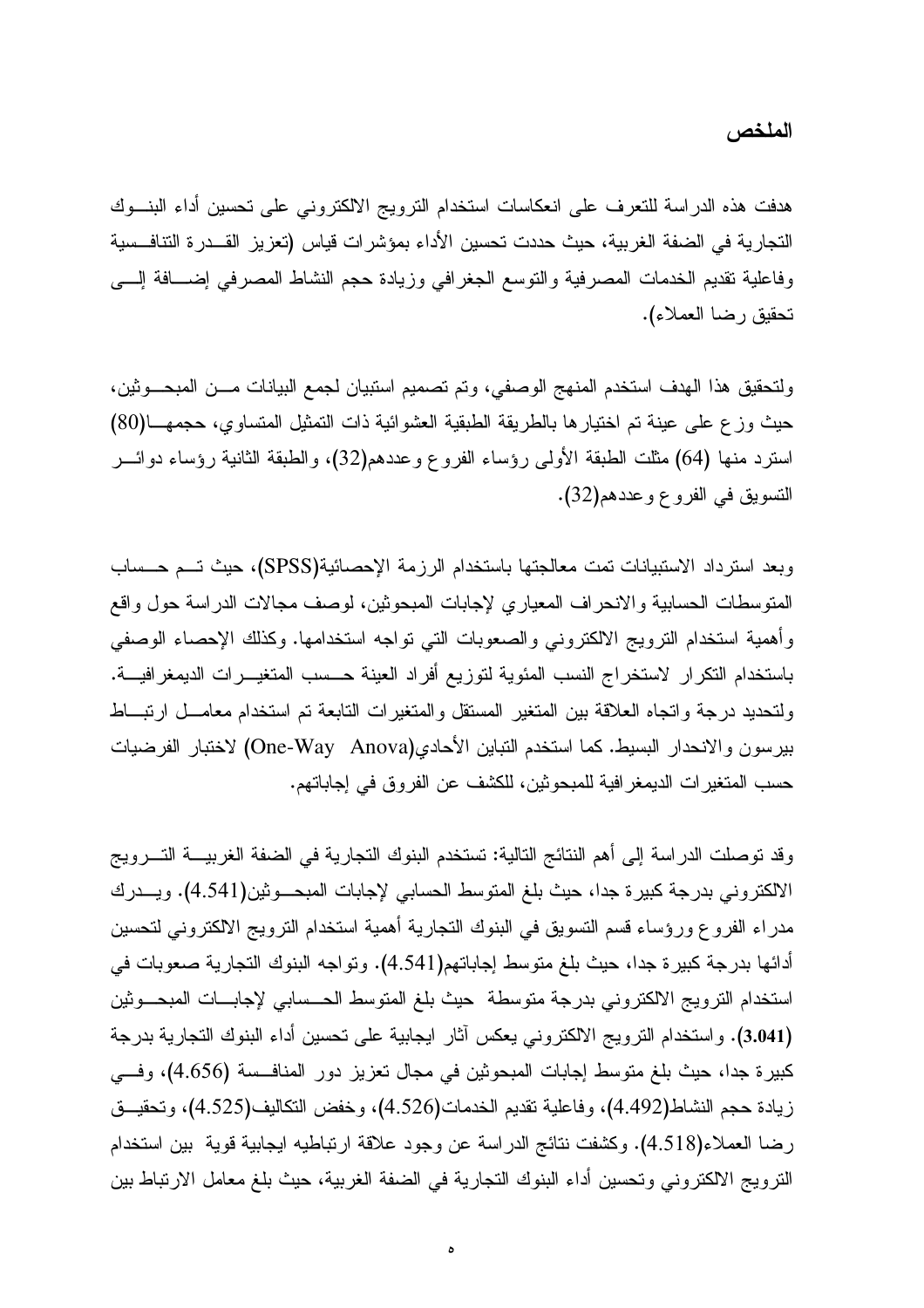# الملخص

هدفت هذه الدراسة للتعرف على انعكاسات استخدام الترويج الالكتروني على تحسين أداء البنوك التجارية في الضفة الغربية، حيث حددت تحسين الأداء بمؤشرات قياس (تعزيز القدرة التنافسية وفاعلية تقديم الخدمات المصرفية والتوسع الجغرافي وزيادة حجم النشاط المصرفي إضافة إلى تحقيق رضا العملاء).

ولتحقيق هذا الهدف استخدم المنهج الوصفي، وتم تصميم استبيان لجمع البيانات من المبحوثين، حيث وزع على عينة تم اختيارها بالطريقة الطبقية العشوائية ذات التمثيل المتساوي، حجمها(80) استرد منها (64) مثلت الطبقة الأولى رؤساء الفروع وعددهم(32)، والطبقة الثانية رؤساء دوائر التسويق في الفروع وعددهم(32).

وبعد استرداد الاستبيانات تمت معالجتها باستخدام الرزمة الإحصائية(SPSS)، حيث تم حساب المتوسطات الحسابية والانحراف المعياري لإجابات المبحوثين، لوصف مجالات الدراسة حول واقع وأهمية استخدام الترويج الالكتروني والصعوبات التي تواجه استخدامها. وكذلك الإحصاء الوصفي باستخدام التكرار لاستخراج النسب المئوية لتوزيع أفراد العينة حسب المتغيرات الديمغرافية. ولتحديد درجة واتجاه العلاقة بين المتغير المستقل والمتغيرات التابعة تم استخدام معامل ارتباط بيرسون والانحدار البسيط. كما استخدم التباين الأحادي(One-Way Anova) لاختبار الفرضيات حسب المتغيرات الديمغرافية للمبحوثين، للكشف عن الفروق في إجاباتهم.

وقد توصلت الدراسة إلى أهم النتائج التالية: تستخدم البنوك التجارية في الضفة الغربية الترويج الالكتروني بدرجة كبيرة جدا، حيث بلغ المتوسط الحسابي لإجابات المبحوثين(4.541). ويدرك مدراء الفروع ورؤساء قسم التسويق في البنوك التجارية أهمية استخدام الترويج الالكتروني لتحسين أدائها بدرجة كبيرة جدا، حيث بلغ متوسط إجاباتهم(4.541). وتواجه البنوك التجارية صعوبات في استخدام الترويج الالكتروني بدرجة متوسطة حيث بلغ المتوسط الحسابي لإجابات المبحوثين (**3.041**). واستخدام الترويج الالكتروني يعكس آثار ايجابية على تحسين أداء البنوك التجارية بدرجة كبيرة جدا، حيث بلغ متوسط إجابات المبحوثين في مجال تعزيز دور المنافسة (4.656)، وفي زيادة حجم النشاط(4.492)، وفاعلية تقديم الخدمات(4.526)، وخفض التكاليف(4.525)، وتحقيق رضا العملاء(4.518). وكشفت نتائج الدراسة عن وجود علاقة ارتباطيه ايجابية قوية بين استخدام الترويج الالكتروني وتحسين أداء البنوك التجارية في الضفة الغربية، حيث بلغ معامل الارتباط بين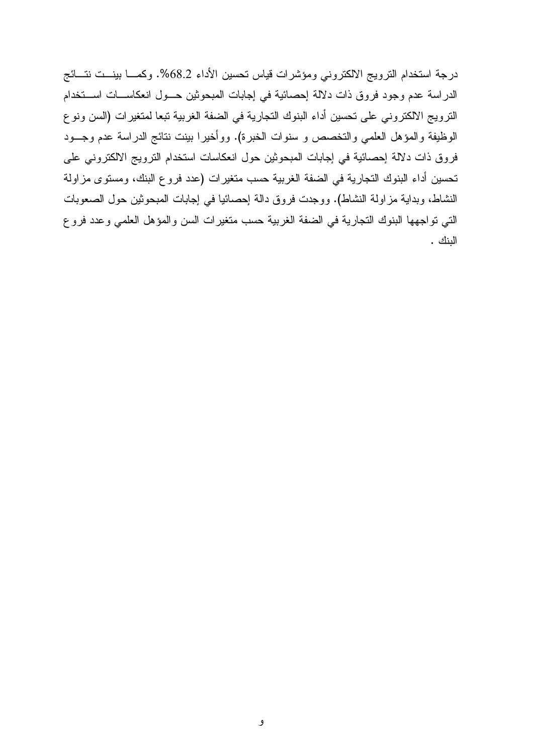درجة استخدام الترويج الالكتروني ومؤشرات قياس تحسين الأداء 68.2%. وكمـا بينـت نتـائج الدراسة عدم وجود فروق ذات دلالة إحصائية في إجابات المبحوثين حـول انعكاسـات اسـتخدام الترويج الالكتروني على تحسين أداء البنوك التجارية في الضفة الغربية تبعا لمتغيرات (السن ونوع الوظيفة والمؤهل العلمي والتخصص و سنوات الخبرة). ووأخيرا بينت نتائج الدراسة عدم وجـود فروق ذات دلالة إحصائية في إجابات المبحوثين حول انعكاسات استخدام الترويج الالكتروني على تحسين أداء البنوك التجارية في الضفة الغربية حسب متغيرات (عدد فروع البنك، ومستوى مزاولة النشاط، وبداية مزاولة النشاط). ووجدت فروق دالة إحصائيا في إجابات المبحوثين حول الصعوبات التي تواجهها البنوك التجارية في الضفة الغربية حسب متغيرات السن والمؤهل العلمي وعدد فروع البنك .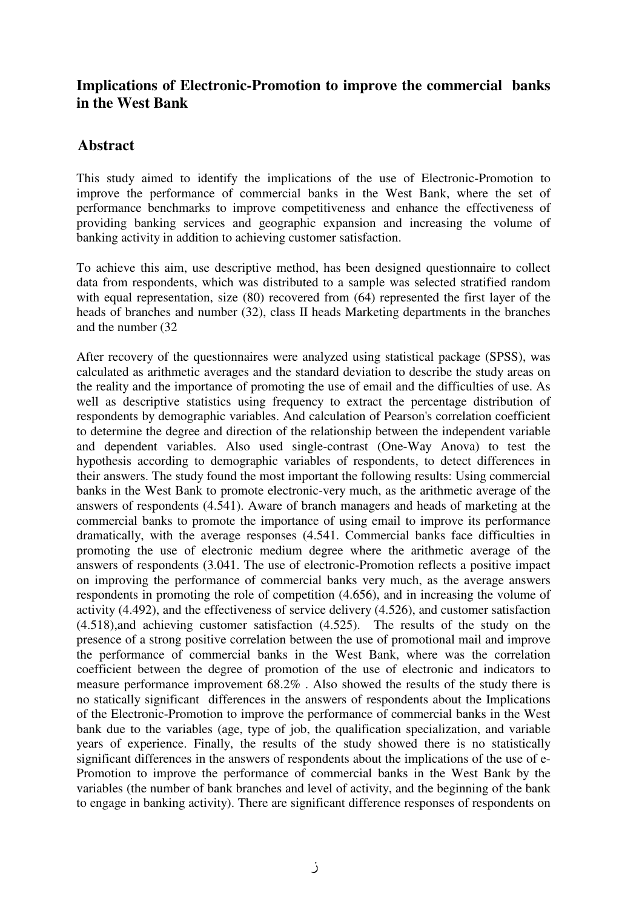## Implications of Electronic-Promotion to improve the commercial banks in the West Bank

## Abstract

This study aimed to identify the implications of the use of Electronic-Promotion to improve the performance of commercial banks in the West Bank, where the set of performance benchmarks to improve competitiveness and enhance the effectiveness of providing banking services and geographic expansion and increasing the volume of banking activity in addition to achieving customer satisfaction.

To achieve this aim, use descriptive method, has been designed questionnaire to collect data from respondents, which was distributed to a sample was selected stratified random with equal representation, size (80) recovered from (64) represented the first layer of the heads of branches and number (32), class II heads Marketing departments in the branches and the number (32

After recovery of the questionnaires were analyzed using statistical package (SPSS), was calculated as arithmetic averages and the standard deviation to describe the study areas on the reality and the importance of promoting the use of email and the difficulties of use. As well as descriptive statistics using frequency to extract the percentage distribution of respondents by demographic variables. And calculation of Pearson's correlation coefficient to determine the degree and direction of the relationship between the independent variable and dependent variables. Also used single-contrast (One-Way Anova) to test the hypothesis according to demographic variables of respondents, to detect differences in their answers. The study found the most important the following results: Using commercial banks in the West Bank to promote electronic-very much, as the arithmetic average of the answers of respondents (4.541). Aware of branch managers and heads of marketing at the commercial banks to promote the importance of using email to improve its performance dramatically, with the average responses (4.541. Commercial banks face difficulties in promoting the use of electronic medium degree where the arithmetic average of the answers of respondents (3.041. The use of electronic-Promotion reflects a positive impact on improving the performance of commercial banks very much, as the average answers respondents in promoting the role of competition (4.656), and in increasing the volume of activity (4.492), and the effectiveness of service delivery (4.526), and customer satisfaction (4.518),and achieving customer satisfaction (4.525). The results of the study on the presence of a strong positive correlation between the use of promotional mail and improve the performance of commercial banks in the West Bank, where was the correlation coefficient between the degree of promotion of the use of electronic and indicators to measure performance improvement 68.2% . Also showed the results of the study there is no statically significant differences in the answers of respondents about the Implications of the Electronic-Promotion to improve the performance of commercial banks in the West bank due to the variables (age, type of job, the qualification specialization, and variable years of experience. Finally, the results of the study showed there is no statistically significant differences in the answers of respondents about the implications of the use of e-Promotion to improve the performance of commercial banks in the West Bank by the variables (the number of bank branches and level of activity, and the beginning of the bank to engage in banking activity). There are significant difference responses of respondents on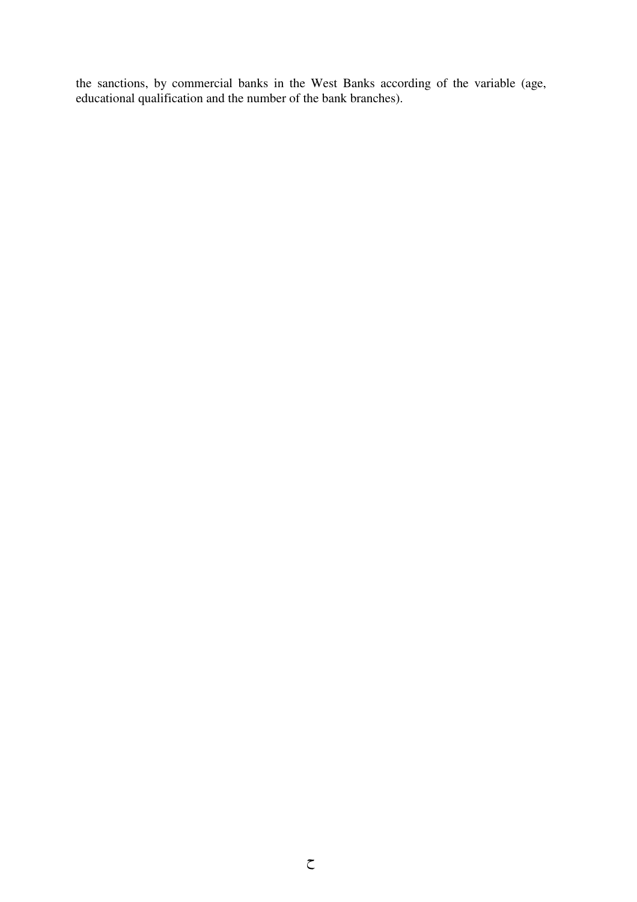the sanctions, by commercial banks in the West Banks according of the variable (age, educational qualification and the number of the bank branches).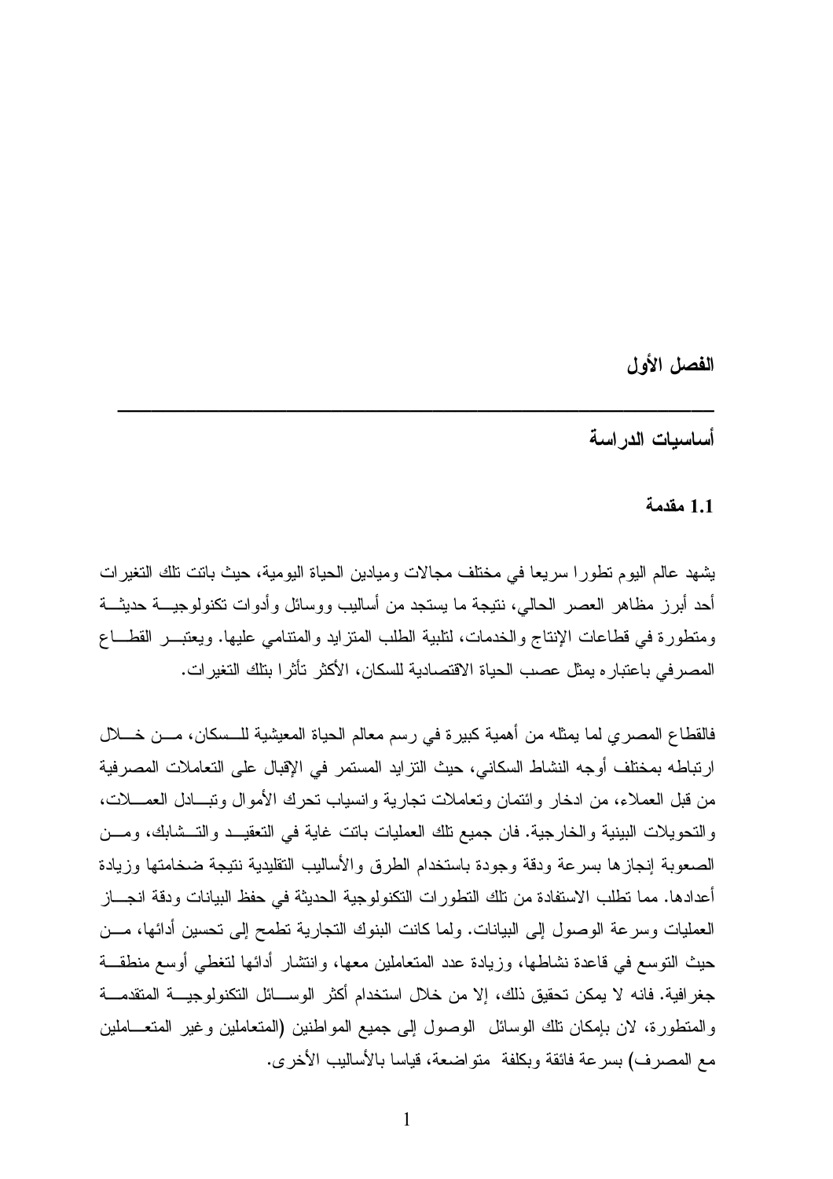# الفصل الأول

---

## أساسيات الدراسة

### 1.1 مقدمة

يشهد عالم اليوم تطورا سريعا في مختلف مجالات وميادين الحياة اليومية، حيث باتت تلك التغيرات أحد أبرز مظاهر العصر الحالي، نتيجة ما يستجد من أساليب ووسائل وأدوات تكنولوجية حديثة ومتطورة في قطاعات الإنتاج والخدمات، لتلبية الطلب المتزايد والمتنامي عليها. ويعتبر القطاع المصرفي باعتباره يمثل عصب الحياة الاقتصادية للسكان، الأكثر تأثرا بتلك التغيرات.

فالقطاع المصري لما يمثله من أهمية كبيرة في رسم معالم الحياة المعيشية للسكان، من خلال ارتباطه بمختلف أوجه النشاط السكاني، حيث التزايد المستمر في الإقبال على التعاملات المصرفية من قبل العملاء، من ادخار وائتمان وتعاملات تجارية وانسياب تحرك الأموال وتبادل العملات، والتحويلات البينية والخارجية. فان جميع تلك العمليات باتت غاية في التعقيد والتشابك، ومن الصعوبة إنجازها بسرعة ودقة وجودة باستخدام الطرق والأساليب التقليدية نتيجة ضخامتها وزيادة أعدادها. مما تطلب الاستفادة من تلك التطورات التكنولوجية الحديثة في حفظ البيانات ودقة انجاز العمليات وسرعة الوصول إلى البيانات. ولما كانت البنوك التجارية تطمح إلى تحسين أدائها، من حيث التوسع في قاعدة نشاطها، وزيادة عدد المتعاملين معها، وانتشار أدائها لتغطي أوسع منطقة جغرافية. فانه لا يمكن تحقيق ذلك، إلا من خلال استخدام أكثر الوسائل التكنولوجية المتقدمة والمتطورة، لان بإمكان تلك الوسائل الوصول إلى جميع المواطنين (المتعاملين وغير المتعاملين مع المصرف) بسرعة فائقة وبكلفة متواضعة، قياسا بالأساليب الأخرى.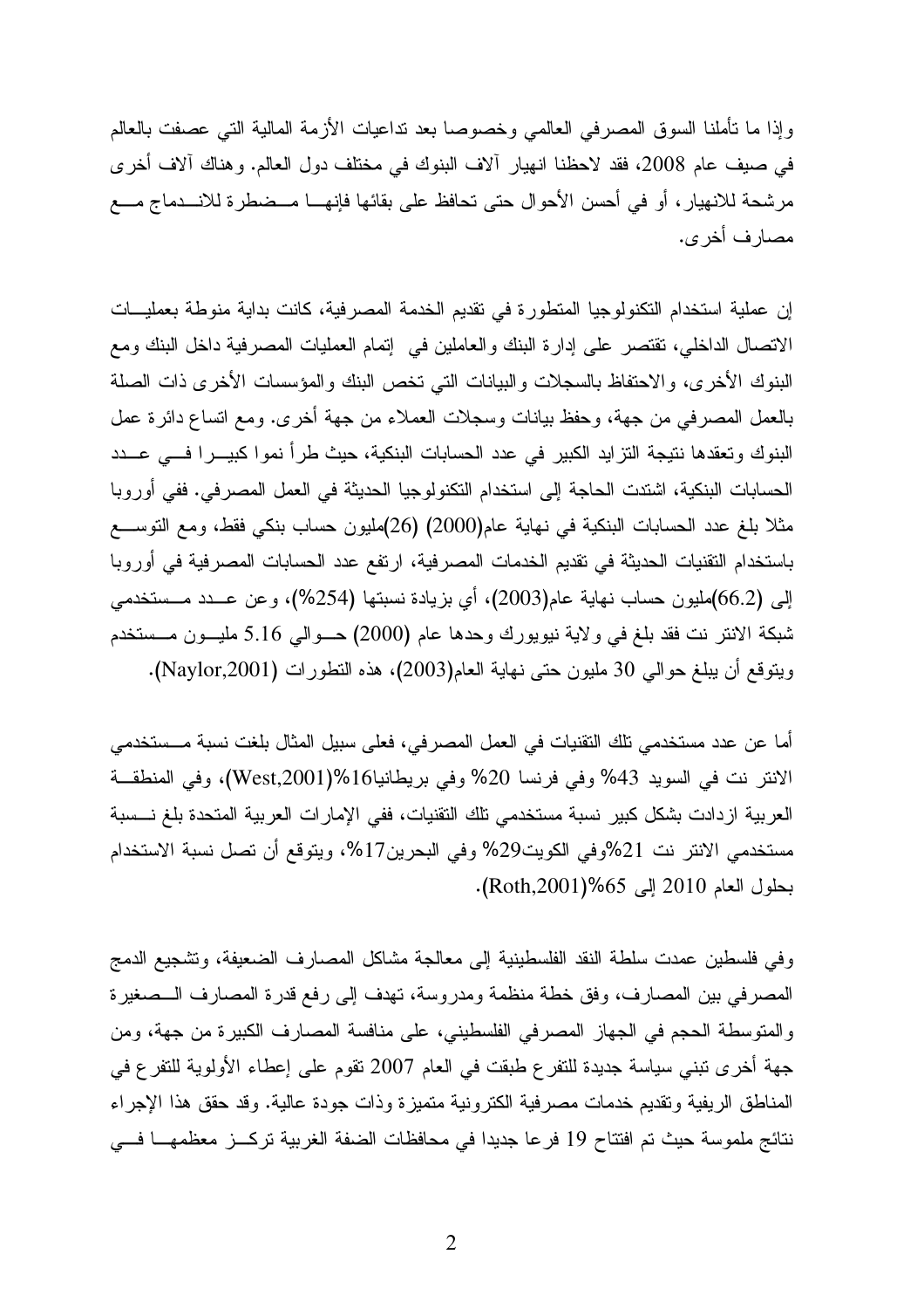وإذا ما تأملنا السوق المصرفي العالمي وخصوصا بعد تداعيات الأزمة المالية التي عصفت بالعالم في صيف عام 2008، فقد لاحظنا انهيار آلاف البنوك في مختلف دول العالم. وهناك آلاف أخرى مرشحة للانهيار، أو في أحسن الأحوال حتى تحافظ على بقائها فإنها مضطرة للاندماج مع مصارف أخرى.

إن عملية استخدام التكنولوجيا المتطورة في تقديم الخدمة المصرفية، كانت بداية منوطة بعمليات الاتصال الداخلي، تقتصر على إدارة البنك والعاملين في إتمام العمليات المصرفية داخل البنك ومع البنوك الأخرى، والاحتفاظ بالسجلات والبيانات التي تخص البنك والمؤسسات الأخرى ذات الصلة بالعمل المصرفي من جهة، وحفظ بيانات وسجلات العملاء من جهة أخرى. ومع اتساع دائرة عمل البنوك وتعقدها نتيجة التزايد الكبير في عدد الحسابات البنكية، حيث طرأ نموا كبيرا في عدد الحسابات البنكية، اشتدت الحاجة إلى استخدام التكنولوجيا الحديثة في العمل المصرفي. ففي أوروبا مثلا بلغ عدد الحسابات البنكية في نهاية عام(2000) (26)مليون حساب بنكي فقط، ومع التوسع باستخدام التقنيات الحديثة في تقديم الخدمات المصرفية، ارتفع عدد الحسابات المصرفية في أوروبا إلى (66.2)مليون حساب نهاية عام(2003)، أي بزيادة نسبتها (254%)، وعن عدد مستخدمي شبكة الانتر نت فقد بلغ في ولاية نيويورك وحدها عام (2000) حوالي 5.16 مليون مستخدم ويتوقع أن يبلغ حوالي 30 مليون حتى نهاية العام(2003)، هذه التطورات (Naylor,2001).

أما عن عدد مستخدمي تلك التقنيات في العمل المصرفي، فعلى سبيل المثال بلغت نسبة مستخدمي الانتر نت في السويد 43% وفي فرنسا 20% وفي بريطانيا16%(West,2001)، وفي المنطقة العربية ازدادت بشكل كبير نسبة مستخدمي تلك التقنيات، ففي الإمارات العربية المتحدة بلغ نسبة مستخدمي الانتر نت 21%وفي الكويت29% وفي البحرين17%، ويتوقع أن تصل نسبة الاستخدام بحلول العام 2010 إلى 65%(Roth,2001).

وفي فلسطين عمدت سلطة النقد الفلسطينية إلى معالجة مشاكل المصارف الضعيفة، وتشجيع الدمج المصرفي بين المصارف، وفق خطة منظمة ومدروسة، تهدف إلى رفع قدرة المصارف الصغيرة والمتوسطة الحجم في الجهاز المصرفي الفلسطيني، على منافسة المصارف الكبيرة من جهة، ومن جهة أخرى تبني سياسة جديدة للتفرع طبقت في العام 2007 تقوم على إعطاء الأولوية للتفرع في المناطق الريفية وتقديم خدمات مصرفية الكترونية متميزة وذات جودة عالية. وقد حقق هذا الإجراء نتائج ملموسة حيث تم افتتاح 19 فرعا جديدا في محافظات الضفة الغربية تركز معظمها في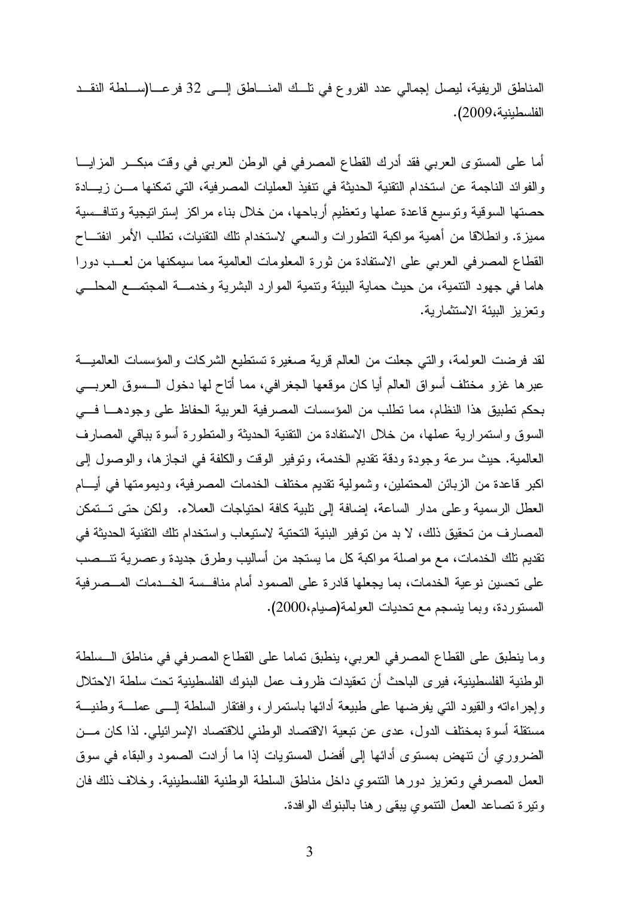المناطق الريفية، ليصل إجمالي عدد الفروع في تلـك المنـاطق إلـى 32 فرعـا(سـلطة النقـد الفلسطينية،2009).

أما على المستوى العربي فقد أدرك القطاع المصرفي في الوطن العربي في وقت مبكـر المزايـا والفوائد الناجمة عن استخدام التقنية الحديثة في تنفيذ العمليات المصرفية، التي تمكنها مـن زيـادة حصتها السوقية وتوسيع قاعدة عملها وتعظيم أرباحها، من خلال بناء مراكز إستراتيجية وتنافـسية مميزة. وانطلاقا من أهمية مواكبة التطورات والسعي لاستخدام تلك التقنيات، تطلب الأمر انفتـاح القطاع المصرفي العربي على الاستفادة من ثورة المعلومات العالمية مما سيمكنها من لعـب دورا هاما في جهود التنمية، من حيث حماية البيئة وتنمية الموارد البشرية وخدمـة المجتمـع المحلـي وتعزيز البيئة الاستثمارية.

لقد فرضت العولمة، والتي جعلت من العالم قرية صغيرة تستطيع الشركات والمؤسسات العالميـة عبرها غزو مختلف أسواق العالم أيا كان موقعها الجغرافي، مما أتاح لها دخول الـسوق العربـي بحكم تطبيق هذا النظام، مما تطلب من المؤسسات المصرفية العربية الحفاظ على وجودهـا فـي السوق واستمرارية عملها، من خلال الاستفادة من التقنية الحديثة والمتطورة أسوة بباقي المصارف العالمية. حيث سرعة وجودة ودقة تقديم الخدمة، وتوفير الوقت والكلفة في انجازها، والوصول إلى اكبر قاعدة من الزبائن المحتملين، وشمولية تقديم مختلف الخدمات المصرفية، وديمومتها في أيـام العطل الرسمية وعلى مدار الساعة، إضافة إلى تلبية كافة احتياجات العملاء. ولكن حتى تـتمكن المصارف من تحقيق ذلك، لا بد من توفير البنية التحتية لاستيعاب واستخدام تلك التقنية الحديثة في تقديم تلك الخدمات، مع مواصلة مواكبة كل ما يستجد من أساليب وطرق جديدة وعصرية تنـصب على تحسين نوعية الخدمات، بما يجعلها قادرة على الصمود أمام منافـسة الخـدمات المـصرفية المستوردة، وبما ينسجم مع تحديات العولمة(صيام،2000).

وما ينطبق على القطاع المصرفي العربي، ينطبق تماما على القطاع المصرفي في مناطق الـسلطة الوطنية الفلسطينية، فيرى الباحث أن تعقيدات ظروف عمل البنوك الفلسطينية تحت سلطة الاحتلال وإجراءاته والقيود التي يفرضها على طبيعة أدائها باستمرار، وافتقار السلطة إلـى عملـة وطنيـة مستقلة أسوة بمختلف الدول، عدى عن تبعية الاقتصاد الوطني للاقتصاد الإسرائيلي. لذا كان مـن الضروري أن تنهض بمستوى أدائها إلى أفضل المستويات إذا ما أرادت الصمود والبقاء في سوق العمل المصرفي وتعزيز دورها التنموي داخل مناطق السلطة الوطنية الفلسطينية. وخلاف ذلك فان وتيرة تصاعد العمل التنموي يبقى رهنا بالبنوك الوافدة.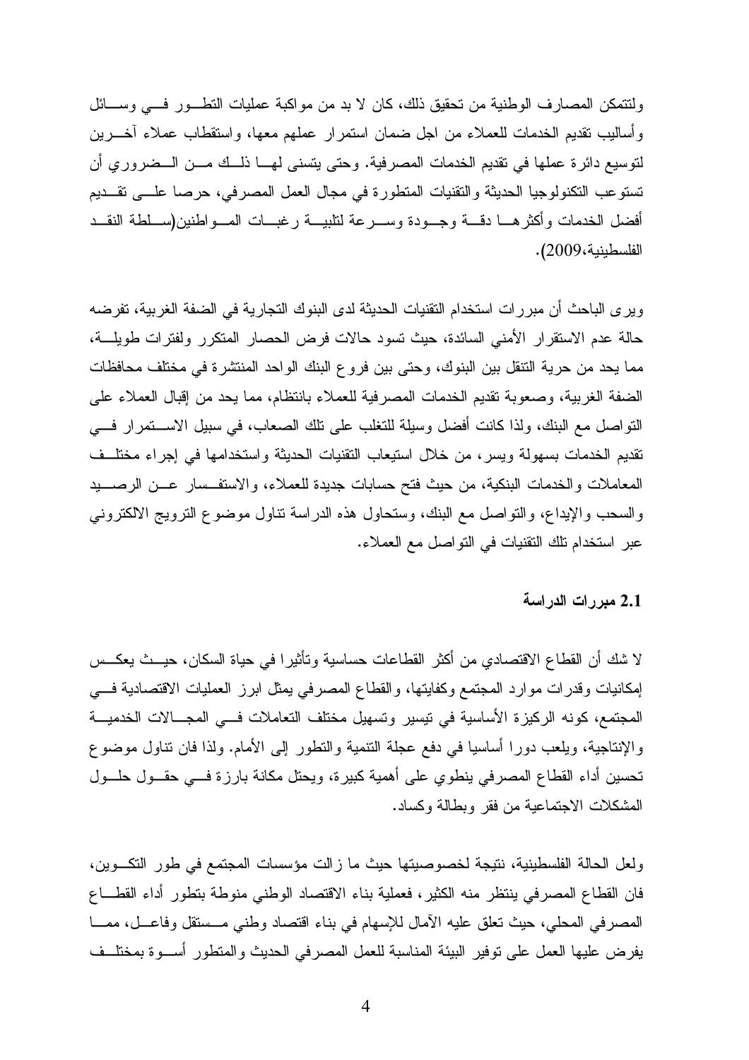ولتتمكن المصارف الوطنية من تحقيق ذلك، كان لا بد من مواكبة عمليات التطور في وسائل وأساليب تقديم الخدمات للعملاء من اجل ضمان استمرار عملهم معها، واستقطاب عملاء آخرين لتوسيع دائرة عملها في تقديم الخدمات المصرفية. وحتى يتسنى لها ذلك من الضروري أن تستوعب التكنولوجيا الحديثة والتقنيات المتطورة في مجال العمل المصرفي، حرصا على تقديم أفضل الخدمات وأكثرها دقة وجودة وسرعة لتلبية رغبات المواطنين(سلطة النقد الفلسطينية،2009).

ويرى الباحث أن مبررات استخدام التقنيات الحديثة لدى البنوك التجارية في الضفة الغربية، تفرضه حالة عدم الاستقرار الأمني السائدة، حيث تسود حالات فرض الحصار المتكرر ولفترات طويلة، مما يحد من حرية التنقل بين البنوك، وحتى بين فروع البنك الواحد المنتشرة في مختلف محافظات الضفة الغربية، وصعوبة تقديم الخدمات المصرفية للعملاء بانتظام، مما يحد من إقبال العملاء على التواصل مع البنك، ولذا كانت أفضل وسيلة للتغلب على تلك الصعاب، في سبيل الاستمرار في تقديم الخدمات بسهولة ويسر، من خلال استيعاب التقنيات الحديثة واستخدامها في إجراء مختلف المعاملات والخدمات البنكية، من حيث فتح حسابات جديدة للعملاء، والاستفسار عن الرصيد والسحب والإيداع، والتواصل مع البنك، وستحاول هذه الدراسة تناول موضوع الترويج الالكتروني عبر استخدام تلك التقنيات في التواصل مع العملاء.

### 2.1 مبررات الدراسة

لا شك أن القطاع الاقتصادي من أكثر القطاعات حساسية وتأثيرا في حياة السكان، حيث يعكس إمكانيات وقدرات موارد المجتمع وكفايتها، والقطاع المصرفي يمثل ابرز العمليات الاقتصادية في المجتمع، كونه الركيزة الأساسية في تيسير وتسهيل مختلف التعاملات في المجالات الخدمية والإنتاجية، ويلعب دورا أساسيا في دفع عجلة التنمية والتطور إلى الأمام. ولذا فان تناول موضوع تحسين أداء القطاع المصرفي ينطوي على أهمية كبيرة، ويحتل مكانة بارزة في حقول حلول المشكلات الاجتماعية من فقر وبطالة وكساد.

ولعل الحالة الفلسطينية، نتيجة لخصوصيتها حيث ما زالت مؤسسات المجتمع في طور التكوين، فان القطاع المصرفي ينتظر منه الكثير، فعملية بناء الاقتصاد الوطني منوطة بتطور أداء القطاع المصرفي المحلي، حيث تعلق عليه الآمال للإسهام في بناء اقتصاد وطني مستقل وفاعل، مما يفرض عليها العمل على توفير البيئة المناسبة للعمل المصرفي الحديث والمتطور أسوة بمختلف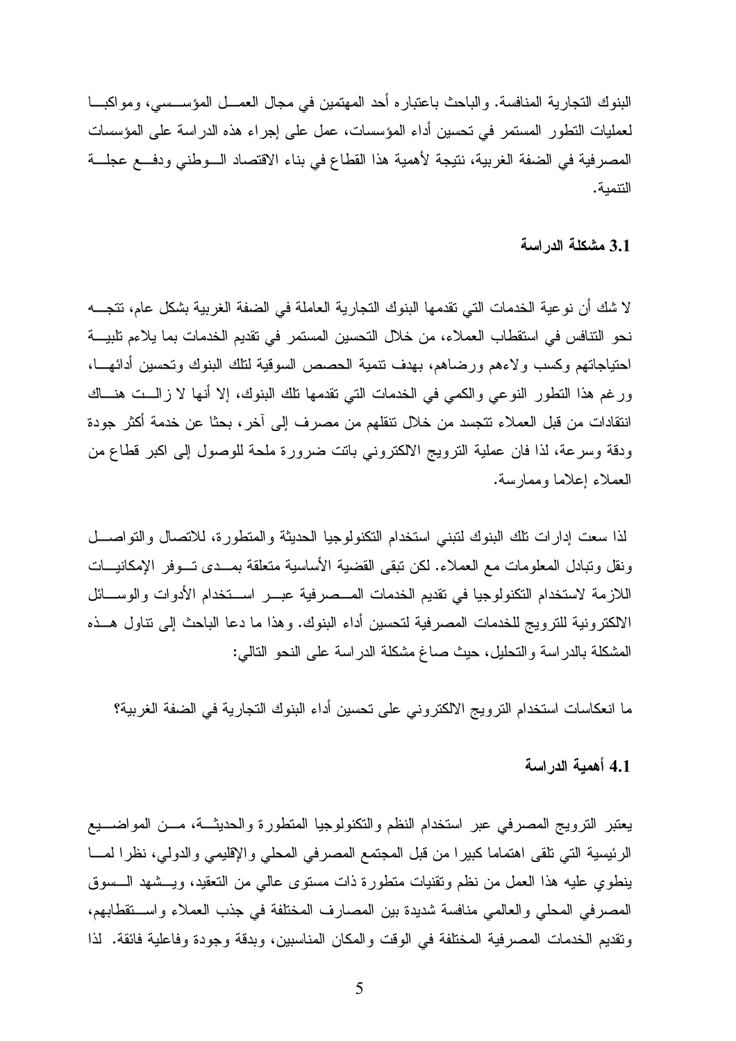البنوك التجارية المنافسة. والباحث باعتباره أحد المهتمين في مجال العمل المؤسسي، ومواكبا لعمليات التطور المستمر في تحسين أداء المؤسسات، عمل على إجراء هذه الدراسة على المؤسسات المصرفية في الضفة الغربية، نتيجة لأهمية هذا القطاع في بناء الاقتصاد الوطني ودفع عجلة التنمية.

### 3.1 مشكلة الدراسة

لا شك أن نوعية الخدمات التي تقدمها البنوك التجارية العاملة في الضفة الغربية بشكل عام، تتجه نحو التنافس في استقطاب العملاء، من خلال التحسين المستمر في تقديم الخدمات بما يلاءم تلبية احتياجاتهم وكسب ولاءهم ورضاهم، بهدف تنمية الحصص السوقية لتلك البنوك وتحسين أدائها، ورغم هذا التطور النوعي والكمي في الخدمات التي تقدمها تلك البنوك، إلا أنها لا زالت هناك انتقادات من قبل العملاء تتجسد من خلال تنقلهم من مصرف إلى آخر، بحثا عن خدمة أكثر جودة ودقة وسرعة، لذا فان عملية الترويج الالكتروني باتت ضرورة ملحة للوصول إلى اكبر قطاع من العملاء إعلاما وممارسة.

لذا سعت إدارات تلك البنوك لتبني استخدام التكنولوجيا الحديثة والمتطورة، للاتصال والتواصل ونقل وتبادل المعلومات مع العملاء. لكن تبقى القضية الأساسية متعلقة بمدى توفر الإمكانيات اللازمة لاستخدام التكنولوجيا في تقديم الخدمات المصرفية عبر استخدام الأدوات والوسائل الالكترونية للترويج للخدمات المصرفية لتحسين أداء البنوك. وهذا ما دعا الباحث إلى تناول هذه المشكلة بالدراسة والتحليل، حيث صاغ مشكلة الدراسة على النحو التالي:

ما انعكاسات استخدام الترويج الالكتروني على تحسين أداء البنوك التجارية في الضفة الغربية؟

### 4.1 أهمية الدراسة

يعتبر الترويج المصرفي عبر استخدام النظم والتكنولوجيا المتطورة والحديثة، من المواضيع الرئيسية التي تلقى اهتماما كبيرا من قبل المجتمع المصرفي المحلي والإقليمي والدولي، نظرا لما ينطوي عليه هذا العمل من نظم وتقنيات متطورة ذات مستوى عالي من التعقيد، ويشهد السوق المصرفي المحلي والعالمي منافسة شديدة بين المصارف المختلفة في جذب العملاء واستقطابهم، وتقديم الخدمات المصرفية المختلفة في الوقت والمكان المناسبين، وبدقة وجودة وفاعلية فائقة. لذا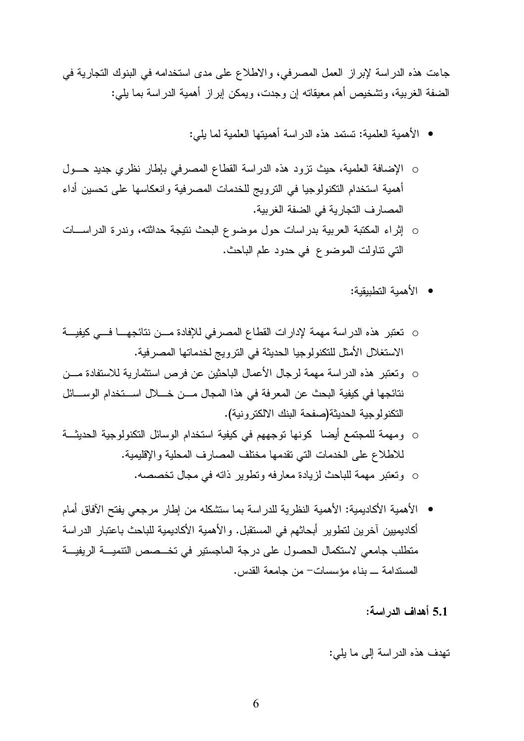جاءت هذه الدراسة لإبراز العمل المصرفي، والاطلاع على مدى استخدامه في البنوك التجارية في الضفة الغربية، وتشخيص أهم معيقاته إن وجدت، ويمكن إبراز أهمية الدراسة بما يلي:

- الأهمية العلمية: تستمد هذه الدراسة أهميتها العلمية لما يلي:
  - الإضافة العلمية، حيث تزود هذه الدراسة القطاع المصرفي بإطار نظري جديد حول أهمية استخدام التكنولوجيا في الترويج للخدمات المصرفية وانعكاسها على تحسين أداء المصارف التجارية في الضفة الغربية.
  - إثراء المكتبة العربية بدراسات حول موضوع البحث نتيجة حداثته، وندرة الدراسات التي تناولت الموضوع في حدود علم الباحث.

- الأهمية التطبيقية:
  - تعتبر هذه الدراسة مهمة لإدارات القطاع المصرفي للإفادة من نتائجها في كيفية الاستغلال الأمثل للتكنولوجيا الحديثة في الترويج لخدماتها المصرفية.
  - وتعتبر هذه الدراسة مهمة لرجال الأعمال الباحثين عن فرص استثمارية للاستفادة من نتائجها في كيفية البحث عن المعرفة في هذا المجال من خلال استخدام الوسائل التكنولوجية الحديثة(صفحة البنك الالكترونية).
  - ومهمة للمجتمع أيضا كونها توجههم في كيفية استخدام الوسائل التكنولوجية الحديثة للاطلاع على الخدمات التي تقدمها مختلف المصارف المحلية والإقليمية.
  - وتعتبر مهمة للباحث لزيادة معارفه وتطوير ذاته في مجال تخصصه.

- الأهمية الأكاديمية: الأهمية النظرية للدراسة بما ستشكله من إطار مرجعي يفتح الآفاق أمام أكاديميين آخرين لتطوير أبحاثهم في المستقبل. والأهمية الأكاديمية للباحث باعتبار الدراسة متطلب جامعي لاستكمال الحصول على درجة الماجستير في تخصص التنمية الريفية المستدامة ـــ بناء مؤسسات- من جامعة القدس.

### 5.1 أهداف الدراسة:

تهدف هذه الدراسة إلى ما يلي: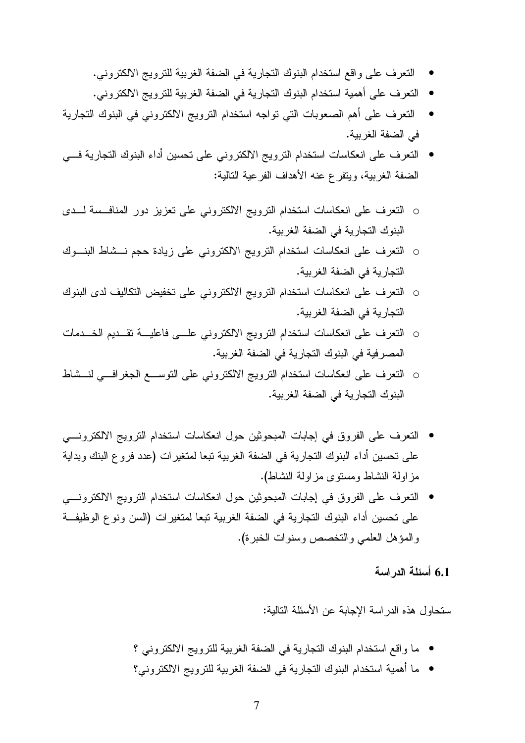- التعرف على واقع استخدام البنوك التجارية في الضفة الغربية للترويج الالكتروني.
- التعرف على أهمية استخدام البنوك التجارية في الضفة الغربية للترويج الالكتروني.
- التعرف على أهم الصعوبات التي تواجه استخدام الترويج الالكتروني في البنوك التجارية في الضفة الغربية.
- التعرف على انعكاسات استخدام الترويج الالكتروني على تحسين أداء البنوك التجارية في الضفة الغربية، ويتفرع عنه الأهداف الفرعية التالية:

  - التعرف على انعكاسات استخدام الترويج الالكتروني على تعزيز دور المنافسة لدى البنوك التجارية في الضفة الغربية.
  - التعرف على انعكاسات استخدام الترويج الالكتروني على زيادة حجم نشاط البنوك التجارية في الضفة الغربية.
  - التعرف على انعكاسات استخدام الترويج الالكتروني على تخفيض التكاليف لدى البنوك التجارية في الضفة الغربية.
  - التعرف على انعكاسات استخدام الترويج الالكتروني على فاعلية تقديم الخدمات المصرفية في البنوك التجارية في الضفة الغربية.
  - التعرف على انعكاسات استخدام الترويج الالكتروني على التوسع الجغرافي لنشاط البنوك التجارية في الضفة الغربية.

- التعرف على الفروق في إجابات المبحوثين حول انعكاسات استخدام الترويج الالكتروني على تحسين أداء البنوك التجارية في الضفة الغربية تبعا لمتغيرات (عدد فروع البنك وبداية مزاولة النشاط ومستوى مزاولة النشاط).
- التعرف على الفروق في إجابات المبحوثين حول انعكاسات استخدام الترويج الالكتروني على تحسين أداء البنوك التجارية في الضفة الغربية تبعا لمتغيرات (السن ونوع الوظيفة والمؤهل العلمي والتخصص وسنوات الخبرة).

### 6.1 أسئلة الدراسة

ستحاول هذه الدراسة الإجابة عن الأسئلة التالية:

- ما واقع استخدام البنوك التجارية في الضفة الغربية للترويج الالكتروني ؟
- ما أهمية استخدام البنوك التجارية في الضفة الغربية للترويج الالكتروني؟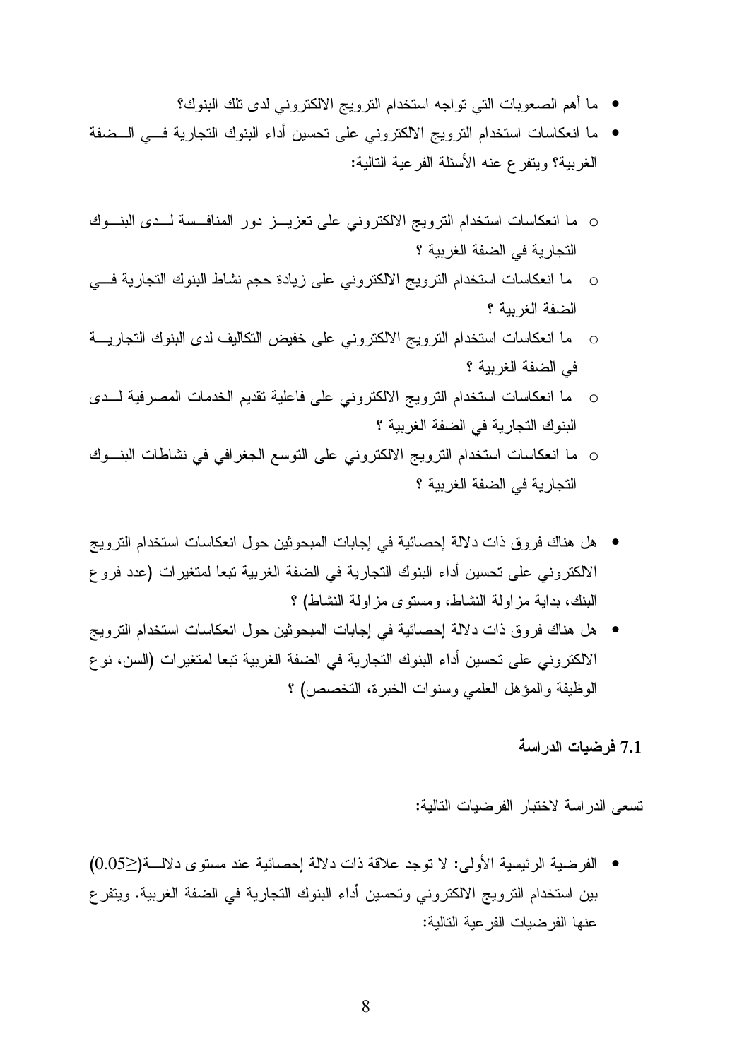- ما أهم الصعوبات التي تواجه استخدام الترويج الالكتروني لدى تلك البنوك؟
- ما انعكاسات استخدام الترويج الالكتروني على تحسين أداء البنوك التجارية في الضفة الغربية؟ ويتفرع عنه الأسئلة الفرعية التالية:

  - ما انعكاسات استخدام الترويج الالكتروني على تعزيز دور المنافسة لدى البنوك التجارية في الضفة الغربية ؟
  - ما انعكاسات استخدام الترويج الالكتروني على زيادة حجم نشاط البنوك التجارية في الضفة الغربية ؟
  - ما انعكاسات استخدام الترويج الالكتروني على خفيض التكاليف لدى البنوك التجارية في الضفة الغربية ؟
  - ما انعكاسات استخدام الترويج الالكتروني على فاعلية تقديم الخدمات المصرفية لدى البنوك التجارية في الضفة الغربية ؟
  - ما انعكاسات استخدام الترويج الالكتروني على التوسع الجغرافي في نشاطات البنوك التجارية في الضفة الغربية ؟

- هل هناك فروق ذات دلالة إحصائية في إجابات المبحوثين حول انعكاسات استخدام الترويج الالكتروني على تحسين أداء البنوك التجارية في الضفة الغربية تبعا لمتغيرات (عدد فروع البنك، بداية مزاولة النشاط، ومستوى مزاولة النشاط) ؟
- هل هناك فروق ذات دلالة إحصائية في إجابات المبحوثين حول انعكاسات استخدام الترويج الالكتروني على تحسين أداء البنوك التجارية في الضفة الغربية تبعا لمتغيرات (السن، نوع الوظيفة والمؤهل العلمي وسنوات الخبرة، التخصص) ؟

### 7.1 فرضيات الدراسة

تسعى الدراسة لاختبار الفرضيات التالية:

- الفرضية الرئيسية الأولى: لا توجد علاقة ذات دلالة إحصائية عند مستوى دلالة($\leq 0.05$) بين استخدام الترويج الالكتروني وتحسين أداء البنوك التجارية في الضفة الغربية. ويتفرع عنها الفرضيات الفرعية التالية: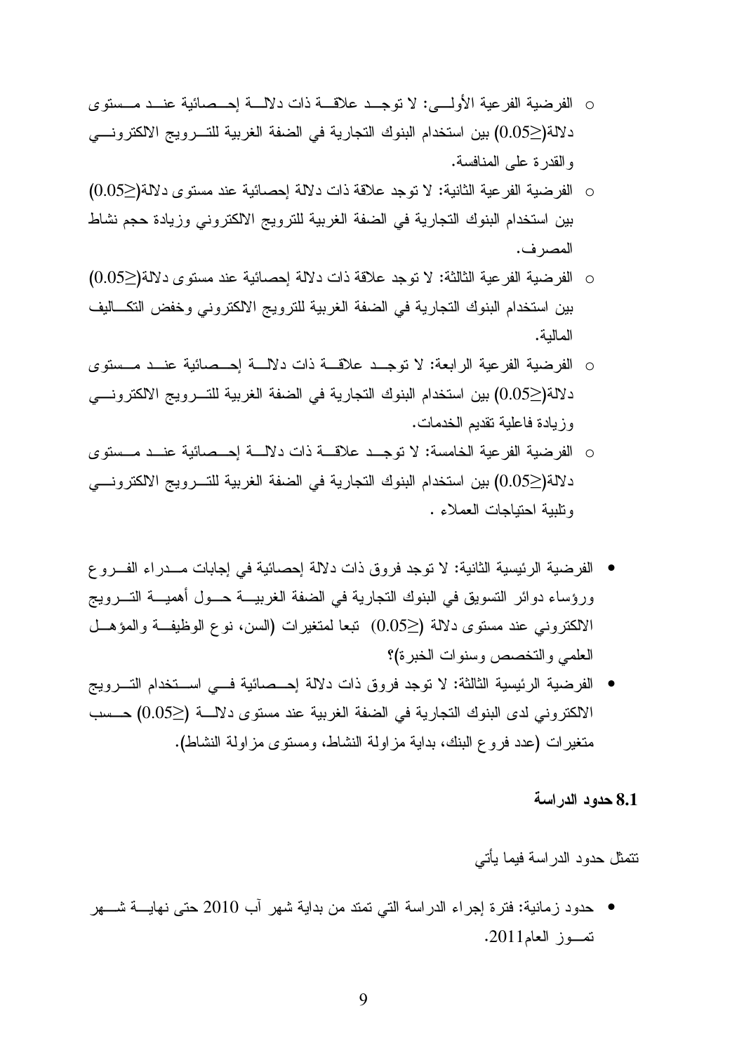- الفرضية الفرعية الأولى: لا توجد علاقة ذات دلالة إحصائية عند مستوى دلالة($\leq 0.05$) بين استخدام البنوك التجارية في الضفة الغربية للترويج الالكتروني والقدرة على المنافسة.
- الفرضية الفرعية الثانية: لا توجد علاقة ذات دلالة إحصائية عند مستوى دلالة($\leq 0.05$) بين استخدام البنوك التجارية في الضفة الغربية للترويج الالكتروني وزيادة حجم نشاط المصرف.
- الفرضية الفرعية الثالثة: لا توجد علاقة ذات دلالة إحصائية عند مستوى دلالة($\leq 0.05$) بين استخدام البنوك التجارية في الضفة الغربية للترويج الالكتروني وخفض التكاليف المالية.
- الفرضية الفرعية الرابعة: لا توجد علاقة ذات دلالة إحصائية عند مستوى دلالة($\leq 0.05$) بين استخدام البنوك التجارية في الضفة الغربية للترويج الالكتروني وزيادة فاعلية تقديم الخدمات.
- الفرضية الفرعية الخامسة: لا توجد علاقة ذات دلالة إحصائية عند مستوى دلالة($\leq 0.05$) بين استخدام البنوك التجارية في الضفة الغربية للترويج الالكتروني وتلبية احتياجات العملاء .

- الفرضية الرئيسية الثانية: لا توجد فروق ذات دلالة إحصائية في إجابات مدراء الفروع ورؤساء دوائر التسويق في البنوك التجارية في الضفة الغربية حول أهمية الترويج الالكتروني عند مستوى دلالة ($\leq 0.05$) تبعا لمتغيرات (السن، نوع الوظيفة والمؤهل العلمي والتخصص وسنوات الخبرة)؟
- الفرضية الرئيسية الثالثة: لا توجد فروق ذات دلالة إحصائية في استخدام الترويج الالكتروني لدى البنوك التجارية في الضفة الغربية عند مستوى دلالة ($\leq 0.05$) حسب متغيرات (عدد فروع البنك، بداية مزاولة النشاط، ومستوى مزاولة النشاط).

### 8.1 حدود الدراسة

تتمثل حدود الدراسة فيما يأتي

- حدود زمانية: فترة إجراء الدراسة التي تمتد من بداية شهر آب 2010 حتى نهاية شهر تموز العام2011.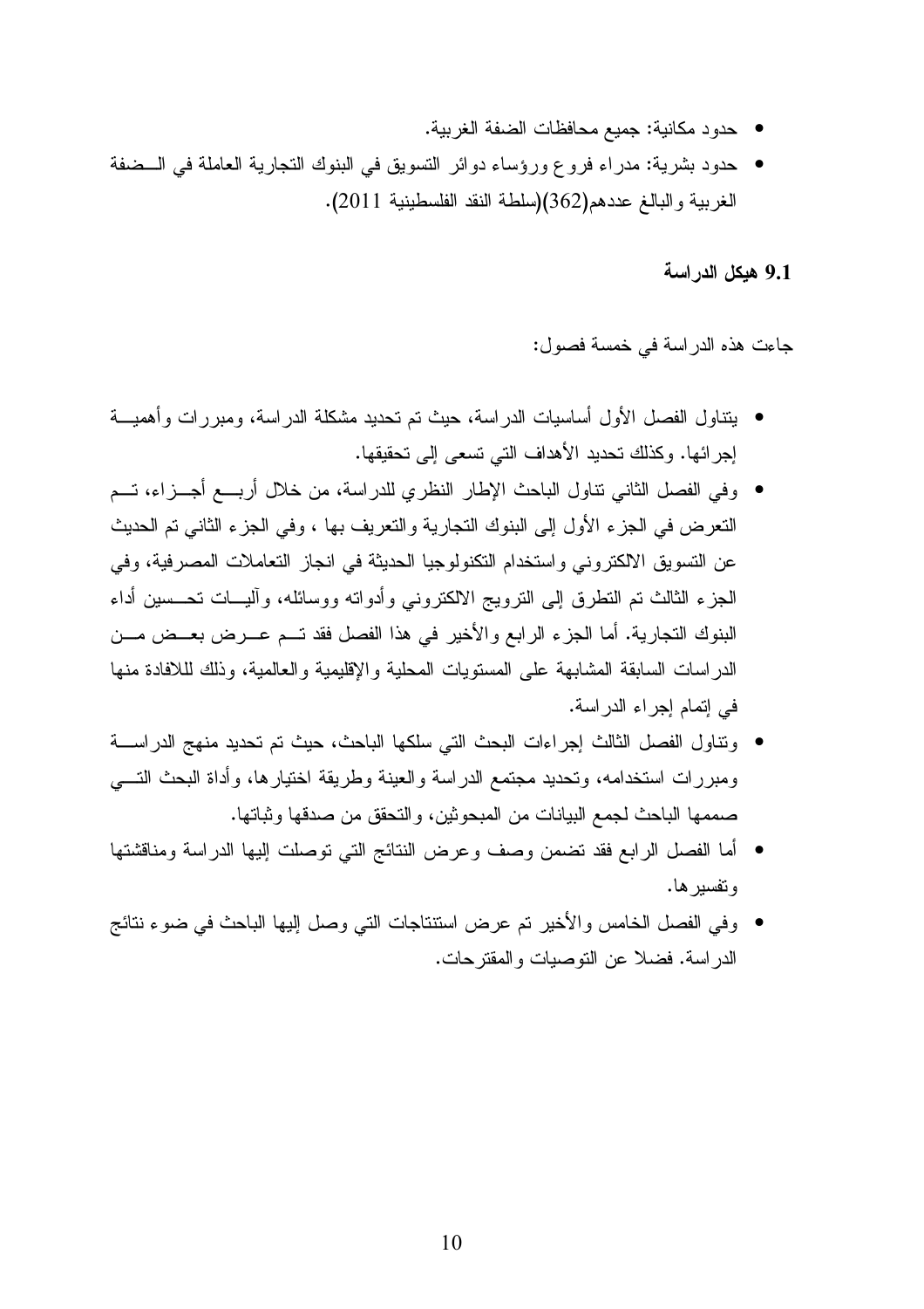- حدود مكانية: جميع محافظات الضفة الغربية.
- حدود بشرية: مدراء فروع ورؤساء دوائر التسويق في البنوك التجارية العاملة في الضفة الغربية والبالغ عددهم(362)(سلطة النقد الفلسطينية 2011).

### 9.1 هيكل الدراسة

جاءت هذه الدراسة في خمسة فصول:

- يتناول الفصل الأول أساسيات الدراسة، حيث تم تحديد مشكلة الدراسة، ومبررات وأهمية إجرائها. وكذلك تحديد الأهداف التي تسعى إلى تحقيقها.
- وفي الفصل الثاني تناول الباحث الإطار النظري للدراسة، من خلال أربع أجزاء، تم التعرض في الجزء الأول إلى البنوك التجارية والتعريف بها ، وفي الجزء الثاني تم الحديث عن التسويق الالكتروني واستخدام التكنولوجيا الحديثة في انجاز التعاملات المصرفية، وفي الجزء الثالث تم التطرق إلى الترويج الالكتروني وأدواته ووسائله، وآليات تحسين أداء البنوك التجارية. أما الجزء الرابع والأخير في هذا الفصل فقد تم عرض بعض من الدراسات السابقة المشابهة على المستويات المحلية والإقليمية والعالمية، وذلك للافادة منها في إتمام إجراء الدراسة.
- وتناول الفصل الثالث إجراءات البحث التي سلكها الباحث، حيث تم تحديد منهج الدراسة ومبررات استخدامه، وتحديد مجتمع الدراسة والعينة وطريقة اختيارها، وأداة البحث التي صممها الباحث لجمع البيانات من المبحوثين، والتحقق من صدقها وثباتها.
- أما الفصل الرابع فقد تضمن وصف وعرض النتائج التي توصلت إليها الدراسة ومناقشتها وتفسيرها.
- وفي الفصل الخامس والأخير تم عرض استنتاجات التي وصل إليها الباحث في ضوء نتائج الدراسة. فضلا عن التوصيات والمقترحات.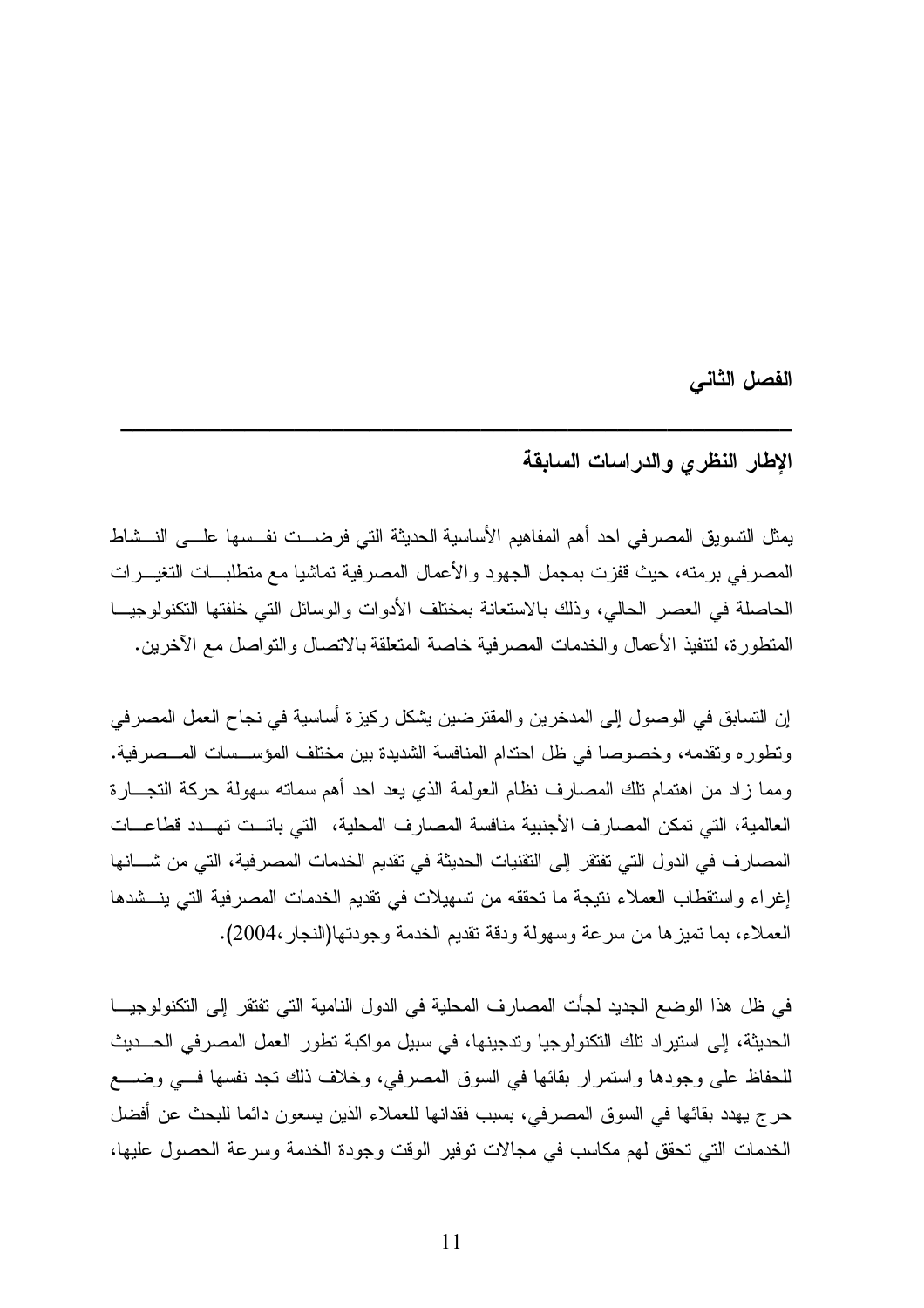## الفصل الثاني

## الإطار النظري والدراسات السابقة

يمثل التسويق المصرفي احد أهم المفاهيم الأساسية الحديثة التي فرضت نفسها على النشاط المصرفي برمته، حيث قفزت بمجمل الجهود والأعمال المصرفية تماشيا مع متطلبات التغيرات الحاصلة في العصر الحالي، وذلك بالاستعانة بمختلف الأدوات والوسائل التي خلفتها التكنولوجيا المتطورة، لتنفيذ الأعمال والخدمات المصرفية خاصة المتعلقة بالاتصال والتواصل مع الآخرين.

إن التسابق في الوصول إلى المدخرين والمقترضين يشكل ركيزة أساسية في نجاح العمل المصرفي وتطوره وتقدمه، وخصوصا في ظل احتدام المنافسة الشديدة بين مختلف المؤسسات المصرفية. ومما زاد من اهتمام تلك المصارف نظام العولمة الذي يعد احد أهم سماته سهولة حركة التجارة العالمية، التي تمكن المصارف الأجنبية منافسة المصارف المحلية، التي باتت تهدد قطاعات المصارف في الدول التي تفتقر إلى التقنيات الحديثة في تقديم الخدمات المصرفية، التي من شأنها إغراء واستقطاب العملاء نتيجة ما تحققه من تسهيلات في تقديم الخدمات المصرفية التي ينشدها العملاء، بما تميزها من سرعة وسهولة ودقة تقديم الخدمة وجودتها(النجار،2004).

في ظل هذا الوضع الجديد لجأت المصارف المحلية في الدول النامية التي تفتقر إلى التكنولوجيا الحديثة، إلى استيراد تلك التكنولوجيا وتدجينها، في سبيل مواكبة تطور العمل المصرفي الحديث للحفاظ على وجودها واستمرار بقائها في السوق المصرفي، وخلاف ذلك تجد نفسها في وضع حرج يهدد بقائها في السوق المصرفي، بسبب فقدانها للعملاء الذين يسعون دائما للبحث عن أفضل الخدمات التي تحقق لهم مكاسب في مجالات توفير الوقت وجودة الخدمة وسرعة الحصول عليها،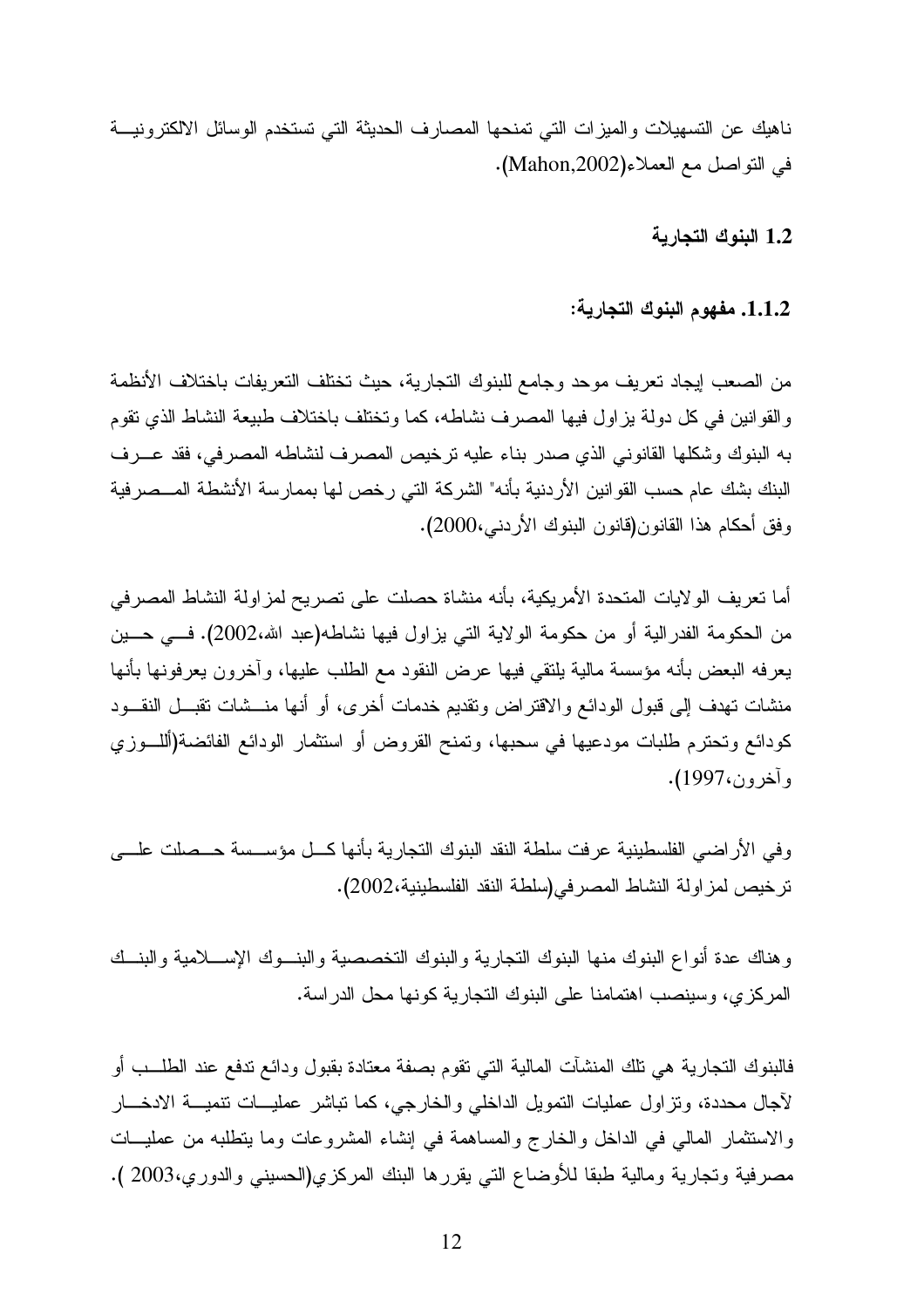ناهيك عن التسهيلات والميزات التي تمنحها المصارف الحديثة التي تستخدم الوسائل الالكترونية في التواصل مع العملاء(Mahon,2002).

### 1.2 البنوك التجارية

#### 1.1.2. مفهوم البنوك التجارية:

من الصعب إيجاد تعريف موحد وجامع للبنوك التجارية، حيث تختلف التعريفات باختلاف الأنظمة والقوانين في كل دولة يزاول فيها المصرف نشاطه، كما وتختلف باختلاف طبيعة النشاط الذي تقوم به البنوك وشكلها القانوني الذي صدر بناء عليه ترخيص المصرف لنشاطه المصرفي، فقد عرف البنك بشك عام حسب القوانين الأردنية بأنه" الشركة التي رخص لها بممارسة الأنشطة المصرفية وفق أحكام هذا القانون(قانون البنوك الأردني،2000).

أما تعريف الولايات المتحدة الأمريكية، بأنه منشاة حصلت على تصريح لمزاولة النشاط المصرفي من الحكومة الفدرالية أو من حكومة الولاية التي يزاول فيها نشاطه(عبد الله،2002). في حين يعرفه البعض بأنه مؤسسة مالية يلتقي فيها عرض النقود مع الطلب عليها، وآخرون يعرفونها بأنها منشات تهدف إلى قبول الودائع والاقتراض وتقديم خدمات أخرى، أو أنها منشات تقبل النقود كودائع وتحترم طلبات مودعيها في سحبها، وتمنح القروض أو استثمار الودائع الفائضة(أللوزي وآخرون،1997).

وفي الأراضي الفلسطينية عرفت سلطة النقد البنوك التجارية بأنها كل مؤسسة حصلت على ترخيص لمزاولة النشاط المصرفي(سلطة النقد الفلسطينية،2002).

وهناك عدة أنواع البنوك منها البنوك التجارية والبنوك التخصصية والبنوك الإسلامية والبنك المركزي، وسينصب اهتمامنا على البنوك التجارية كونها محل الدراسة.

فالبنوك التجارية هي تلك المنشآت المالية التي تقوم بصفة معتادة بقبول ودائع تدفع عند الطلب أو لآجال محددة، وتزاول عمليات التمويل الداخلي والخارجي، كما تباشر عمليات تنمية الادخار والاستثمار المالي في الداخل والخارج والمساهمة في إنشاء المشروعات وما يتطلبه من عمليات مصرفية وتجارية ومالية طبقا للأوضاع التي يقررها البنك المركزي(الحسيني والدوري،2003 ).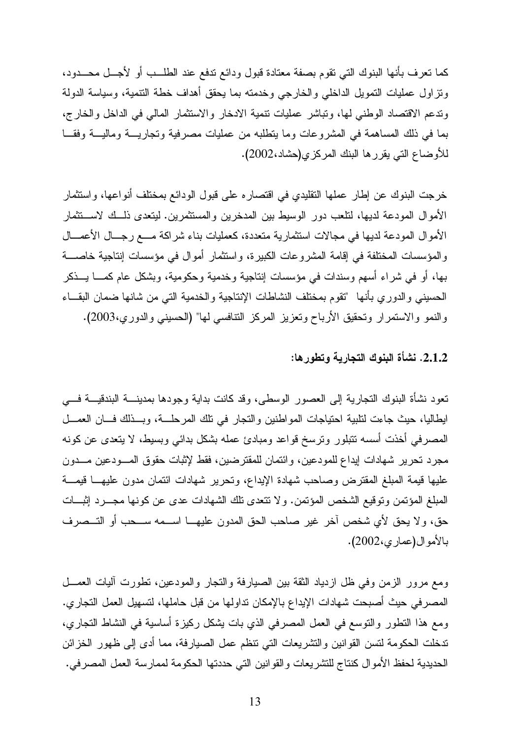كما تعرف بأنها البنوك التي تقوم بصفة معتادة قبول ودائع تدفع عند الطلب أو لأجل محدود، وتزاول عمليات التمويل الداخلي والخارجي وخدمته بما يحقق أهداف خطة التنمية، وسياسة الدولة وتدعم الاقتصاد الوطني لها، وتباشر عمليات تنمية الادخار والاستثمار المالي في الداخل والخارج، بما في ذلك المساهمة في المشروعات وما يتطلبه من عمليات مصرفية وتجارية ومالية وفقا للأوضاع التي يقررها البنك المركزي(حشاد،2002).

خرجت البنوك عن إطار عملها التقليدي في اقتصاره على قبول الودائع بمختلف أنواعها، واستثمار الأموال المودعة لديها، لتلعب دور الوسيط بين المدخرين والمستثمرين. ليتعدى ذلك لاستثمار الأموال المودعة لديها في مجالات استثمارية متعددة، كعمليات بناء شراكة مع رجال الأعمال والمؤسسات المختلفة في إقامة المشروعات الكبيرة، واستثمار أموال في مؤسسات إنتاجية خاصة بها، أو في شراء أسهم وسندات في مؤسسات إنتاجية وخدمية وحكومية، وبشكل عام كما يذكر الحسيني والدوري بأنها "تقوم بمختلف النشاطات الإنتاجية والخدمية التي من شانها ضمان البقاء والنمو والاستمرار وتحقيق الأرباح وتعزيز المركز التنافسي لها" (الحسيني والدوري،2003).

### 2.1.2. نشأة البنوك التجارية وتطورها:

تعود نشأة البنوك التجارية إلى العصور الوسطى، وقد كانت بداية وجودها بمدينة البندقية في ايطاليا، حيث جاءت لتلبية احتياجات المواطنين والتجار في تلك المرحلة، وبذلك فان العمل المصرفي أخذت أسسه تتبلور وترسخ قواعد ومبادئ عمله بشكل بدائي وبسيط، لا يتعدى عن كونه مجرد تحرير شهادات إيداع للمودعين، وائتمان للمقترضين، فقط لإثبات حقوق المودعين مدون عليها قيمة المبلغ المقترض وصاحب شهادة الإيداع، وتحرير شهادات ائتمان مدون عليها قيمة المبلغ المؤتمن وتوقيع الشخص المؤتمن. ولا تتعدى تلك الشهادات عدى عن كونها مجرد إثبات حق، ولا يحق لأي شخص آخر غير صاحب الحق المدون عليها اسمه سحب أو التصرف بالأموال(عماري،2002).

ومع مرور الزمن وفي ظل ازدياد الثقة بين الصيارفة والتجار والمودعين، تطورت آليات العمل المصرفي حيث أصبحت شهادات الإيداع بالإمكان تداولها من قبل حاملها، لتسهيل العمل التجاري. ومع هذا التطور والتوسع في العمل المصرفي الذي بات يشكل ركيزة أساسية في النشاط التجاري، تدخلت الحكومة لتسن القوانين والتشريعات التي تنظم عمل الصيارفة، مما أدى إلى ظهور الخزائن الحديدية لحفظ الأموال كنتاج للتشريعات والقوانين التي حددتها الحكومة لممارسة العمل المصرفي.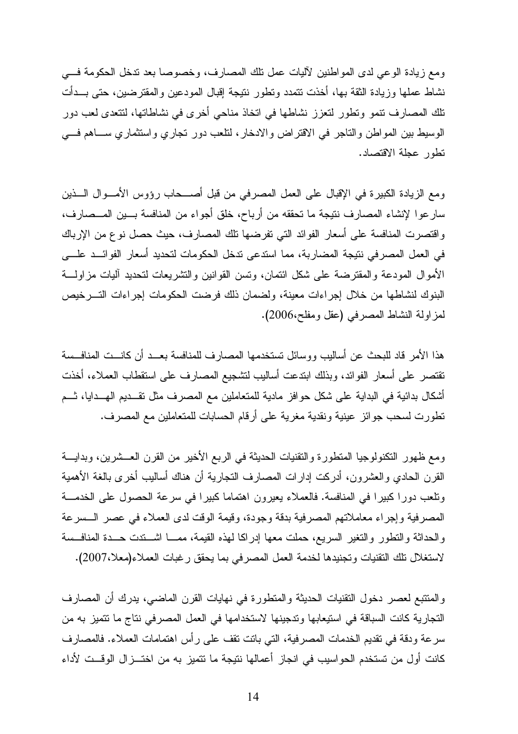ومع زيادة الوعي لدى المواطنين لآليات عمل تلك المصارف، وخصوصا بعد تدخل الحكومة في نشاط عملها وزيادة الثقة بها، أخذت تتمدد وتطور نتيجة إقبال المودعين والمقترضين، حتى بدأت تلك المصارف تنمو وتطور لتعزز نشاطها في اتخاذ مناحي أخرى في نشاطاتها، لتتعدى لعب دور الوسيط بين المواطن والتاجر في الاقتراض والادخار، لتلعب دور تجاري واستثماري ساهم في تطور عجلة الاقتصاد.

ومع الزيادة الكبيرة في الإقبال على العمل المصرفي من قبل أصحاب رؤوس الأموال الذين سارعوا لإنشاء المصارف نتيجة ما تحققه من أرباح، خلق أجواء من المنافسة بين المصارف، واقتصرت المنافسة على أسعار الفوائد التي تفرضها تلك المصارف، حيث حصل نوع من الإرباك في العمل المصرفي نتيجة المضاربة، مما استدعى تدخل الحكومات لتحديد أسعار الفوائد على الأموال المودعة والمقترضة على شكل ائتمان، وتسن القوانين والتشريعات لتحديد آليات مزاولة البنوك لنشاطها من خلال إجراءات معينة، ولضمان ذلك فرضت الحكومات إجراءات الترخيص لمزاولة النشاط المصرفي (عقل ومفلح،2006).

هذا الأمر قاد للبحث عن أساليب ووسائل تستخدمها المصارف للمنافسة بعد أن كانت المنافسة تقتصر على أسعار الفوائد، وبذلك ابتدعت أساليب لتشجيع المصارف على استقطاب العملاء، أخذت أشكال بدائية في البداية على شكل حوافز مادية للمتعاملين مع المصرف مثل تقديم الهدايا، ثم تطورت لسحب جوائز عينية ونقدية مغرية على أرقام الحسابات للمتعاملين مع المصرف.

ومع ظهور التكنولوجيا المتطورة والتقنيات الحديثة في الربع الأخير من القرن العشرين، وبداية القرن الحادي والعشرون، أدركت إدارات المصارف التجارية أن هناك أساليب أخرى بالغة الأهمية وتلعب دورا كبيرا في المنافسة. فالعملاء يعيرون اهتماما كبيرا في سرعة الحصول على الخدمة المصرفية وإجراء معاملاتهم المصرفية بدقة وجودة، وقيمة الوقت لدى العملاء في عصر السرعة والحداثة والتطور والتغير السريع، حملت معها إدراكا لهذه القيمة، مما اشتدت حدة المنافسة لاستغلال تلك التقنيات وتجنيدها لخدمة العمل المصرفي بما يحقق رغبات العملاء(معلا،2007).

والمتتبع لعصر دخول التقنيات الحديثة والمتطورة في نهايات القرن الماضي، يدرك أن المصارف التجارية كانت السباقة في استيعابها وتدجينها لاستخدامها في العمل المصرفي نتاج ما تتميز به من سرعة ودقة في تقديم الخدمات المصرفية، التي باتت تقف على رأس اهتمامات العملاء. فالمصارف كانت أول من تستخدم الحواسيب في انجاز أعمالها نتيجة ما تتميز به من اختزال الوقت لأداء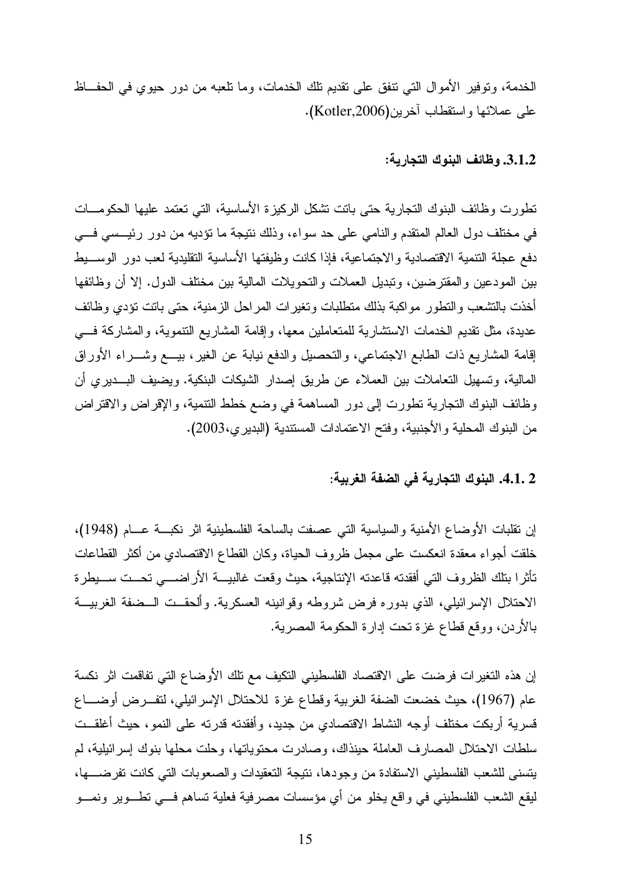الخدمة، وتوفير الأموال التي تنفق على تقديم تلك الخدمات، وما تلعبه من دور حيوي في الحفاظ على عملائها واستقطاب آخرين(Kotler,2006).

### 3.1.2. وظائف البنوك التجارية:

تطورت وظائف البنوك التجارية حتى باتت تشكل الركيزة الأساسية، التي تعتمد عليها الحكومات في مختلف دول العالم المتقدم والنامي على حد سواء، وذلك نتيجة ما تؤديه من دور رئيسي في دفع عجلة التنمية الاقتصادية والاجتماعية، فإذا كانت وظيفتها الأساسية التقليدية لعب دور الوسيط بين المودعين والمقترضين، وتبديل العملات والتحويلات المالية بين مختلف الدول. إلا أن وظائفها أخذت بالتشعب والتطور مواكبة بذلك متطلبات وتغيرات المراحل الزمنية، حتى باتت تؤدي وظائف عديدة، مثل تقديم الخدمات الاستشارية للمتعاملين معها، وإقامة المشاريع التنموية، والمشاركة في إقامة المشاريع ذات الطابع الاجتماعي، والتحصيل والدفع نيابة عن الغير، بيع وشراء الأوراق المالية، وتسهيل التعاملات بين العملاء عن طريق إصدار الشيكات البنكية. ويضيف البديري أن وظائف البنوك التجارية تطورت إلى دور المساهمة في وضع خطط التنمية، والإقراض والاقتراض من البنوك المحلية والأجنبية، وفتح الاعتمادات المستندية (البديري،2003).

### 4.1. 2. البنوك التجارية في الضفة الغربية:

إن تقلبات الأوضاع الأمنية والسياسية التي عصفت بالساحة الفلسطينية اثر نكبة عام (1948)، خلقت أجواء معقدة انعكست على مجمل ظروف الحياة، وكان القطاع الاقتصادي من أكثر القطاعات تأثرا بتلك الظروف التي أفقدته قاعدته الإنتاجية، حيث وقعت غالبية الأراضي تحت سيطرة الاحتلال الإسرائيلي، الذي بدوره فرض شروطه وقوانينه العسكرية. وألحقت الضفة الغربية بالأردن، ووقع قطاع غزة تحت إدارة الحكومة المصرية.

إن هذه التغيرات فرضت على الاقتصاد الفلسطيني التكيف مع تلك الأوضاع التي تفاقمت اثر نكسة عام (1967)، حيث خضعت الضفة الغربية وقطاع غزة للاحتلال الإسرائيلي، لتفرض أوضاع قسرية أربكت مختلف أوجه النشاط الاقتصادي من جديد، وأفقدته قدرته على النمو، حيث أغلقت سلطات الاحتلال المصارف العاملة حينذاك، وصادرت محتوياتها، وحلت محلها بنوك إسرائيلية، لم يتسنى للشعب الفلسطيني الاستفادة من وجودها، نتيجة التعقيدات والصعوبات التي كانت تفرضها، ليقع الشعب الفلسطيني في واقع يخلو من أي مؤسسات مصرفية فعلية تساهم في تطوير ونمو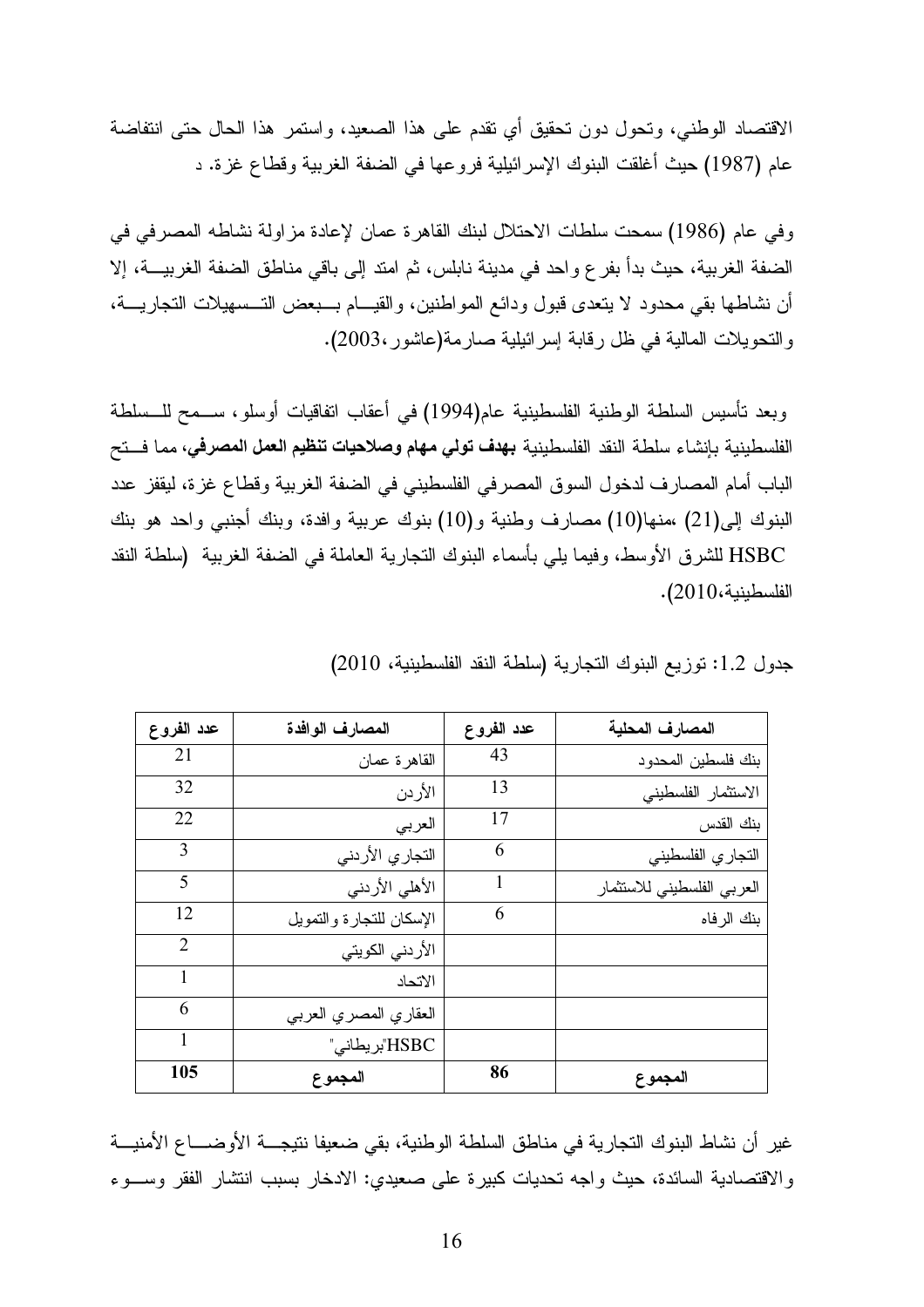الاقتصاد الوطني، وتحول دون تحقيق أي تقدم على هذا الصعيد، واستمر هذا الحال حتى انتفاضة عام (1987) حيث أغلقت البنوك الإسرائيلية فروعها في الضفة الغربية وقطاع غزة. د

وفي عام (1986) سمحت سلطات الاحتلال لبنك القاهرة عمان لإعادة مزاولة نشاطه المصرفي في الضفة الغربية، حيث بدأ بفرع واحد في مدينة نابلس، ثم امتد إلى باقي مناطق الضفة الغربية، إلا أن نشاطها بقي محدود لا يتعدى قبول ودائع المواطنين، والقيام ببعض التسهيلات التجارية، والتحويلات المالية في ظل رقابة إسرائيلية صارمة(عاشور،2003).

وبعد تأسيس السلطة الوطنية الفلسطينية عام(1994) في أعقاب اتفاقيات أوسلو، سمح للسلطة الفلسطينية بإنشاء سلطة النقد الفلسطينية **بهدف تولي مهام وصلاحيات تنظيم العمل المصرفي**، مما فتح الباب أمام المصارف لدخول السوق المصرفي الفلسطيني في الضفة الغربية وقطاع غزة، ليقفز عدد البنوك إلى(21) ،منها(10) مصارف وطنية و(10) بنوك عربية وافدة، وبنك أجنبي واحد هو بنك HSBC للشرق الأوسط، وفيما يلي بأسماء البنوك التجارية العاملة في الضفة الغربية (سلطة النقد الفلسطينية،2010).

جدول 1.2: توزيع البنوك التجارية (سلطة النقد الفلسطينية، 2010)

| المصارف المحلية | عدد الفروع | المصارف الوافدة | عدد الفروع |
|---|---|---|---|
| بنك فلسطين المحدود | 43 | القاهرة عمان | 21 |
| الاستثمار الفلسطيني | 13 | الأردن | 32 |
| بنك القدس | 17 | العربي | 22 |
| التجاري الفلسطيني | 6 | التجاري الأردني | 3 |
| العربي الفلسطيني للاستثمار | 1 | الأهلي الأردني | 5 |
| بنك الرفاه | 6 | الإسكان للتجارة والتمويل | 12 |
| | | الأردني الكويتي | 2 |
| | | الاتحاد | 1 |
| | | العقاري المصري العربي | 6 |
| | | HSBC"بريطاني" | 1 |
| **المجموع** | **86** | **المجموع** | **105** |

غير أن نشاط البنوك التجارية في مناطق السلطة الوطنية، بقي ضعيفا نتيجة الأوضاع الأمنية والاقتصادية السائدة، حيث واجه تحديات كبيرة على صعيدي: الادخار بسبب انتشار الفقر وسوء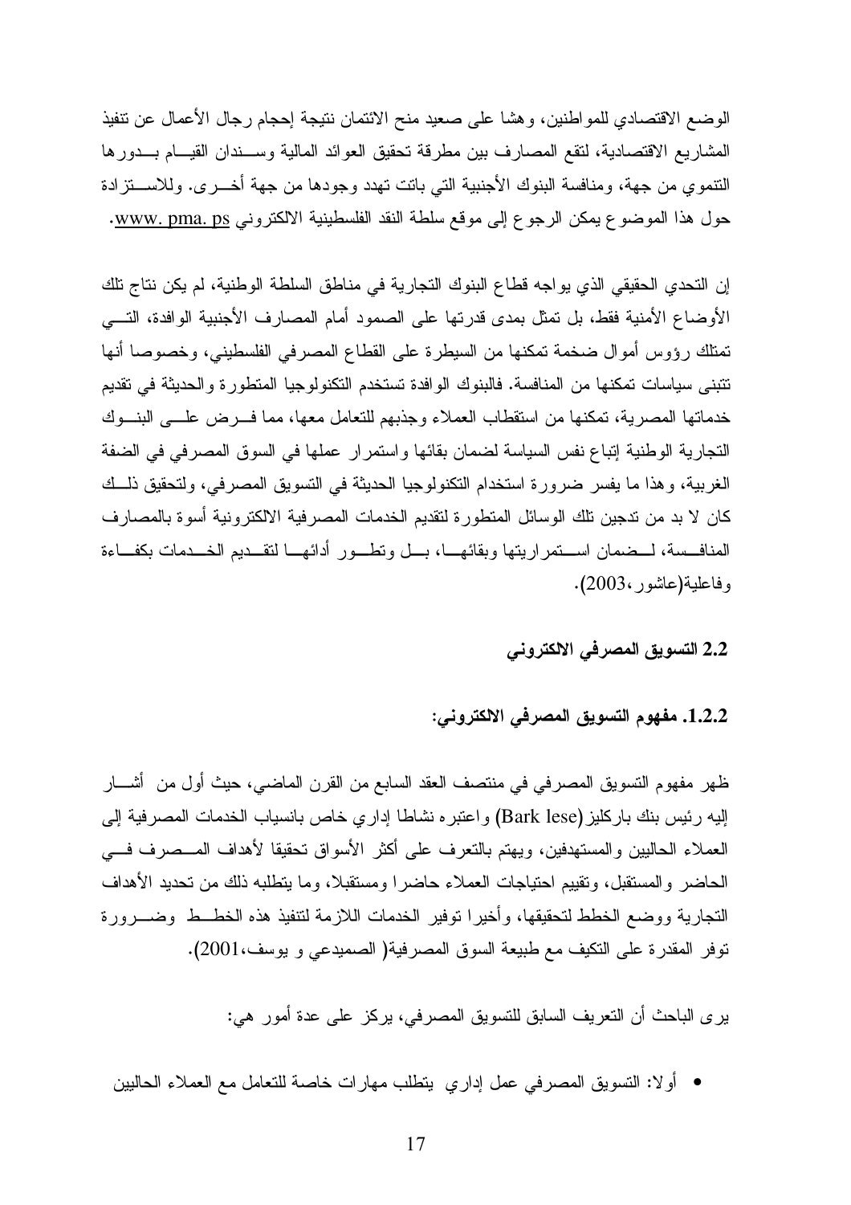الوضع الاقتصادي للمواطنين، وهشا على صعيد منح الائتمان نتيجة إحجام رجال الأعمال عن تنفيذ المشاريع الاقتصادية، لتقع المصارف بين مطرقة تحقيق العوائد المالية وسندان القيام بدورها التنموي من جهة، ومنافسة البنوك الأجنبية التي باتت تهدد وجودها من جهة أخرى. وللاستزادة حول هذا الموضوع يمكن الرجوع إلى موقع سلطة النقد الفلسطينية الالكتروني www. pma. ps.

إن التحدي الحقيقي الذي يواجه قطاع البنوك التجارية في مناطق السلطة الوطنية، لم يكن نتاج تلك الأوضاع الأمنية فقط، بل تمثل بمدى قدرتها على الصمود أمام المصارف الأجنبية الوافدة، التي تمتلك رؤوس أموال ضخمة تمكنها من السيطرة على القطاع المصرفي الفلسطيني، وخصوصا أنها تتبنى سياسات تمكنها من المنافسة. فالبنوك الوافدة تستخدم التكنولوجيا المتطورة والحديثة في تقديم خدماتها المصرية، تمكنها من استقطاب العملاء وجذبهم للتعامل معها، مما فرض على البنوك التجارية الوطنية إتباع نفس السياسة لضمان بقائها واستمرار عملها في السوق المصرفي في الضفة الغربية، وهذا ما يفسر ضرورة استخدام التكنولوجيا الحديثة في التسويق المصرفي، ولتحقيق ذلك كان لا بد من تدجين تلك الوسائل المتطورة لتقديم الخدمات المصرفية الالكترونية أسوة بالمصارف المنافسة، لضمان استمراريتها وبقائها، بل وتطور أدائها لتقديم الخدمات بكفاءة وفاعلية(عاشور،2003).

### 2.2 التسويق المصرفي الالكتروني

#### 1.2.2. مفهوم التسويق المصرفي الالكتروني:

ظهر مفهوم التسويق المصرفي في منتصف العقد السابع من القرن الماضي، حيث أول من أشار إليه رئيس بنك باركليز (Bark lese) واعتبره نشاطا إداري خاص بانسياب الخدمات المصرفية إلى العملاء الحاليين والمستهدفين، ويهتم بالتعرف على أكثر الأسواق تحقيقا لأهداف المصرف في الحاضر والمستقبل، وتقييم احتياجات العملاء حاضرا ومستقبلا، وما يتطلبه ذلك من تحديد الأهداف التجارية ووضع الخطط لتحقيقها، وأخيرا توفير الخدمات اللازمة لتنفيذ هذه الخطط وضرورة توفر المقدرة على التكيف مع طبيعة السوق المصرفية( الصميدعي و يوسف،2001).

يرى الباحث أن التعريف السابق للتسويق المصرفي، يركز على عدة أمور هي:

- أولا: التسويق المصرفي عمل إداري يتطلب مهارات خاصة للتعامل مع العملاء الحاليين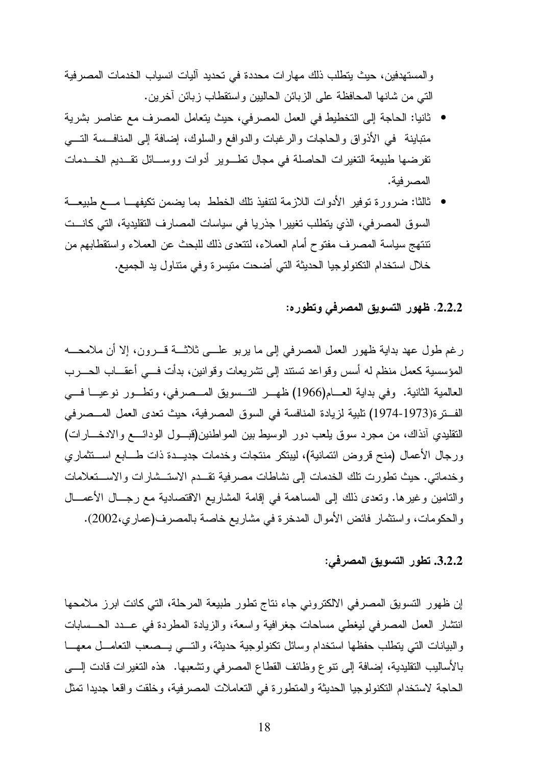والمستهدفين، حيث يتطلب ذلك مهارات محددة في تحديد آليات انسياب الخدمات المصرفية التي من شانها المحافظة على الزبائن الحاليين واستقطاب زبائن آخرين.

- ثانيا: الحاجة إلى التخطيط في العمل المصرفي، حيث يتعامل المصرف مع عناصر بشرية متباينة في الأذواق والحاجات والرغبات والدوافع والسلوك، إضافة إلى المنافسة التي تفرضها طبيعة التغيرات الحاصلة في مجال تطوير أدوات ووسائل تقديم الخدمات المصرفية.
- ثالثا: ضرورة توفير الأدوات اللازمة لتنفيذ تلك الخطط بما يضمن تكيفها مع طبيعة السوق المصرفي، الذي يتطلب تغييرا جذريا في سياسات المصارف التقليدية، التي كانت تنتهج سياسة المصرف مفتوح أمام العملاء، لتتعدى ذلك للبحث عن العملاء واستقطابهم من خلال استخدام التكنولوجيا الحديثة التي أضحت متيسرة وفي متناول يد الجميع.

### 2.2.2. ظهور التسويق المصرفي وتطوره:

رغم طول عهد بداية ظهور العمل المصرفي إلى ما يربو على ثلاثة قرون، إلا أن ملامحه المؤسسية كعمل منظم له أسس وقواعد تستند إلى تشريعات وقوانين، بدأت في أعقاب الحرب العالمية الثانية. وفي بداية العام(1966) ظهر التسويق المصرفي، وتطور نوعيا في الفترة(1973-1974) تلبية لزيادة المنافسة في السوق المصرفية، حيث تعدى العمل المصرفي التقليدي آنذاك، من مجرد سوق يلعب دور الوسيط بين المواطنين(قبول الودائع والادخارات) ورجال الأعمال (منح قروض ائتمانية)، ليبتكر منتجات وخدمات جديدة ذات طابع استثماري وخدماتي. حيث تطورت تلك الخدمات إلى نشاطات مصرفية تقدم الاستشارات والاستعلامات والتامين وغيرها. وتعدى ذلك إلى المساهمة في إقامة المشاريع الاقتصادية مع رجال الأعمال والحكومات، واستثمار فائض الأموال المدخرة في مشاريع خاصة بالمصرف(عماري،2002).

### 3.2.2. تطور التسويق المصرفي:

إن ظهور التسويق المصرفي الالكتروني جاء نتاج تطور طبيعة المرحلة، التي كانت ابرز ملامحها انتشار العمل المصرفي ليغطي مساحات جغرافية واسعة، والزيادة المطردة في عدد الحسابات والبيانات التي يتطلب حفظها استخدام وسائل تكنولوجية حديثة، والتي يصعب التعامل معها بالأساليب التقليدية، إضافة إلى تنوع وظائف القطاع المصرفي وتشعبها. هذه التغيرات قادت إلى الحاجة لاستخدام التكنولوجيا الحديثة والمتطورة في التعاملات المصرفية، وخلقت واقعا جديدا تمثل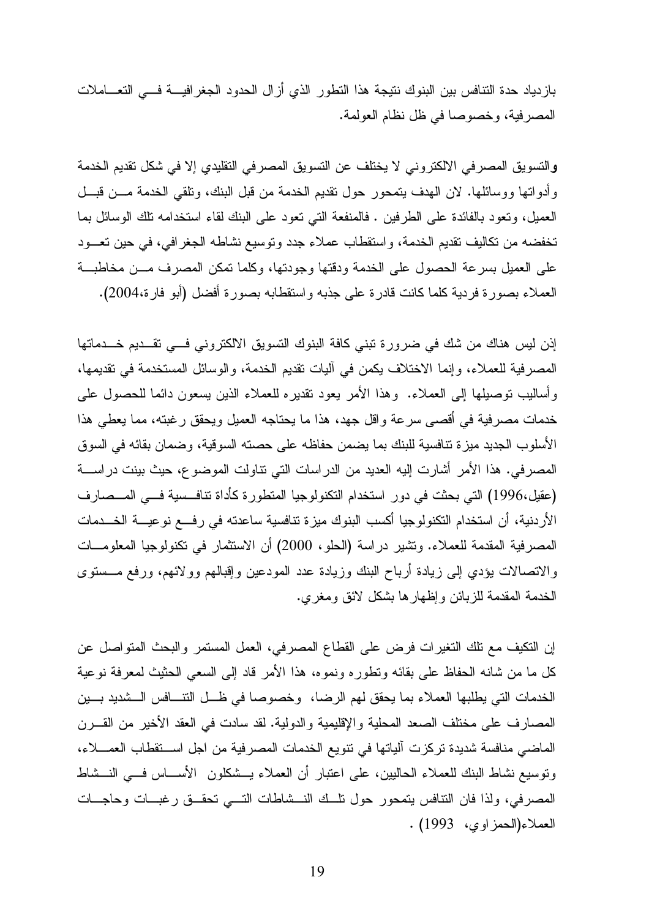بازدياد حدة التنافس بين البنوك نتيجة هذا التطور الذي أزال الحدود الجغرافية في التعاملات المصرفية، وخصوصا في ظل نظام العولمة.

والتسويق المصرفي الالكتروني لا يختلف عن التسويق المصرفي التقليدي إلا في شكل تقديم الخدمة وأدواتها ووسائلها. لان الهدف يتمحور حول تقديم الخدمة من قبل البنك، وتلقي الخدمة من قبل العميل، وتعود بالفائدة على الطرفين . فالمنفعة التي تعود على البنك لقاء استخدامه تلك الوسائل بما تخفضه من تكاليف تقديم الخدمة، واستقطاب عملاء جدد وتوسيع نشاطه الجغرافي، في حين تعود على العميل بسرعة الحصول على الخدمة ودقتها وجودتها، وكلما تمكن المصرف من مخاطبة العملاء بصورة فردية كلما كانت قادرة على جذبه واستقطابه بصورة أفضل (أبو فارة،2004).

إذن ليس هناك من شك في ضرورة تبني كافة البنوك التسويق الالكتروني في تقديم خدماتها المصرفية للعملاء، وإنما الاختلاف يكمن في آليات تقديم الخدمة، والوسائل المستخدمة في تقديمها، وأساليب توصيلها إلى العملاء. وهذا الأمر يعود تقديره للعملاء الذين يسعون دائما للحصول على خدمات مصرفية في أقصى سرعة واقل جهد، هذا ما يحتاجه العميل ويحقق رغبته، مما يعطي هذا الأسلوب الجديد ميزة تنافسية للبنك بما يضمن حفاظه على حصته السوقية، وضمان بقائه في السوق المصرفي. هذا الأمر أشارت إليه العديد من الدراسات التي تناولت الموضوع، حيث بينت دراسة (عقيل،1996) التي بحثت في دور استخدام التكنولوجيا المتطورة كأداة تنافسية في المصارف الأردنية، أن استخدام التكنولوجيا أكسب البنوك ميزة تنافسية ساعدته في رفع نوعية الخدمات المصرفية المقدمة للعملاء. وتشير دراسة (الحلو، 2000) أن الاستثمار في تكنولوجيا المعلومات والاتصالات يؤدي إلى زيادة أرباح البنك وزيادة عدد المودعين وإقبالهم وولائهم، ورفع مستوى الخدمة المقدمة للزبائن وإظهارها بشكل لائق ومغري.

إن التكيف مع تلك التغيرات فرض على القطاع المصرفي، العمل المستمر والبحث المتواصل عن كل ما من شانه الحفاظ على بقائه وتطوره ونموه، هذا الأمر قاد إلى السعي الحثيث لمعرفة نوعية الخدمات التي يطلبها العملاء بما يحقق لهم الرضا، وخصوصا في ظل التنافس الشديد بين المصارف على مختلف الصعد المحلية والإقليمية والدولية. لقد سادت في العقد الأخير من القرن الماضي منافسة شديدة تركزت آلياتها في تنويع الخدمات المصرفية من اجل استقطاب العملاء، وتوسيع نشاط البنك للعملاء الحاليين، على اعتبار أن العملاء يشكلون الأساس في النشاط المصرفي، ولذا فان التنافس يتمحور حول تلك النشاطات التي تحقق رغبات وحاجات العملاء(الحمزاوي، 1993) .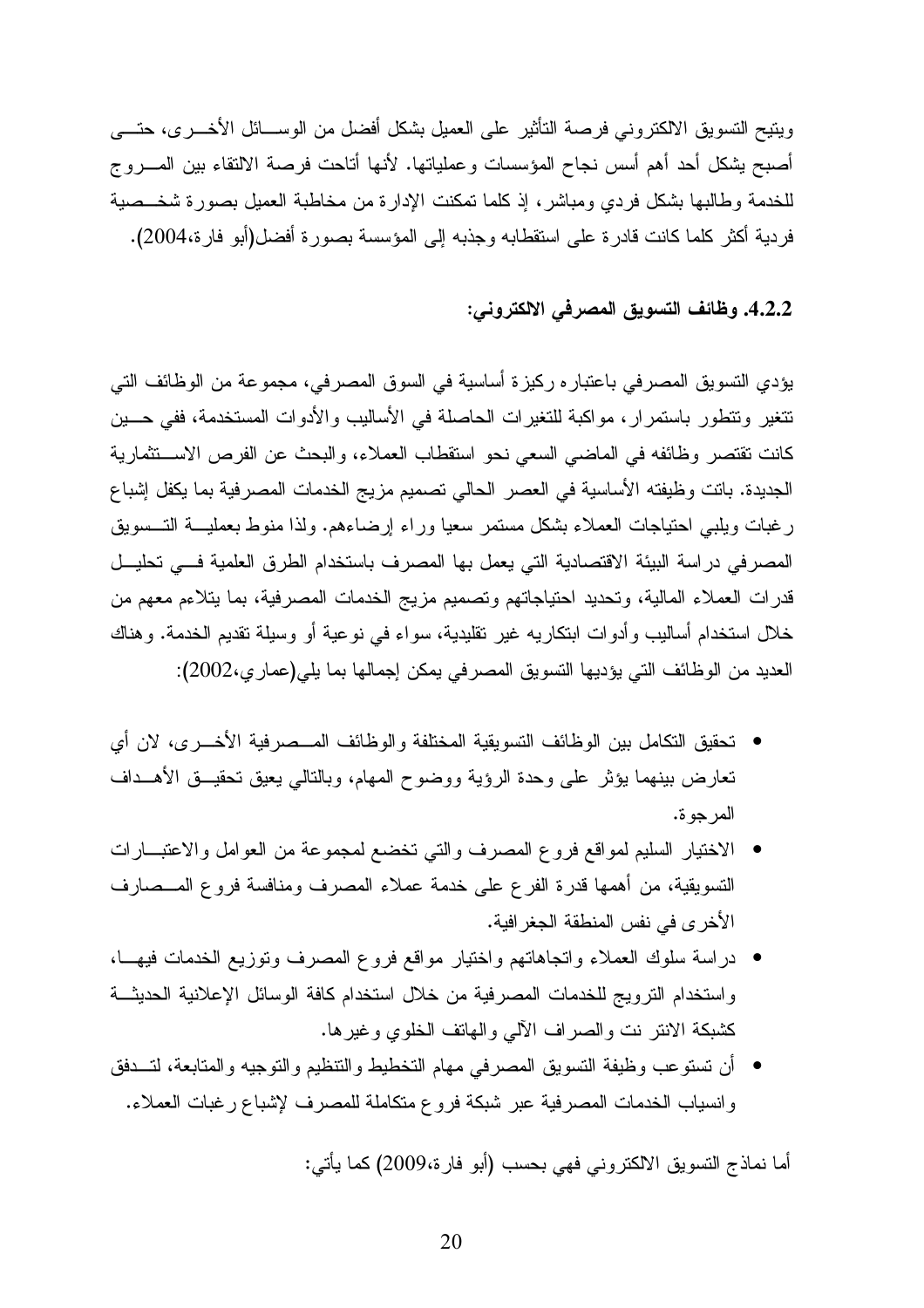ويتيح التسويق الالكتروني فرصة التأثير على العميل بشكل أفضل من الوسائل الأخرى، حتى أصبح يشكل أحد أهم أسس نجاح المؤسسات وعملياتها. لأنها أتاحت فرصة الالتقاء بين المروج للخدمة وطالبها بشكل فردي ومباشر، إذ كلما تمكنت الإدارة من مخاطبة العميل بصورة شخصية فردية أكثر كلما كانت قادرة على استقطابه وجذبه إلى المؤسسة بصورة أفضل(أبو فارة،2004).

### 4.2.2. وظائف التسويق المصرفي الالكتروني:

يؤدي التسويق المصرفي باعتباره ركيزة أساسية في السوق المصرفي، مجموعة من الوظائف التي تتغير وتتطور باستمرار، مواكبة للتغيرات الحاصلة في الأساليب والأدوات المستخدمة، ففي حين كانت تقتصر وظائفه في الماضي السعي نحو استقطاب العملاء، والبحث عن الفرص الاستثمارية الجديدة. باتت وظيفته الأساسية في العصر الحالي تصميم مزيج الخدمات المصرفية بما يكفل إشباع رغبات ويلبي احتياجات العملاء بشكل مستمر سعيا وراء إرضاءهم. ولذا منوط بعملية التسويق المصرفي دراسة البيئة الاقتصادية التي يعمل بها المصرف باستخدام الطرق العلمية في تحليل قدرات العملاء المالية، وتحديد احتياجاتهم وتصميم مزيج الخدمات المصرفية، بما يتلاءم معهم من خلال استخدام أساليب وأدوات ابتكاريه غير تقليدية، سواء في نوعية أو وسيلة تقديم الخدمة. وهناك العديد من الوظائف التي يؤديها التسويق المصرفي يمكن إجمالها بما يلي(عماري،2002):

- تحقيق التكامل بين الوظائف التسويقية المختلفة والوظائف المصرفية الأخرى، لان أي تعارض بينهما يؤثر على وحدة الرؤية ووضوح المهام، وبالتالي يعيق تحقيق الأهداف المرجوة.
- الاختيار السليم لمواقع فروع المصرف والتي تخضع لمجموعة من العوامل والاعتبارات التسويقية، من أهمها قدرة الفرع على خدمة عملاء المصرف ومنافسة فروع المصارف الأخرى في نفس المنطقة الجغرافية.
- دراسة سلوك العملاء واتجاهاتهم واختيار مواقع فروع المصرف وتوزيع الخدمات فيها، واستخدام الترويج للخدمات المصرفية من خلال استخدام كافة الوسائل الإعلانية الحديثة كشبكة الانتر نت والصراف الآلي والهاتف الخلوي وغيرها.
- أن تستوعب وظيفة التسويق المصرفي مهام التخطيط والتنظيم والتوجيه والمتابعة، لتدفق وانسياب الخدمات المصرفية عبر شبكة فروع متكاملة للمصرف لإشباع رغبات العملاء.

أما نماذج التسويق الالكتروني فهي بحسب (أبو فارة،2009) كما يأتي: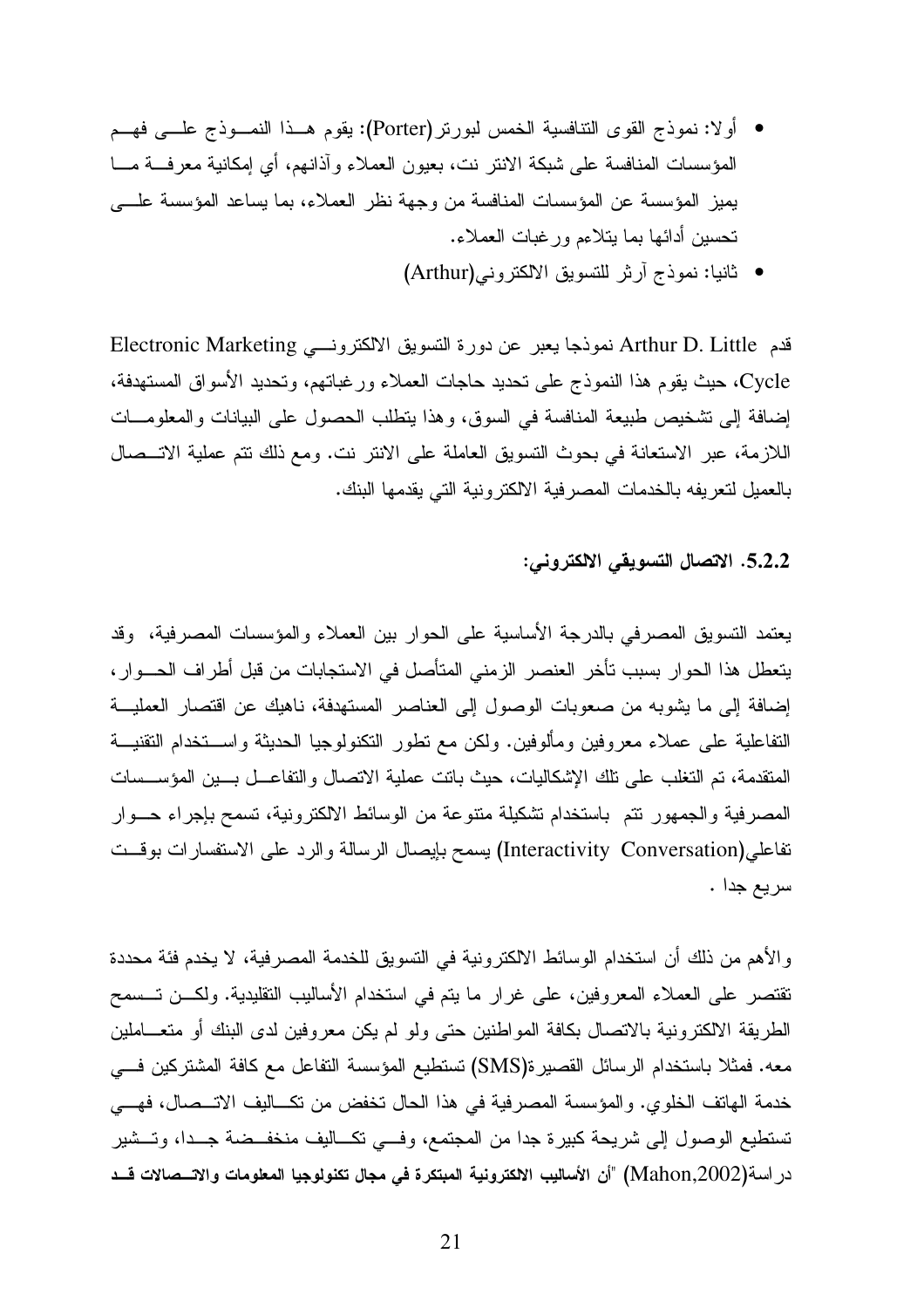- أولا: نموذج القوى التنافسية الخمس لبورتر(Porter): يقوم هذا النموذج على فهم المؤسسات المنافسة على شبكة الانتر نت، بعيون العملاء وآذانهم، أي إمكانية معرفة ما يميز المؤسسة عن المؤسسات المنافسة من وجهة نظر العملاء، بما يساعد المؤسسة على تحسين أدائها بما يتلاءم ورغبات العملاء.
- ثانيا: نموذج آرثر للتسويق الالكتروني(Arthur)

قدم Arthur D. Little نموذجا يعبر عن دورة التسويق الالكتروني Electronic Marketing Cycle، حيث يقوم هذا النموذج على تحديد حاجات العملاء ورغباتهم، وتحديد الأسواق المستهدفة، إضافة إلى تشخيص طبيعة المنافسة في السوق، وهذا يتطلب الحصول على البيانات والمعلومات اللازمة، عبر الاستعانة في بحوث التسويق العاملة على الانتر نت. ومع ذلك تتم عملية الاتصال بالعميل لتعريفه بالخدمات المصرفية الالكترونية التي يقدمها البنك.

### 5.2.2. الاتصال التسويقي الالكتروني:

يعتمد التسويق المصرفي بالدرجة الأساسية على الحوار بين العملاء والمؤسسات المصرفية، وقد يتعطل هذا الحوار بسبب تأخر العنصر الزمني المتأصل في الاستجابات من قبل أطراف الحوار، إضافة إلى ما يشوبه من صعوبات الوصول إلى العناصر المستهدفة، ناهيك عن اقتصار العملية التفاعلية على عملاء معروفين ومألوفين. ولكن مع تطور التكنولوجيا الحديثة واستخدام التقنية المتقدمة، تم التغلب على تلك الإشكاليات، حيث باتت عملية الاتصال والتفاعل بين المؤسسات المصرفية والجمهور تتم باستخدام تشكيلة متنوعة من الوسائط الالكترونية، تسمح بإجراء حوار تفاعلي(Interactivity Conversation) يسمح بإيصال الرسالة والرد على الاستفسارات بوقت سريع جدا .

والأهم من ذلك أن استخدام الوسائط الالكترونية في التسويق للخدمة المصرفية، لا يخدم فئة محددة تقتصر على العملاء المعروفين، على غرار ما يتم في استخدام الأساليب التقليدية. ولكن تسمح الطريقة الالكترونية بالاتصال بكافة المواطنين حتى ولو لم يكن معروفين لدى البنك أو متعاملين معه. فمثلا باستخدام الرسائل القصيرة(SMS) تستطيع المؤسسة التفاعل مع كافة المشتركين في خدمة الهاتف الخلوي. والمؤسسة المصرفية في هذا الحال تخفض من تكاليف الاتصال، فهي تستطيع الوصول إلى شريحة كبيرة جدا من المجتمع، وفي تكاليف منخفضة جدا، وتشير دراسة(Mahon,2002) **"أن الأساليب الالكترونية المبتكرة في مجال تكنولوجيا المعلومات والاتصالات قد**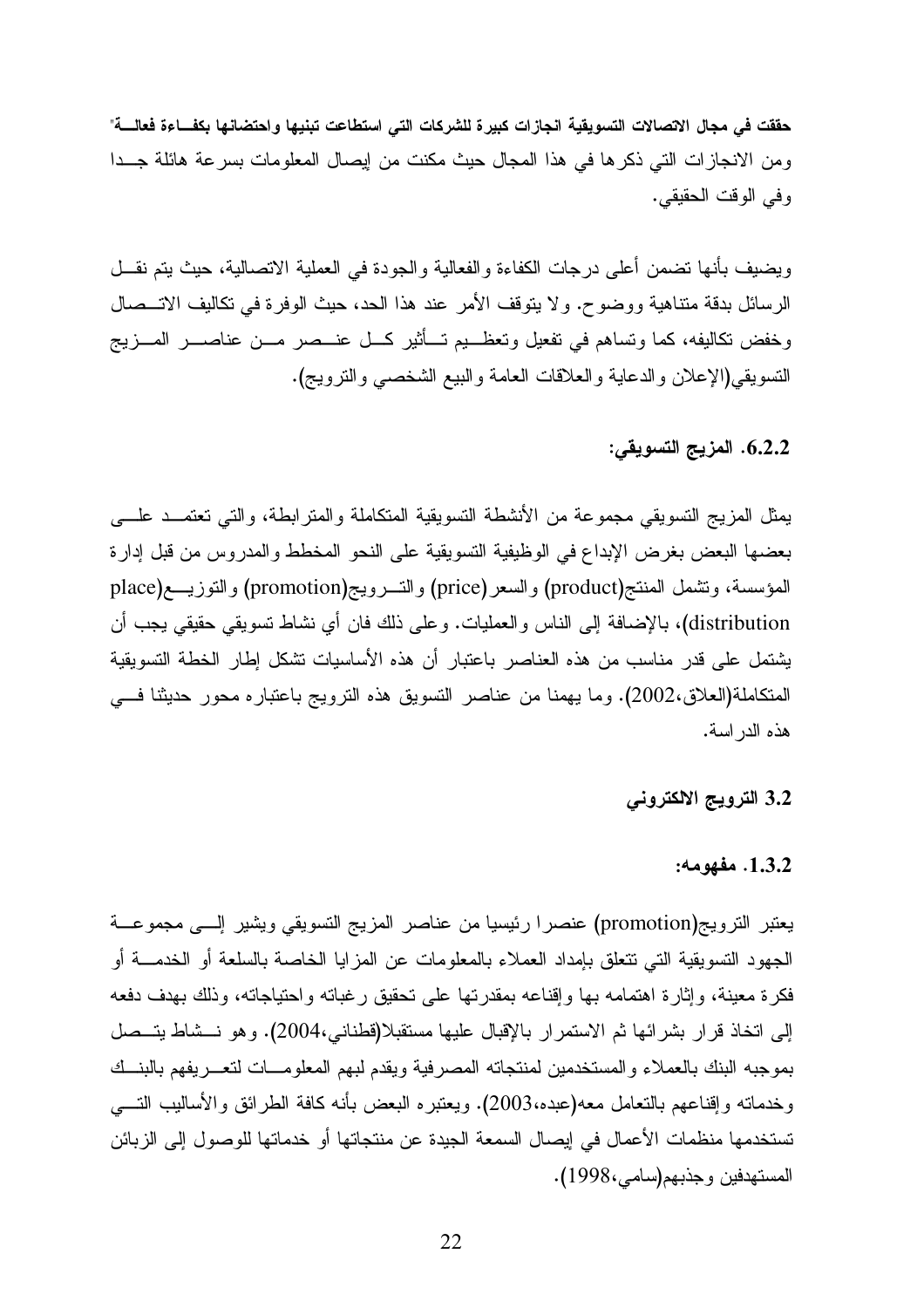**حققت في مجال الاتصالات التسويقية انجازات كبيرة للشركات التي استطاعت تبنيها واحتضانها بكفـــاءة فعالـــة"** ومن الانجازات التي ذكرها في هذا المجال حيث مكنت من إيصال المعلومات بسرعة هائلة جــدا وفي الوقت الحقيقي.

ويضيف بأنها تضمن أعلى درجات الكفاءة والفعالية والجودة في العملية الاتصالية، حيث يتم نقــل الرسائل بدقة متناهية ووضوح. ولا يتوقف الأمر عند هذا الحد، حيث الوفرة في تكاليف الاتــصال وخفض تكاليفه، كما وتساهم في تفعيل وتعظــيم تــأثير كــل عنــصر مــن عناصــر المــزيج التسويقي(الإعلان والدعاية والعلاقات العامة والبيع الشخصي والترويج).

### 6.2.2. المزيج التسويقي:

يمثل المزيج التسويقي مجموعة من الأنشطة التسويقية المتكاملة والمترابطة، والتي تعتمــد علــى بعضها البعض بغرض الإبداع في الوظيفية التسويقية على النحو المخطط والمدروس من قبل إدارة المؤسسة، وتشمل المنتج(product) والسعر(price) والتــرويج(promotion) والتوزيــع(place distribution)، بالإضافة إلى الناس والعمليات. وعلى ذلك فان أي نشاط تسويقي حقيقي يجب أن يشتمل على قدر مناسب من هذه العناصر باعتبار أن هذه الأساسيات تشكل إطار الخطة التسويقية المتكاملة(العلاق،2002). وما يهمنا من عناصر التسويق هذه الترويج باعتباره محور حديثنا فــي هذه الدراسة.

## 3.2 الترويج الالكتروني

### 1.3.2. مفهومه:

يعتبر الترويج(promotion) عنصرا رئيسيا من عناصر المزيج التسويقي ويشير إلــى مجموعــة الجهود التسويقية التي تتعلق بإمداد العملاء بالمعلومات عن المزايا الخاصة بالسلعة أو الخدمــة أو فكرة معينة، وإثارة اهتمامه بها وإقناعه بمقدرتها على تحقيق رغباته واحتياجاته، وذلك بهدف دفعه إلى اتخاذ قرار بشرائها ثم الاستمرار بالإقبال عليها مستقبلا(قطناني،2004). وهو نــشاط يتــصل بموجبه البنك بالعملاء والمستخدمين لمنتجاته المصرفية ويقدم لبهم المعلومــات لتعــريفهم بالبنــك وخدماته وإقناعهم بالتعامل معه(عبده،2003). ويعتبره البعض بأنه كافة الطرائق والأساليب التــي تستخدمها منظمات الأعمال في إيصال السمعة الجيدة عن منتجاتها أو خدماتها للوصول إلى الزبائن المستهدفين وجذبهم(سامي،1998).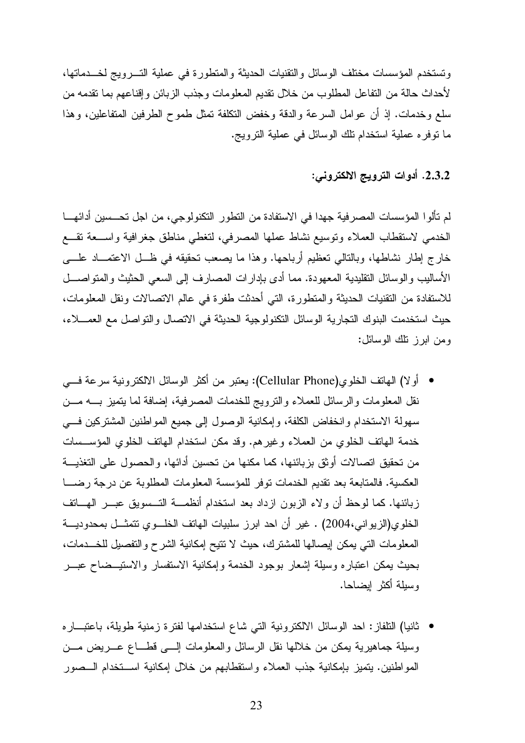وتستخدم المؤسسات مختلف الوسائل والتقنيات الحديثة والمتطورة في عملية الترويج لخدماتها، لأحداث حالة من التفاعل المطلوب من خلال تقديم المعلومات وجذب الزبائن وإقناعهم بما تقدمه من سلع وخدمات. إذ أن عوامل السرعة والدقة وخفض التكلفة تمثل طموح الطرفين المتفاعلين، وهذا ما توفره عملية استخدام تلك الوسائل في عملية الترويج.

### 2.3.2. أدوات الترويج الالكتروني:

لم تألوا المؤسسات المصرفية جهدا في الاستفادة من التطور التكنولوجي، من اجل تحسين أدائها الخدمي لاستقطاب العملاء وتوسيع نشاط عملها المصرفي، لتغطي مناطق جغرافية واسعة تقع خارج إطار نشاطها، وبالتالي تعظيم أرباحها. وهذا ما يصعب تحقيقه في ظل الاعتماد على الأساليب والوسائل التقليدية المعهودة. مما أدى بإدارات المصارف إلى السعي الحثيث والمتواصل للاستفادة من التقنيات الحديثة والمتطورة، التي أحدثت طفرة في عالم الاتصالات ونقل المعلومات، حيث استخدمت البنوك التجارية الوسائل التكنولوجية الحديثة في الاتصال والتواصل مع العملاء، ومن ابرز تلك الوسائل:

- أولا) الهاتف الخلوي(Cellular Phone): يعتبر من أكثر الوسائل الالكترونية سرعة في نقل المعلومات والرسائل للعملاء والترويج للخدمات المصرفية، إضافة لما يتميز به من سهولة الاستخدام وانخفاض الكلفة، وإمكانية الوصول إلى جميع المواطنين المشتركين في خدمة الهاتف الخلوي من العملاء وغيرهم. وقد مكن استخدام الهاتف الخلوي المؤسسات من تحقيق اتصالات أوثق بزبائنها، كما مكنها من تحسين أدائها، والحصول على التغذية العكسية. فالمتابعة بعد تقديم الخدمات توفر للمؤسسة المعلومات المطلوبة عن درجة رضا زبائنها. كما لوحظ أن ولاء الزبون ازداد بعد استخدام أنظمة التسويق عبر الهاتف الخلوي(الزيواني،2004) . غير أن احد ابرز سلبيات الهاتف الخلوي تتمثل بمحدودية المعلومات التي يمكن إيصالها للمشترك، حيث لا تتيح إمكانية الشرح والتفصيل للخدمات، بحيث يمكن اعتباره وسيلة إشعار بوجود الخدمة وإمكانية الاستفسار والاستيضاح عبر وسيلة أكثر إيضاحا.

- ثانيا) التلفاز: احد الوسائل الالكترونية التي شاع استخدامها لفترة زمنية طويلة، باعتباره وسيلة جماهيرية يمكن من خلالها نقل الرسائل والمعلومات إلى قطاع عريض من المواطنين. يتميز بإمكانية جذب العملاء واستقطابهم من خلال إمكانية استخدام الصور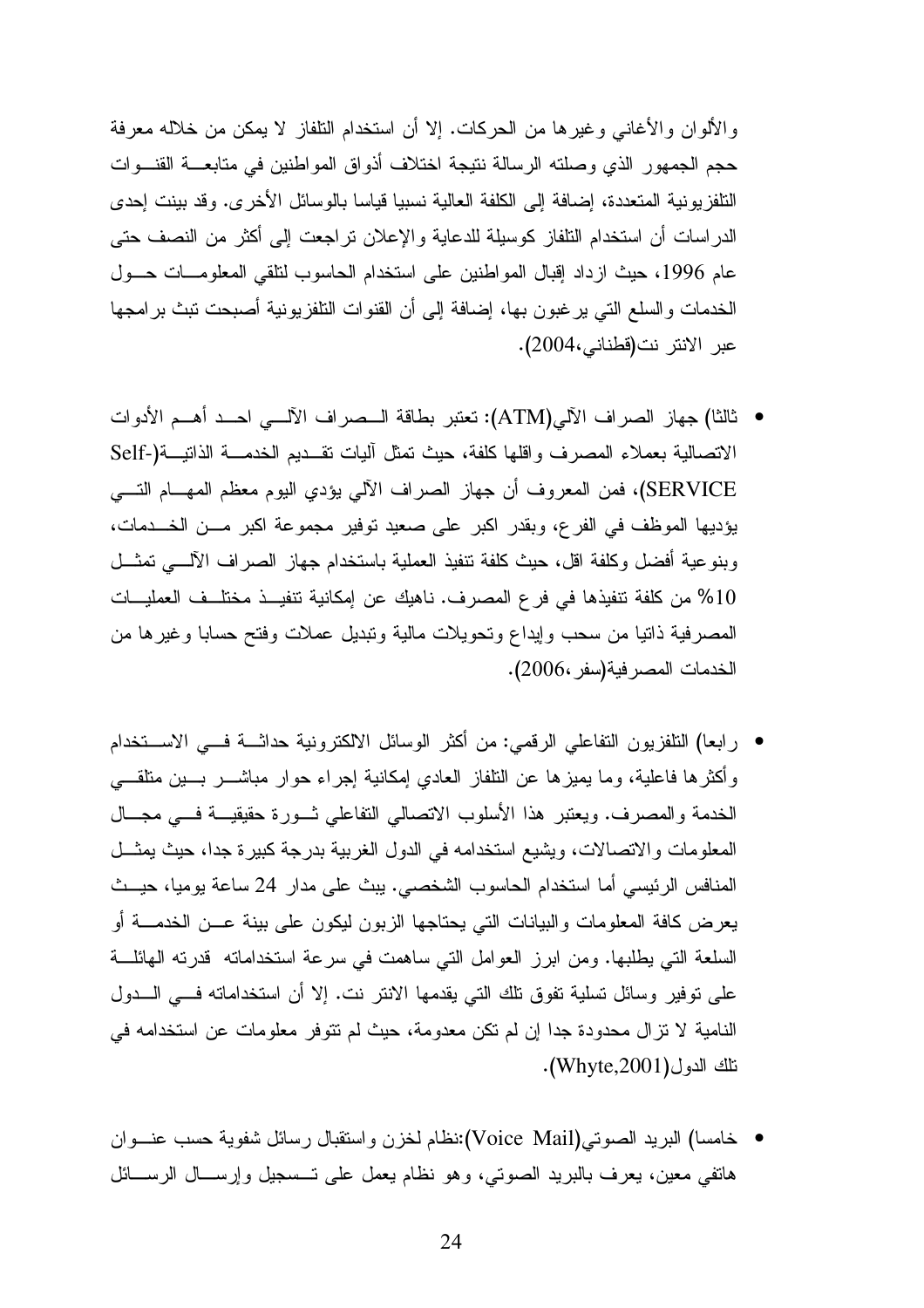والألوان والأغاني وغيرها من الحركات. إلا أن استخدام التلفاز لا يمكن من خلاله معرفة حجم الجمهور الذي وصلته الرسالة نتيجة اختلاف أذواق المواطنين في متابعة القنوات التلفزيونية المتعددة، إضافة إلى الكلفة العالية نسبيا قياسا بالوسائل الأخرى. وقد بينت إحدى الدراسات أن استخدام التلفاز كوسيلة للدعاية والإعلان تراجعت إلى أكثر من النصف حتى عام 1996، حيث ازداد إقبال المواطنين على استخدام الحاسوب لتلقي المعلومات حول الخدمات والسلع التي يرغبون بها، إضافة إلى أن القنوات التلفزيونية أصبحت تبث برامجها عبر الانترنت(قطناني،2004).

- ثالثا) جهاز الصراف الآلي(ATM): تعتبر بطاقة الصراف الآلي احد أهم الأدوات الاتصالية بعملاء المصرف واقلها كلفة، حيث تمثل آليات تقديم الخدمة الذاتية(Self-SERVICE)، فمن المعروف أن جهاز الصراف الآلي يؤدي اليوم معظم المهام التي يؤديها الموظف في الفرع، وبقدر اكبر على صعيد توفير مجموعة اكبر من الخدمات، وبنوعية أفضل وكلفة اقل، حيث كلفة تنفيذ العملية باستخدام جهاز الصراف الآلي تمثل 10% من كلفة تنفيذها في فرع المصرف. ناهيك عن إمكانية تنفيذ مختلف العمليات المصرفية ذاتيا من سحب وإيداع وتحويلات مالية وتبديل عملات وفتح حسابا وغيرها من الخدمات المصرفية(سفر،2006).

- رابعا) التلفزيون التفاعلي الرقمي: من أكثر الوسائل الالكترونية حداثة في الاستخدام وأكثرها فاعلية، وما يميزها عن التلفاز العادي إمكانية إجراء حوار مباشر بين متلقي الخدمة والمصرف. ويعتبر هذا الأسلوب الاتصالي التفاعلي ثورة حقيقية في مجال المعلومات والاتصالات، ويشيع استخدامه في الدول الغربية بدرجة كبيرة جدا، حيث يمثل المنافس الرئيسي أما استخدام الحاسوب الشخصي. يبث على مدار 24 ساعة يوميا، حيث يعرض كافة المعلومات والبيانات التي يحتاجها الزبون ليكون على بينة عن الخدمة أو السلعة التي يطلبها. ومن ابرز العوامل التي ساهمت في سرعة استخداماته قدرته الهائلة على توفير وسائل تسلية تفوق تلك التي يقدمها الانترنت. إلا أن استخداماته في الدول النامية لا تزال محدودة جدا إن لم تكن معدومة، حيث لم تتوفر معلومات عن استخدامه في تلك الدول(Whyte,2001).

- خامسا) البريد الصوتي(Voice Mail):نظام لخزن واستقبال رسائل شفوية حسب عنوان هاتفي معين، يعرف بالبريد الصوتي، وهو نظام يعمل على تسجيل وإرسال الرسائل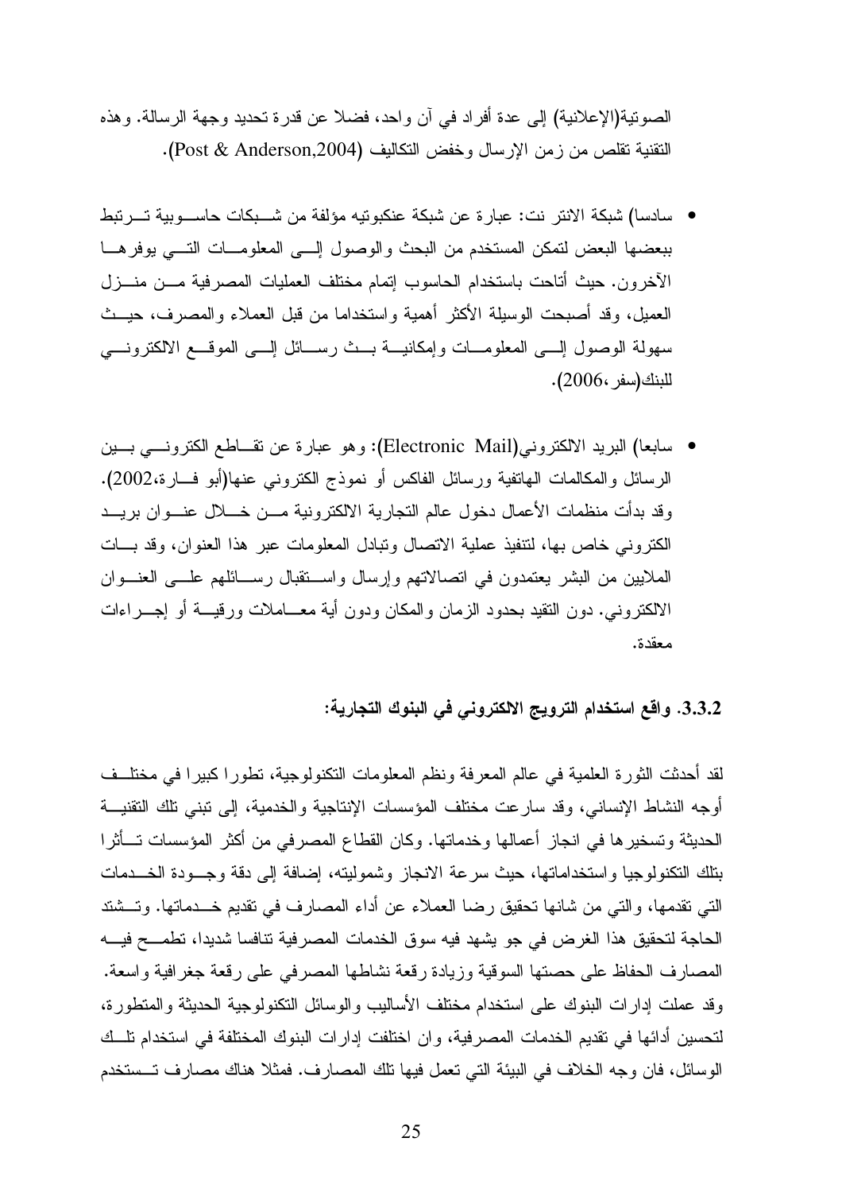الصوتية(الإعلانية) إلى عدة أفراد في آن واحد، فضلا عن قدرة تحديد وجهة الرسالة. وهذه التقنية تقلص من زمن الإرسال وخفض التكاليف (Post & Anderson,2004).

- سادسا) شبكة الانتر نت: عبارة عن شبكة عنكبوتيه مؤلفة من شبكات حاسوبية ترتبط ببعضها البعض لتمكن المستخدم من البحث والوصول إلى المعلومات التي يوفرها الآخرون. حيث أتاحت باستخدام الحاسوب إتمام مختلف العمليات المصرفية من منزل العميل، وقد أصبحت الوسيلة الأكثر أهمية واستخداما من قبل العملاء والمصرف، حيث سهولة الوصول إلى المعلومات وإمكانية بث رسائل إلى الموقع الالكتروني للبنك(سفر،2006).

- سابعا) البريد الالكتروني(Electronic Mail): وهو عبارة عن تقاطع الكتروني بين الرسائل والمكالمات الهاتفية ورسائل الفاكس أو نموذج الكتروني عنها(أبو فارة،2002). وقد بدأت منظمات الأعمال دخول عالم التجارية الالكترونية من خلال عنوان بريد الكتروني خاص بها، لتنفيذ عملية الاتصال وتبادل المعلومات عبر هذا العنوان، وقد بات الملايين من البشر يعتمدون في اتصالاتهم وإرسال واستقبال رسائلهم على العنوان الالكتروني. دون التقيد بحدود الزمان والمكان ودون أية معاملات ورقية أو إجراءات معقدة.

### 3.3.2. واقع استخدام الترويج الالكتروني في البنوك التجارية:

لقد أحدثت الثورة العلمية في عالم المعرفة ونظم المعلومات التكنولوجية، تطورا كبيرا في مختلف أوجه النشاط الإنساني، وقد سارعت مختلف المؤسسات الإنتاجية والخدمية، إلى تبني تلك التقنية الحديثة وتسخيرها في انجاز أعمالها وخدماتها. وكان القطاع المصرفي من أكثر المؤسسات تأثرا بتلك التكنولوجيا واستخداماتها، حيث سرعة الانجاز وشموليته، إضافة إلى دقة وجودة الخدمات التي تقدمها، والتي من شانها تحقيق رضا العملاء عن أداء المصارف في تقديم خدماتها. وتشتد الحاجة لتحقيق هذا الغرض في جو يشهد فيه سوق الخدمات المصرفية تنافسا شديدا، تطمح فيه المصارف الحفاظ على حصتها السوقية وزيادة رقعة نشاطها المصرفي على رقعة جغرافية واسعة. وقد عملت إدارات البنوك على استخدام مختلف الأساليب والوسائل التكنولوجية الحديثة والمتطورة، لتحسين أدائها في تقديم الخدمات المصرفية، وان اختلفت إدارات البنوك المختلفة في استخدام تلك الوسائل، فان وجه الخلاف في البيئة التي تعمل فيها تلك المصارف. فمثلا هناك مصارف تستخدم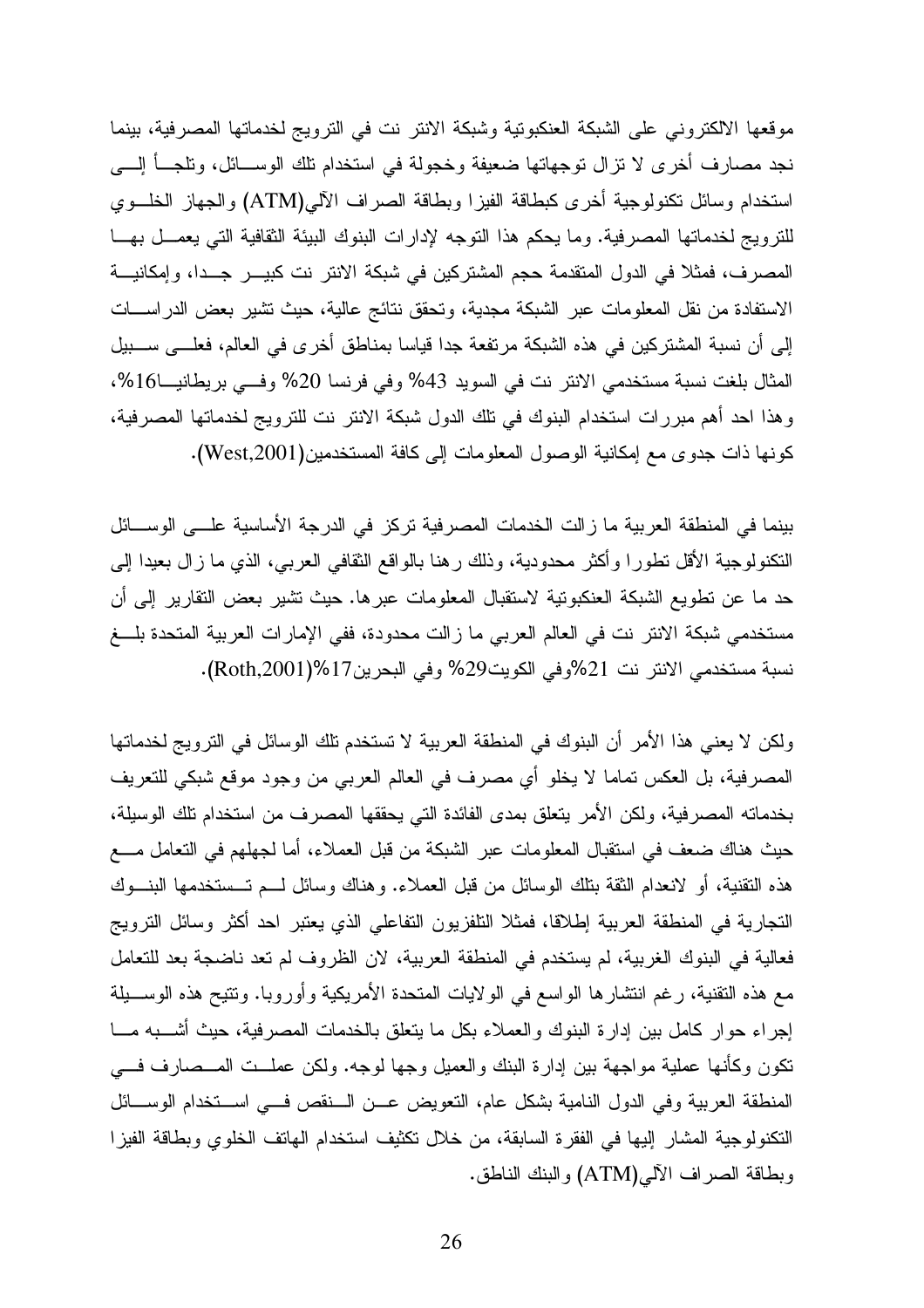موقعها الالكتروني على الشبكة العنكبوتية وشبكة الانتر نت في الترويج لخدماتها المصرفية، بينما نجد مصارف أخرى لا تزال توجهاتها ضعيفة وخجولة في استخدام تلك الوسائل، وتلجأ إلى استخدام وسائل تكنولوجية أخرى كبطاقة الفيزا وبطاقة الصراف الآلي(ATM) والجهاز الخلوي للترويج لخدماتها المصرفية. وما يحكم هذا التوجه لإدارات البنوك البيئة الثقافية التي يعمل بها المصرف، فمثلا في الدول المتقدمة حجم المشتركين في شبكة الانتر نت كبير جدا، وإمكانية الاستفادة من نقل المعلومات عبر الشبكة مجدية، وتحقق نتائج عالية، حيث تشير بعض الدراسات إلى أن نسبة المشتركين في هذه الشبكة مرتفعة جدا قياسا بمناطق أخرى في العالم، فعلى سبيل المثال بلغت نسبة مستخدمي الانتر نت في السويد 43% وفي فرنسا 20% وفي بريطانيا16%، وهذا احد أهم مبررات استخدام البنوك في تلك الدول شبكة الانتر نت للترويج لخدماتها المصرفية، كونها ذات جدوى مع إمكانية الوصول المعلومات إلى كافة المستخدمين(West,2001).

بينما في المنطقة العربية ما زالت الخدمات المصرفية تركز في الدرجة الأساسية على الوسائل التكنولوجية الأقل تطورا وأكثر محدودية، وذلك رهنا بالواقع الثقافي العربي، الذي ما زال بعيدا إلى حد ما عن تطويع الشبكة العنكبوتية لاستقبال المعلومات عبرها. حيث تشير بعض التقارير إلى أن مستخدمي شبكة الانتر نت في العالم العربي ما زالت محدودة، ففي الإمارات العربية المتحدة بلغ نسبة مستخدمي الانتر نت 21%وفي الكويت29% وفي البحرين17%(Roth,2001).

ولكن لا يعني هذا الأمر أن البنوك في المنطقة العربية لا تستخدم تلك الوسائل في الترويج لخدماتها المصرفية، بل العكس تماما لا يخلو أي مصرف في العالم العربي من وجود موقع شبكي للتعريف بخدماته المصرفية، ولكن الأمر يتعلق بمدى الفائدة التي يحققها المصرف من استخدام تلك الوسيلة، حيث هناك ضعف في استقبال المعلومات عبر الشبكة من قبل العملاء، أما لجهلهم في التعامل مع هذه التقنية، أو لانعدام الثقة بتلك الوسائل من قبل العملاء. وهناك وسائل لم تستخدمها البنوك التجارية في المنطقة العربية إطلاقا، فمثلا التلفزيون التفاعلي الذي يعتبر احد أكثر وسائل الترويج فعالية في البنوك الغربية، لم يستخدم في المنطقة العربية، لان الظروف لم تعد ناضجة بعد للتعامل مع هذه التقنية، رغم انتشارها الواسع في الولايات المتحدة الأمريكية وأوروبا. وتتيح هذه الوسيلة إجراء حوار كامل بين إدارة البنوك والعملاء بكل ما يتعلق بالخدمات المصرفية، حيث أشبه ما تكون وكأنها عملية مواجهة بين إدارة البنك والعميل وجها لوجه. ولكن عملت المصارف في المنطقة العربية وفي الدول النامية بشكل عام، التعويض عن النقص في استخدام الوسائل التكنولوجية المشار إليها في الفقرة السابقة، من خلال تكثيف استخدام الهاتف الخلوي وبطاقة الفيزا وبطاقة الصراف الآلي(ATM) والبنك الناطق.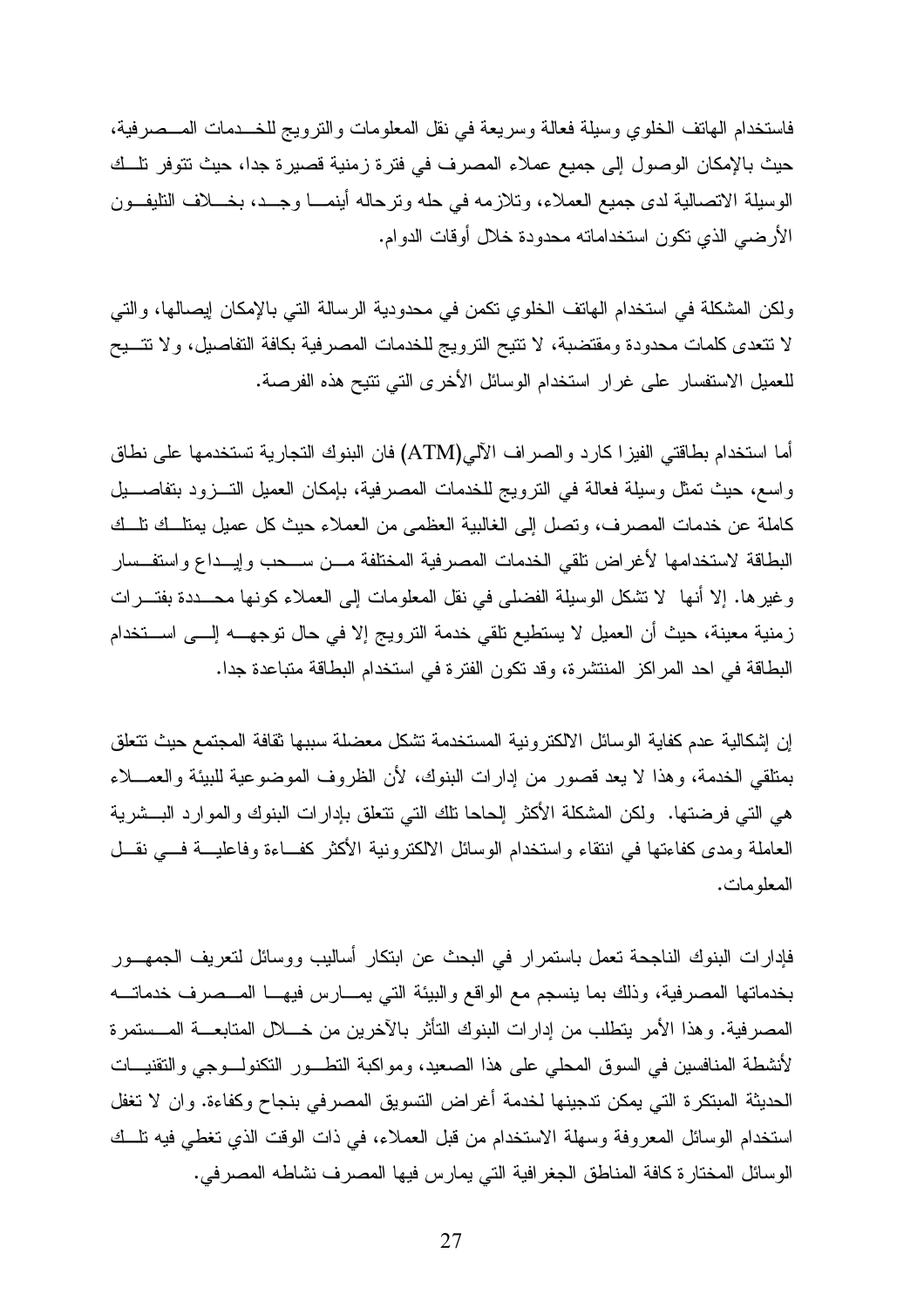فاستخدام الهاتف الخلوي وسيلة فعالة وسريعة في نقل المعلومات والترويج للخدمات المصرفية، حيث بالإمكان الوصول إلى جميع عملاء المصرف في فترة زمنية قصيرة جدا، حيث تتوفر تلك الوسيلة الاتصالية لدى جميع العملاء، وتلازمه في حله وترحاله أينما وجد، بخلاف التليفون الأرضي الذي تكون استخداماته محدودة خلال أوقات الدوام.

ولكن المشكلة في استخدام الهاتف الخلوي تكمن في محدودية الرسالة التي بالإمكان إيصالها، والتي لا تتعدى كلمات محدودة ومقتضبة، لا تتيح الترويج للخدمات المصرفية بكافة التفاصيل، ولا تتيح للعميل الاستفسار على غرار استخدام الوسائل الأخرى التي تتيح هذه الفرصة.

أما استخدام بطاقتي الفيزا كارد والصراف الآلي(ATM) فان البنوك التجارية تستخدمها على نطاق واسع، حيث تمثل وسيلة فعالة في الترويج للخدمات المصرفية، بإمكان العميل التزود بتفاصيل كاملة عن خدمات المصرف، وتصل إلى الغالبية العظمى من العملاء حيث كل عميل يمتلك تلك البطاقة لاستخدامها لأغراض تلقي الخدمات المصرفية المختلفة من سحب وإيداع واستفسار وغيرها. إلا أنها لا تشكل الوسيلة الفضلى في نقل المعلومات إلى العملاء كونها محددة بفترات زمنية معينة، حيث أن العميل لا يستطيع تلقي خدمة الترويج إلا في حال توجهه إلى استخدام البطاقة في احد المراكز المنتشرة، وقد تكون الفترة في استخدام البطاقة متباعدة جدا.

إن إشكالية عدم كفاية الوسائل الالكترونية المستخدمة تشكل معضلة سببها ثقافة المجتمع حيث تتعلق بمتلقي الخدمة، وهذا لا يعد قصور من إدارات البنوك، لأن الظروف الموضوعية للبيئة والعملاء هي التي فرضتها. ولكن المشكلة الأكثر إلحاحا تلك التي تتعلق بإدارات البنوك والموارد البشرية العاملة ومدى كفاءتها في انتقاء واستخدام الوسائل الالكترونية الأكثر كفاءة وفاعلية في نقل المعلومات.

فإدارات البنوك الناجحة تعمل باستمرار في البحث عن ابتكار أساليب ووسائل لتعريف الجمهور بخدماتها المصرفية، وذلك بما ينسجم مع الواقع والبيئة التي يمارس فيها المصرف خدماته المصرفية. وهذا الأمر يتطلب من إدارات البنوك التأثر بالآخرين من خلال المتابعة المستمرة لأنشطة المنافسين في السوق المحلي على هذا الصعيد، ومواكبة التطور التكنولوجي والتقنيات الحديثة المبتكرة التي يمكن تدجينها لخدمة أغراض التسويق المصرفي بنجاح وكفاءة. وان لا تغفل استخدام الوسائل المعروفة وسهلة الاستخدام من قبل العملاء، في ذات الوقت الذي تغطي فيه تلك الوسائل المختارة كافة المناطق الجغرافية التي يمارس فيها المصرف نشاطه المصرفي.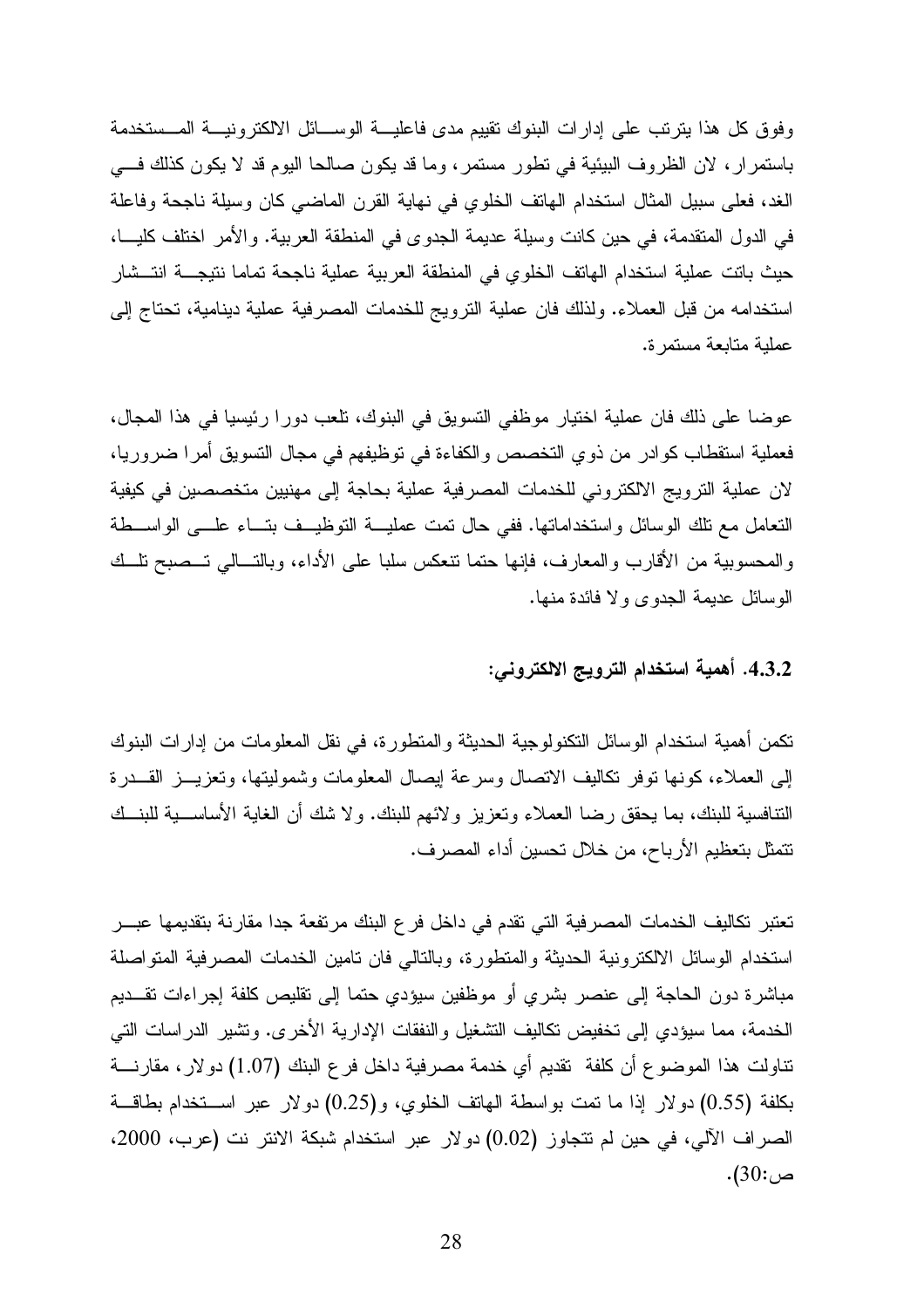وفوق كل هذا يترتب على إدارات البنوك تقييم مدى فاعلية الوسائل الالكترونية المستخدمة باستمرار، لان الظروف البيئية في تطور مستمر، وما قد يكون صالحا اليوم قد لا يكون كذلك في الغد، فعلى سبيل المثال استخدام الهاتف الخلوي في نهاية القرن الماضي كان وسيلة ناجحة وفاعلة في الدول المتقدمة، في حين كانت وسيلة عديمة الجدوى في المنطقة العربية. والأمر اختلف كليا، حيث باتت عملية استخدام الهاتف الخلوي في المنطقة العربية عملية ناجحة تماما نتيجة انتشار استخدامه من قبل العملاء. ولذلك فان عملية الترويج للخدمات المصرفية عملية دينامية، تحتاج إلى عملية متابعة مستمرة.

عوضا على ذلك فان عملية اختيار موظفي التسويق في البنوك، تلعب دورا رئيسيا في هذا المجال، فعملية استقطاب كوادر من ذوي التخصص والكفاءة في توظيفهم في مجال التسويق أمرا ضروريا، لان عملية الترويج الالكتروني للخدمات المصرفية عملية بحاجة إلى مهنيين متخصصين في كيفية التعامل مع تلك الوسائل واستخداماتها. ففي حال تمت عملية التوظيف بناء على الواسطة والمحسوبية من الأقارب والمعارف، فإنها حتما تنعكس سلبا على الأداء، وبالتالي تصبح تلك الوسائل عديمة الجدوى ولا فائدة منها.

### 4.3.2. أهمية استخدام الترويج الالكتروني:

تكمن أهمية استخدام الوسائل التكنولوجية الحديثة والمتطورة، في نقل المعلومات من إدارات البنوك إلى العملاء، كونها توفر تكاليف الاتصال وسرعة إيصال المعلومات وشموليتها، وتعزيز القدرة التنافسية للبنك، بما يحقق رضا العملاء وتعزيز ولائهم للبنك. ولا شك أن الغاية الأساسية للبنك تتمثل بتعظيم الأرباح، من خلال تحسين أداء المصرف.

تعتبر تكاليف الخدمات المصرفية التي تقدم في داخل فرع البنك مرتفعة جدا مقارنة بتقديمها عبر استخدام الوسائل الالكترونية الحديثة والمتطورة، وبالتالي فان تامين الخدمات المصرفية المتواصلة مباشرة دون الحاجة إلى عنصر بشري أو موظفين سيؤدي حتما إلى تقليص كلفة إجراءات تقديم الخدمة، مما سيؤدي إلى تخفيض تكاليف التشغيل والنفقات الإدارية الأخرى. وتشير الدراسات التي تناولت هذا الموضوع أن كلفة تقديم أي خدمة مصرفية داخل فرع البنك (1.07) دولار، مقارنة بكلفة (0.55) دولار إذا ما تمت بواسطة الهاتف الخلوي، و(0.25) دولار عبر استخدام بطاقة الصراف الآلي، في حين لم تتجاوز (0.02) دولار عبر استخدام شبكة الانترنت (عرب، 2000، ص:30).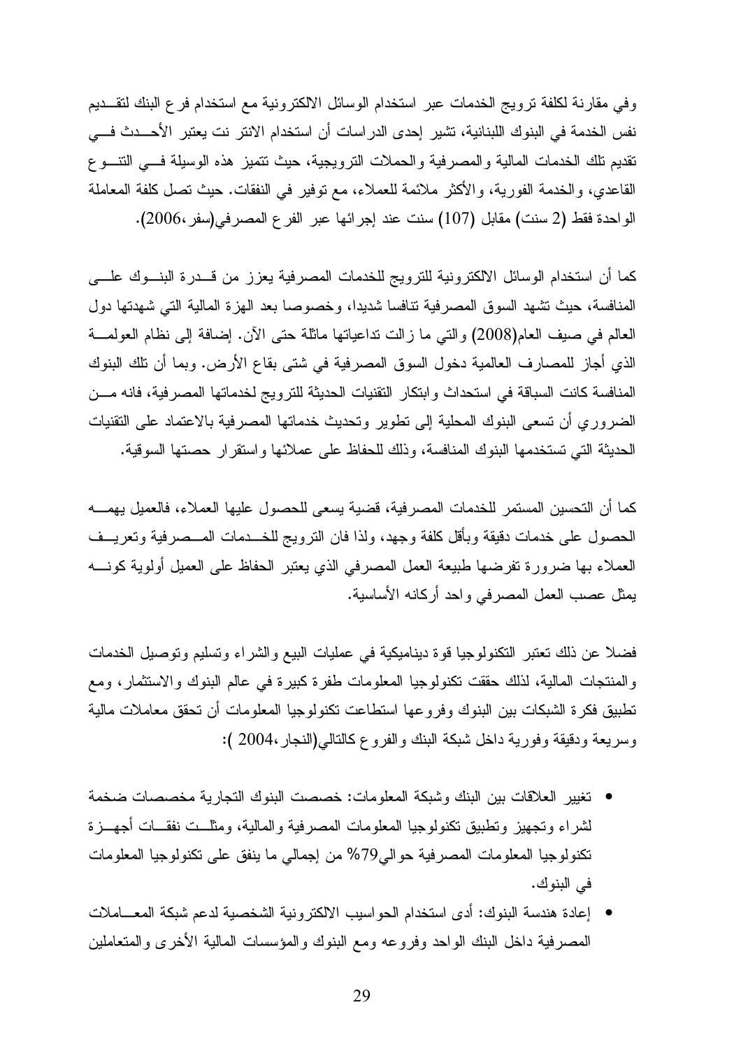وفي مقارنة لكلفة ترويج الخدمات عبر استخدام الوسائل الالكترونية مع استخدام فرع البنك لتقديم نفس الخدمة في البنوك اللبنانية، تشير إحدى الدراسات أن استخدام الانتر نت يعتبر الأحدث في تقديم تلك الخدمات المالية والمصرفية والحملات الترويجية، حيث تتميز هذه الوسيلة في التنوع القاعدي، والخدمة الفورية، والأكثر ملائمة للعملاء، مع توفير في النفقات. حيث تصل كلفة المعاملة الواحدة فقط (2 سنت) مقابل (107) سنت عند إجرائها عبر الفرع المصرفي(سفر،2006).

كما أن استخدام الوسائل الالكترونية للترويج للخدمات المصرفية يعزز من قدرة البنوك على المنافسة، حيث تشهد السوق المصرفية تنافسا شديدا، وخصوصا بعد الهزة المالية التي شهدتها دول العالم في صيف العام(2008) والتي ما زالت تداعياتها ماثلة حتى الآن. إضافة إلى نظام العولمة الذي أجاز للمصارف العالمية دخول السوق المصرفية في شتى بقاع الأرض. وبما أن تلك البنوك المنافسة كانت السباقة في استحداث وابتكار التقنيات الحديثة للترويج لخدماتها المصرفية، فانه من الضروري أن تسعى البنوك المحلية إلى تطوير وتحديث خدماتها المصرفية بالاعتماد على التقنيات الحديثة التي تستخدمها البنوك المنافسة، وذلك للحفاظ على عملائها واستقرار حصتها السوقية.

كما أن التحسين المستمر للخدمات المصرفية، قضية يسعى للحصول عليها العملاء، فالعميل يهمه الحصول على خدمات دقيقة وبأقل كلفة وجهد، ولذا فان الترويج للخدمات المصرفية وتعريف العملاء بها ضرورة تفرضها طبيعة العمل المصرفي الذي يعتبر الحفاظ على العميل أولوية كونه يمثل عصب العمل المصرفي واحد أركانه الأساسية.

فضلا عن ذلك تعتبر التكنولوجيا قوة ديناميكية في عمليات البيع والشراء وتسليم وتوصيل الخدمات والمنتجات المالية، لذلك حققت تكنولوجيا المعلومات طفرة كبيرة في عالم البنوك والاستثمار، ومع تطبيق فكرة الشبكات بين البنوك وفروعها استطاعت تكنولوجيا المعلومات أن تحقق معاملات مالية وسريعة ودقيقة وفورية داخل شبكة البنك والفروع كالتالي(النجار،2004 ):

- تغيير العلاقات بين البنك وشبكة المعلومات: خصصت البنوك التجارية مخصصات ضخمة لشراء وتجهيز وتطبيق تكنولوجيا المعلومات المصرفية والمالية، ومثلت نفقات أجهزة تكنولوجيا المعلومات المصرفية حوالي79% من إجمالي ما ينفق على تكنولوجيا المعلومات في البنوك.
- إعادة هندسة البنوك: أدى استخدام الحواسيب الالكترونية الشخصية لدعم شبكة المعاملات المصرفية داخل البنك الواحد وفروعه ومع البنوك والمؤسسات المالية الأخرى والمتعاملين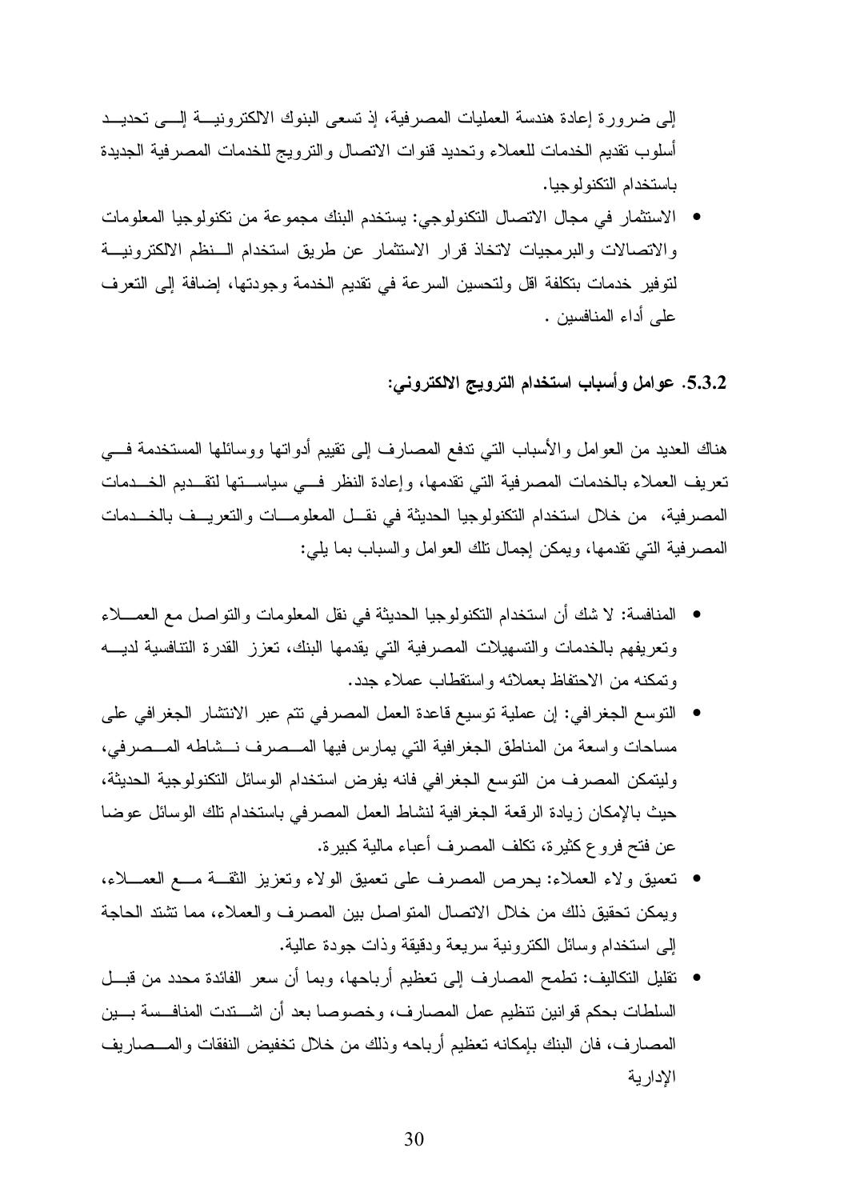إلى ضرورة إعادة هندسة العمليات المصرفية، إذ تسعى البنوك الالكترونية إلى تحديد أسلوب تقديم الخدمات للعملاء وتحديد قنوات الاتصال والترويج للخدمات المصرفية الجديدة باستخدام التكنولوجيا.

- الاستثمار في مجال الاتصال التكنولوجي: يستخدم البنك مجموعة من تكنولوجيا المعلومات والاتصالات والبرمجيات لاتخاذ قرار الاستثمار عن طريق استخدام النظم الالكترونية لتوفير خدمات بتكلفة اقل ولتحسين السرعة في تقديم الخدمة وجودتها، إضافة إلى التعرف على أداء المنافسين .

### 5.3.2. عوامل وأسباب استخدام الترويج الالكتروني:

هناك العديد من العوامل والأسباب التي تدفع المصارف إلى تقييم أدواتها ووسائلها المستخدمة في تعريف العملاء بالخدمات المصرفية التي تقدمها، وإعادة النظر في سياستها لتقديم الخدمات المصرفية، من خلال استخدام التكنولوجيا الحديثة في نقل المعلومات والتعريف بالخدمات المصرفية التي تقدمها، ويمكن إجمال تلك العوامل والسباب بما يلي:

- المنافسة: لا شك أن استخدام التكنولوجيا الحديثة في نقل المعلومات والتواصل مع العملاء وتعريفهم بالخدمات والتسهيلات المصرفية التي يقدمها البنك، تعزز القدرة التنافسية لديه وتمكنه من الاحتفاظ بعملائه واستقطاب عملاء جدد.
- التوسع الجغرافي: إن عملية توسيع قاعدة العمل المصرفي تتم عبر الانتشار الجغرافي على مساحات واسعة من المناطق الجغرافية التي يمارس فيها المصرف نشاطه المصرفي، وليتمكن المصرف من التوسع الجغرافي فانه يفرض استخدام الوسائل التكنولوجية الحديثة، حيث بالإمكان زيادة الرقعة الجغرافية لنشاط العمل المصرفي باستخدام تلك الوسائل عوضا عن فتح فروع كثيرة، تكلف المصرف أعباء مالية كبيرة.
- تعميق ولاء العملاء: يحرص المصرف على تعميق الولاء وتعزيز الثقة مع العملاء، ويمكن تحقيق ذلك من خلال الاتصال المتواصل بين المصرف والعملاء، مما تشتد الحاجة إلى استخدام وسائل الكترونية سريعة ودقيقة وذات جودة عالية.
- تقليل التكاليف: تطمح المصارف إلى تعظيم أرباحها، وبما أن سعر الفائدة محدد من قبل السلطات بحكم قوانين تنظيم عمل المصارف، وخصوصا بعد أن اشتدت المنافسة بين المصارف، فان البنك بإمكانه تعظيم أرباحه وذلك من خلال تخفيض النفقات والمصاريف الإدارية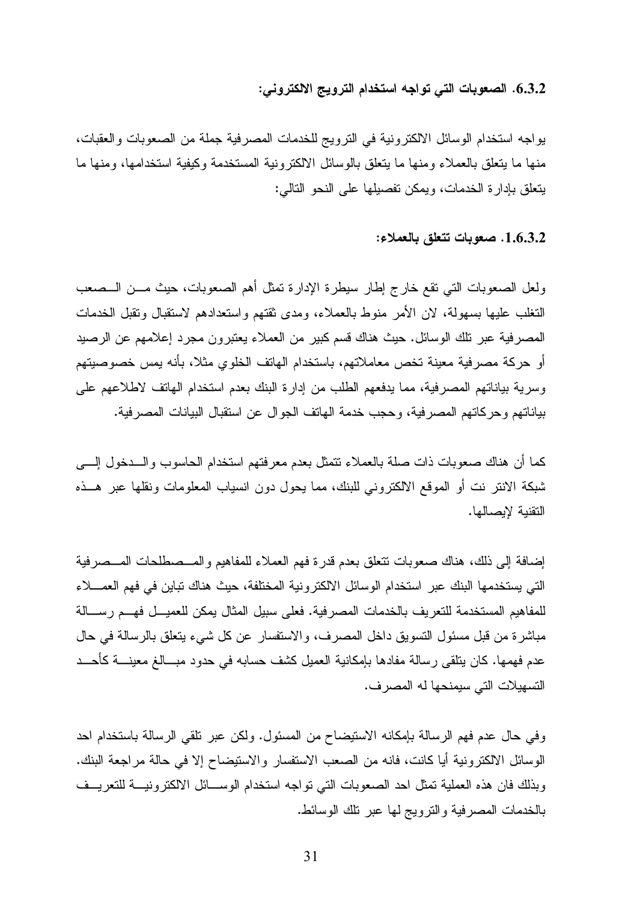### 6.3.2. الصعوبات التي تواجه استخدام الترويج الالكتروني:

يواجه استخدام الوسائل الالكترونية في الترويج للخدمات المصرفية جملة من الصعوبات والعقبات، منها ما يتعلق بالعملاء ومنها ما يتعلق بالوسائل الالكترونية المستخدمة وكيفية استخدامها، ومنها ما يتعلق بإدارة الخدمات، ويمكن تفصيلها على النحو التالي:

#### 1.6.3.2. صعوبات تتعلق بالعملاء:

ولعل الصعوبات التي تقع خارج إطار سيطرة الإدارة تمثل أهم الصعوبات، حيث من الصعب التغلب عليها بسهولة، لان الأمر منوط بالعملاء، ومدى ثقتهم واستعدادهم لاستقبال وتقبل الخدمات المصرفية عبر تلك الوسائل. حيث هناك قسم كبير من العملاء يعتبرون مجرد إعلامهم عن الرصيد أو حركة مصرفية معينة تخص معاملاتهم، باستخدام الهاتف الخلوي مثلا، بأنه يمس خصوصيتهم وسرية بياناتهم المصرفية، مما يدفعهم الطلب من إدارة البنك بعدم استخدام الهاتف لاطلاعهم على بياناتهم وحركاتهم المصرفية، وحجب خدمة الهاتف الجوال عن استقبال البيانات المصرفية.

كما أن هناك صعوبات ذات صلة بالعملاء تتمثل بعدم معرفتهم استخدام الحاسوب والدخول إلى شبكة الانتر نت أو الموقع الالكتروني للبنك، مما يحول دون انسياب المعلومات ونقلها عبر هذه التقنية لإيصالها.

إضافة إلى ذلك، هناك صعوبات تتعلق بعدم قدرة فهم العملاء للمفاهيم والمصطلحات المصرفية التي يستخدمها البنك عبر استخدام الوسائل الالكترونية المختلفة، حيث هناك تباين في فهم العملاء للمفاهيم المستخدمة للتعريف بالخدمات المصرفية. فعلى سبيل المثال يمكن للعميل فهم رسالة مباشرة من قبل مسئول التسويق داخل المصرف، والاستفسار عن كل شيء يتعلق بالرسالة في حال عدم فهمها. كان يتلقى رسالة مفادها بإمكانية العميل كشف حسابه في حدود مبالغ معينة كأحد التسهيلات التي سيمنحها له المصرف.

وفي حال عدم فهم الرسالة بإمكانه الاستيضاح من المسئول. ولكن عبر تلقي الرسالة باستخدام احد الوسائل الالكترونية أيا كانت، فانه من الصعب الاستفسار والاستيضاح إلا في حالة مراجعة البنك. وبذلك فان هذه العملية تمثل احد الصعوبات التي تواجه استخدام الوسائل الالكترونية للتعريف بالخدمات المصرفية والترويج لها عبر تلك الوسائط.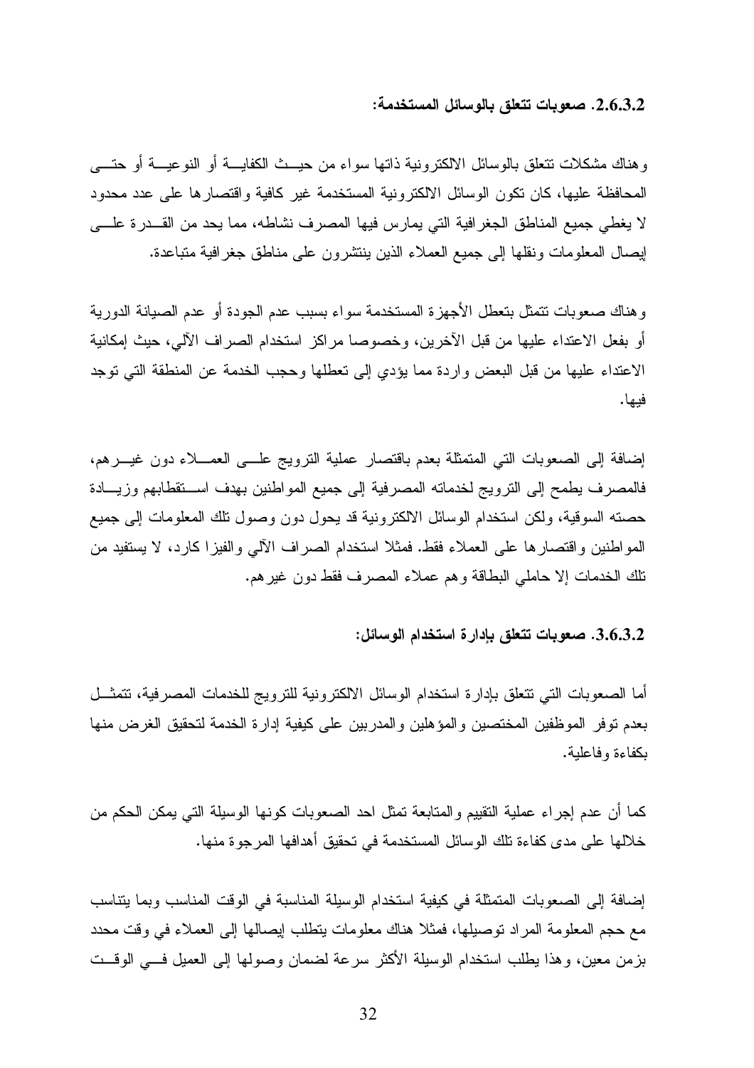#### 2.6.3.2. صعوبات تتعلق بالوسائل المستخدمة:

وهناك مشكلات تتعلق بالوسائل الالكترونية ذاتها سواء من حيث الكفاية أو النوعية أو حتى المحافظة عليها، كان تكون الوسائل الالكترونية المستخدمة غير كافية واقتصارها على عدد محدود لا يغطي جميع المناطق الجغرافية التي يمارس فيها المصرف نشاطه، مما يحد من القدرة على إيصال المعلومات ونقلها إلى جميع العملاء الذين ينتشرون على مناطق جغرافية متباعدة.

وهناك صعوبات تتمثل بتعطل الأجهزة المستخدمة سواء بسبب عدم الجودة أو عدم الصيانة الدورية أو بفعل الاعتداء عليها من قبل الآخرين، وخصوصا مراكز استخدام الصراف الآلي، حيث إمكانية الاعتداء عليها من قبل البعض واردة مما يؤدي إلى تعطلها وحجب الخدمة عن المنطقة التي توجد فيها.

إضافة إلى الصعوبات التي المتمثلة بعدم باقتصار عملية الترويج على العملاء دون غيرهم، فالمصرف يطمح إلى الترويج لخدماته المصرفية إلى جميع المواطنين بهدف استقطابهم وزيادة حصته السوقية، ولكن استخدام الوسائل الالكترونية قد يحول دون وصول تلك المعلومات إلى جميع المواطنين واقتصارها على العملاء فقط. فمثلا استخدام الصراف الآلي والفيزا كارد، لا يستفيد من تلك الخدمات إلا حاملي البطاقة وهم عملاء المصرف فقط دون غيرهم.

#### 3.6.3.2. صعوبات تتعلق بإدارة استخدام الوسائل:

أما الصعوبات التي تتعلق بإدارة استخدام الوسائل الالكترونية للترويج للخدمات المصرفية، تتمثل بعدم توفر الموظفين المختصين والمؤهلين والمدربين على كيفية إدارة الخدمة لتحقيق الغرض منها بكفاءة وفاعلية.

كما أن عدم إجراء عملية التقييم والمتابعة تمثل احد الصعوبات كونها الوسيلة التي يمكن الحكم من خلالها على مدى كفاءة تلك الوسائل المستخدمة في تحقيق أهدافها المرجوة منها.

إضافة إلى الصعوبات المتمثلة في كيفية استخدام الوسيلة المناسبة في الوقت المناسب وبما يتناسب مع حجم المعلومة المراد توصيلها، فمثلا هناك معلومات يتطلب إيصالها إلى العملاء في وقت محدد بزمن معين، وهذا يطلب استخدام الوسيلة الأكثر سرعة لضمان وصولها إلى العميل في الوقت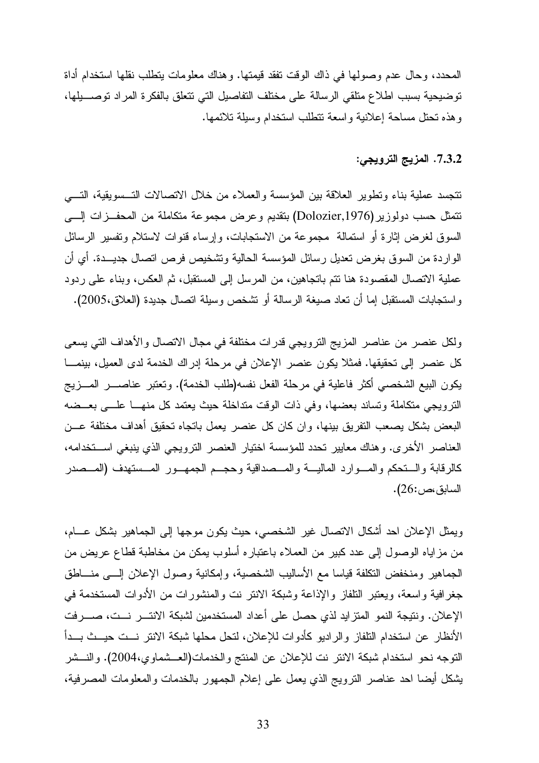المحدد، وحال عدم وصولها في ذاك الوقت تفقد قيمتها. وهناك معلومات يتطلب نقلها استخدام أداة توضيحية بسبب اطلاع متلقي الرسالة على مختلف التفاصيل التي تتعلق بالفكرة المراد توصيلها، وهذه تحتل مساحة إعلانية واسعة تتطلب استخدام وسيلة تلائمها.

### 7.3.2. المزيج الترويجي:

تتجسد عملية بناء وتطوير العلاقة بين المؤسسة والعملاء من خلال الاتصالات التسويقية، التي تتمثل حسب دولوزير (Dolozier,1976) بتقديم وعرض مجموعة متكاملة من المحفزات إلى السوق لغرض إثارة أو استمالة مجموعة من الاستجابات، وإرساء قنوات لاستلام وتفسير الرسائل الواردة من السوق بغرض تعديل رسائل المؤسسة الحالية وتشخيص فرص اتصال جديدة. أي أن عملية الاتصال المقصودة هنا تتم باتجاهين، من المرسل إلى المستقبل، ثم العكس، وبناء على ردود واستجابات المستقبل إما أن تعاد صيغة الرسالة أو تشخص وسيلة اتصال جديدة (العلاق،2005).

ولكل عنصر من عناصر المزيج الترويجي قدرات مختلفة في مجال الاتصال والأهداف التي يسعى كل عنصر إلى تحقيقها. فمثلا يكون عنصر الإعلان في مرحلة إدراك الخدمة لدى العميل، بينما يكون البيع الشخصي أكثر فاعلية في مرحلة الفعل نفسه(طلب الخدمة). وتعتبر عناصر المزيج الترويجي متكاملة وتساند بعضها، وفي ذات الوقت متداخلة حيث يعتمد كل منها على بعضه البعض بشكل يصعب التفريق بينها، وان كان كل عنصر يعمل باتجاه تحقيق أهداف مختلفة عن العناصر الأخرى. وهناك معايير تحدد للمؤسسة اختيار العنصر الترويجي الذي ينبغي استخدامه، كالرقابة والتحكم والموارد المالية والمصداقية وحجم الجمهور المستهدف (المصدر السابق،ص:26).

ويمثل الإعلان احد أشكال الاتصال غير الشخصي، حيث يكون موجها إلى الجماهير بشكل عام، من مزاياه الوصول إلى عدد كبير من العملاء باعتباره أسلوب يمكن من مخاطبة قطاع عريض من الجماهير ومنخفض التكلفة قياسا مع الأساليب الشخصية، وإمكانية وصول الإعلان إلى مناطق جغرافية واسعة، ويعتبر التلفاز والإذاعة وشبكة الانترنت والمنشورات من الأدوات المستخدمة في الإعلان. ونتيجة النمو المتزايد لذي حصل على أعداد المستخدمين لشبكة الانترنت، صرفت الأنظار عن استخدام التلفاز والراديو كأدوات للإعلان، لتحل محلها شبكة الانترنت حيث بدأ التوجه نحو استخدام شبكة الانترنت للإعلان عن المنتج والخدمات(العشماوي،2004). والنشر يشكل أيضا احد عناصر الترويج الذي يعمل على إعلام الجمهور بالخدمات والمعلومات المصرفية،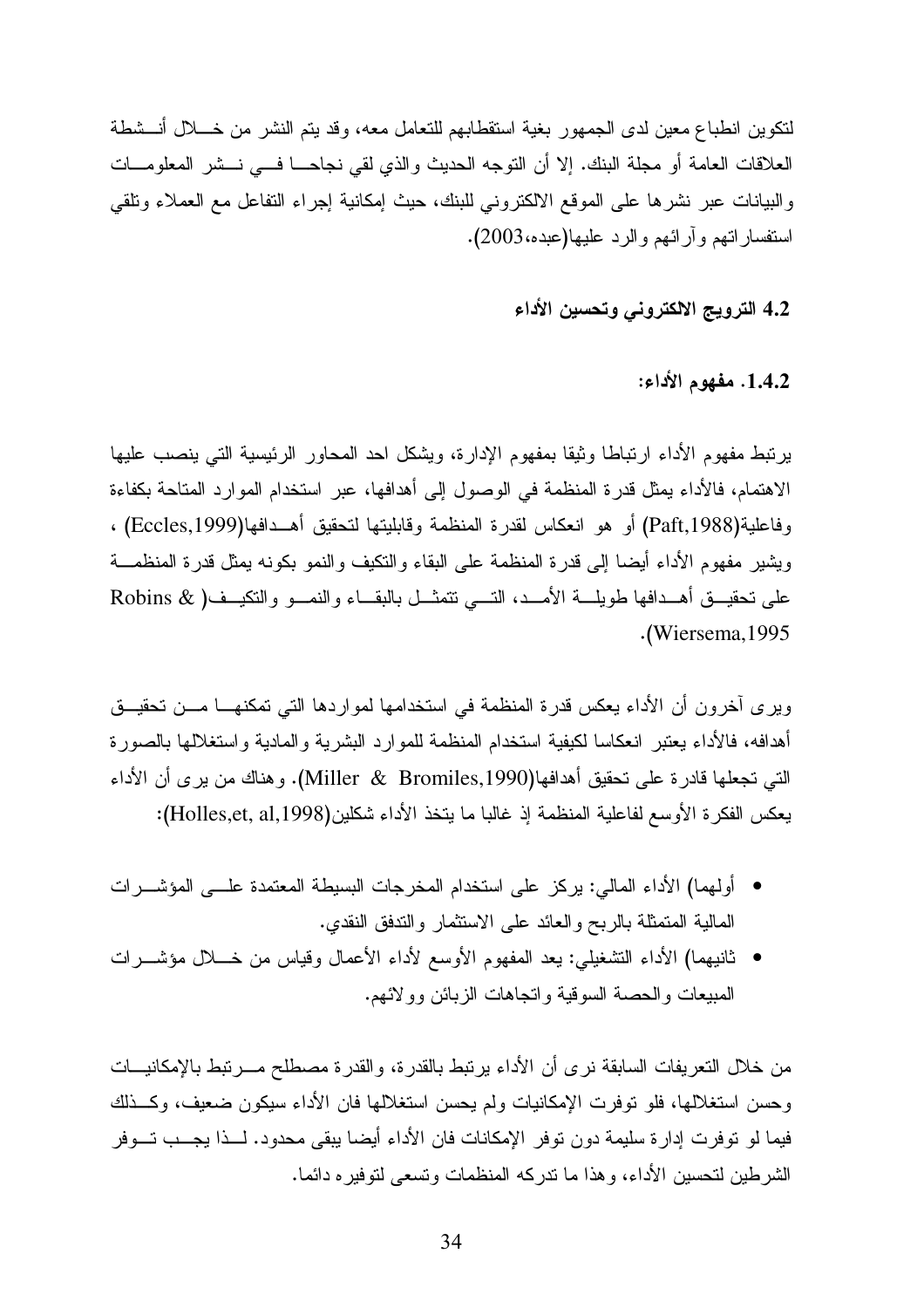لتكوين انطباع معين لدى الجمهور بغية استقطابهم للتعامل معه، وقد يتم النشر من خلال أنشطة العلاقات العامة أو مجلة البنك. إلا أن التوجه الحديث والذي لقي نجاحا في نشر المعلومات والبيانات عبر نشرها على الموقع الالكتروني للبنك، حيث إمكانية إجراء التفاعل مع العملاء وتلقي استفساراتهم وآرائهم والرد عليها(عبده،2003).

## 4.2 الترويج الالكتروني وتحسين الأداء

### 1.4.2. مفهوم الأداء:

يرتبط مفهوم الأداء ارتباطا وثيقا بمفهوم الإدارة، ويشكل احد المحاور الرئيسية التي ينصب عليها الاهتمام، فالأداء يمثل قدرة المنظمة في الوصول إلى أهدافها، عبر استخدام الموارد المتاحة بكفاءة وفاعلية(Paft,1988) أو هو انعكاس لقدرة المنظمة وقابليتها لتحقيق أهدافها(Eccles,1999) ، ويشير مفهوم الأداء أيضا إلى قدرة المنظمة على البقاء والتكيف والنمو بكونه يمثل قدرة المنظمة على تحقيق أهدافها طويلة الأمد، التي تتمثل بالبقاء والنمو والتكيف( Robins & Wiersema,1995).

ويرى آخرون أن الأداء يعكس قدرة المنظمة في استخدامها لمواردها التي تمكنها من تحقيق أهدافه، فالأداء يعتبر انعكاسا لكيفية استخدام المنظمة للموارد البشرية والمادية واستغلالها بالصورة التي تجعلها قادرة على تحقيق أهدافها(Miller & Bromiles,1990). وهناك من يرى أن الأداء يعكس الفكرة الأوسع لفاعلية المنظمة إذ غالبا ما يتخذ الأداء شكلين(Holles,et, al,1998):

- أولهما) الأداء المالي: يركز على استخدام المخرجات البسيطة المعتمدة على المؤشرات المالية المتمثلة بالربح والعائد على الاستثمار والتدفق النقدي.
- ثانيهما) الأداء التشغيلي: يعد المفهوم الأوسع لأداء الأعمال وقياس من خلال مؤشرات المبيعات والحصة السوقية واتجاهات الزبائن وولائهم.

من خلال التعريفات السابقة نرى أن الأداء يرتبط بالقدرة، والقدرة مصطلح مرتبط بالإمكانيات وحسن استغلالها، فلو توفرت الإمكانيات ولم يحسن استغلالها فان الأداء سيكون ضعيف، وكذلك فيما لو توفرت إدارة سليمة دون توفر الإمكانات فان الأداء أيضا يبقى محدود. لذا يجب توفر الشرطين لتحسين الأداء، وهذا ما تدركه المنظمات وتسعى لتوفيره دائما.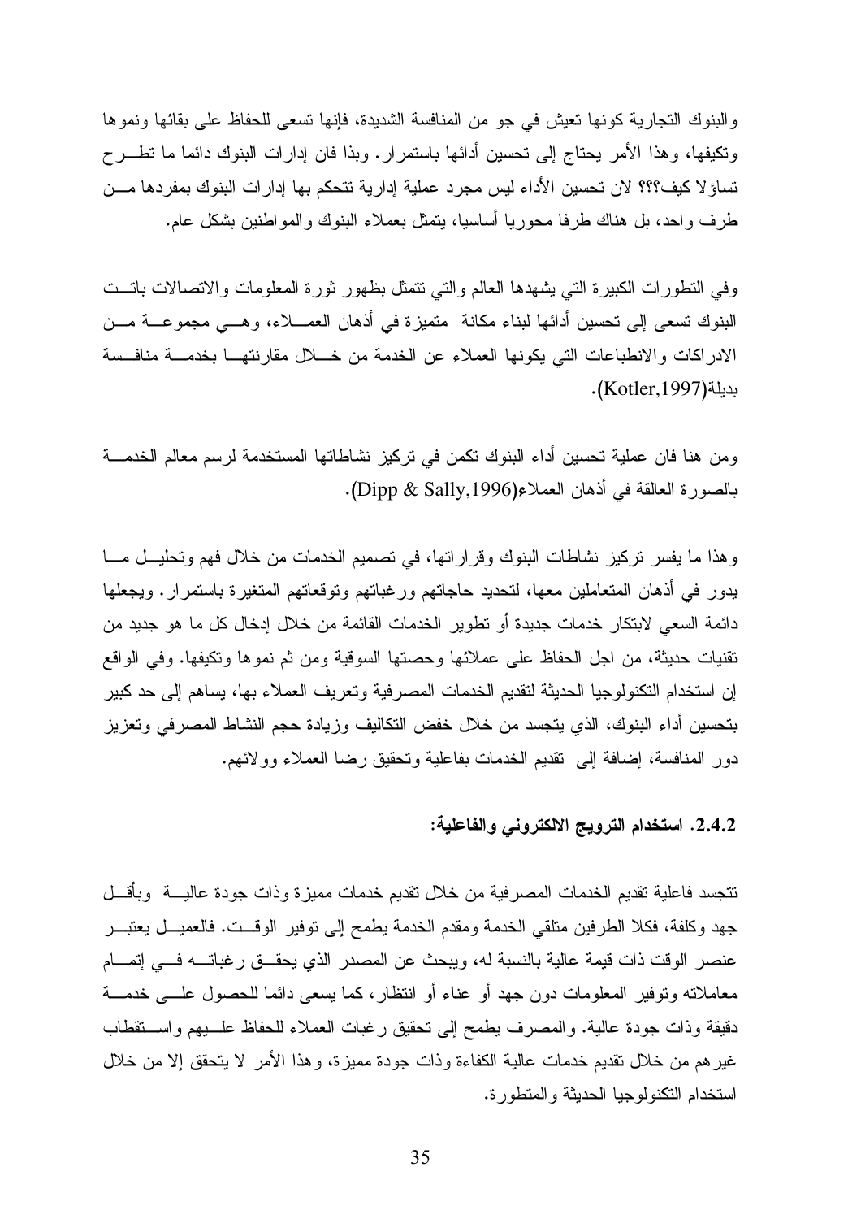والبنوك التجارية كونها تعيش في جو من المنافسة الشديدة، فإنها تسعى للحفاظ على بقائها ونموها وتكيفها، وهذا الأمر يحتاج إلى تحسين أدائها باستمرار. وبذا فان إدارات البنوك دائما ما تطرح تساؤلا كيف؟؟؟ لان تحسين الأداء ليس مجرد عملية إدارية تتحكم بها إدارات البنوك بمفردها من طرف واحد، بل هناك طرفا محوريا أساسيا، يتمثل بعملاء البنوك والمواطنين بشكل عام.

وفي التطورات الكبيرة التي يشهدها العالم والتي تتمثل بظهور ثورة المعلومات والاتصالات باتت البنوك تسعى إلى تحسين أدائها لبناء مكانة متميزة في أذهان العملاء، وهي مجموعة من الادراكات والانطباعات التي يكونها العملاء عن الخدمة من خلال مقارنتها بخدمة منافسة بديلة(Kotler,1997).

ومن هنا فان عملية تحسين أداء البنوك تكمن في تركيز نشاطاتها المستخدمة لرسم معالم الخدمة بالصورة العالقة في أذهان العملاء(Dipp & Sally,1996).

وهذا ما يفسر تركيز نشاطات البنوك وقراراتها، في تصميم الخدمات من خلال فهم وتحليل ما يدور في أذهان المتعاملين معها، لتحديد حاجاتهم ورغباتهم وتوقعاتهم المتغيرة باستمرار. ويجعلها دائمة السعي لابتكار خدمات جديدة أو تطوير الخدمات القائمة من خلال إدخال كل ما هو جديد من تقنيات حديثة، من اجل الحفاظ على عملائها وحصتها السوقية ومن ثم نموها وتكيفها. وفي الواقع إن استخدام التكنولوجيا الحديثة لتقديم الخدمات المصرفية وتعريف العملاء بها، يساهم إلى حد كبير بتحسين أداء البنوك، الذي يتجسد من خلال خفض التكاليف وزيادة حجم النشاط المصرفي وتعزيز دور المنافسة، إضافة إلى تقديم الخدمات بفاعلية وتحقيق رضا العملاء وولائهم.

### 2.4.2. استخدام الترويج الالكتروني والفاعلية:

تتجسد فاعلية تقديم الخدمات المصرفية من خلال تقديم خدمات مميزة وذات جودة عالية وبأقل جهد وكلفة، فكلا الطرفين متلقي الخدمة ومقدم الخدمة يطمح إلى توفير الوقت. فالعميل يعتبر عنصر الوقت ذات قيمة عالية بالنسبة له، ويبحث عن المصدر الذي يحقق رغباته في إتمام معاملاته وتوفير المعلومات دون جهد أو عناء أو انتظار، كما يسعى دائما للحصول على خدمة دقيقة وذات جودة عالية. والمصرف يطمح إلى تحقيق رغبات العملاء للحفاظ عليهم واستقطاب غيرهم من خلال تقديم خدمات عالية الكفاءة وذات جودة مميزة، وهذا الأمر لا يتحقق إلا من خلال استخدام التكنولوجيا الحديثة والمتطورة.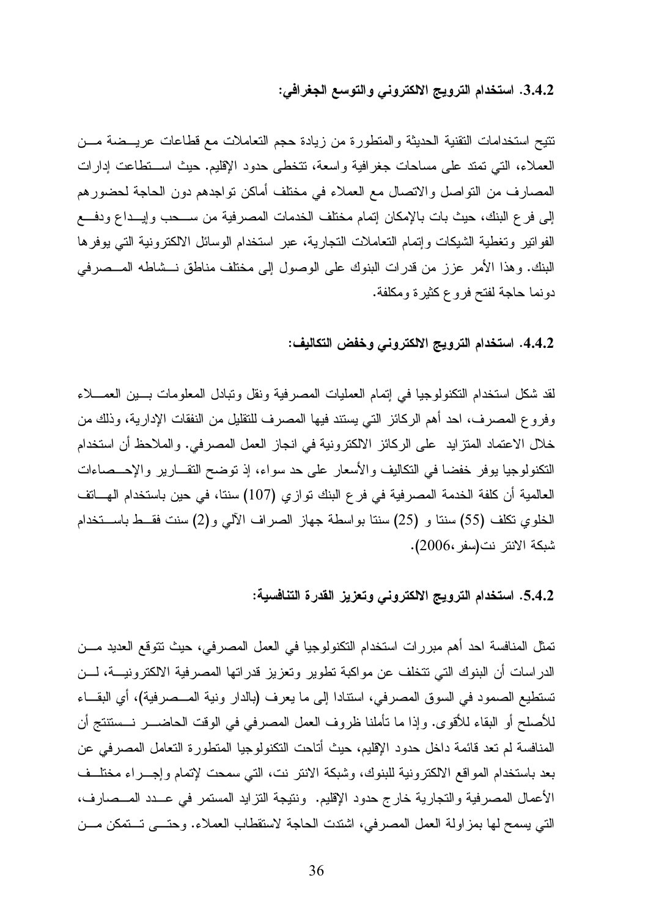### 3.4.2. استخدام الترويج الالكتروني والتوسع الجغرافي:

تتيح استخدامات التقنية الحديثة والمتطورة من زيادة حجم التعاملات مع قطاعات عريضة من العملاء، التي تمتد على مساحات جغرافية واسعة، تتخطى حدود الإقليم. حيث استطاعت إدارات المصارف من التواصل والاتصال مع العملاء في مختلف أماكن تواجدهم دون الحاجة لحضورهم إلى فرع البنك، حيث بات بالإمكان إتمام مختلف الخدمات المصرفية من سحب وإيداع ودفع الفواتير وتغطية الشيكات وإتمام التعاملات التجارية، عبر استخدام الوسائل الالكترونية التي يوفرها البنك. وهذا الأمر عزز من قدرات البنوك على الوصول إلى مختلف مناطق نشاطه المصرفي دونما حاجة لفتح فروع كثيرة ومكلفة.

### 4.4.2. استخدام الترويج الالكتروني وخفض التكاليف:

لقد شكل استخدام التكنولوجيا في إتمام العمليات المصرفية ونقل وتبادل المعلومات بين العملاء وفروع المصرف، احد أهم الركائز التي يستند فيها المصرف للتقليل من النفقات الإدارية، وذلك من خلال الاعتماد المتزايد على الركائز الالكترونية في انجاز العمل المصرفي. والملاحظ أن استخدام التكنولوجيا يوفر خفضا في التكاليف والأسعار على حد سواء، إذ توضح التقارير والإحصاءات العالمية أن كلفة الخدمة المصرفية في فرع البنك توازي (107) سنتا، في حين باستخدام الهاتف الخلوي تكلف (55) سنتا و (25) سنتا بواسطة جهاز الصراف الآلي و(2) سنت فقط باستخدام شبكة الانتر نت(سفر،2006).

### 5.4.2. استخدام الترويج الالكتروني وتعزيز القدرة التنافسية:

تمثل المنافسة احد أهم مبررات استخدام التكنولوجيا في العمل المصرفي، حيث تتوقع العديد من الدراسات أن البنوك التي تتخلف عن مواكبة تطوير وتعزيز قدراتها المصرفية الالكترونية، لن تستطيع الصمود في السوق المصرفي، استنادا إلى ما يعرف (بالدار ونية المصرفية)، أي البقاء للأصلح أو البقاء للأقوى. وإذا ما تأملنا ظروف العمل المصرفي في الوقت الحاضر نستنتج أن المنافسة لم تعد قائمة داخل حدود الإقليم، حيث أتاحت التكنولوجيا المتطورة التعامل المصرفي عن بعد باستخدام المواقع الالكترونية للبنوك، وشبكة الانتر نت، التي سمحت لإتمام وإجراء مختلف الأعمال المصرفية والتجارية خارج حدود الإقليم. ونتيجة التزايد المستمر في عدد المصارف، التي يسمح لها بمزاولة العمل المصرفي، اشتدت الحاجة لاستقطاب العملاء. وحتى تتمكن من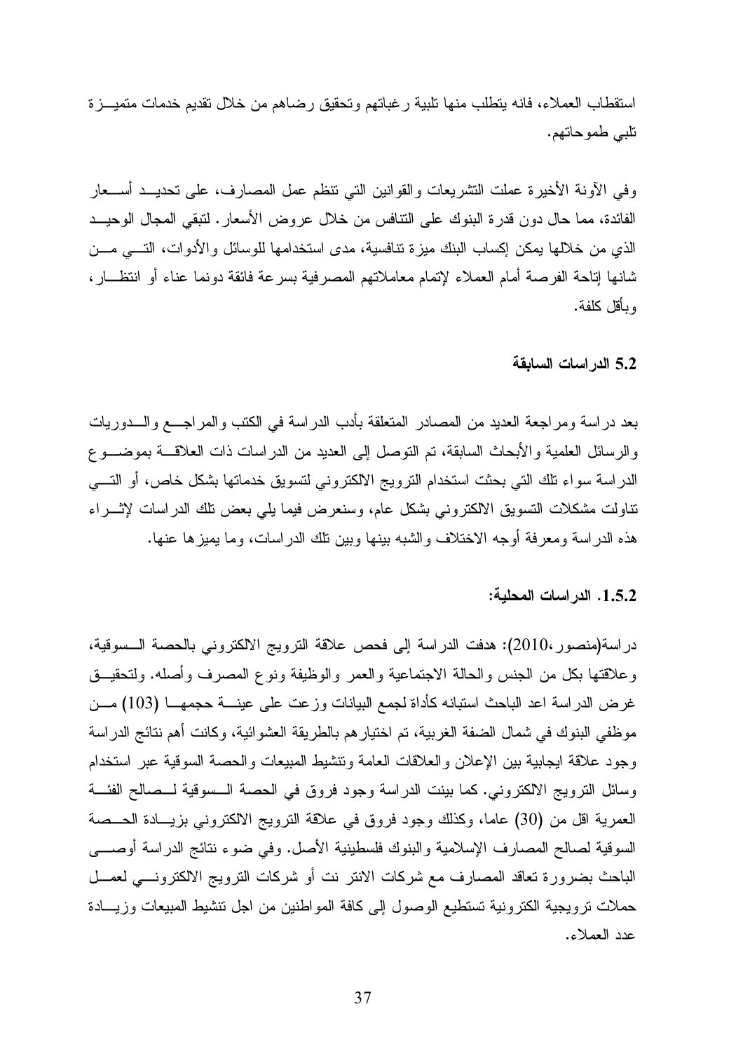استقطاب العملاء، فانه يتطلب منها تلبية رغباتهم وتحقيق رضاهم من خلال تقديم خدمات متميزة تلبي طموحاتهم.

وفي الآونة الأخيرة عملت التشريعات والقوانين التي تنظم عمل المصارف، على تحديد أسعار الفائدة، مما حال دون قدرة البنوك على التنافس من خلال عروض الأسعار. لتبقي المجال الوحيد الذي من خلالها يمكن إكساب البنك ميزة تنافسية، مدى استخدامها للوسائل والأدوات، التي من شانها إتاحة الفرصة أمام العملاء لإتمام معاملاتهم المصرفية بسرعة فائقة دونما عناء أو انتظار، وبأقل كلفة.

### 5.2 الدراسات السابقة

بعد دراسة ومراجعة العديد من المصادر المتعلقة بأدب الدراسة في الكتب والمراجع والدوريات والرسائل العلمية والأبحاث السابقة، تم التوصل إلى العديد من الدراسات ذات العلاقة بموضوع الدراسة سواء تلك التي بحثت استخدام الترويج الالكتروني لتسويق خدماتها بشكل خاص، أو التي تناولت مشكلات التسويق الالكتروني بشكل عام، وسنعرض فيما يلي بعض تلك الدراسات لإثراء هذه الدراسة ومعرفة أوجه الاختلاف والشبه بينها وبين تلك الدراسات، وما يميزها عنها.

#### 1.5.2. الدراسات المحلية:

دراسة(منصور،2010): هدفت الدراسة إلى فحص علاقة الترويج الالكتروني بالحصة السوقية، وعلاقتها بكل من الجنس والحالة الاجتماعية والعمر والوظيفة ونوع المصرف وأصله. ولتحقيق غرض الدراسة اعد الباحث استبانه كأداة لجمع البيانات وزعت على عينة حجمها (103) من موظفي البنوك في شمال الضفة الغربية، تم اختيارهم بالطريقة العشوائية، وكانت أهم نتائج الدراسة وجود علاقة ايجابية بين الإعلان والعلاقات العامة وتنشيط المبيعات والحصة السوقية عبر استخدام وسائل الترويج الالكتروني. كما بينت الدراسة وجود فروق في الحصة السوقية لصالح الفئة العمرية اقل من (30) عاما، وكذلك وجود فروق في علاقة الترويج الالكتروني بزيادة الحصة السوقية لصالح المصارف الإسلامية والبنوك فلسطينية الأصل. وفي ضوء نتائج الدراسة أوصى الباحث بضرورة تعاقد المصارف مع شركات الانتر نت أو شركات الترويج الالكتروني لعمل حملات ترويجية الكترونية تستطيع الوصول إلى كافة المواطنين من اجل تنشيط المبيعات وزيادة عدد العملاء.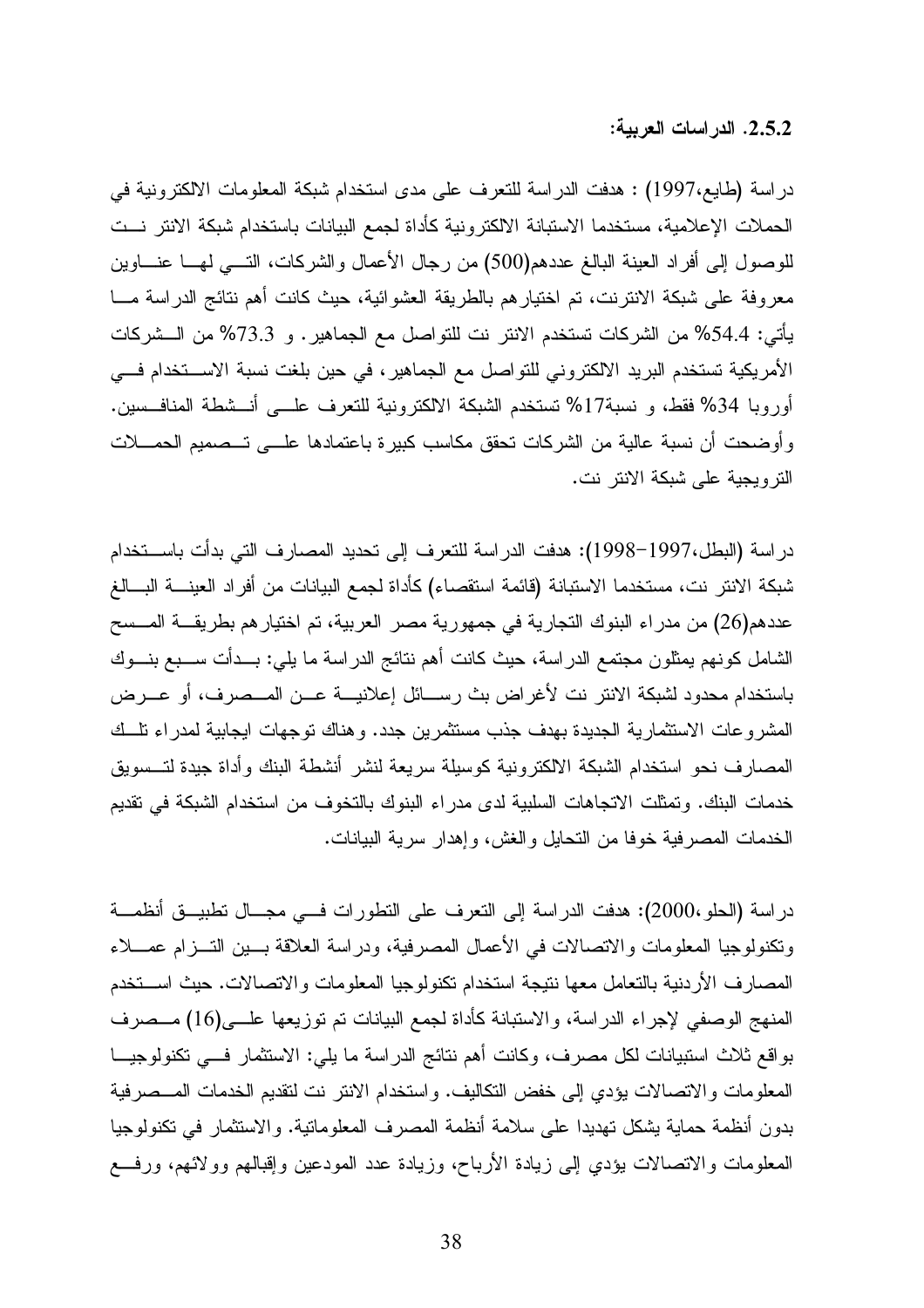### 2.5.2. الدراسات العربية:

دراسة (طايع،1997) : هدفت الدراسة للتعرف على مدى استخدام شبكة المعلومات الالكترونية في الحملات الإعلامية، مستخدما الاستبانة الالكترونية كأداة لجمع البيانات باستخدام شبكة الانتر نت للوصول إلى أفراد العينة البالغ عددهم(500) من رجال الأعمال والشركات، التي لها عناوين معروفة على شبكة الانترنت، تم اختيارهم بالطريقة العشوائية، حيث كانت أهم نتائج الدراسة ما يأتي: 54.4% من الشركات تستخدم الانتر نت للتواصل مع الجماهير. و 73.3% من الشركات الأمريكية تستخدم البريد الالكتروني للتواصل مع الجماهير، في حين بلغت نسبة الاستخدام في أوروبا 34% فقط، و نسبة17% تستخدم الشبكة الالكترونية للتعرف على أنشطة المنافسين. وأوضحت أن نسبة عالية من الشركات تحقق مكاسب كبيرة باعتمادها على تصميم الحملات الترويجية على شبكة الانتر نت.

دراسة (البطل،1997–1998): هدفت الدراسة للتعرف إلى تحديد المصارف التي بدأت باستخدام شبكة الانتر نت، مستخدما الاستبانة (قائمة استقصاء) كأداة لجمع البيانات من أفراد العينة البالغ عددهم(26) من مدراء البنوك التجارية في جمهورية مصر العربية، تم اختيارهم بطريقة المسح الشامل كونهم يمثلون مجتمع الدراسة، حيث كانت أهم نتائج الدراسة ما يلي: بدأت سبع بنوك باستخدام محدود لشبكة الانتر نت لأغراض بث رسائل إعلانية عن المصرف، أو عرض المشروعات الاستثمارية الجديدة بهدف جذب مستثمرين جدد. وهناك توجهات ايجابية لمدراء تلك المصارف نحو استخدام الشبكة الالكترونية كوسيلة سريعة لنشر أنشطة البنك وأداة جيدة لتسويق خدمات البنك. وتمثلت الاتجاهات السلبية لدى مدراء البنوك بالتخوف من استخدام الشبكة في تقديم الخدمات المصرفية خوفا من التحايل والغش، وإهدار سرية البيانات.

دراسة (الحلو،2000): هدفت الدراسة إلى التعرف على التطورات في مجال تطبيق أنظمة وتكنولوجيا المعلومات والاتصالات في الأعمال المصرفية، ودراسة العلاقة بين التزام عملاء المصارف الأردنية بالتعامل معها نتيجة استخدام تكنولوجيا المعلومات والاتصالات. حيث استخدم المنهج الوصفي لإجراء الدراسة، والاستبانة كأداة لجمع البيانات تم توزيعها على(16) مصرف بواقع ثلاث استبيانات لكل مصرف، وكانت أهم نتائج الدراسة ما يلي: الاستثمار في تكنولوجيا المعلومات والاتصالات يؤدي إلى خفض التكاليف. واستخدام الانتر نت لتقديم الخدمات المصرفية بدون أنظمة حماية يشكل تهديدا على سلامة أنظمة المصرف المعلوماتية. والاستثمار في تكنولوجيا المعلومات والاتصالات يؤدي إلى زيادة الأرباح، وزيادة عدد المودعين وإقبالهم وولائهم، ورفع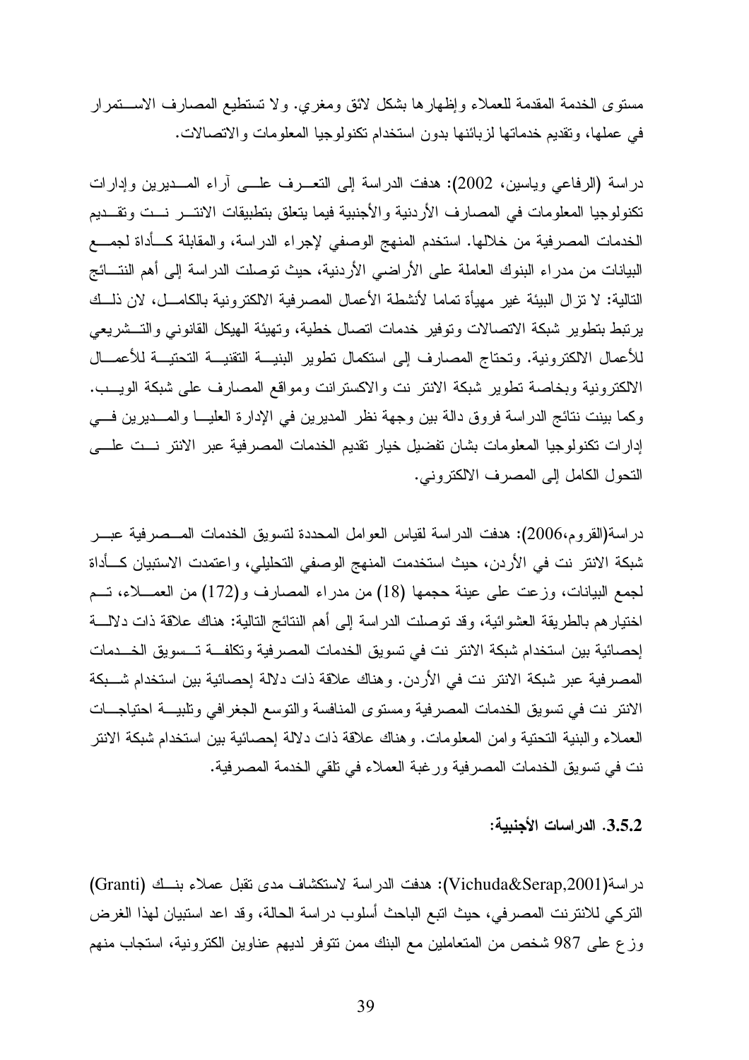مستوى الخدمة المقدمة للعملاء وإظهارها بشكل لائق ومغري. ولا تستطيع المصارف الاستمرار في عملها، وتقديم خدماتها لزبائنها بدون استخدام تكنولوجيا المعلومات والاتصالات.

دراسة (الرفاعي وياسين، 2002): هدفت الدراسة إلى التعرف على آراء المديرين وإدارات تكنولوجيا المعلومات في المصارف الأردنية والأجنبية فيما يتعلق بتطبيقات الانترنت وتقديم الخدمات المصرفية من خلالها. استخدم المنهج الوصفي لإجراء الدراسة، والمقابلة كأداة لجمع البيانات من مدراء البنوك العاملة على الأراضي الأردنية، حيث توصلت الدراسة إلى أهم النتائج التالية: لا تزال البيئة غير مهيأة تماما لأنشطة الأعمال المصرفية الالكترونية بالكامل، لان ذلك يرتبط بتطوير شبكة الاتصالات وتوفير خدمات اتصال خطية، وتهيئة الهيكل القانوني والتشريعي للأعمال الالكترونية. وتحتاج المصارف إلى استكمال تطوير البنية التقنية التحتية للأعمال الالكترونية وبخاصة تطوير شبكة الانترنت والاكسترانت ومواقع المصارف على شبكة الويب. وكما بينت نتائج الدراسة فروق دالة بين وجهة نظر المديرين في الإدارة العليا والمديرين في إدارات تكنولوجيا المعلومات بشان تفضيل خيار تقديم الخدمات المصرفية عبر الانترنت على التحول الكامل إلى المصرف الالكتروني.

دراسة(القروم،2006): هدفت الدراسة لقياس العوامل المحددة لتسويق الخدمات المصرفية عبر شبكة الانترنت في الأردن، حيث استخدمت المنهج الوصفي التحليلي، واعتمدت الاستبيان كأداة لجمع البيانات، وزعت على عينة حجمها (18) من مدراء المصارف و(172) من العملاء، تم اختيارهم بالطريقة العشوائية، وقد توصلت الدراسة إلى أهم النتائج التالية: هناك علاقة ذات دلالة إحصائية بين استخدام شبكة الانترنت في تسويق الخدمات المصرفية وتكلفة تسويق الخدمات المصرفية عبر شبكة الانترنت في الأردن. وهناك علاقة ذات دلالة إحصائية بين استخدام شبكة الانترنت في تسويق الخدمات المصرفية ومستوى المنافسة والتوسع الجغرافي وتلبية احتياجات العملاء والبنية التحتية وامن المعلومات. وهناك علاقة ذات دلالة إحصائية بين استخدام شبكة الانترنت في تسويق الخدمات المصرفية ورغبة العملاء في تلقي الخدمة المصرفية.

### 3.5.2. الدراسات الأجنبية:

دراسة(Vichuda&Serap,2001): هدفت الدراسة لاستكشاف مدى تقبل عملاء بنك (Granti) التركي للانترنت المصرفي، حيث اتبع الباحث أسلوب دراسة الحالة، وقد اعد استبيان لهذا الغرض وزع على 987 شخص من المتعاملين مع البنك ممن تتوفر لديهم عناوين الكترونية، استجاب منهم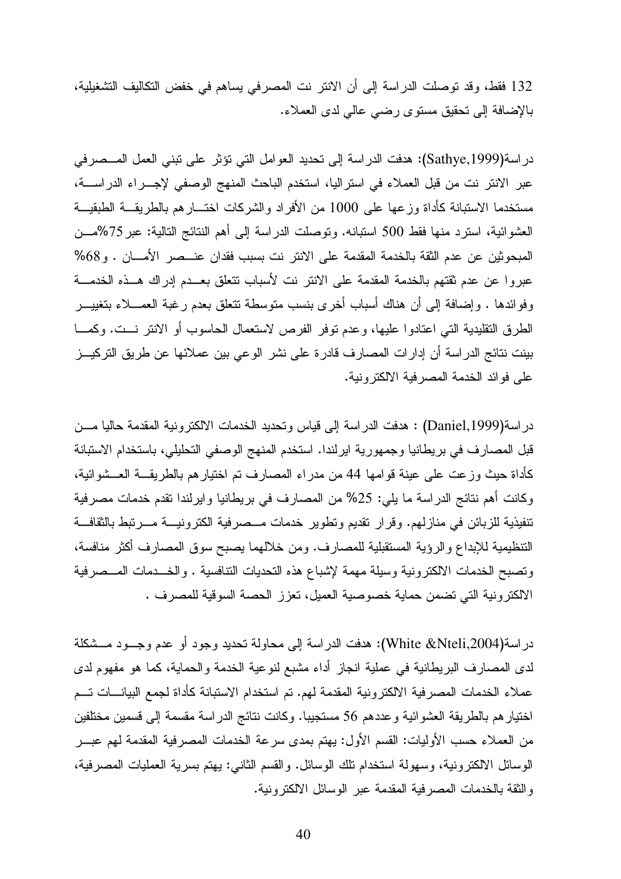132 فقط، وقد توصلت الدراسة إلى أن الانتر نت المصرفي يساهم في خفض التكاليف التشغيلية، بالإضافة إلى تحقيق مستوى رضي عالي لدى العملاء.

دراسة(Sathye,1999): هدفت الدراسة إلى تحديد العوامل التي تؤثر على تبني العمل المصرفي عبر الانتر نت من قبل العملاء في استراليا، استخدم الباحث المنهج الوصفي لإجراء الدراسة، مستخدما الاستبانة كأداة وزعها على 1000 من الأفراد والشركات اختارهم بالطريقة الطبقية العشوائية، استرد منها فقط 500 استبانه. وتوصلت الدراسة إلى أهم النتائج التالية: عبر75%من المبحوثين عن عدم الثقة بالخدمة المقدمة على الانتر نت بسبب فقدان عنصر الأمان . و68% عبروا عن عدم ثقتهم بالخدمة المقدمة على الانتر نت لأسباب تتعلق بعدم إدراك هذه الخدمة وفوائدها . وإضافة إلى أن هناك أسباب أخرى بنسب متوسطة تتعلق بعدم رغبة العملاء بتغيير الطرق التقليدية التي اعتادوا عليها، وعدم توفر الفرص لاستعمال الحاسوب أو الانتر نت. وكما بينت نتائج الدراسة أن إدارات المصارف قادرة على نشر الوعي بين عملائها عن طريق التركيز على فوائد الخدمة المصرفية الالكترونية.

دراسة(Daniel,1999) : هدفت الدراسة إلى قياس وتحديد الخدمات الالكترونية المقدمة حاليا من قبل المصارف في بريطانيا وجمهورية ايرلندا. استخدم المنهج الوصفي التحليلي، باستخدام الاستبانة كأداة حيث وزعت على عينة قوامها 44 من مدراء المصارف تم اختيارهم بالطريقة العشوائية، وكانت أهم نتائج الدراسة ما يلي: 25% من المصارف في بريطانيا وايرلندا تقدم خدمات مصرفية تنفيذية للزبائن في منازلهم. وقرار تقديم وتطوير خدمات مصرفية الكترونية مرتبط بالثقافة التنظيمية للإبداع والرؤية المستقبلية للمصارف. ومن خلالهما يصبح سوق المصارف أكثر منافسة، وتصبح الخدمات الالكترونية وسيلة مهمة لإشباع هذه التحديات التنافسية . والخدمات المصرفية الالكترونية التي تضمن حماية خصوصية العميل، تعزز الحصة السوقية للمصرف .

دراسة(White &Nteli,2004): هدفت الدراسة إلى محاولة تحديد وجود أو عدم وجود مشكلة لدى المصارف البريطانية في عملية انجاز أداء مشبع لنوعية الخدمة والحماية، كما هو مفهوم لدى عملاء الخدمات المصرفية الالكترونية المقدمة لهم. تم استخدام الاستبانة كأداة لجمع البيانات تم اختيارهم بالطريقة العشوائية وعددهم 56 مستجيبا. وكانت نتائج الدراسة مقسمة إلى قسمين مختلفين من العملاء حسب الأوليات: القسم الأول: يهتم بمدى سرعة الخدمات المصرفية المقدمة لهم عبر الوسائل الالكترونية، وسهولة استخدام تلك الوسائل. والقسم الثاني: يهتم بسرية العمليات المصرفية، والثقة بالخدمات المصرفية المقدمة عبر الوسائل الالكترونية.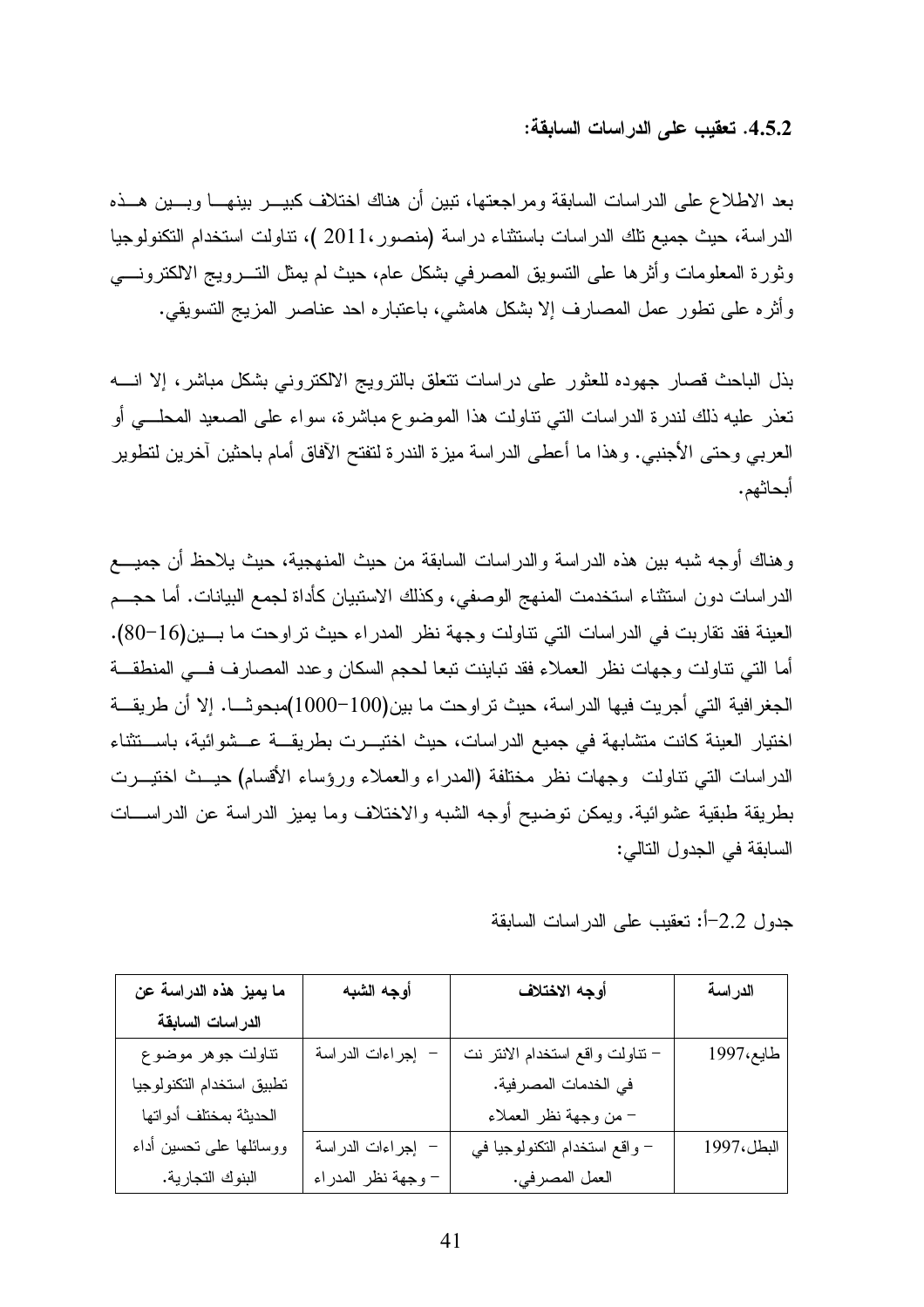### 4.5.2. تعقيب على الدراسات السابقة:

بعد الاطلاع على الدراسات السابقة ومراجعتها، تبين أن هناك اختلاف كبير بينها وبين هذه الدراسة، حيث جميع تلك الدراسات باستثناء دراسة (منصور،2011 )، تناولت استخدام التكنولوجيا وثورة المعلومات وأثرها على التسويق المصرفي بشكل عام، حيث لم يمثل الترويج الالكتروني وأثره على تطور عمل المصارف إلا بشكل هامشي، باعتباره احد عناصر المزيج التسويقي.

بذل الباحث قصار جهوده للعثور على دراسات تتعلق بالترويج الالكتروني بشكل مباشر، إلا انه تعذر عليه ذلك لندرة الدراسات التي تناولت هذا الموضوع مباشرة، سواء على الصعيد المحلي أو العربي وحتى الأجنبي. وهذا ما أعطى الدراسة ميزة الندرة لتفتح الآفاق أمام باحثين آخرين لتطوير أبحاثهم.

وهناك أوجه شبه بين هذه الدراسة والدراسات السابقة من حيث المنهجية، حيث يلاحظ أن جميع الدراسات دون استثناء استخدمت المنهج الوصفي، وكذلك الاستبيان كأداة لجمع البيانات. أما حجم العينة فقد تقاربت في الدراسات التي تناولت وجهة نظر المدراء حيث تراوحت ما بين(16-80). أما التي تناولت وجهات نظر العملاء فقد تباينت تبعا لحجم السكان وعدد المصارف في المنطقة الجغرافية التي أجريت فيها الدراسة، حيث تراوحت ما بين(100-1000)مبحوثا. إلا أن طريقة اختيار العينة كانت متشابهة في جميع الدراسات، حيث اختيرت بطريقة عشوائية، باستثناء الدراسات التي تناولت وجهات نظر مختلفة (المدراء والعملاء ورؤساء الأقسام) حيث اختيرت بطريقة طبقية عشوائية. ويمكن توضيح أوجه الشبه والاختلاف وما يميز الدراسة عن الدراسات السابقة في الجدول التالي:

جدول 2.2-أ: تعقيب على الدراسات السابقة

| الدراسة | أوجه الاختلاف | أوجه الشبه | ما يميز هذه الدراسة عن الدراسات السابقة |
|---|---|---|---|
| طايع،1997 | - تناولت واقع استخدام الانترنت في الخدمات المصرفية.<br>- من وجهة نظر العملاء | - إجراءات الدراسة | تناولت جوهر موضوع تطبيق استخدام التكنولوجيا الحديثة بمختلف أدواتها ووسائلها على تحسين أداء البنوك التجارية. |
| البطل،1997 | - واقع استخدام التكنولوجيا في العمل المصرفي. | - إجراءات الدراسة<br>- وجهة نظر المدراء | |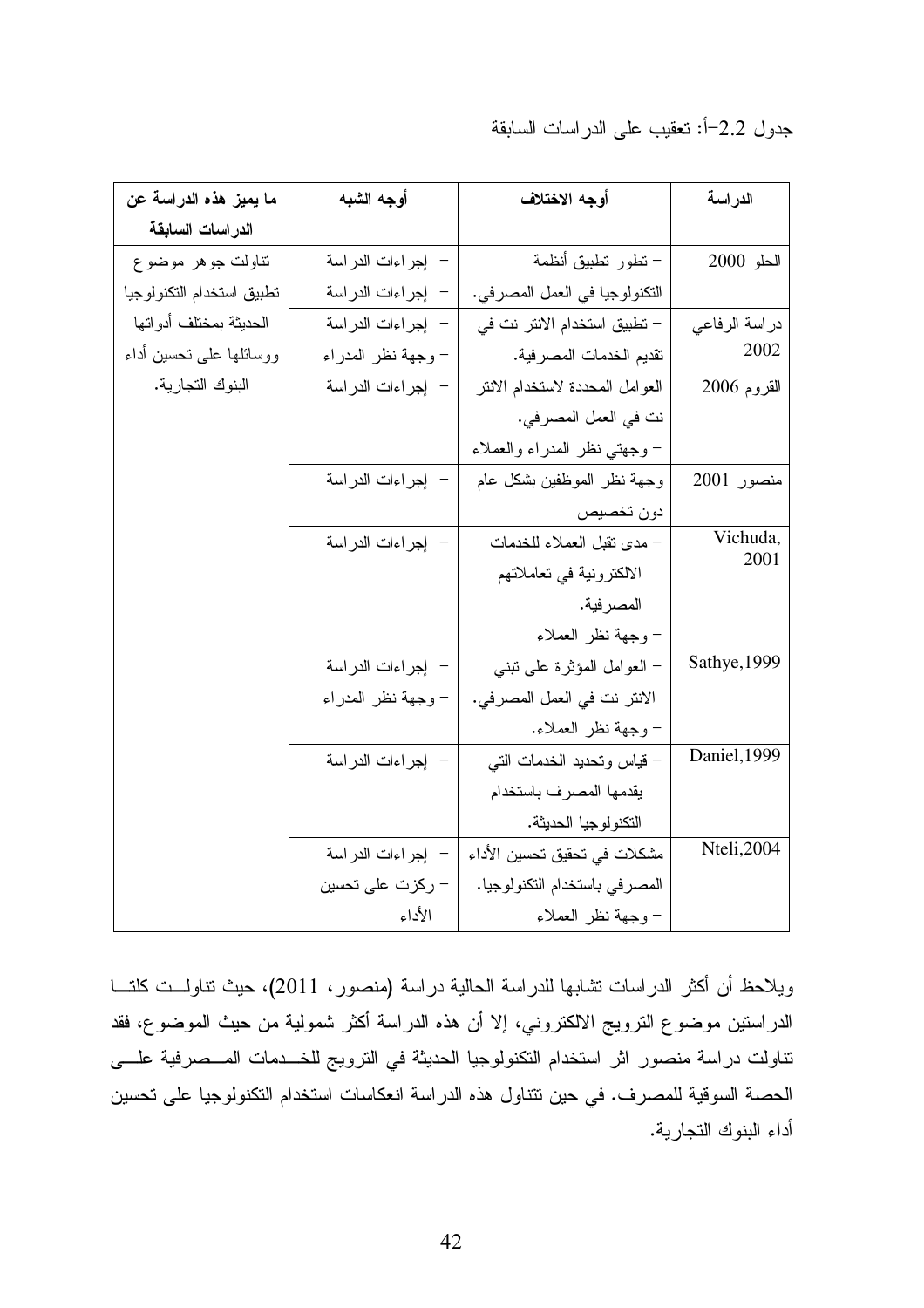جدول 2.2–أ: تعقيب على الدراسات السابقة

| الدراسة | أوجه الاختلاف | أوجه الشبه | ما يميز هذه الدراسة عن الدراسات السابقة |
|---|---|---|---|
| الحلو 2000 | – تطور تطبيق أنظمة التكنولوجيا في العمل المصرفي. | – إجراءات الدراسة<br>– إجراءات الدراسة | تناولت جوهر موضوع تطبيق استخدام التكنولوجيا الحديثة بمختلف أدواتها ووسائلها على تحسين أداء البنوك التجارية. |
| دراسة الرفاعي 2002 | – تطبيق استخدام الانترنت في تقديم الخدمات المصرفية. | – إجراءات الدراسة<br>– وجهة نظر المدراء | |
| القروم 2006 | العوامل المحددة لاستخدام الانترنت في العمل المصرفي.<br>– وجهتي نظر المدراء والعملاء | – إجراءات الدراسة | |
| منصور 2001 | وجهة نظر الموظفين بشكل عام دون تخصيص | – إجراءات الدراسة | |
| Vichuda, 2001 | – مدى تقبل العملاء للخدمات الالكترونية في تعاملاتهم المصرفية.<br>– وجهة نظر العملاء | – إجراءات الدراسة | |
| Sathye,1999 | – العوامل المؤثرة على تبني الانترنت في العمل المصرفي.<br>– وجهة نظر العملاء. | – إجراءات الدراسة<br>– وجهة نظر المدراء | |
| Daniel,1999 | – قياس وتحديد الخدمات التي يقدمها المصرف باستخدام التكنولوجيا الحديثة. | – إجراءات الدراسة | |
| Nteli,2004 | مشكلات في تحقيق تحسين الأداء المصرفي باستخدام التكنولوجيا.<br>– وجهة نظر العملاء | – إجراءات الدراسة<br>– ركزت على تحسين الأداء | |

ويلاحظ أن أكثر الدراسات تشابها للدراسة الحالية دراسة (منصور، 2011)، حيث تناولت كلتا الدراستين موضوع الترويج الالكتروني، إلا أن هذه الدراسة أكثر شمولية من حيث الموضوع، فقد تناولت دراسة منصور اثر استخدام التكنولوجيا الحديثة في الترويج للخدمات المصرفية على الحصة السوقية للمصرف. في حين تتناول هذه الدراسة انعكاسات استخدام التكنولوجيا على تحسين أداء البنوك التجارية.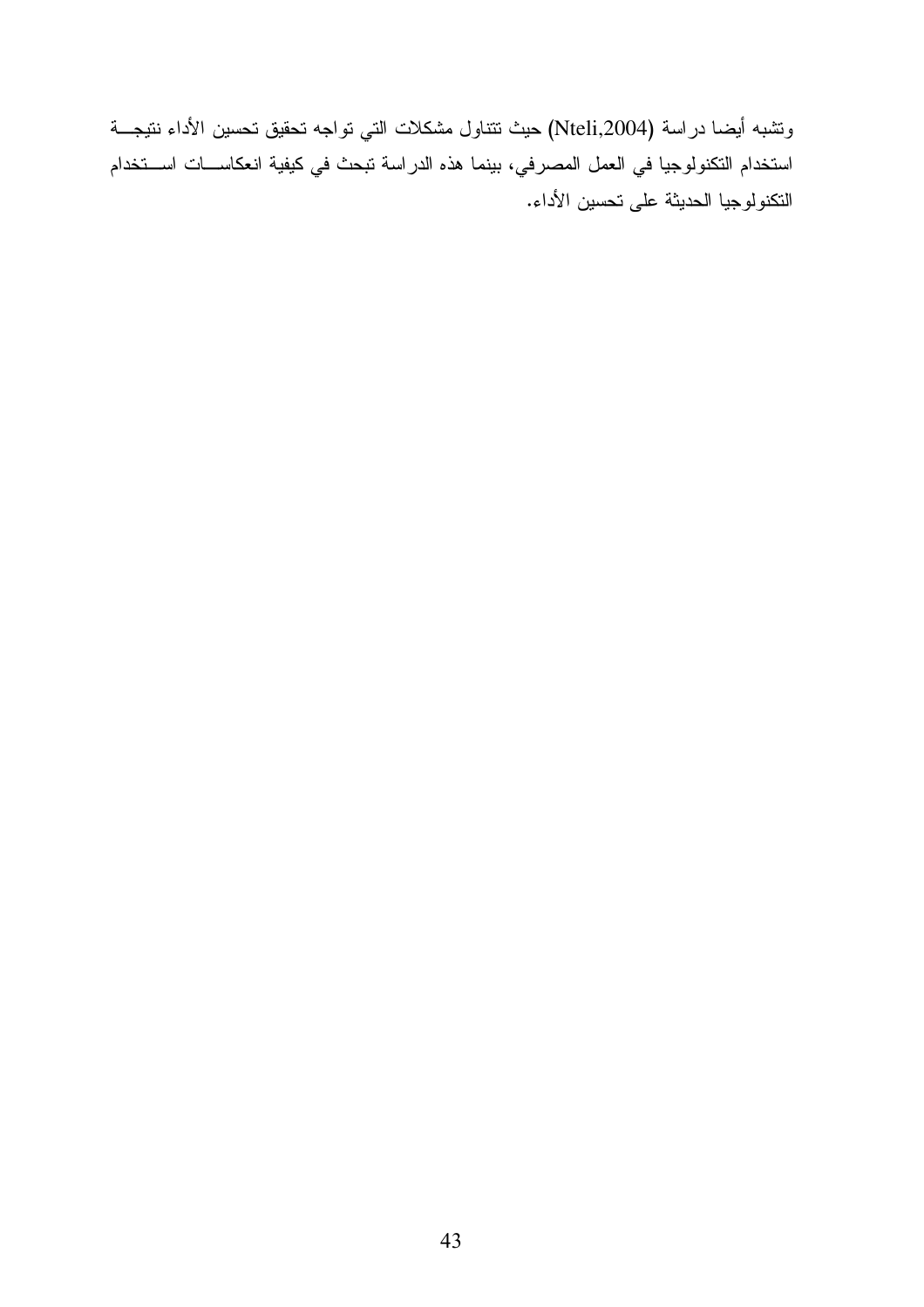وتشبه أيضا دراسة (Nteli,2004) حيث تتناول مشكلات التي تواجه تحقيق تحسين الأداء نتيجة استخدام التكنولوجيا في العمل المصرفي، بينما هذه الدراسة تبحث في كيفية انعكاسات استخدام التكنولوجيا الحديثة على تحسين الأداء.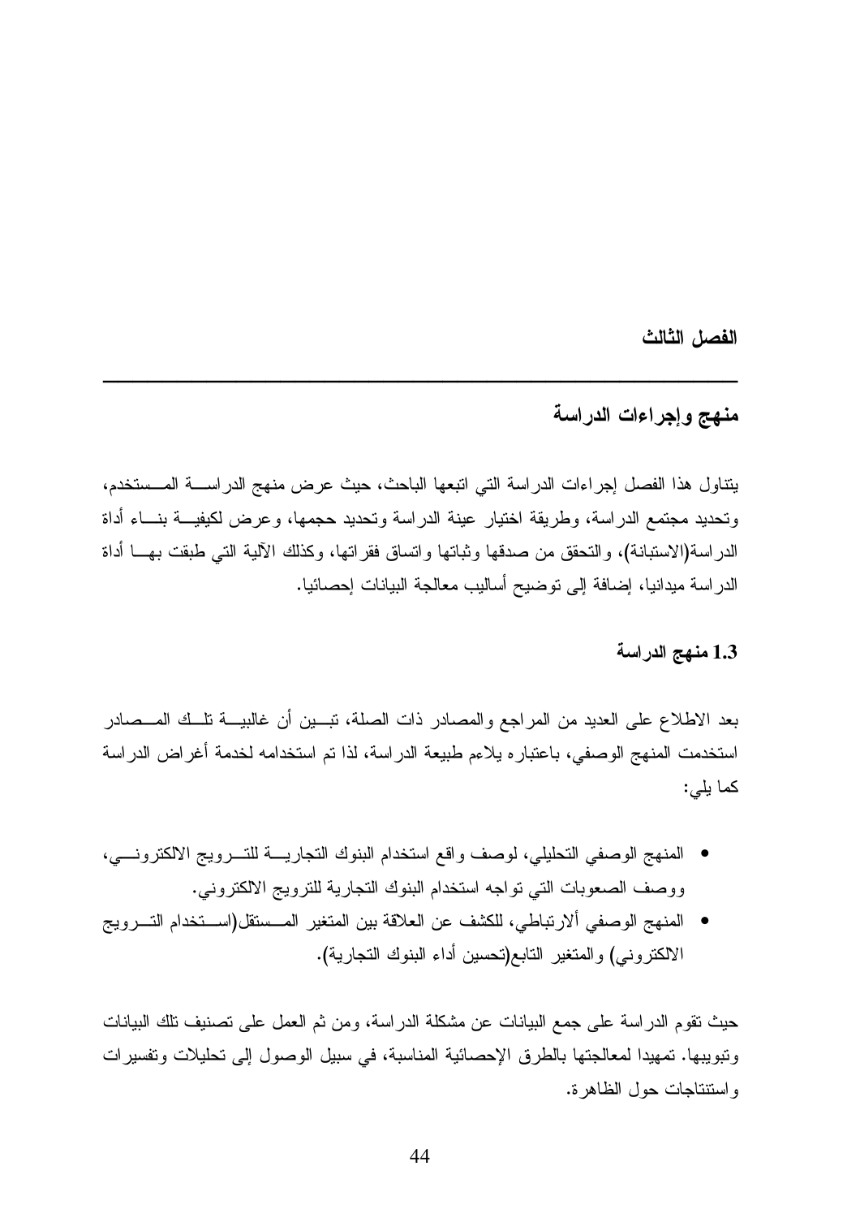# الفصل الثالث

---

## منهج وإجراءات الدراسة

يتناول هذا الفصل إجراءات الدراسة التي اتبعها الباحث، حيث عرض منهج الدراسة المستخدم، وتحديد مجتمع الدراسة، وطريقة اختيار عينة الدراسة وتحديد حجمها، وعرض لكيفية بناء أداة الدراسة(الاستبانة)، والتحقق من صدقها وثباتها واتساق فقراتها، وكذلك الآلية التي طبقت بها أداة الدراسة ميدانيا، إضافة إلى توضيح أساليب معالجة البيانات إحصائيا.

### 1.3 منهج الدراسة

بعد الاطلاع على العديد من المراجع والمصادر ذات الصلة، تبين أن غالبية تلك المصادر استخدمت المنهج الوصفي، باعتباره يلاءم طبيعة الدراسة، لذا تم استخدامه لخدمة أغراض الدراسة كما يلي:

- المنهج الوصفي التحليلي، لوصف واقع استخدام البنوك التجارية للترويج الالكتروني، ووصف الصعوبات التي تواجه استخدام البنوك التجارية للترويج الالكتروني.
- المنهج الوصفي ألارتباطي، للكشف عن العلاقة بين المتغير المستقل(استخدام الترويج الالكتروني) والمتغير التابع(تحسين أداء البنوك التجارية).

حيث تقوم الدراسة على جمع البيانات عن مشكلة الدراسة، ومن ثم العمل على تصنيف تلك البيانات وتبويبها. تمهيدا لمعالجتها بالطرق الإحصائية المناسبة، في سبيل الوصول إلى تحليلات وتفسيرات واستنتاجات حول الظاهرة.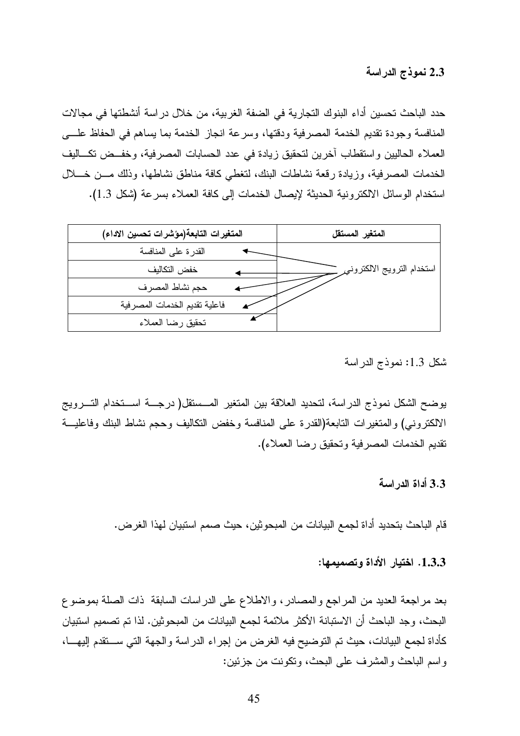### 2.3 نموذج الدراسة

حدد الباحث تحسين أداء البنوك التجارية في الضفة الغربية، من خلال دراسة أنشطتها في مجالات المنافسة وجودة تقديم الخدمة المصرفية ودقتها، وسرعة انجاز الخدمة بما يساهم في الحفاظ على العملاء الحاليين واستقطاب آخرين لتحقيق زيادة في عدد الحسابات المصرفية، وخفض تكاليف الخدمات المصرفية، وزيادة رقعة نشاطات البنك، لتغطي كافة مناطق نشاطها، وذلك من خلال استخدام الوسائل الالكترونية الحديثة لإيصال الخدمات إلى كافة العملاء بسرعة (شكل 1.3).

| المتغير المستقل | المتغيرات التابعة(مؤشرات تحسين الاداء) |
|---|---|
| | القدرة على المنافسة |
| استخدام الترويج الالكتروني | خفض التكاليف |
| | حجم نشاط المصرف |
| | فاعلية تقديم الخدمات المصرفية |
| | تحقيق رضا العملاء |

شكل 1.3: نموذج الدراسة

يوضح الشكل نموذج الدراسة، لتحديد العلاقة بين المتغير المستقل( درجة استخدام الترويج الالكتروني) والمتغيرات التابعة(القدرة على المنافسة وخفض التكاليف وحجم نشاط البنك وفاعلية تقديم الخدمات المصرفية وتحقيق رضا العملاء).

### 3.3 أداة الدراسة

قام الباحث بتحديد أداة لجمع البيانات من المبحوثين، حيث صمم استبيان لهذا الغرض.

#### 1.3.3. اختيار الأداة وتصميمها:

بعد مراجعة العديد من المراجع والمصادر، والاطلاع على الدراسات السابقة ذات الصلة بموضوع البحث، وجد الباحث أن الاستبانة الأكثر ملائمة لجمع البيانات من المبحوثين. لذا تم تصميم استبيان كأداة لجمع البيانات، حيث تم التوضيح فيه الغرض من إجراء الدراسة والجهة التي ستقدم إليها، واسم الباحث والمشرف على البحث، وتكونت من جزئين: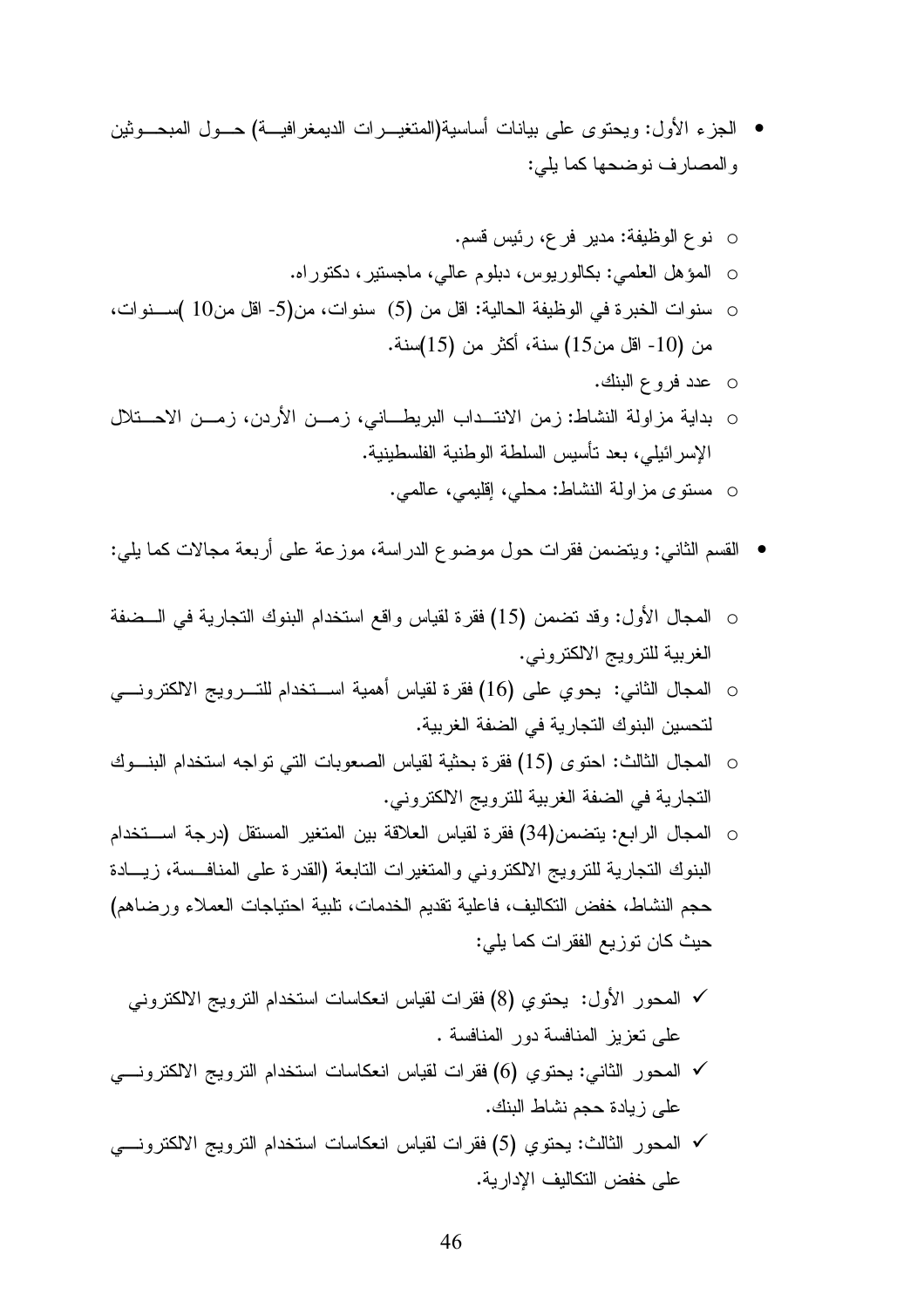- الجزء الأول: ويحتوى على بيانات أساسية(المتغيرات الديمغرافية) حول المبحوثين والمصارف نوضحها كما يلي:

  - نوع الوظيفة: مدير فرع، رئيس قسم.
  - المؤهل العلمي: بكالوريوس، دبلوم عالي، ماجستير، دكتوراه.
  - سنوات الخبرة في الوظيفة الحالية: اقل من (5) سنوات، من(5- اقل من10 )سنوات، من (10- اقل من15) سنة، أكثر من (15)سنة.
  - عدد فروع البنك.
  - بداية مزاولة النشاط: زمن الانتداب البريطاني، زمن الأردن، زمن الاحتلال الإسرائيلي، بعد تأسيس السلطة الوطنية الفلسطينية.
  - مستوى مزاولة النشاط: محلي، إقليمي، عالمي.

- القسم الثاني: ويتضمن فقرات حول موضوع الدراسة، موزعة على أربعة مجالات كما يلي:

  - المجال الأول: وقد تضمن (15) فقرة لقياس واقع استخدام البنوك التجارية في الضفة الغربية للترويج الالكتروني.
  - المجال الثاني: يحوي على (16) فقرة لقياس أهمية استخدام للترويج الالكتروني لتحسين البنوك التجارية في الضفة الغربية.
  - المجال الثالث: احتوى (15) فقرة بحثية لقياس الصعوبات التي تواجه استخدام البنوك التجارية في الضفة الغربية للترويج الالكتروني.
  - المجال الرابع: يتضمن(34) فقرة لقياس العلاقة بين المتغير المستقل (درجة استخدام البنوك التجارية للترويج الالكتروني والمتغيرات التابعة (القدرة على المنافسة، زيادة حجم النشاط، خفض التكاليف، فاعلية تقديم الخدمات، تلبية احتياجات العملاء ورضاهم) حيث كان توزيع الفقرات كما يلي:

    - ✓ المحور الأول: يحتوي (8) فقرات لقياس انعكاسات استخدام الترويج الالكتروني على تعزيز المنافسة دور المنافسة .
    - ✓ المحور الثاني: يحتوي (6) فقرات لقياس انعكاسات استخدام الترويج الالكتروني على زيادة حجم نشاط البنك.
    - ✓ المحور الثالث: يحتوي (5) فقرات لقياس انعكاسات استخدام الترويج الالكتروني على خفض التكاليف الإدارية.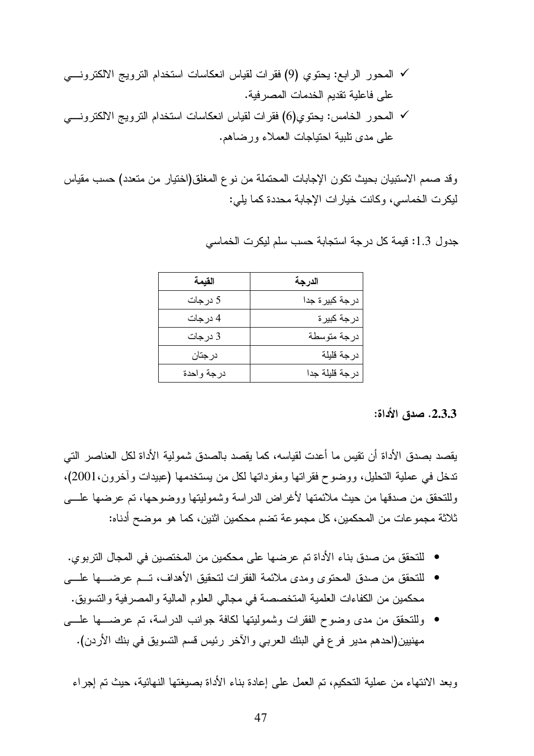- ✓ المحور الرابع: يحتوي (9) فقرات لقياس انعكاسات استخدام الترويج الالكتروني على فاعلية تقديم الخدمات المصرفية.
- ✓ المحور الخامس: يحتوي(6) فقرات لقياس انعكاسات استخدام الترويج الالكتروني على مدى تلبية احتياجات العملاء ورضاهم.

وقد صمم الاستبيان بحيث تكون الإجابات المحتملة من نوع المغلق(اختيار من متعدد) حسب مقياس ليكرت الخماسي، وكانت خيارات الإجابة محددة كما يلي:

جدول 1.3: قيمة كل درجة استجابة حسب سلم ليكرت الخماسي

| الدرجة | القيمة |
| --- | --- |
| درجة كبيرة جدا | 5 درجات |
| درجة كبيرة | 4 درجات |
| درجة متوسطة | 3 درجات |
| درجة قليلة | درجتان |
| درجة قليلة جدا | درجة واحدة |

### 2.3.3. صدق الأداة:

يقصد بصدق الأداة أن تقيس ما أعدت لقياسه، كما يقصد بالصدق شمولية الأداة لكل العناصر التي تدخل في عملية التحليل، ووضوح فقراتها ومفرداتها لكل من يستخدمها (عبيدات وآخرون،2001)، وللتحقق من صدقها من حيث ملائمتها لأغراض الدراسة وشموليتها ووضوحها، تم عرضها على ثلاثة مجموعات من المحكمين، كل مجموعة تضم محكمين اثنين، كما هو موضح أدناه:

- للتحقق من صدق بناء الأداة تم عرضها على محكمين من المختصين في المجال التربوي.
- للتحقق من صدق المحتوى ومدى ملائمة الفقرات لتحقيق الأهداف، تم عرضها على محكمين من الكفاءات العلمية المتخصصة في مجالي العلوم المالية والمصرفية والتسويق.
- وللتحقق من مدى وضوح الفقرات وشموليتها لكافة جوانب الدراسة، تم عرضها على مهنيين(احدهم مدير فرع في البنك العربي والآخر رئيس قسم التسويق في بنك الأردن).

وبعد الانتهاء من عملية التحكيم، تم العمل على إعادة بناء الأداة بصيغتها النهائية، حيث تم إجراء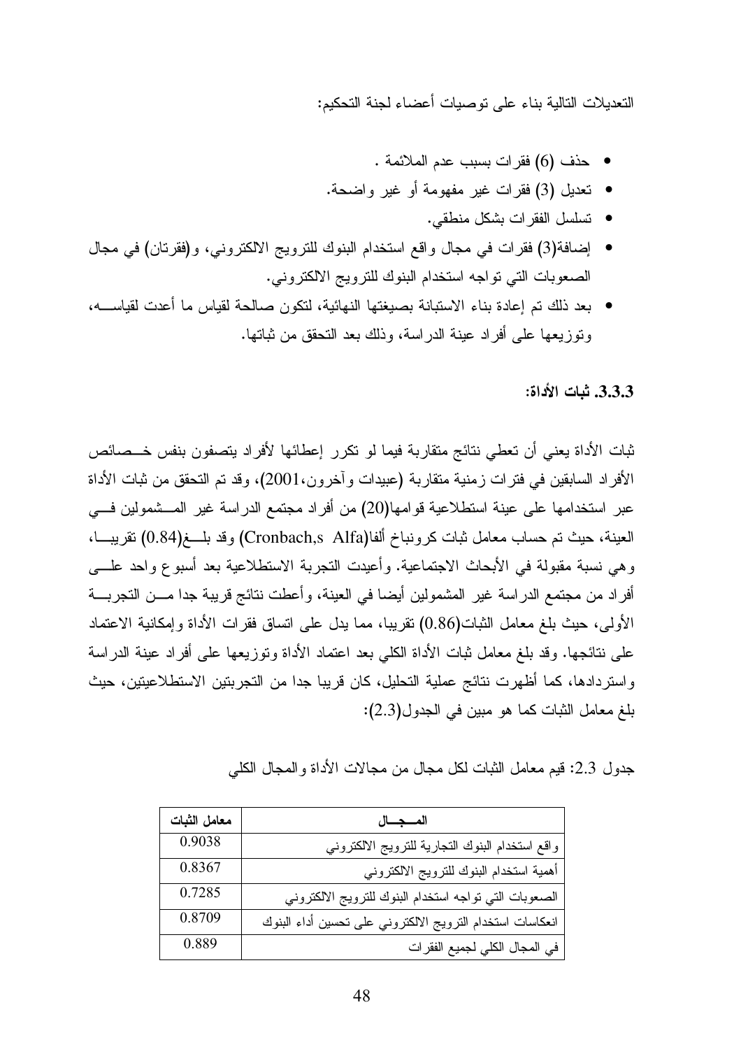التعديلات التالية بناء على توصيات أعضاء لجنة التحكيم:

- حذف (6) فقرات بسبب عدم الملائمة .
- تعديل (3) فقرات غير مفهومة أو غير واضحة.
- تسلسل الفقرات بشكل منطقي.
- إضافة(3) فقرات في مجال واقع استخدام البنوك للترويج الالكتروني، و(فقرتان) في مجال الصعوبات التي تواجه استخدام البنوك للترويج الالكتروني.
- بعد ذلك تم إعادة بناء الاستبانة بصيغتها النهائية، لتكون صالحة لقياس ما أعدت لقياسه، وتوزيعها على أفراد عينة الدراسة، وذلك بعد التحقق من ثباتها.

### 3.3.3. ثبات الأداة:

ثبات الأداة يعني أن تعطي نتائج متقاربة فيما لو تكرر إعطائها لأفراد يتصفون بنفس خصائص الأفراد السابقين في فترات زمنية متقاربة (عبيدات وآخرون،2001)، وقد تم التحقق من ثبات الأداة عبر استخدامها على عينة استطلاعية قوامها(20) من أفراد مجتمع الدراسة غير المشمولين في العينة، حيث تم حساب معامل ثبات كرونباخ ألفا(Cronbach,s Alfa) وقد بلغ(0.84) تقريبا، وهي نسبة مقبولة في الأبحاث الاجتماعية. وأعيدت التجربة الاستطلاعية بعد أسبوع واحد على أفراد من مجتمع الدراسة غير المشمولين أيضا في العينة، وأعطت نتائج قريبة جدا من التجربة الأولى، حيث بلغ معامل الثبات(0.86) تقريبا، مما يدل على اتساق فقرات الأداة وإمكانية الاعتماد على نتائجها. وقد بلغ معامل ثبات الأداة الكلي بعد اعتماد الأداة وتوزيعها على أفراد عينة الدراسة واستردادها، كما أظهرت نتائج عملية التحليل، كان قريبا جدا من التجربتين الاستطلاعيتين، حيث بلغ معامل الثبات كما هو مبين في الجدول(2.3):

جدول 2.3: قيم معامل الثبات لكل مجال من مجالات الأداة والمجال الكلي

| المجال | معامل الثبات |
|---|---|
| واقع استخدام البنوك التجارية للترويج الالكتروني | 0.9038 |
| أهمية استخدام البنوك للترويج الالكتروني | 0.8367 |
| الصعوبات التي تواجه استخدام البنوك للترويج الالكتروني | 0.7285 |
| انعكاسات استخدام الترويج الالكتروني على تحسين أداء البنوك | 0.8709 |
| في المجال الكلي لجميع الفقرات | 0.889 |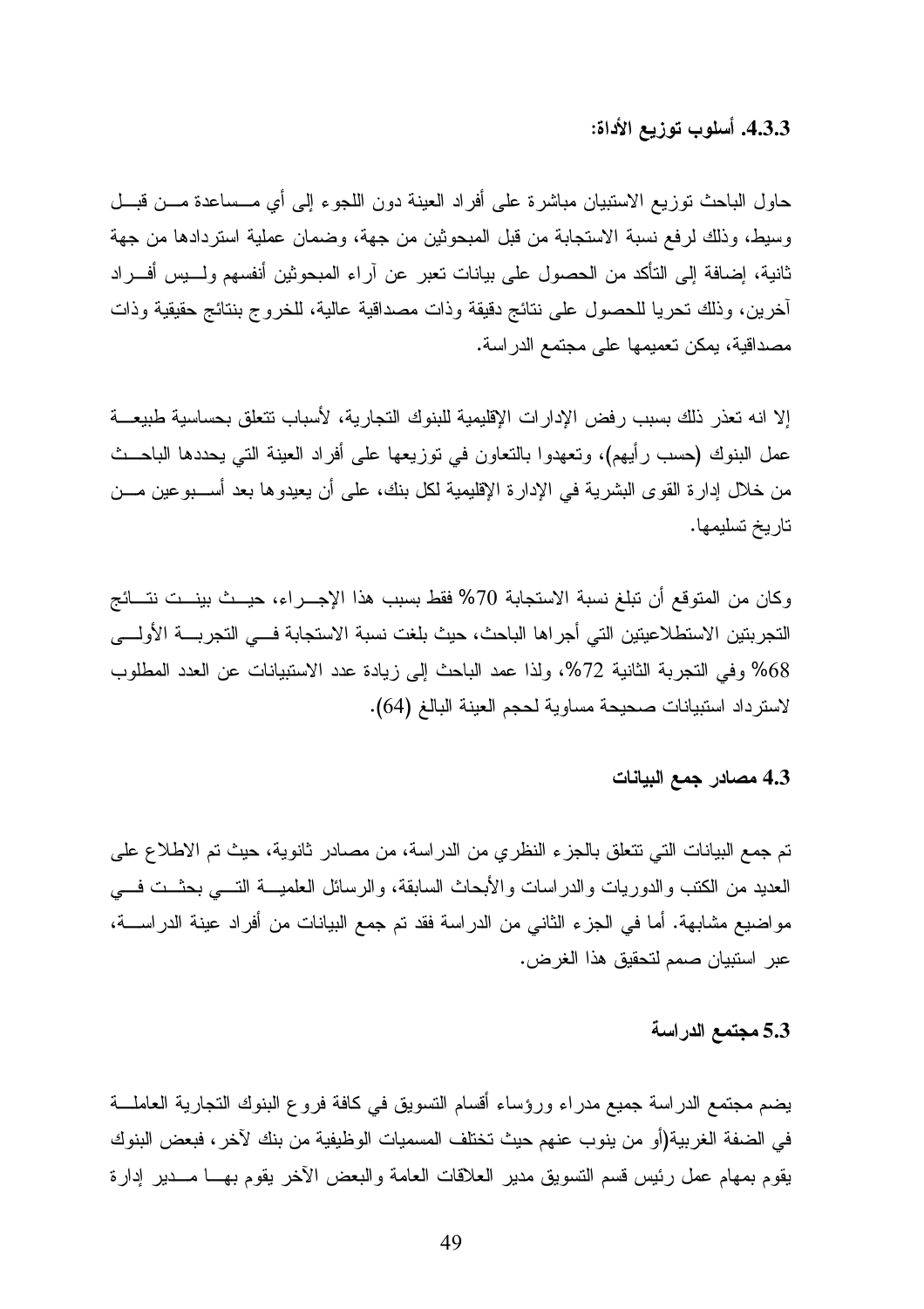### 4.3.3. أسلوب توزيع الأداة:

حاول الباحث توزيع الاستبيان مباشرة على أفراد العينة دون اللجوء إلى أي مساعدة من قبل وسيط، وذلك لرفع نسبة الاستجابة من قبل المبحوثين من جهة، وضمان عملية استردادها من جهة ثانية، إضافة إلى التأكد من الحصول على بيانات تعبر عن آراء المبحوثين أنفسهم وليس أفراد آخرين، وذلك تحريا للحصول على نتائج دقيقة وذات مصداقية عالية، للخروج بنتائج حقيقية وذات مصداقية، يمكن تعميمها على مجتمع الدراسة.

إلا انه تعذر ذلك بسبب رفض الإدارات الإقليمية للبنوك التجارية، لأسباب تتعلق بحساسية طبيعة عمل البنوك (حسب رأيهم)، وتعهدوا بالتعاون في توزيعها على أفراد العينة التي يحددها الباحث من خلال إدارة القوى البشرية في الإدارة الإقليمية لكل بنك، على أن يعيدوها بعد أسبوعين من تاريخ تسليمها.

وكان من المتوقع أن تبلغ نسبة الاستجابة 70% فقط بسبب هذا الإجراء، حيث بينت نتائج التجربتين الاستطلاعيتين التي أجراها الباحث، حيث بلغت نسبة الاستجابة في التجربة الأولى 68% وفي التجربة الثانية 72%، ولذا عمد الباحث إلى زيادة عدد الاستبيانات عن العدد المطلوب لاسترداد استبيانات صحيحة مساوية لحجم العينة البالغ (64).

### 4.3 مصادر جمع البيانات

تم جمع البيانات التي تتعلق بالجزء النظري من الدراسة، من مصادر ثانوية، حيث تم الاطلاع على العديد من الكتب والدوريات والدراسات والأبحاث السابقة، والرسائل العلمية التي بحثت في مواضيع مشابهة. أما في الجزء الثاني من الدراسة فقد تم جمع البيانات من أفراد عينة الدراسة، عبر استبيان صمم لتحقيق هذا الغرض.

### 5.3 مجتمع الدراسة

يضم مجتمع الدراسة جميع مدراء ورؤساء أقسام التسويق في كافة فروع البنوك التجارية العاملة في الضفة الغربية(أو من ينوب عنهم حيث تختلف المسميات الوظيفية من بنك لآخر، فبعض البنوك يقوم بمهام عمل رئيس قسم التسويق مدير العلاقات العامة والبعض الآخر يقوم بها مدير إدارة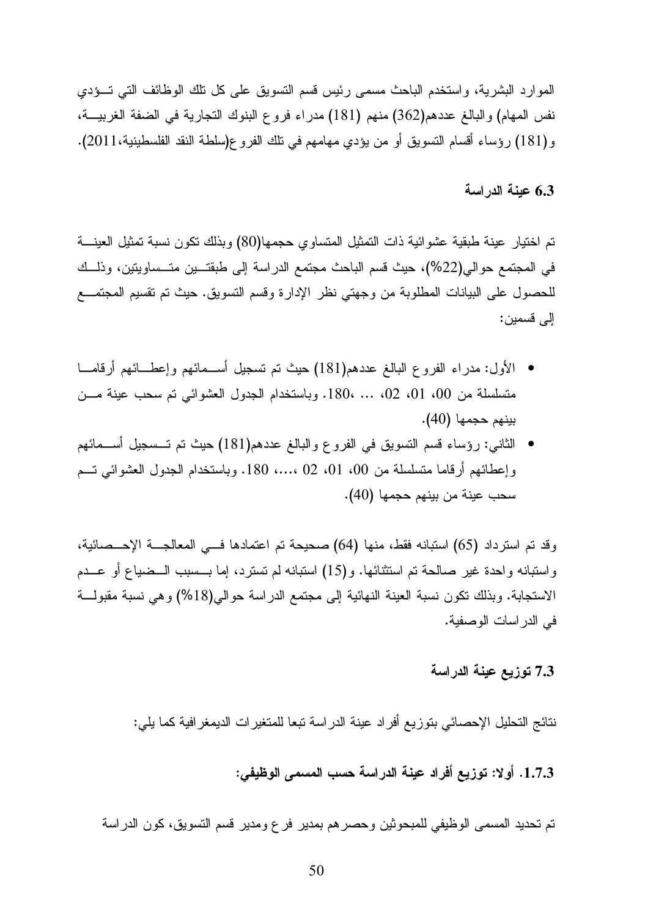الموارد البشرية، واستخدم الباحث مسمى رئيس قسم التسويق على كل تلك الوظائف التي تـؤدي نفس المهام) والبالغ عددهم(362) منهم (181) مدراء فروع البنوك التجارية في الضفة الغربيـة، و(181) رؤساء أقسام التسويق أو من يؤدي مهامهم في تلك الفروع(سلطة النقد الفلسطينية،2011).

### 6.3 عينة الدراسة

تم اختيار عينة طبقية عشوائية ذات التمثيل المتساوي حجمها(80) وبذلك تكون نسبة تمثيل العينـة في المجتمع حوالي(22%)، حيث قسم الباحث مجتمع الدراسة إلى طبقتـين متـساويتين، وذلـك للحصول على البيانات المطلوبة من وجهتي نظر الإدارة وقسم التسويق. حيث تم تقسيم المجتمـع إلى قسمين:

- الأول: مدراء الفروع البالغ عددهم(181) حيث تم تسجيل أسـمائهم وإعطـائهم أرقامـا متسلسلة من 00، 01، 02، ... ،180. وباستخدام الجدول العشوائي تم سحب عينة مـن بينهم حجمها (40).
- الثاني: رؤساء قسم التسويق في الفروع والبالغ عددهم(181) حيث تم تـسجيل أسـمائهم وإعطائهم أرقاما متسلسلة من 00، 01، 02 ،...، 180. وباستخدام الجدول العشوائي تـم سحب عينة من بينهم حجمها (40).

وقد تم استرداد (65) استبانه فقط، منها (64) صحيحة تم اعتمادها فـي المعالجـة الإحـصائية، واستبانه واحدة غير صالحة تم استثنائها. و(15) استبانه لم تسترد، إما بـسبب الـضياع أو عـدم الاستجابة. وبذلك تكون نسبة العينة النهائية إلى مجتمع الدراسة حوالي(18%) وهي نسبة مقبولـة في الدراسات الوصفية.

### 7.3 توزيع عينة الدراسة

نتائج التحليل الإحصائي بتوزيع أفراد عينة الدراسة تبعا للمتغيرات الديمغرافية كما يلي:

#### .1.7.3 أولا: توزيع أفراد عينة الدراسة حسب المسمى الوظيفي:

تم تحديد المسمى الوظيفي للمبحوثين وحصرهم بمدير فرع ومدير قسم التسويق، كون الدراسة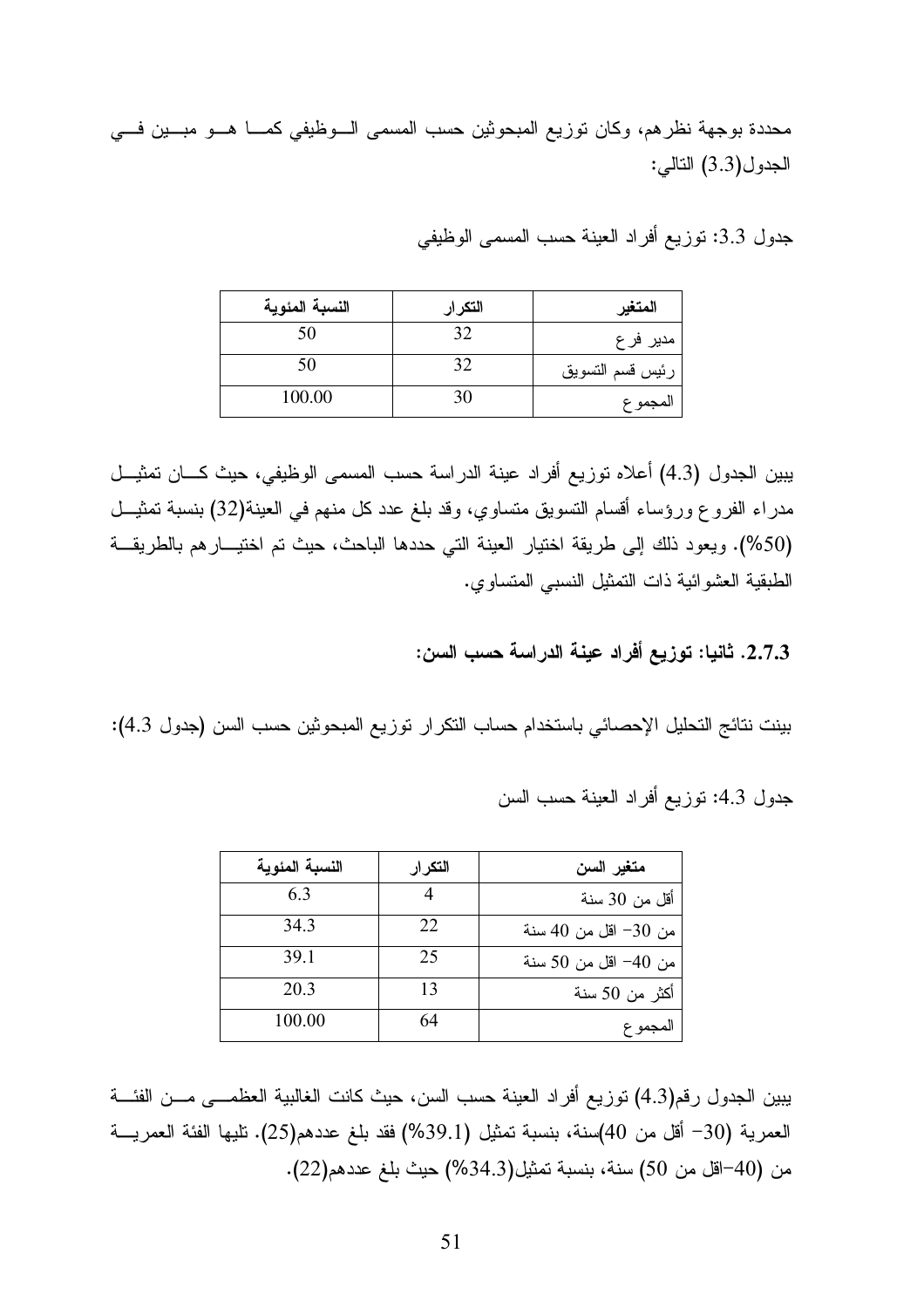محددة بوجهة نظرهم، وكان توزيع المبحوثين حسب المسمى الوظيفي كما هو مبين في الجدول(3.3) التالي:

جدول 3.3: توزيع أفراد العينة حسب المسمى الوظيفي

| المتغير | التكرار | النسبة المئوية |
|---|---|---|
| مدير فرع | 32 | 50 |
| رئيس قسم التسويق | 32 | 50 |
| المجموع | 30 | 100.00 |

يبين الجدول (4.3) أعلاه توزيع أفراد عينة الدراسة حسب المسمى الوظيفي، حيث كان تمثيل مدراء الفروع ورؤساء أقسام التسويق متساوي، وقد بلغ عدد كل منهم في العينة(32) بنسبة تمثيل (50%). ويعود ذلك إلى طريقة اختيار العينة التي حددها الباحث، حيث تم اختيارهم بالطريقة الطبقية العشوائية ذات التمثيل النسبي المتساوي.

### 2.7.3. ثانيا: توزيع أفراد عينة الدراسة حسب السن:

بينت نتائج التحليل الإحصائي باستخدام حساب التكرار توزيع المبحوثين حسب السن (جدول 4.3):

جدول 4.3: توزيع أفراد العينة حسب السن

| متغير السن | التكرار | النسبة المئوية |
|---|---|---|
| أقل من 30 سنة | 4 | 6.3 |
| من 30- اقل من 40 سنة | 22 | 34.3 |
| من 40- اقل من 50 سنة | 25 | 39.1 |
| أكثر من 50 سنة | 13 | 20.3 |
| المجموع | 64 | 100.00 |

يبين الجدول رقم(4.3) توزيع أفراد العينة حسب السن، حيث كانت الغالبية العظمى من الفئة العمرية (30- أقل من 40)سنة، بنسبة تمثيل (39.1%) فقد بلغ عددهم(25). تليها الفئة العمرية من (40-اقل من 50) سنة، بنسبة تمثيل(34.3%) حيث بلغ عددهم(22).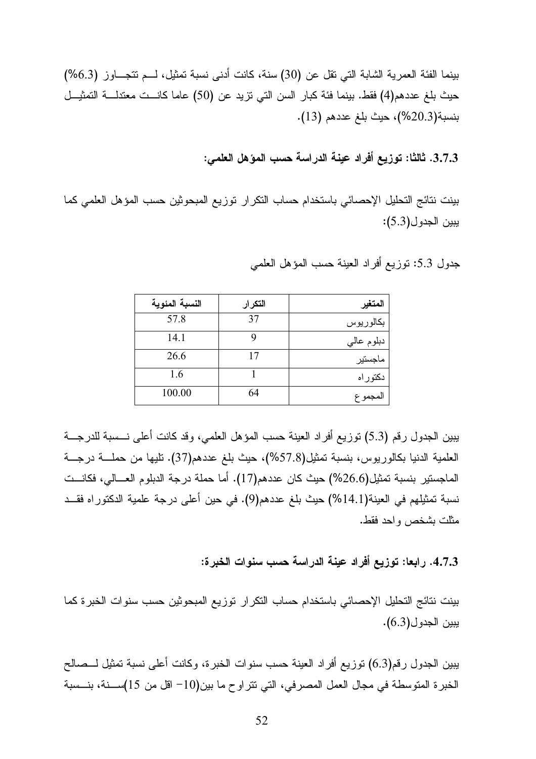بينما الفئة العمرية الشابة التي تقل عن (30) سنة، كانت أدنى نسبة تمثيل، لم تتجاوز (6.3%) حيث بلغ عددهم(4) فقط. بينما فئة كبار السن التي تزيد عن (50) عاما كانت معتدلة التمثيل بنسبة(20.3%)، حيث بلغ عددهم (13).

### 3.7.3. ثالثا: توزيع أفراد عينة الدراسة حسب المؤهل العلمي:

بينت نتائج التحليل الإحصائي باستخدام حساب التكرار توزيع المبحوثين حسب المؤهل العلمي كما يبين الجدول(5.3):

جدول 5.3: توزيع أفراد العينة حسب المؤهل العلمي

| المتغير | التكرار | النسبة المئوية |
| --- | --- | --- |
| بكالوريوس | 37 | 57.8 |
| دبلوم عالي | 9 | 14.1 |
| ماجستير | 17 | 26.6 |
| دكتوراه | 1 | 1.6 |
| المجموع | 64 | 100.00 |

يبين الجدول رقم (5.3) توزيع أفراد العينة حسب المؤهل العلمي، وقد كانت أعلى نسبة للدرجة العلمية الدنيا بكالوريوس، بنسبة تمثيل(57.8%)، حيث بلغ عددهم(37). تليها من حملة درجة الماجستير بنسبة تمثيل(26.6%) حيث كان عددهم(17). أما حملة درجة الدبلوم العالي، فكانت نسبة تمثيلهم في العينة(14.1%) حيث بلغ عددهم(9). في حين أعلى درجة علمية الدكتوراه فقد مثلت بشخص واحد فقط.

### 4.7.3. رابعا: توزيع أفراد عينة الدراسة حسب سنوات الخبرة:

بينت نتائج التحليل الإحصائي باستخدام حساب التكرار توزيع المبحوثين حسب سنوات الخبرة كما يبين الجدول(6.3).

يبين الجدول رقم(6.3) توزيع أفراد العينة حسب سنوات الخبرة، وكانت أعلى نسبة تمثيل لصالح الخبرة المتوسطة في مجال العمل المصرفي، التي تتراوح ما بين(10- اقل من 15)سنة، بنسبة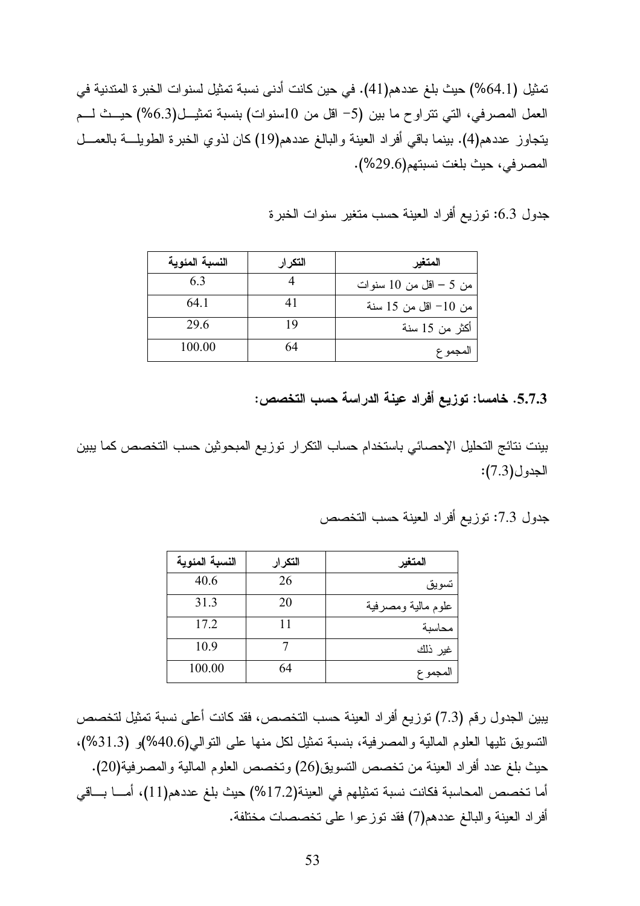تمثيل (64.1%) حيث بلغ عددهم(41). في حين كانت أدنى نسبة تمثيل لسنوات الخبرة المتدنية في العمل المصرفي، التي تتراوح ما بين (5- اقل من 10سنوات) بنسبة تمثيل(6.3%) حيث لم يتجاوز عددهم(4). بينما باقي أفراد العينة والبالغ عددهم(19) كان لذوي الخبرة الطويلة بالعمل المصرفي، حيث بلغت نسبتهم(29.6%).

جدول 6.3: توزيع أفراد العينة حسب متغير سنوات الخبرة

| المتغير | التكرار | النسبة المئوية |
|---|---|---|
| من 5 – اقل من 10 سنوات | 4 | 6.3 |
| من 10- اقل من 15 سنة | 41 | 64.1 |
| أكثر من 15 سنة | 19 | 29.6 |
| المجموع | 64 | 100.00 |

### 5.7.3. خامسا: توزيع أفراد عينة الدراسة حسب التخصص:

بينت نتائج التحليل الإحصائي باستخدام حساب التكرار توزيع المبحوثين حسب التخصص كما يبين الجدول(7.3):

جدول 7.3: توزيع أفراد العينة حسب التخصص

| المتغير | التكرار | النسبة المئوية |
|---|---|---|
| تسويق | 26 | 40.6 |
| علوم مالية ومصرفية | 20 | 31.3 |
| محاسبة | 11 | 17.2 |
| غير ذلك | 7 | 10.9 |
| المجموع | 64 | 100.00 |

يبين الجدول رقم (7.3) توزيع أفراد العينة حسب التخصص، فقد كانت أعلى نسبة تمثيل لتخصص التسويق تليها العلوم المالية والمصرفية، بنسبة تمثيل لكل منها على التوالي(40.6%)و (31.3%)، حيث بلغ عدد أفراد العينة من تخصص التسويق(26) وتخصص العلوم المالية والمصرفية(20). أما تخصص المحاسبة فكانت نسبة تمثيلهم في العينة(17.2%) حيث بلغ عددهم(11)، أما باقي أفراد العينة والبالغ عددهم(7) فقد توزعوا على تخصصات مختلفة.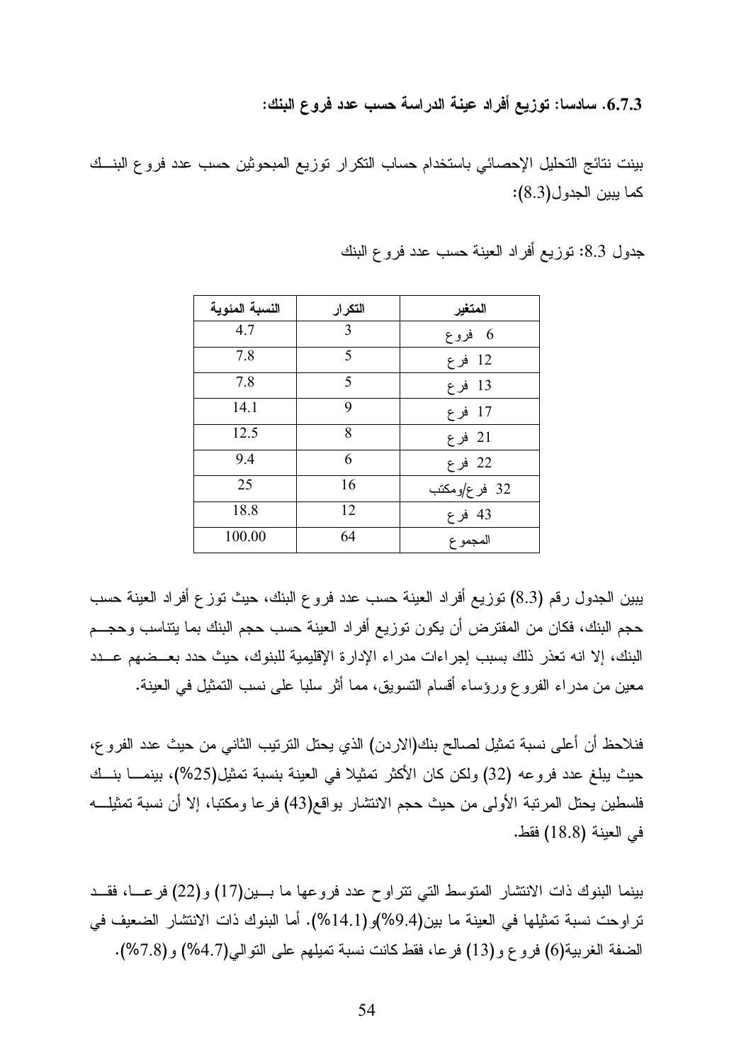### 6.7.3. سادسا: توزيع أفراد عينة الدراسة حسب عدد فروع البنك:

بينت نتائج التحليل الإحصائي باستخدام حساب التكرار توزيع المبحوثين حسب عدد فروع البنك كما يبين الجدول(8.3):

جدول 8.3: توزيع أفراد العينة حسب عدد فروع البنك

| المتغير | التكرار | النسبة المئوية |
|---|---|---|
| 6 فروع | 3 | 4.7 |
| 12 فرع | 5 | 7.8 |
| 13 فرع | 5 | 7.8 |
| 17 فرع | 9 | 14.1 |
| 21 فرع | 8 | 12.5 |
| 22 فرع | 6 | 9.4 |
| 32 فرع/ومكتب | 16 | 25 |
| 43 فرع | 12 | 18.8 |
| المجموع | 64 | 100.00 |

يبين الجدول رقم (8.3) توزيع أفراد العينة حسب عدد فروع البنك، حيث توزع أفراد العينة حسب حجم البنك، فكان من المفترض أن يكون توزيع أفراد العينة حسب حجم البنك بما يتناسب وحجم البنك، إلا انه تعذر ذلك بسبب إجراءات مدراء الإدارة الإقليمية للبنوك، حيث حدد بعضهم عدد معين من مدراء الفروع ورؤساء أقسام التسويق، مما أثر سلبا على نسب التمثيل في العينة.

فنلاحظ أن أعلى نسبة تمثيل لصالح بنك(الاردن) الذي يحتل الترتيب الثاني من حيث عدد الفروع، حيث يبلغ عدد فروعه (32) ولكن كان الأكثر تمثيلا في العينة بنسبة تمثيل(25%)، بينما بنك فلسطين يحتل المرتبة الأولى من حيث حجم الانتشار بواقع(43) فرعا ومكتبا، إلا أن نسبة تمثيله في العينة (18.8) فقط.

بينما البنوك ذات الانتشار المتوسط التي تتراوح عدد فروعها ما بين(17) و(22) فرعا، فقد تراوحت نسبة تمثيلها في العينة ما بين(9.4%)و(14.1%). أما البنوك ذات الانتشار الضعيف في الضفة الغربية(6) فروع و(13) فرعا، فقط كانت نسبة تميلهم على التوالي(4.7%) و(7.8%).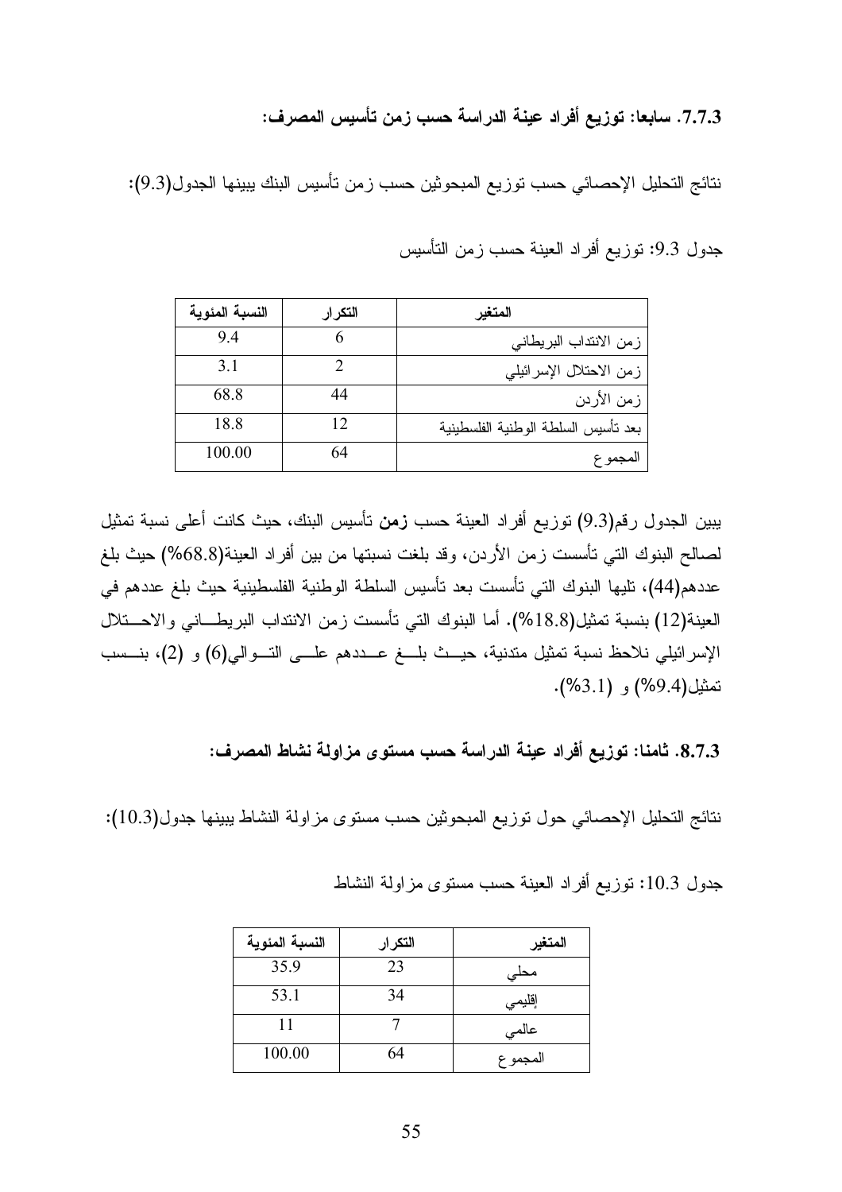### 7.7.3. سابعا: توزيع أفراد عينة الدراسة حسب زمن تأسيس المصرف:

نتائج التحليل الإحصائي حسب توزيع المبحوثين حسب زمن تأسيس البنك يبينها الجدول(9.3):

جدول 9.3: توزيع أفراد العينة حسب زمن التأسيس

| المتغير | التكرار | النسبة المئوية |
|---|---|---|
| زمن الانتداب البريطاني | 6 | 9.4 |
| زمن الاحتلال الإسرائيلي | 2 | 3.1 |
| زمن الأردن | 44 | 68.8 |
| بعد تأسيس السلطة الوطنية الفلسطينية | 12 | 18.8 |
| المجموع | 64 | 100.00 |

يبين الجدول رقم(9.3) توزيع أفراد العينة حسب **زمن** تأسيس البنك، حيث كانت أعلى نسبة تمثيل لصالح البنوك التي تأسست زمن الأردن، وقد بلغت نسبتها من بين أفراد العينة(68.8%) حيث بلغ عددهم(44)، تليها البنوك التي تأسست بعد تأسيس السلطة الوطنية الفلسطينية حيث بلغ عددهم في العينة(12) بنسبة تمثيل(18.8%). أما البنوك التي تأسست زمن الانتداب البريطاني والاحتلال الإسرائيلي نلاحظ نسبة تمثيل متدنية، حيث بلغ عددهم على التوالي(6) و (2)، بنسب تمثيل(9.4%) و (3.1%).

### 8.7.3. ثامنا: توزيع أفراد عينة الدراسة حسب مستوى مزاولة نشاط المصرف:

نتائج التحليل الإحصائي حول توزيع المبحوثين حسب مستوى مزاولة النشاط يبينها جدول(10.3):

جدول 10.3: توزيع أفراد العينة حسب مستوى مزاولة النشاط

| المتغير | التكرار | النسبة المئوية |
|---|---|---|
| محلي | 23 | 35.9 |
| إقليمي | 34 | 53.1 |
| عالمي | 7 | 11 |
| المجموع | 64 | 100.00 |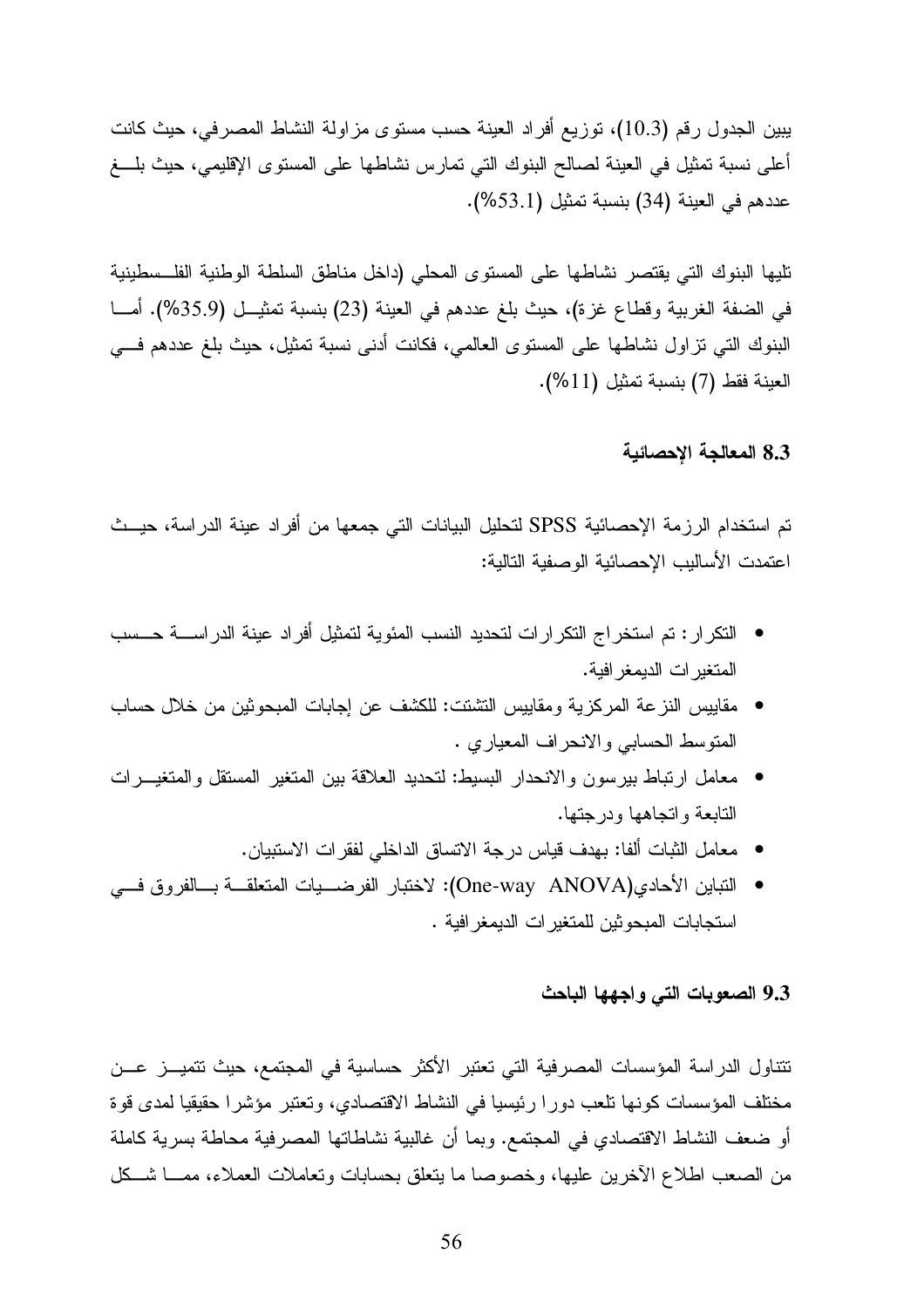يبين الجدول رقم (10.3)، توزيع أفراد العينة حسب مستوى مزاولة النشاط المصرفي، حيث كانت أعلى نسبة تمثيل في العينة لصالح البنوك التي تمارس نشاطها على المستوى الإقليمي، حيث بلغ عددهم في العينة (34) بنسبة تمثيل (53.1%).

تليها البنوك التي يقتصر نشاطها على المستوى المحلي (داخل مناطق السلطة الوطنية الفلسطينية في الضفة الغربية وقطاع غزة)، حيث بلغ عددهم في العينة (23) بنسبة تمثيل (35.9%). أما البنوك التي تزاول نشاطها على المستوى العالمي، فكانت أدنى نسبة تمثيل، حيث بلغ عددهم في العينة فقط (7) بنسبة تمثيل (11%).

### 8.3 المعالجة الإحصائية

تم استخدام الرزمة الإحصائية SPSS لتحليل البيانات التي جمعها من أفراد عينة الدراسة، حيث اعتمدت الأساليب الإحصائية الوصفية التالية:

- التكرار: تم استخراج التكرارات لتحديد النسب المئوية لتمثيل أفراد عينة الدراسة حسب المتغيرات الديمغرافية.
- مقاييس النزعة المركزية ومقاييس التشتت: للكشف عن إجابات المبحوثين من خلال حساب المتوسط الحسابي والانحراف المعياري .
- معامل ارتباط بيرسون والانحدار البسيط: لتحديد العلاقة بين المتغير المستقل والمتغيرات التابعة واتجاهها ودرجتها.
- معامل الثبات ألفا: بهدف قياس درجة الاتساق الداخلي لفقرات الاستبيان.
- التباين الأحادي(One-way ANOVA): لاختبار الفرضيات المتعلقة بالفروق في استجابات المبحوثين للمتغيرات الديمغرافية .

### 9.3 الصعوبات التي واجهها الباحث

تتناول الدراسة المؤسسات المصرفية التي تعتبر الأكثر حساسية في المجتمع، حيث تتميز عن مختلف المؤسسات كونها تلعب دورا رئيسيا في النشاط الاقتصادي، وتعتبر مؤشرا حقيقيا لمدى قوة أو ضعف النشاط الاقتصادي في المجتمع. وبما أن غالبية نشاطاتها المصرفية محاطة بسرية كاملة من الصعب اطلاع الآخرين عليها، وخصوصا ما يتعلق بحسابات وتعاملات العملاء، مما شكل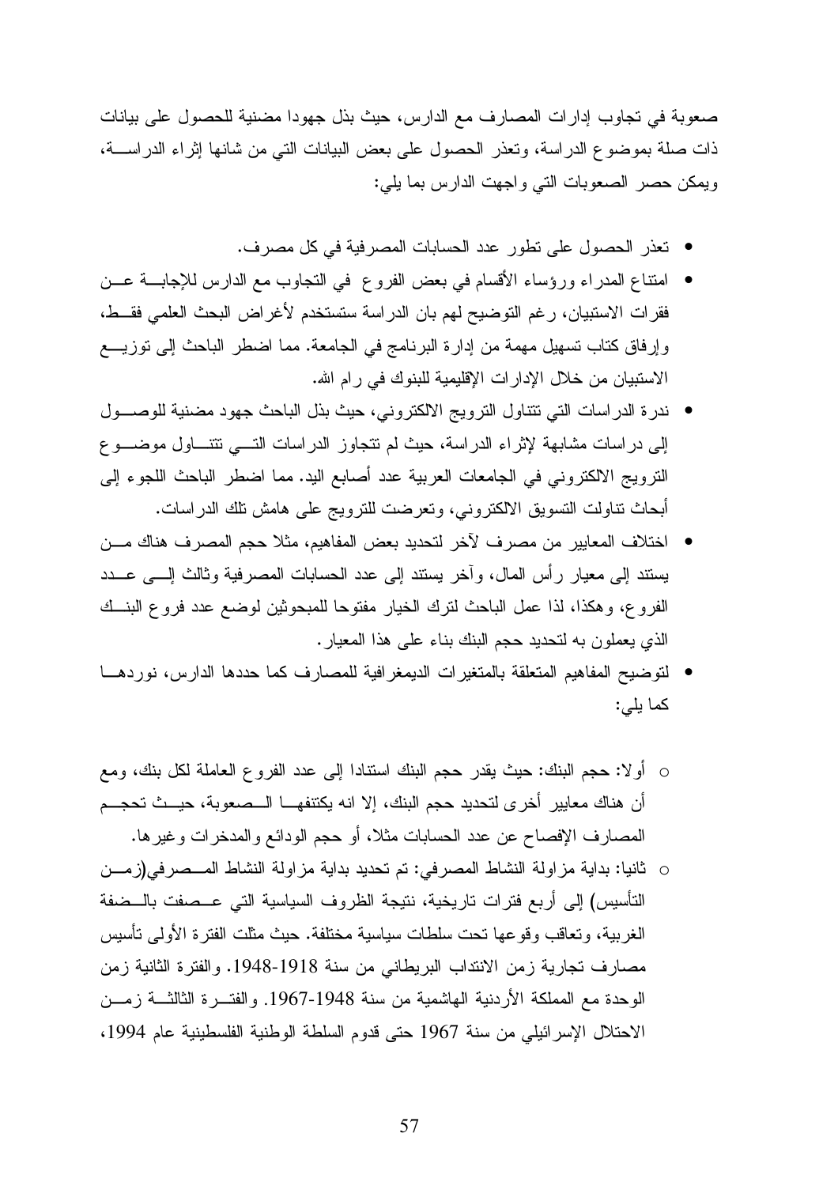صعوبة في تجاوب إدارات المصارف مع الدارس، حيث بذل جهودا مضنية للحصول على بيانات ذات صلة بموضوع الدراسة، وتعذر الحصول على بعض البيانات التي من شانها إثراء الدراسة، ويمكن حصر الصعوبات التي واجهت الدارس بما يلي:

- تعذر الحصول على تطور عدد الحسابات المصرفية في كل مصرف.
- امتناع المدراء ورؤساء الأقسام في بعض الفروع في التجاوب مع الدارس للإجابة عن فقرات الاستبيان، رغم التوضيح لهم بان الدراسة ستستخدم لأغراض البحث العلمي فقط، وإرفاق كتاب تسهيل مهمة من إدارة البرنامج في الجامعة. مما اضطر الباحث إلى توزيع الاستبيان من خلال الإدارات الإقليمية للبنوك في رام الله.
- ندرة الدراسات التي تتناول الترويج الالكتروني، حيث بذل الباحث جهود مضنية للوصول إلى دراسات مشابهة لإثراء الدراسة، حيث لم تتجاوز الدراسات التي تتناول موضوع الترويج الالكتروني في الجامعات العربية عدد أصابع اليد. مما اضطر الباحث اللجوء إلى أبحاث تناولت التسويق الالكتروني، وتعرضت للترويج على هامش تلك الدراسات.
- اختلاف المعايير من مصرف لآخر لتحديد بعض المفاهيم، مثلا حجم المصرف هناك من يستند إلى معيار رأس المال، وآخر يستند إلى عدد الحسابات المصرفية وثالث إلى عدد الفروع، وهكذا، لذا عمل الباحث لترك الخيار مفتوحا للمبحوثين لوضع عدد فروع البنك الذي يعملون به لتحديد حجم البنك بناء على هذا المعيار.
- لتوضيح المفاهيم المتعلقة بالمتغيرات الديمغرافية للمصارف كما حددها الدارس، نوردها كما يلي:

  - أولا: حجم البنك: حيث يقدر حجم البنك استنادا إلى عدد الفروع العاملة لكل بنك، ومع أن هناك معايير أخرى لتحديد حجم البنك، إلا انه يكتنفها الصعوبة، حيث تحجم المصارف الإفصاح عن عدد الحسابات مثلا، أو حجم الودائع والمدخرات وغيرها.
  - ثانيا: بداية مزاولة النشاط المصرفي: تم تحديد بداية مزاولة النشاط المصرفي(زمن التأسيس) إلى أربع فترات تاريخية، نتيجة الظروف السياسية التي عصفت بالضفة الغربية، وتعاقب وقوعها تحت سلطات سياسية مختلفة. حيث مثلت الفترة الأولى تأسيس مصارف تجارية زمن الانتداب البريطاني من سنة 1918-1948. والفترة الثانية زمن الوحدة مع المملكة الأردنية الهاشمية من سنة 1948-1967. والفترة الثالثة زمن الاحتلال الإسرائيلي من سنة 1967 حتى قدوم السلطة الوطنية الفلسطينية عام 1994،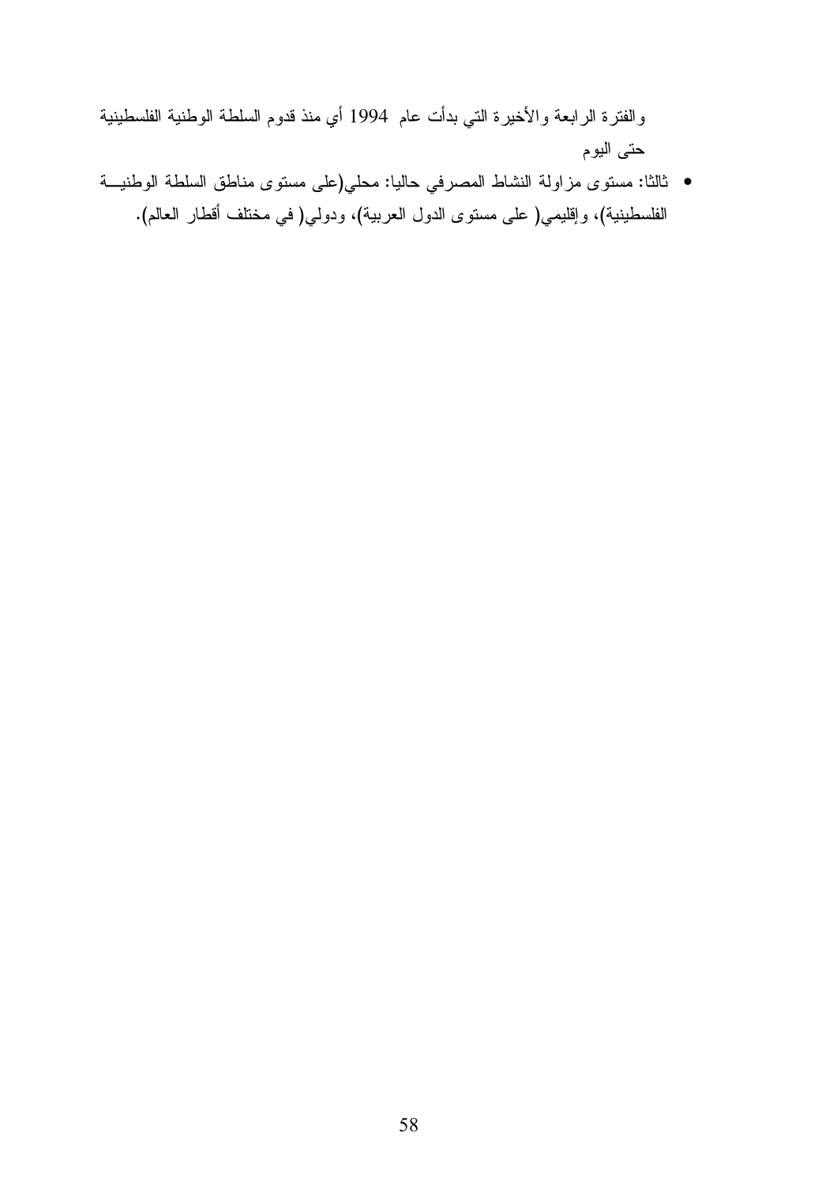والفترة الرابعة والأخيرة التي بدأت عام 1994 أي منذ قدوم السلطة الوطنية الفلسطينية حتى اليوم

- ثالثا: مستوى مزاولة النشاط المصرفي حاليا: محلي(على مستوى مناطق السلطة الوطنية الفلسطينية)، وإقليمي( على مستوى الدول العربية)، ودولي( في مختلف أقطار العالم).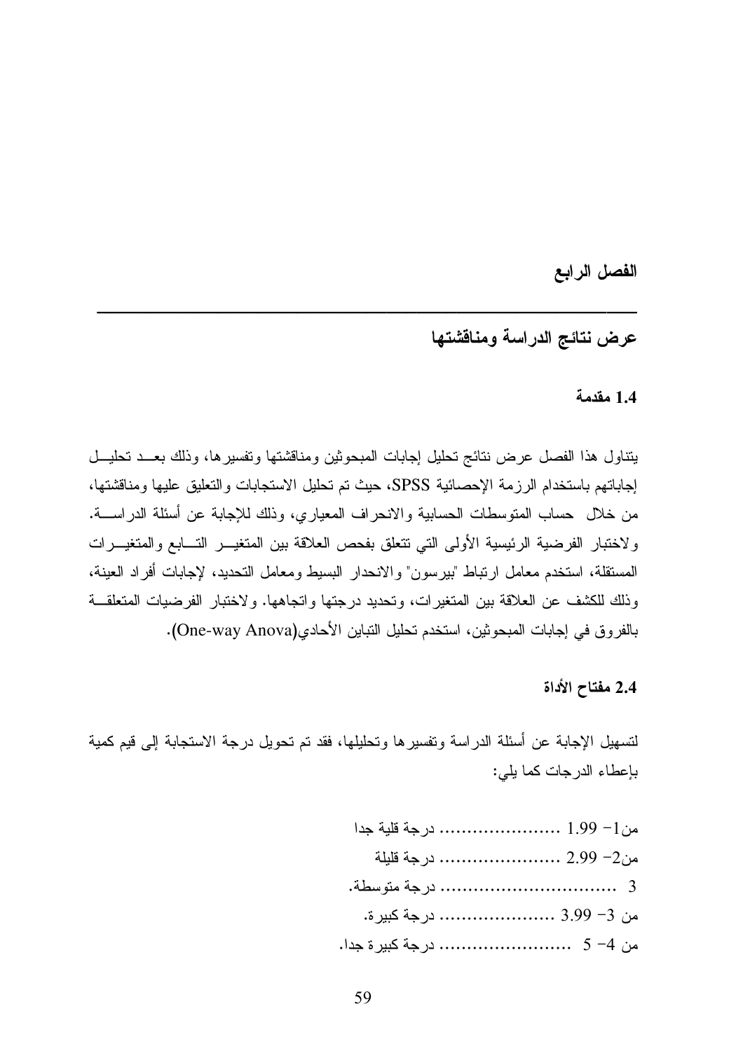# الفصل الرابع

---

## عرض نتائج الدراسة ومناقشتها

### 1.4 مقدمة

يتناول هذا الفصل عرض نتائج تحليل إجابات المبحوثين ومناقشتها وتفسيرها، وذلك بعد تحليل إجاباتهم باستخدام الرزمة الإحصائية SPSS، حيث تم تحليل الاستجابات والتعليق عليها ومناقشتها، من خلال حساب المتوسطات الحسابية والانحراف المعياري، وذلك للإجابة عن أسئلة الدراسة. ولاختبار الفرضية الرئيسية الأولى التي تتعلق بفحص العلاقة بين المتغير التابع والمتغيرات المستقلة، استخدم معامل ارتباط "بيرسون" والانحدار البسيط ومعامل التحديد، لإجابات أفراد العينة، وذلك للكشف عن العلاقة بين المتغيرات، وتحديد درجتها واتجاهها. ولاختبار الفرضيات المتعلقة بالفروق في إجابات المبحوثين، استخدم تحليل التباين الأحادي(One-way Anova).

### 2.4 مفتاح الأداة

لتسهيل الإجابة عن أسئلة الدراسة وتفسيرها وتحليلها، فقد تم تحويل درجة الاستجابة إلى قيم كمية بإعطاء الدرجات كما يلي:

من1- 1.99 ...................... درجة قلية جدا
من2- 2.99 ...................... درجة قليلة
3 ............................... درجة متوسطة.
من 3- 3.99 .................... درجة كبيرة.
من 4- 5 ........................ درجة كبيرة جدا.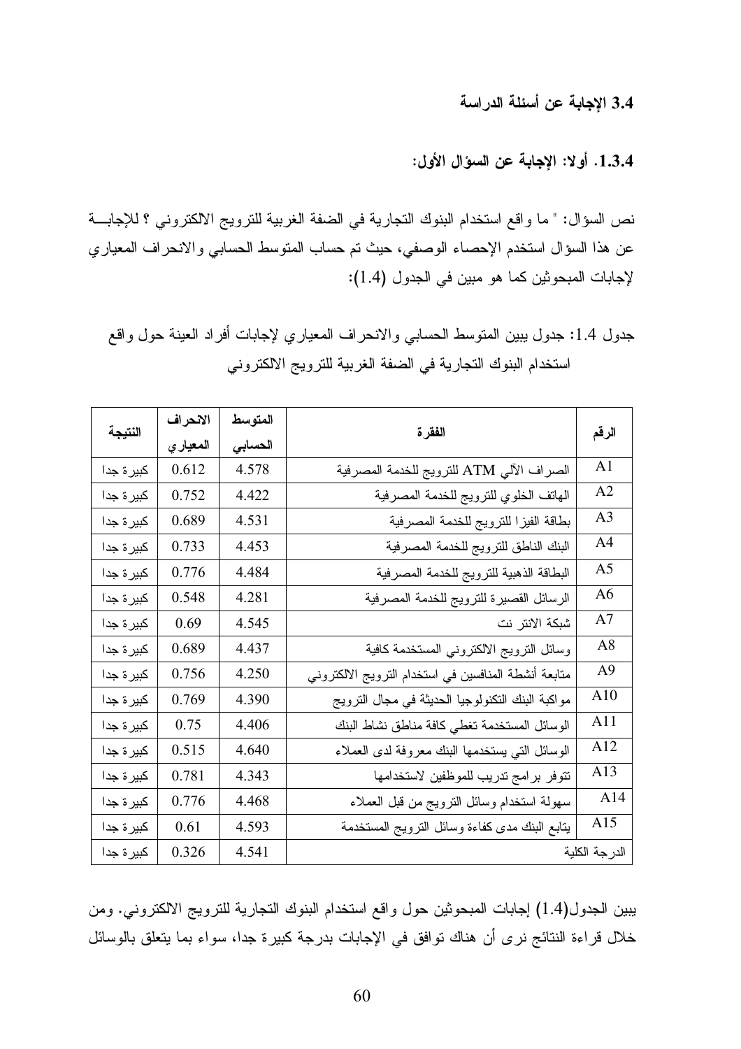## 3.4 الإجابة عن أسئلة الدراسة

### 1.3.4. أولا: الإجابة عن السؤال الأول:

نص السؤال: " ما واقع استخدام البنوك التجارية في الضفة الغربية للترويج الالكتروني ؟ للإجابة عن هذا السؤال استخدم الإحصاء الوصفي، حيث تم حساب المتوسط الحسابي والانحراف المعياري لإجابات المبحوثين كما هو مبين في الجدول (1.4):

جدول 1.4: جدول يبين المتوسط الحسابي والانحراف المعياري لإجابات أفراد العينة حول واقع استخدام البنوك التجارية في الضفة الغربية للترويج الالكتروني

| الرقم | الفقرة | المتوسط الحسابي | الانحراف المعياري | النتيجة |
|---|---|---|---|---|
| A1 | الصراف الآلي ATM للترويج للخدمة المصرفية | 4.578 | 0.612 | كبيرة جدا |
| A2 | الهاتف الخلوي للترويج للخدمة المصرفية | 4.422 | 0.752 | كبيرة جدا |
| A3 | بطاقة الفيزا للترويج للخدمة المصرفية | 4.531 | 0.689 | كبيرة جدا |
| A4 | البنك الناطق للترويج للخدمة المصرفية | 4.453 | 0.733 | كبيرة جدا |
| A5 | البطاقة الذهبية للترويج للخدمة المصرفية | 4.484 | 0.776 | كبيرة جدا |
| A6 | الرسائل القصيرة للترويج للخدمة المصرفية | 4.281 | 0.548 | كبيرة جدا |
| A7 | شبكة الانتر نت | 4.545 | 0.69 | كبيرة جدا |
| A8 | وسائل الترويج الالكتروني المستخدمة كافية | 4.437 | 0.689 | كبيرة جدا |
| A9 | متابعة أنشطة المنافسين في استخدام الترويج الالكتروني | 4.250 | 0.756 | كبيرة جدا |
| A10 | مواكبة البنك التكنولوجيا الحديثة في مجال الترويج | 4.390 | 0.769 | كبيرة جدا |
| A11 | الوسائل المستخدمة تغطي كافة مناطق نشاط البنك | 4.406 | 0.75 | كبيرة جدا |
| A12 | الوسائل التي يستخدمها البنك معروفة لدى العملاء | 4.640 | 0.515 | كبيرة جدا |
| A13 | تتوفر برامج تدريب للموظفين لاستخدامها | 4.343 | 0.781 | كبيرة جدا |
| A14 | سهولة استخدام وسائل الترويج من قبل العملاء | 4.468 | 0.776 | كبيرة جدا |
| A15 | يتابع البنك مدى كفاءة وسائل الترويج المستخدمة | 4.593 | 0.61 | كبيرة جدا |
| الدرجة الكلية | | 4.541 | 0.326 | كبيرة جدا |

يبين الجدول(1.4) إجابات المبحوثين حول واقع استخدام البنوك التجارية للترويج الالكتروني. ومن خلال قراءة النتائج نرى أن هناك توافق في الإجابات بدرجة كبيرة جدا، سواء بما يتعلق بالوسائل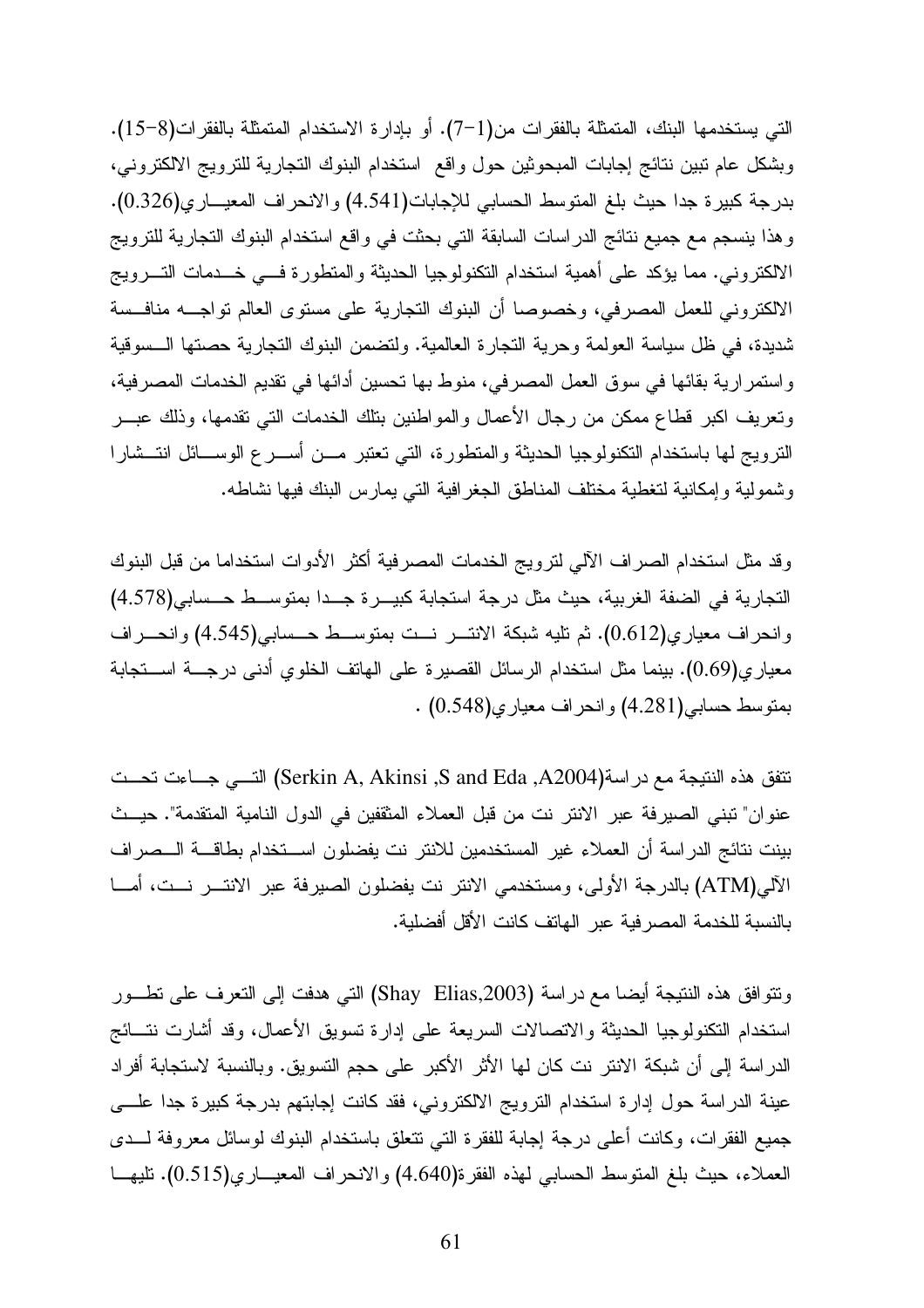التي يستخدمها البنك، المتمثلة بالفقرات من(1-7). أو بإدارة الاستخدام المتمثلة بالفقرات(8-15). وبشكل عام تبين نتائج إجابات المبحوثين حول واقع استخدام البنوك التجارية للترويج الالكتروني، بدرجة كبيرة جدا حيث بلغ المتوسط الحسابي للإجابات(4.541) والانحراف المعياري(0.326). وهذا ينسجم مع جميع نتائج الدراسات السابقة التي بحثت في واقع استخدام البنوك التجارية للترويج الالكتروني. مما يؤكد على أهمية استخدام التكنولوجيا الحديثة والمتطورة في خدمات الترويج الالكتروني للعمل المصرفي، وخصوصا أن البنوك التجارية على مستوى العالم تواجه منافسة شديدة، في ظل سياسة العولمة وحرية التجارة العالمية. ولتضمن البنوك التجارية حصتها السوقية واستمرارية بقائها في سوق العمل المصرفي، منوط بها تحسين أدائها في تقديم الخدمات المصرفية، وتعريف اكبر قطاع ممكن من رجال الأعمال والمواطنين بتلك الخدمات التي تقدمها، وذلك عبر الترويج لها باستخدام التكنولوجيا الحديثة والمتطورة، التي تعتبر من أسرع الوسائل انتشارا وشمولية وإمكانية لتغطية مختلف المناطق الجغرافية التي يمارس البنك فيها نشاطه.

وقد مثل استخدام الصراف الآلي لترويج الخدمات المصرفية أكثر الأدوات استخداما من قبل البنوك التجارية في الضفة الغربية، حيث مثل درجة استجابة كبيرة جدا بمتوسط حسابي(4.578) وانحراف معياري(0.612). ثم تليه شبكة الانترنت بمتوسط حسابي(4.545) وانحراف معياري(0.69). بينما مثل استخدام الرسائل القصيرة على الهاتف الخلوي أدنى درجة استجابة بمتوسط حسابي(4.281) وانحراف معياري(0.548) .

تتفق هذه النتيجة مع دراسة(Serkin A, Akinsi ,S and Eda ,A2004) التي جاءت تحت عنوان" تبني الصيرفة عبر الانتر نت من قبل العملاء المثقفين في الدول النامية المتقدمة". حيث بينت نتائج الدراسة أن العملاء غير المستخدمين للانتر نت يفضلون استخدام بطاقة الصراف الآلي(ATM) بالدرجة الأولى، ومستخدمي الانتر نت يفضلون الصيرفة عبر الانترنت، أما بالنسبة للخدمة المصرفية عبر الهاتف كانت الأقل أفضلية.

وتتوافق هذه النتيجة أيضا مع دراسة (Shay Elias,2003) التي هدفت إلى التعرف على تطور استخدام التكنولوجيا الحديثة والاتصالات السريعة على إدارة تسويق الأعمال، وقد أشارت نتائج الدراسة إلى أن شبكة الانتر نت كان لها الأثر الأكبر على حجم التسويق. وبالنسبة لاستجابة أفراد عينة الدراسة حول إدارة استخدام الترويج الالكتروني، فقد كانت إجابتهم بدرجة كبيرة جدا على جميع الفقرات، وكانت أعلى درجة إجابة للفقرة التي تتعلق باستخدام البنوك لوسائل معروفة لدى العملاء، حيث بلغ المتوسط الحسابي لهذه الفقرة(4.640) والانحراف المعياري(0.515). تليها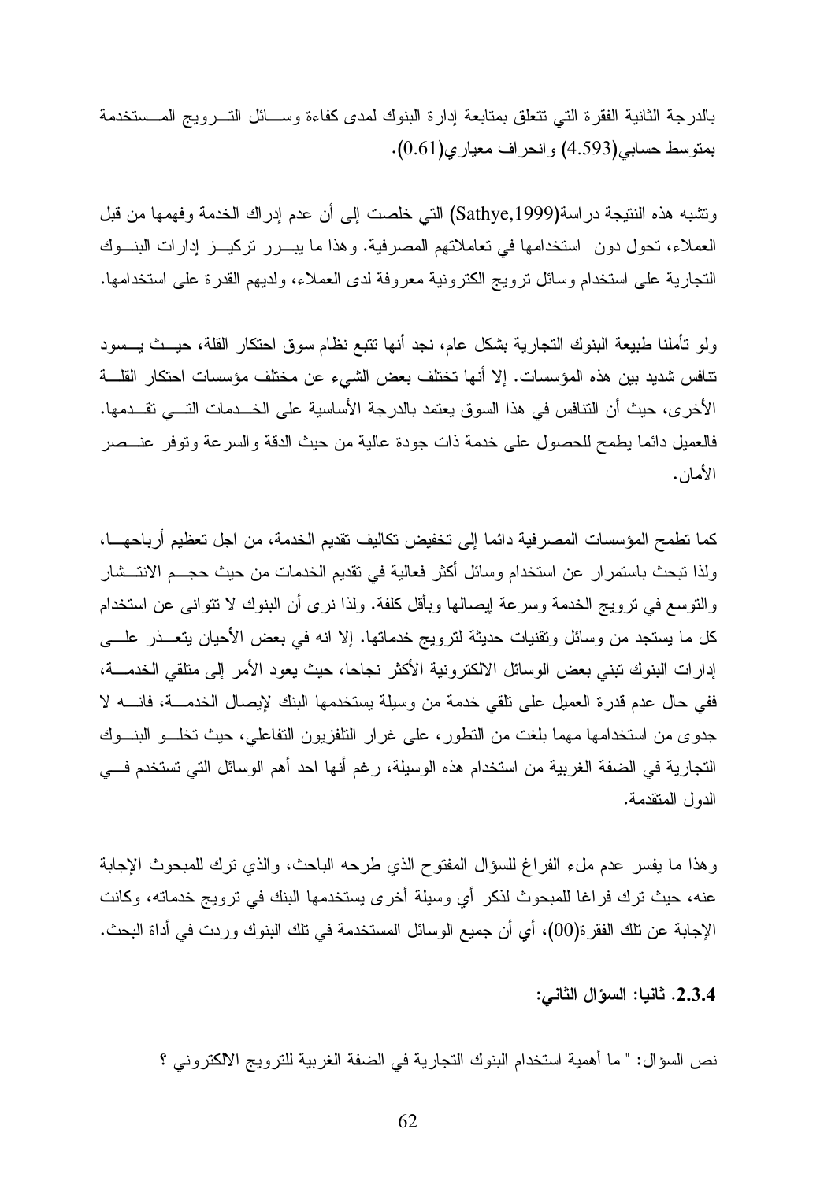بالدرجة الثانية الفقرة التي تتعلق بمتابعة إدارة البنوك لمدى كفاءة وسائل الترويج المستخدمة بمتوسط حسابي(4.593) وانحراف معياري(0.61).

وتشبه هذه النتيجة دراسة(Sathye,1999) التي خلصت إلى أن عدم إدراك الخدمة وفهمها من قبل العملاء، تحول دون استخدامها في تعاملاتهم المصرفية. وهذا ما يبرر تركيز إدارات البنوك التجارية على استخدام وسائل ترويج الكترونية معروفة لدى العملاء، ولديهم القدرة على استخدامها.

ولو تأملنا طبيعة البنوك التجارية بشكل عام، نجد أنها تتبع نظام سوق احتكار القلة، حيث يسود تنافس شديد بين هذه المؤسسات. إلا أنها تختلف بعض الشيء عن مختلف مؤسسات احتكار القلة الأخرى، حيث أن التنافس في هذا السوق يعتمد بالدرجة الأساسية على الخدمات التي تقدمها. فالعميل دائما يطمح للحصول على خدمة ذات جودة عالية من حيث الدقة والسرعة وتوفر عنصر الأمان.

كما تطمح المؤسسات المصرفية دائما إلى تخفيض تكاليف تقديم الخدمة، من اجل تعظيم أرباحها، ولذا تبحث باستمرار عن استخدام وسائل أكثر فعالية في تقديم الخدمات من حيث حجم الانتشار والتوسع في ترويج الخدمة وسرعة إيصالها وبأقل كلفة. ولذا نرى أن البنوك لا تتوانى عن استخدام كل ما يستجد من وسائل وتقنيات حديثة لترويج خدماتها. إلا انه في بعض الأحيان يتعذر على إدارات البنوك تبني بعض الوسائل الالكترونية الأكثر نجاحا، حيث يعود الأمر إلى متلقي الخدمة، ففي حال عدم قدرة العميل على تلقي خدمة من وسيلة يستخدمها البنك لإيصال الخدمة، فانه لا جدوى من استخدامها مهما بلغت من التطور، على غرار التلفزيون التفاعلي، حيث تخلو البنوك التجارية في الضفة الغربية من استخدام هذه الوسيلة، رغم أنها احد أهم الوسائل التي تستخدم في الدول المتقدمة.

وهذا ما يفسر عدم ملء الفراغ للسؤال المفتوح الذي طرحه الباحث، والذي ترك للمبحوث الإجابة عنه، حيث ترك فراغا للمبحوث لذكر أي وسيلة أخرى يستخدمها البنك في ترويج خدماته، وكانت الإجابة عن تلك الفقرة(00)، أي أن جميع الوسائل المستخدمة في تلك البنوك وردت في أداة البحث.

### 2.3.4. ثانيا: السؤال الثاني:

نص السؤال: " ما أهمية استخدام البنوك التجارية في الضفة الغربية للترويج الالكتروني ؟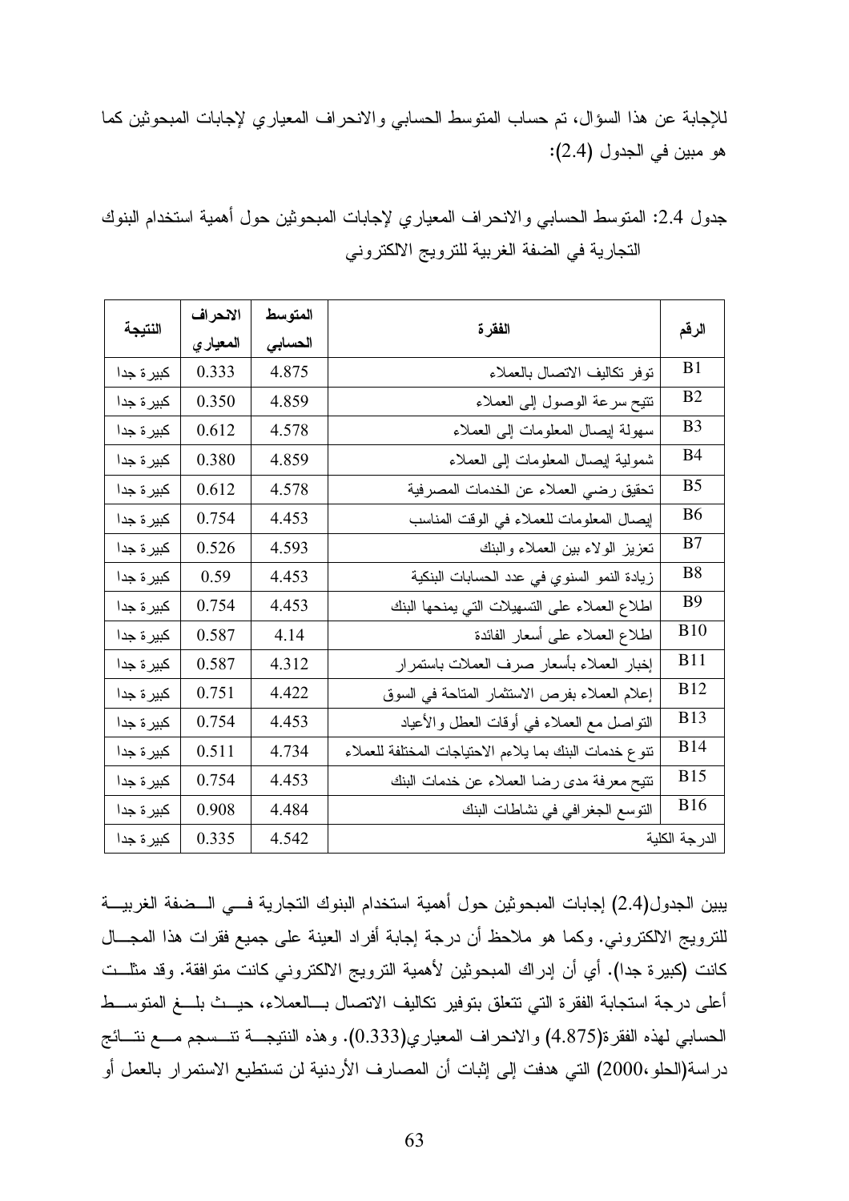للإجابة عن هذا السؤال، تم حساب المتوسط الحسابي والانحراف المعياري لإجابات المبحوثين كما هو مبين في الجدول (2.4):

جدول 2.4: المتوسط الحسابي والانحراف المعياري لإجابات المبحوثين حول أهمية استخدام البنوك التجارية في الضفة الغربية للترويج الالكتروني

| الرقم | الفقرة | المتوسط الحسابي | الانحراف المعياري | النتيجة |
|---|---|---|---|---|
| B1 | توفر تكاليف الاتصال بالعملاء | 4.875 | 0.333 | كبيرة جدا |
| B2 | تتيح سرعة الوصول إلى العملاء | 4.859 | 0.350 | كبيرة جدا |
| B3 | سهولة إيصال المعلومات إلى العملاء | 4.578 | 0.612 | كبيرة جدا |
| B4 | شمولية إيصال المعلومات إلى العملاء | 4.859 | 0.380 | كبيرة جدا |
| B5 | تحقيق رضى العملاء عن الخدمات المصرفية | 4.578 | 0.612 | كبيرة جدا |
| B6 | إيصال المعلومات للعملاء في الوقت المناسب | 4.453 | 0.754 | كبيرة جدا |
| B7 | تعزيز الولاء بين العملاء والبنك | 4.593 | 0.526 | كبيرة جدا |
| B8 | زيادة النمو السنوي في عدد الحسابات البنكية | 4.453 | 0.59 | كبيرة جدا |
| B9 | اطلاع العملاء على التسهيلات التي يمنحها البنك | 4.453 | 0.754 | كبيرة جدا |
| B10 | اطلاع العملاء على أسعار الفائدة | 4.14 | 0.587 | كبيرة جدا |
| B11 | إخبار العملاء بأسعار صرف العملات باستمرار | 4.312 | 0.587 | كبيرة جدا |
| B12 | إعلام العملاء بفرص الاستثمار المتاحة في السوق | 4.422 | 0.751 | كبيرة جدا |
| B13 | التواصل مع العملاء في أوقات العطل والأعياد | 4.453 | 0.754 | كبيرة جدا |
| B14 | تنوع خدمات البنك بما يلاءم الاحتياجات المختلفة للعملاء | 4.734 | 0.511 | كبيرة جدا |
| B15 | تتيح معرفة مدى رضا العملاء عن خدمات البنك | 4.453 | 0.754 | كبيرة جدا |
| B16 | التوسع الجغرافي في نشاطات البنك | 4.484 | 0.908 | كبيرة جدا |
| الدرجة الكلية | | 4.542 | 0.335 | كبيرة جدا |

يبين الجدول(2.4) إجابات المبحوثين حول أهمية استخدام البنوك التجارية في الضفة الغربية للترويج الالكتروني. وكما هو ملاحظ أن درجة إجابة أفراد العينة على جميع فقرات هذا المجال كانت (كبيرة جدا). أي أن إدراك المبحوثين لأهمية الترويج الالكتروني كانت متوافقة. وقد مثلت أعلى درجة استجابة الفقرة التي تتعلق بتوفير تكاليف الاتصال بالعملاء، حيث بلغ المتوسط الحسابي لهذه الفقرة(4.875) والانحراف المعياري(0.333). وهذه النتيجة تنسجم مع نتائج دراسة(الحلو،2000) التي هدفت إلى إثبات أن المصارف الأردنية لن تستطيع الاستمرار بالعمل أو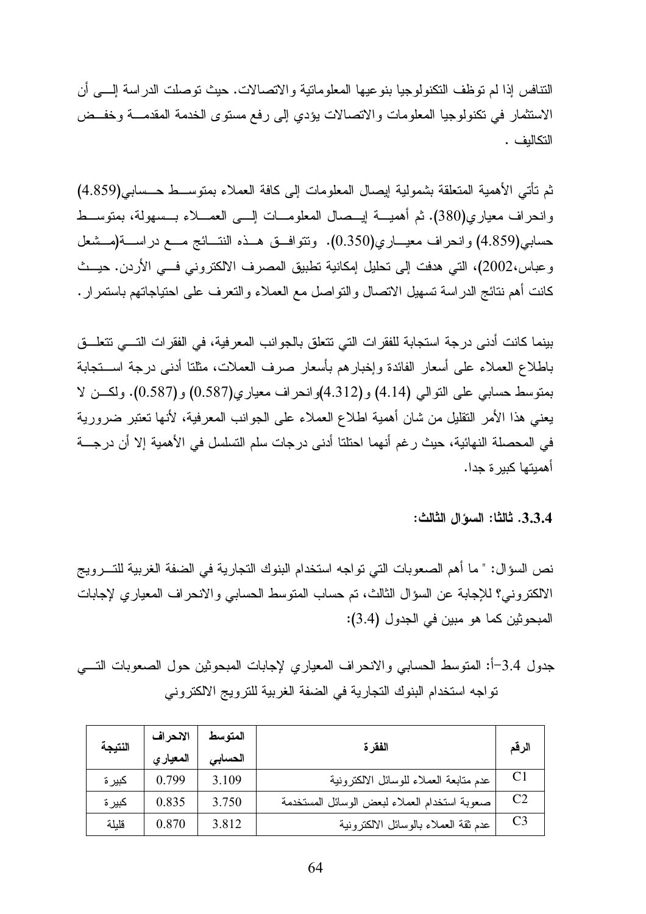التنافس إذا لم توظف التكنولوجيا بنوعيها المعلوماتية والاتصالات. حيث توصلت الدراسة إلى أن الاستثمار في تكنولوجيا المعلومات والاتصالات يؤدي إلى رفع مستوى الخدمة المقدمة وخفض التكاليف .

ثم تأتي الأهمية المتعلقة بشمولية إيصال المعلومات إلى كافة العملاء بمتوسط حسابي(4.859) وانحراف معياري(380). ثم أهمية إيصال المعلومات إلى العملاء بسهولة، بمتوسط حسابي(4.859) وانحراف معياري(0.350). وتتوافق هذه النتائج مع دراسة(مشعل وعباس،2002)، التي هدفت إلى تحليل إمكانية تطبيق المصرف الالكتروني في الأردن. حيث كانت أهم نتائج الدراسة تسهيل الاتصال والتواصل مع العملاء والتعرف على احتياجاتهم باستمرار.

بينما كانت أدنى درجة استجابة للفقرات التي تتعلق بالجوانب المعرفية، في الفقرات التي تتعلق باطلاع العملاء على أسعار الفائدة وإخبارهم بأسعار صرف العملات، مثلتا أدنى درجة استجابة بمتوسط حسابي على التوالي (4.14) و(4.312)وانحراف معياري(0.587) و(0.587). ولكن لا يعني هذا الأمر التقليل من شان أهمية اطلاع العملاء على الجوانب المعرفية، لأنها تعتبر ضرورية في المحصلة النهائية، حيث رغم أنهما احتلتا أدنى درجات سلم التسلسل في الأهمية إلا أن درجة أهميتها كبيرة جدا.

### 3.3.4. ثالثا: السؤال الثالث:

نص السؤال: " ما أهم الصعوبات التي تواجه استخدام البنوك التجارية في الضفة الغربية للترويج الالكتروني؟ للإجابة عن السؤال الثالث، تم حساب المتوسط الحسابي والانحراف المعياري لإجابات المبحوثين كما هو مبين في الجدول (3.4):

جدول 3.4-أ: المتوسط الحسابي والانحراف المعياري لإجابات المبحوثين حول الصعوبات التي تواجه استخدام البنوك التجارية في الضفة الغربية للترويج الالكتروني

| الرقم | الفقرة | المتوسط الحسابي | الانحراف المعياري | النتيجة |
|---|---|---|---|---|
| C1 | عدم متابعة العملاء للوسائل الالكترونية | 3.109 | 0.799 | كبيرة |
| C2 | صعوبة استخدام العملاء لبعض الوسائل المستخدمة | 3.750 | 0.835 | كبيرة |
| C3 | عدم ثقة العملاء بالوسائل الالكترونية | 3.812 | 0.870 | قليلة |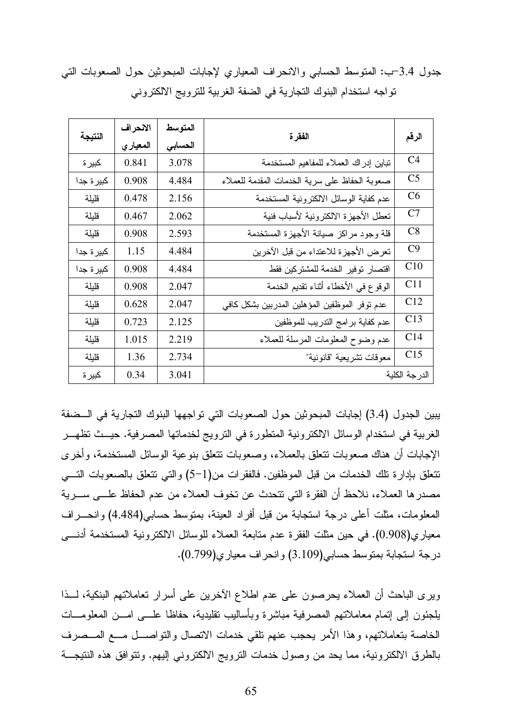جدول 3.4-ب: المتوسط الحسابي والانحراف المعياري لإجابات المبحوثين حول الصعوبات التي تواجه استخدام البنوك التجارية في الضفة الغربية للترويج الالكتروني

| الرقم | الفقرة | المتوسط الحسابي | الانحراف المعياري | النتيجة |
|---|---|---|---|---|
| C4 | تباين إدراك العملاء للمفاهيم المستخدمة | 3.078 | 0.841 | كبيرة |
| C5 | صعوبة الحفاظ على سرية الخدمات المقدمة للعملاء | 4.484 | 0.908 | كبيرة جدا |
| C6 | عدم كفاية الوسائل الالكترونية المستخدمة | 2.156 | 0.478 | قليلة |
| C7 | تعطل الأجهزة الالكترونية لأسباب فنية | 2.062 | 0.467 | قليلة |
| C8 | قلة وجود مراكز صيانة الأجهزة المستخدمة | 2.593 | 0.908 | قليلة |
| C9 | تعرض الأجهزة للاعتداء من قبل الآخرين | 4.484 | 1.15 | كبيرة جدا |
| C10 | اقتصار توفير الخدمة للمشتركين فقط | 4.484 | 0.908 | كبيرة جدا |
| C11 | الوقوع في الأخطاء أثناء تقديم الخدمة | 2.047 | 0.908 | قليلة |
| C12 | عدم توفر الموظفين المؤهلين المدربين بشكل كافي | 2.047 | 0.628 | قليلة |
| C13 | عدم كفاية برامج التدريب للموظفين | 2.125 | 0.723 | قليلة |
| C14 | عدم وضوح المعلومات المرسلة للعملاء | 2.219 | 1.015 | قليلة |
| C15 | معوقات تشريعية "قانونية" | 2.734 | 1.36 | قليلة |
| الدرجة الكلية | | 3.041 | 0.34 | كبيرة |

يبين الجدول (3.4) إجابات المبحوثين حول الصعوبات التي تواجهها البنوك التجارية في الضفة الغربية في استخدام الوسائل الالكترونية المتطورة في الترويج لخدماتها المصرفية. حيث تظهر الإجابات أن هناك صعوبات تتعلق بالعملاء، وصعوبات تتعلق بنوعية الوسائل المستخدمة، وأخرى تتعلق بإدارة تلك الخدمات من قبل الموظفين. فالفقرات من(1-5) والتي تتعلق بالصعوبات التي مصدرها العملاء، نلاحظ أن الفقرة التي تتحدث عن تخوف العملاء من عدم الحفاظ على سرية المعلومات، مثلت أعلى درجة استجابة من قبل أفراد العينة، بمتوسط حسابي(4.484) وانحراف معياري(0.908). في حين مثلت الفقرة عدم متابعة العملاء للوسائل الالكترونية المستخدمة أدنى درجة استجابة بمتوسط حسابي(3.109) وانحراف معياري(0.799).

ويرى الباحث أن العملاء يحرصون على عدم اطلاع الآخرين على أسرار تعاملاتهم البنكية، لذا يلجئون إلى إتمام معاملاتهم المصرفية مباشرة وبأساليب تقليدية، حفاظا على امن المعلومات الخاصة بتعاملاتهم، وهذا الأمر يحجب عنهم تلقي خدمات الاتصال والتواصل مع المصرف بالطرق الالكترونية، مما يحد من وصول خدمات الترويج الالكتروني إليهم. وتتوافق هذه النتيجة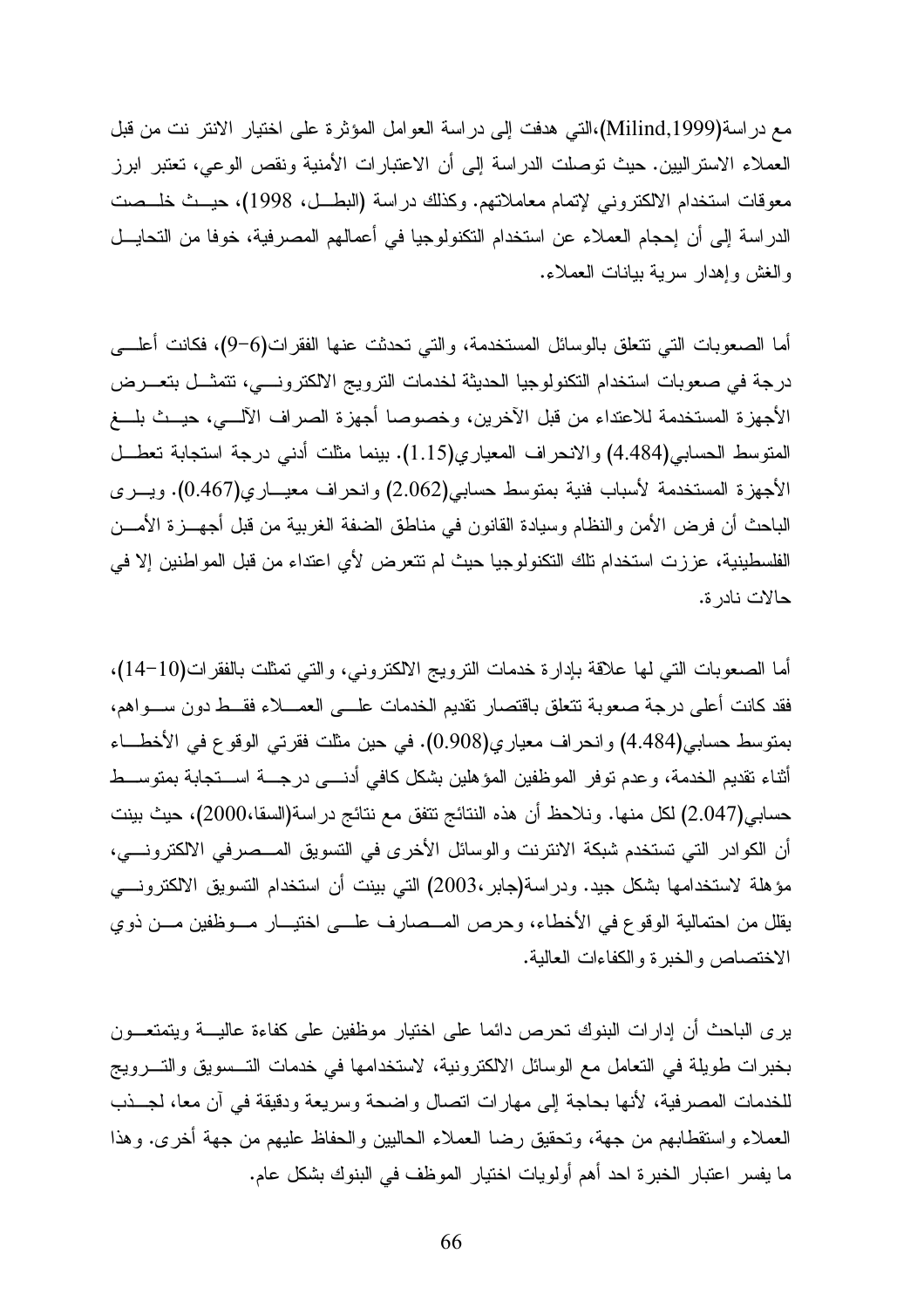مع دراسة(Milind,1999)،التي هدفت إلى دراسة العوامل المؤثرة على اختيار الانتر نت من قبل العملاء الاستراليين. حيث توصلت الدراسة إلى أن الاعتبارات الأمنية ونقص الوعي، تعتبر ابرز معوقات استخدام الالكتروني لإتمام معاملاتهم. وكذلك دراسة (البطل، 1998)، حيث خلصت الدراسة إلى أن إحجام العملاء عن استخدام التكنولوجيا في أعمالهم المصرفية، خوفا من التحايل والغش وإهدار سرية بيانات العملاء.

أما الصعوبات التي تتعلق بالوسائل المستخدمة، والتي تحدثت عنها الفقرات(6-9)، فكانت أعلى درجة في صعوبات استخدام التكنولوجيا الحديثة لخدمات الترويج الالكتروني، تتمثل بتعرض الأجهزة المستخدمة للاعتداء من قبل الآخرين، وخصوصا أجهزة الصراف الآلي، حيث بلغ المتوسط الحسابي(4.484) والانحراف المعياري(1.15). بينما مثلت أدني درجة استجابة تعطل الأجهزة المستخدمة لأسباب فنية بمتوسط حسابي(2.062) وانحراف معياري(0.467). ويرى الباحث أن فرض الأمن والنظام وسيادة القانون في مناطق الضفة الغربية من قبل أجهزة الأمن الفلسطينية، عززت استخدام تلك التكنولوجيا حيث لم تتعرض لأي اعتداء من قبل المواطنين إلا في حالات نادرة.

أما الصعوبات التي لها علاقة بإدارة خدمات الترويج الالكتروني، والتي تمثلت بالفقرات(10-14)، فقد كانت أعلى درجة صعوبة تتعلق باقتصار تقديم الخدمات على العملاء فقط دون سواهم، بمتوسط حسابي(4.484) وانحراف معياري(0.908). في حين مثلت فقرتي الوقوع في الأخطاء أثناء تقديم الخدمة، وعدم توفر الموظفين المؤهلين بشكل كافي أدنى درجة استجابة بمتوسط حسابي(2.047) لكل منها. ونلاحظ أن هذه النتائج تتفق مع نتائج دراسة(السقا،2000)، حيث بينت أن الكوادر التي تستخدم شبكة الانترنت والوسائل الأخرى في التسويق المصرفي الالكتروني، مؤهلة لاستخدامها بشكل جيد. ودراسة(جابر،2003) التي بينت أن استخدام التسويق الالكتروني يقلل من احتمالية الوقوع في الأخطاء، وحرص المصارف على اختيار موظفين من ذوي الاختصاص والخبرة والكفاءات العالية.

يرى الباحث أن إدارات البنوك تحرص دائما على اختيار موظفين على كفاءة عالية ويتمتعون بخبرات طويلة في التعامل مع الوسائل الالكترونية، لاستخدامها في خدمات التسويق والترويج للخدمات المصرفية، لأنها بحاجة إلى مهارات اتصال واضحة وسريعة ودقيقة في آن معا، لجذب العملاء واستقطابهم من جهة، وتحقيق رضا العملاء الحاليين والحفاظ عليهم من جهة أخرى. وهذا ما يفسر اعتبار الخبرة احد أهم أولويات اختيار الموظف في البنوك بشكل عام.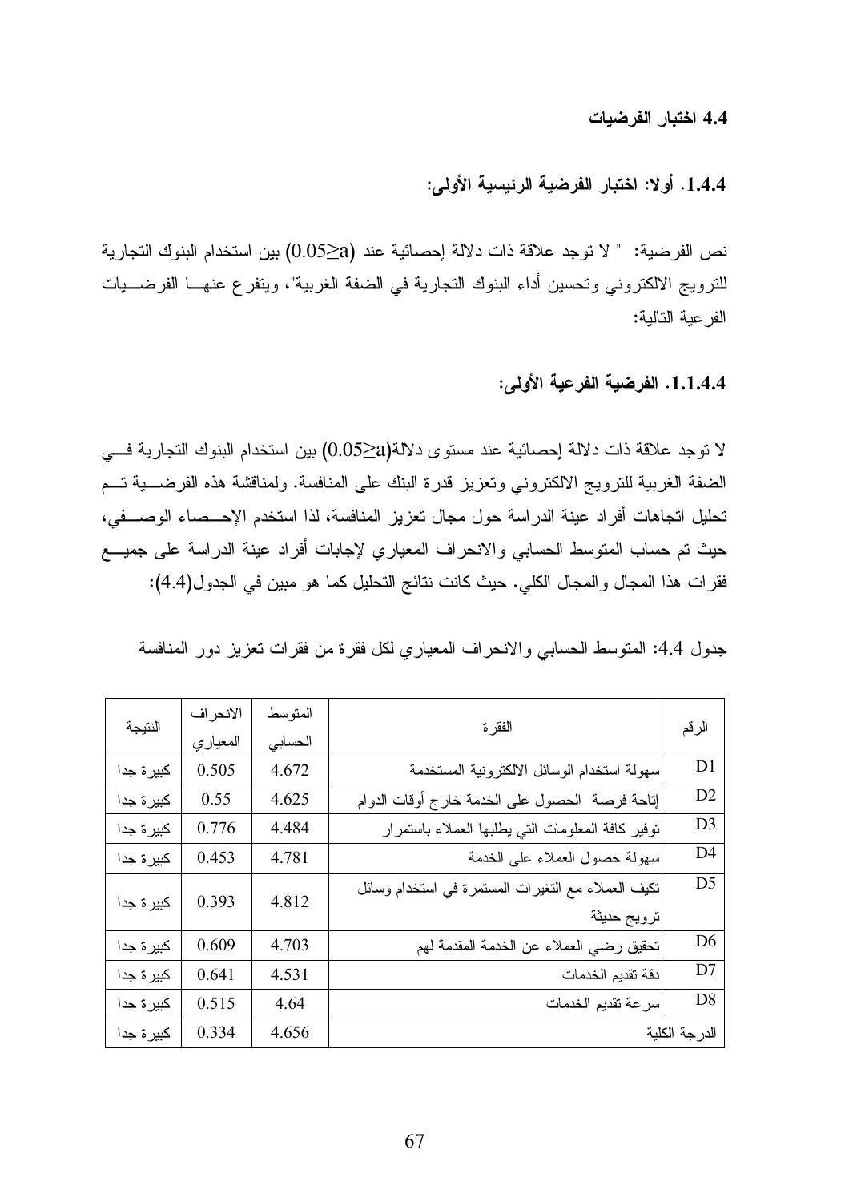## 4.4 اختبار الفرضيات

### 1.4.4. أولا: اختبار الفرضية الرئيسية الأولى:

نص الفرضية: " لا توجد علاقة ذات دلالة إحصائية عند (0.05≥a) بين استخدام البنوك التجارية للترويج الالكتروني وتحسين أداء البنوك التجارية في الضفة الغربية"، ويتفرع عنها الفرضيات الفرعية التالية:

#### 1.1.4.4. الفرضية الفرعية الأولى:

لا توجد علاقة ذات دلالة إحصائية عند مستوى دلالة(0.05≥a) بين استخدام البنوك التجارية في الضفة الغربية للترويج الالكتروني وتعزيز قدرة البنك على المنافسة. ولمناقشة هذه الفرضية تم تحليل اتجاهات أفراد عينة الدراسة حول مجال تعزيز المنافسة، لذا استخدم الإحصاء الوصفي، حيث تم حساب المتوسط الحسابي والانحراف المعياري لإجابات أفراد عينة الدراسة على جميع فقرات هذا المجال والمجال الكلي. حيث كانت نتائج التحليل كما هو مبين في الجدول(4.4):

جدول 4.4: المتوسط الحسابي والانحراف المعياري لكل فقرة من فقرات تعزيز دور المنافسة

| الرقم | الفقرة | المتوسط الحسابي | الانحراف المعياري | النتيجة |
|---|---|---|---|---|
| D1 | سهولة استخدام الوسائل الالكترونية المستخدمة | 4.672 | 0.505 | كبيرة جدا |
| D2 | إتاحة فرصة الحصول على الخدمة خارج أوقات الدوام | 4.625 | 0.55 | كبيرة جدا |
| D3 | توفير كافة المعلومات التي يطلبها العملاء باستمرار | 4.484 | 0.776 | كبيرة جدا |
| D4 | سهولة حصول العملاء على الخدمة | 4.781 | 0.453 | كبيرة جدا |
| D5 | تكيف العملاء مع التغيرات المستمرة في استخدام وسائل ترويج حديثة | 4.812 | 0.393 | كبيرة جدا |
| D6 | تحقيق رضى العملاء عن الخدمة المقدمة لهم | 4.703 | 0.609 | كبيرة جدا |
| D7 | دقة تقديم الخدمات | 4.531 | 0.641 | كبيرة جدا |
| D8 | سرعة تقديم الخدمات | 4.64 | 0.515 | كبيرة جدا |
| الدرجة الكلية | | 4.656 | 0.334 | كبيرة جدا |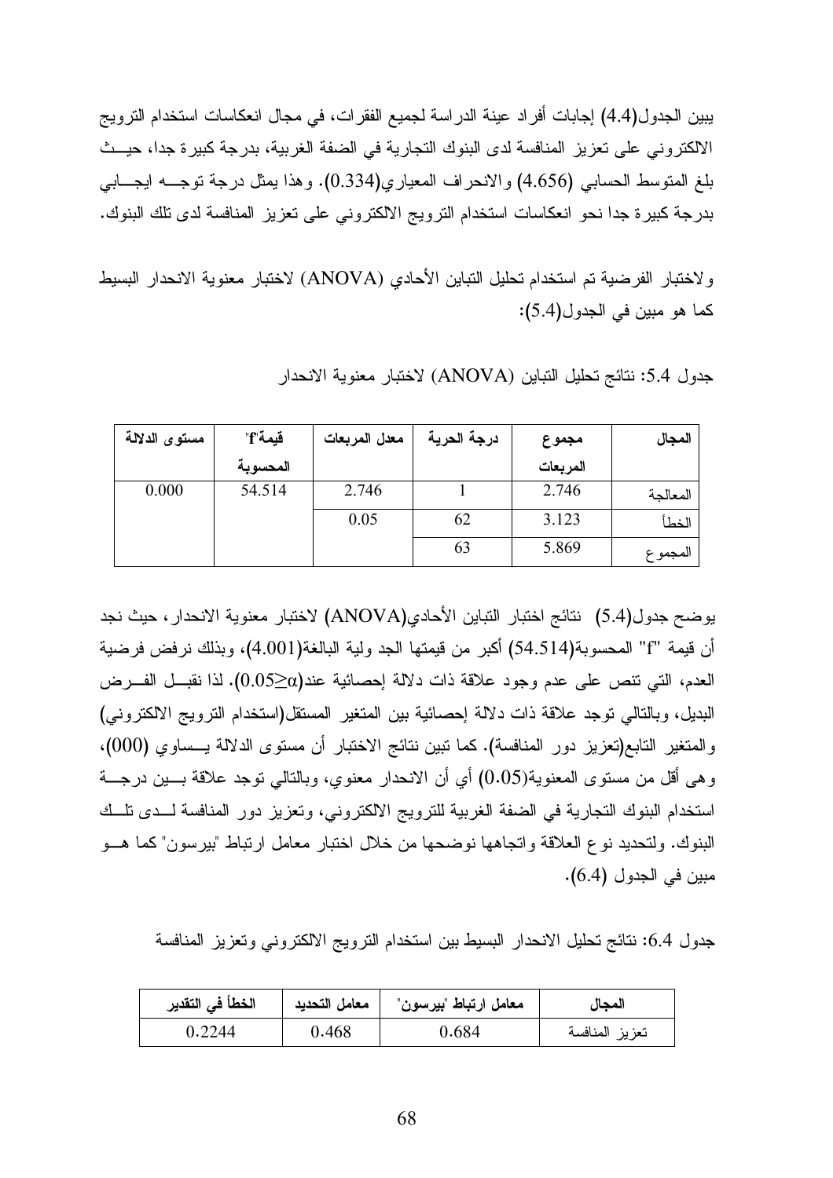يبين الجدول(4.4) إجابات أفراد عينة الدراسة لجميع الفقرات، في مجال انعكاسات استخدام الترويج الالكتروني على تعزيز المنافسة لدى البنوك التجارية في الضفة الغربية، بدرجة كبيرة جدا، حيث بلغ المتوسط الحسابي (4.656) والانحراف المعياري(0.334). وهذا يمثل درجة توجه ايجابي بدرجة كبيرة جدا نحو انعكاسات استخدام الترويج الالكتروني على تعزيز المنافسة لدى تلك البنوك.

ولاختبار الفرضية تم استخدام تحليل التباين الأحادي (ANOVA) لاختبار معنوية الانحدار البسيط كما هو مبين في الجدول(5.4):

جدول 5.4: نتائج تحليل التباين (ANOVA) لاختبار معنوية الانحدار

| المجال | مجموع المربعات | درجة الحرية | معدل المربعات | قيمة"f" المحسوبة | مستوى الدلالة |
|---|---|---|---|---|---|
| المعالجة | 2.746 | 1 | 2.746 | 54.514 | 0.000 |
| الخطأ | 3.123 | 62 | 0.05 | | |
| المجموع | 5.869 | 63 | | | |

يوضح جدول(5.4) نتائج اختبار التباين الأحادي(ANOVA) لاختبار معنوية الانحدار، حيث نجد أن قيمة "f" المحسوبة(54.514) أكبر من قيمتها الجد ولية البالغة(4.001)، وبذلك نرفض فرضية العدم، التي تنص على عدم وجود علاقة ذات دلالة إحصائية عند($\alpha \geq 0.05$). لذا نقبل الفرض البديل، وبالتالي توجد علاقة ذات دلالة إحصائية بين المتغير المستقل(استخدام الترويج الالكتروني) والمتغير التابع(تعزيز دور المنافسة). كما تبين نتائج الاختبار أن مستوى الدلالة يساوي (000)، وهى أقل من مستوى المعنوية(0.05) أي أن الانحدار معنوي، وبالتالي توجد علاقة بين درجة استخدام البنوك التجارية في الضفة الغربية للترويج الالكتروني، وتعزيز دور المنافسة لدى تلك البنوك. ولتحديد نوع العلاقة واتجاهها نوضحها من خلال اختبار معامل ارتباط "بيرسون" كما هو مبين في الجدول (6.4).

جدول 6.4: نتائج تحليل الانحدار البسيط بين استخدام الترويج الالكتروني وتعزيز المنافسة

| المجال | معامل ارتباط "بيرسون" | معامل التحديد | الخطأ في التقدير |
|---|---|---|---|
| تعزيز المنافسة | 0.684 | 0.468 | 0.2244 |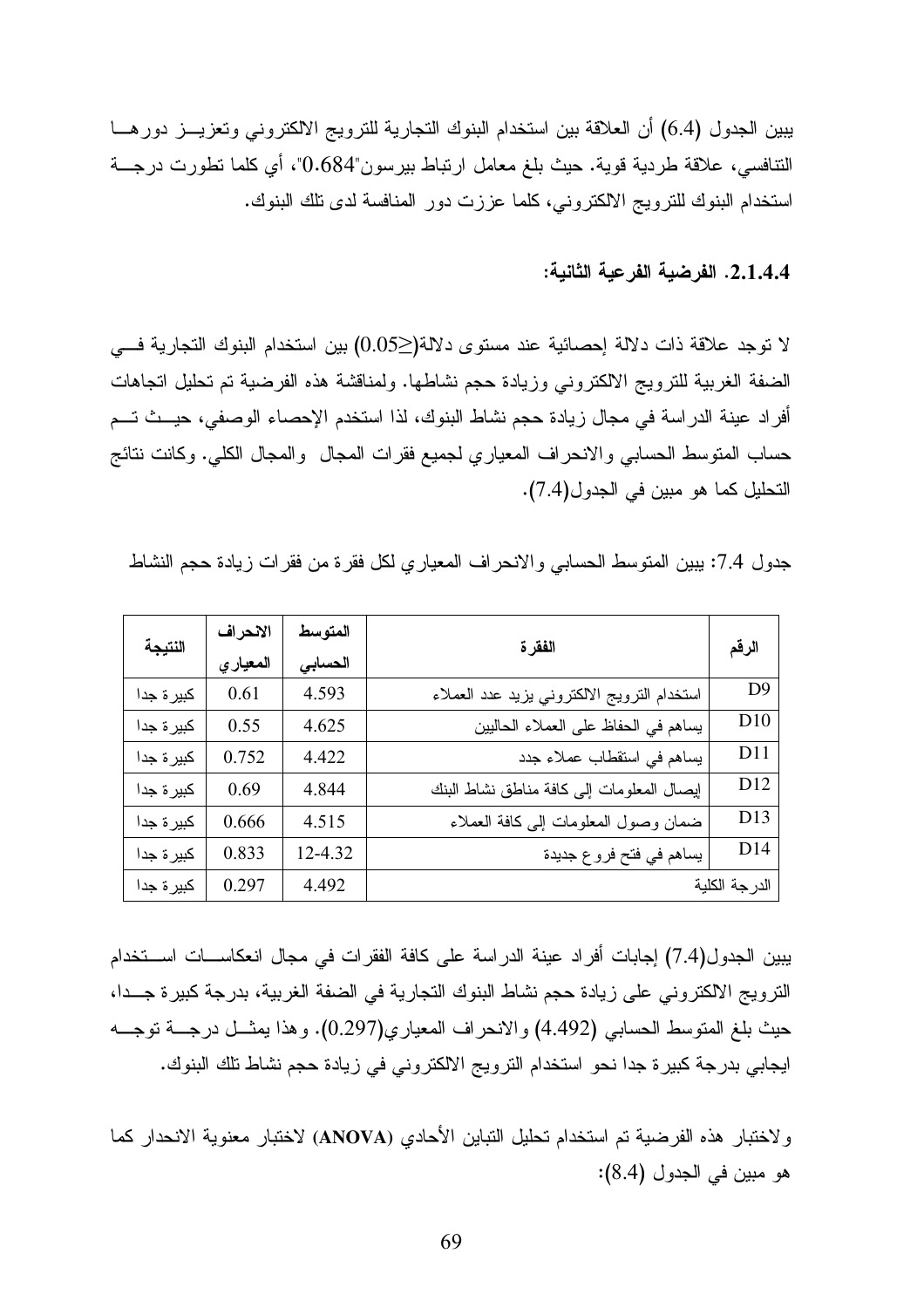يبين الجدول (6.4) أن العلاقة بين استخدام البنوك التجارية للترويج الالكتروني وتعزيـز دورهـا التنافسي، علاقة طردية قوية. حيث بلغ معامل ارتباط بيرسون"0.684"، أي كلما تطورت درجـة استخدام البنوك للترويج الالكتروني، كلما عززت دور المنافسة لدى تلك البنوك.

### 2.1.4.4. الفرضية الفرعية الثانية:

لا توجد علاقة ذات دلالة إحصائية عند مستوى دلالة($\leq$0.05) بين استخدام البنوك التجارية فـي الضفة الغربية للترويج الالكتروني وزيادة حجم نشاطها. ولمناقشة هذه الفرضية تم تحليل اتجاهات أفراد عينة الدراسة في مجال زيادة حجم نشاط البنوك، لذا استخدم الإحصاء الوصفي، حيـث تـم حساب المتوسط الحسابي والانحراف المعياري لجميع فقرات المجال والمجال الكلي. وكانت نتائج التحليل كما هو مبين في الجدول(7.4).

جدول 7.4: يبين المتوسط الحسابي والانحراف المعياري لكل فقرة من فقرات زيادة حجم النشاط

| الرقم | الفقرة | المتوسط الحسابي | الانحراف المعياري | النتيجة |
|---|---|---|---|---|
| D9 | استخدام الترويج الالكتروني يزيد عدد العملاء | 4.593 | 0.61 | كبيرة جدا |
| D10 | يساهم في الحفاظ على العملاء الحاليين | 4.625 | 0.55 | كبيرة جدا |
| D11 | يساهم في استقطاب عملاء جدد | 4.422 | 0.752 | كبيرة جدا |
| D12 | إيصال المعلومات إلى كافة مناطق نشاط البنك | 4.844 | 0.69 | كبيرة جدا |
| D13 | ضمان وصول المعلومات إلى كافة العملاء | 4.515 | 0.666 | كبيرة جدا |
| D14 | يساهم في فتح فروع جديدة | 12-4.32 | 0.833 | كبيرة جدا |
| الدرجة الكلية | | 4.492 | 0.297 | كبيرة جدا |

يبين الجدول(7.4) إجابات أفراد عينة الدراسة على كافة الفقرات في مجال انعكاسـات اسـتخدام الترويج الالكتروني على زيادة حجم نشاط البنوك التجارية في الضفة الغربية، بدرجة كبيرة جـدا، حيث بلغ المتوسط الحسابي (4.492) والانحراف المعياري(0.297). وهذا يمثـل درجـة توجـه ايجابي بدرجة كبيرة جدا نحو استخدام الترويج الالكتروني في زيادة حجم نشاط تلك البنوك.

ولاختبار هذه الفرضية تم استخدام تحليل التباين الأحادي (**ANOVA**) لاختبار معنوية الانحدار كما هو مبين في الجدول (8.4):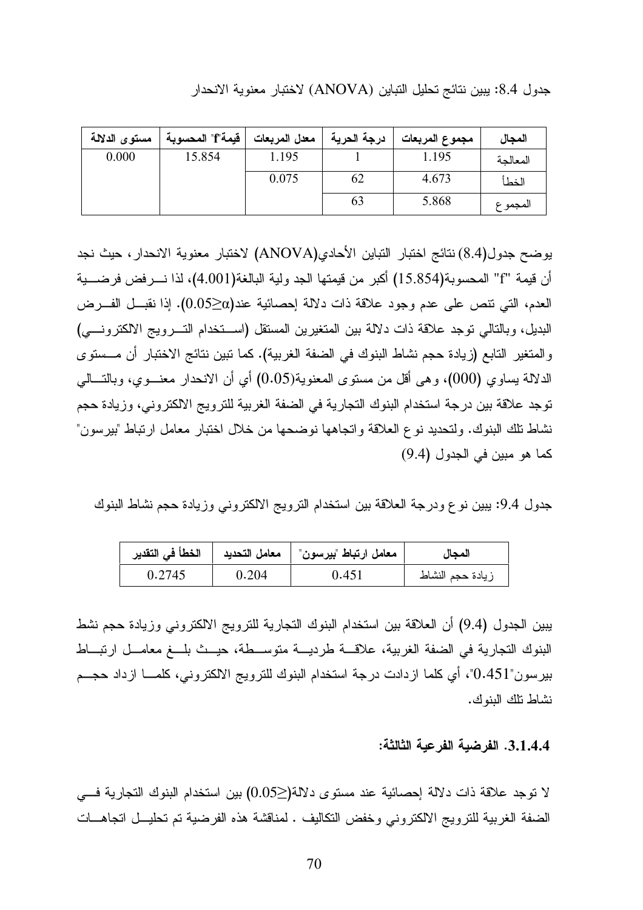جدول 8.4: يبين نتائج تحليل التباين (ANOVA) لاختبار معنوية الانحدار

| المجال | مجموع المربعات | درجة الحرية | معدل المربعات | قيمة"f" المحسوبة | مستوى الدلالة |
|---|---|---|---|---|---|
| المعالجة | 1.195 | 1 | 1.195 | 15.854 | 0.000 |
| الخطأ | 4.673 | 62 | 0.075 | | |
| المجموع | 5.868 | 63 | | | |

يوضح جدول(8.4) نتائج اختبار التباين الأحادي(ANOVA) لاختبار معنوية الانحدار، حيث نجد أن قيمة "f" المحسوبة(15.854) أكبر من قيمتها الجد ولية البالغة(4.001)، لذا نرفض فرضية العدم، التي تنص على عدم وجود علاقة ذات دلالة إحصائية عند($\alpha \geq 0.05$). إذا نقبل الفرض البديل، وبالتالي توجد علاقة ذات دلالة بين المتغيرين المستقل (استخدام الترويج الالكتروني) والمتغير التابع (زيادة حجم نشاط البنوك في الضفة الغربية). كما تبين نتائج الاختبار أن مستوى الدلالة يساوي (000)، وهى أقل من مستوى المعنوية(0.05) أي أن الانحدار معنوي، وبالتالي توجد علاقة بين درجة استخدام البنوك التجارية في الضفة الغربية للترويج الالكتروني، وزيادة حجم نشاط تلك البنوك. ولتحديد نوع العلاقة واتجاهها نوضحها من خلال اختبار معامل ارتباط "بيرسون" كما هو مبين في الجدول (9.4)

جدول 9.4: يبين نوع ودرجة العلاقة بين استخدام الترويج الالكتروني وزيادة حجم نشاط البنوك

| المجال | معامل ارتباط "بيرسون" | معامل التحديد | الخطأ في التقدير |
|---|---|---|---|
| زيادة حجم النشاط | 0.451 | 0.204 | 0.2745 |

يبين الجدول (9.4) أن العلاقة بين استخدام البنوك التجارية للترويج الالكتروني وزيادة حجم نشط البنوك التجارية في الضفة الغربية، علاقة طردية متوسطة، حيث بلغ معامل ارتباط بيرسون"0.451"، أي كلما ازدادت درجة استخدام البنوك للترويج الالكتروني، كلما ازداد حجم نشاط تلك البنوك.

### 3.1.4.4. الفرضية الفرعية الثالثة:

لا توجد علاقة ذات دلالة إحصائية عند مستوى دلالة($\leq 0.05$) بين استخدام البنوك التجارية في الضفة الغربية للترويج الالكتروني وخفض التكاليف . لمناقشة هذه الفرضية تم تحليل اتجاهات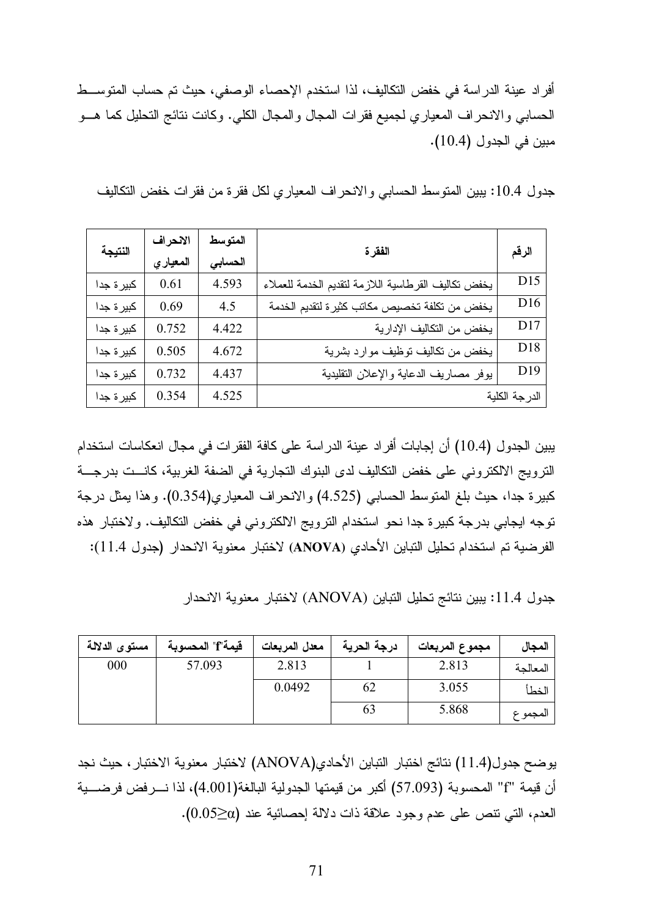أفراد عينة الدراسة في خفض التكاليف، لذا استخدم الإحصاء الوصفي، حيث تم حساب المتوسط الحسابي والانحراف المعياري لجميع فقرات المجال والمجال الكلي. وكانت نتائج التحليل كما هو مبين في الجدول (10.4).

جدول 10.4: يبين المتوسط الحسابي والانحراف المعياري لكل فقرة من فقرات خفض التكاليف

| الرقم | الفقرة | المتوسط الحسابي | الانحراف المعياري | النتيجة |
|---|---|---|---|---|
| D15 | يخفض تكاليف القرطاسية اللازمة لتقديم الخدمة للعملاء | 4.593 | 0.61 | كبيرة جدا |
| D16 | يخفض من تكلفة تخصيص مكاتب كثيرة لتقديم الخدمة | 4.5 | 0.69 | كبيرة جدا |
| D17 | يخفض من التكاليف الإدارية | 4.422 | 0.752 | كبيرة جدا |
| D18 | يخفض من تكاليف توظيف موارد بشرية | 4.672 | 0.505 | كبيرة جدا |
| D19 | يوفر مصاريف الدعاية والإعلان التقليدية | 4.437 | 0.732 | كبيرة جدا |
| الدرجة الكلية | | 4.525 | 0.354 | كبيرة جدا |

يبين الجدول (10.4) أن إجابات أفراد عينة الدراسة على كافة الفقرات في مجال انعكاسات استخدام الترويج الالكتروني على خفض التكاليف لدى البنوك التجارية في الضفة الغربية، كانت بدرجة كبيرة جدا، حيث بلغ المتوسط الحسابي (4.525) والانحراف المعياري(0.354). وهذا يمثل درجة توجه ايجابي بدرجة كبيرة جدا نحو استخدام الترويج الالكتروني في خفض التكاليف. ولاختبار هذه الفرضية تم استخدام تحليل التباين الأحادي **(ANOVA)** لاختبار معنوية الانحدار (جدول 11.4):

جدول 11.4: يبين نتائج تحليل التباين (ANOVA) لاختبار معنوية الانحدار

| المجال | مجموع المربعات | درجة الحرية | معدل المربعات | قيمة"f" المحسوبة | مستوى الدلالة |
|---|---|---|---|---|---|
| المعالجة | 2.813 | 1 | 2.813 | 57.093 | 000 |
| الخطأ | 3.055 | 62 | 0.0492 | | |
| المجموع | 5.868 | 63 | | | |

يوضح جدول(11.4) نتائج اختبار التباين الأحادي(ANOVA) لاختبار معنوية الاختبار، حيث نجد أن قيمة "f" المحسوبة (57.093) أكبر من قيمتها الجدولية البالغة(4.001)، لذا نرفض فرضية العدم، التي تنص على عدم وجود علاقة ذات دلالة إحصائية عند ($0.05 \geq \alpha$).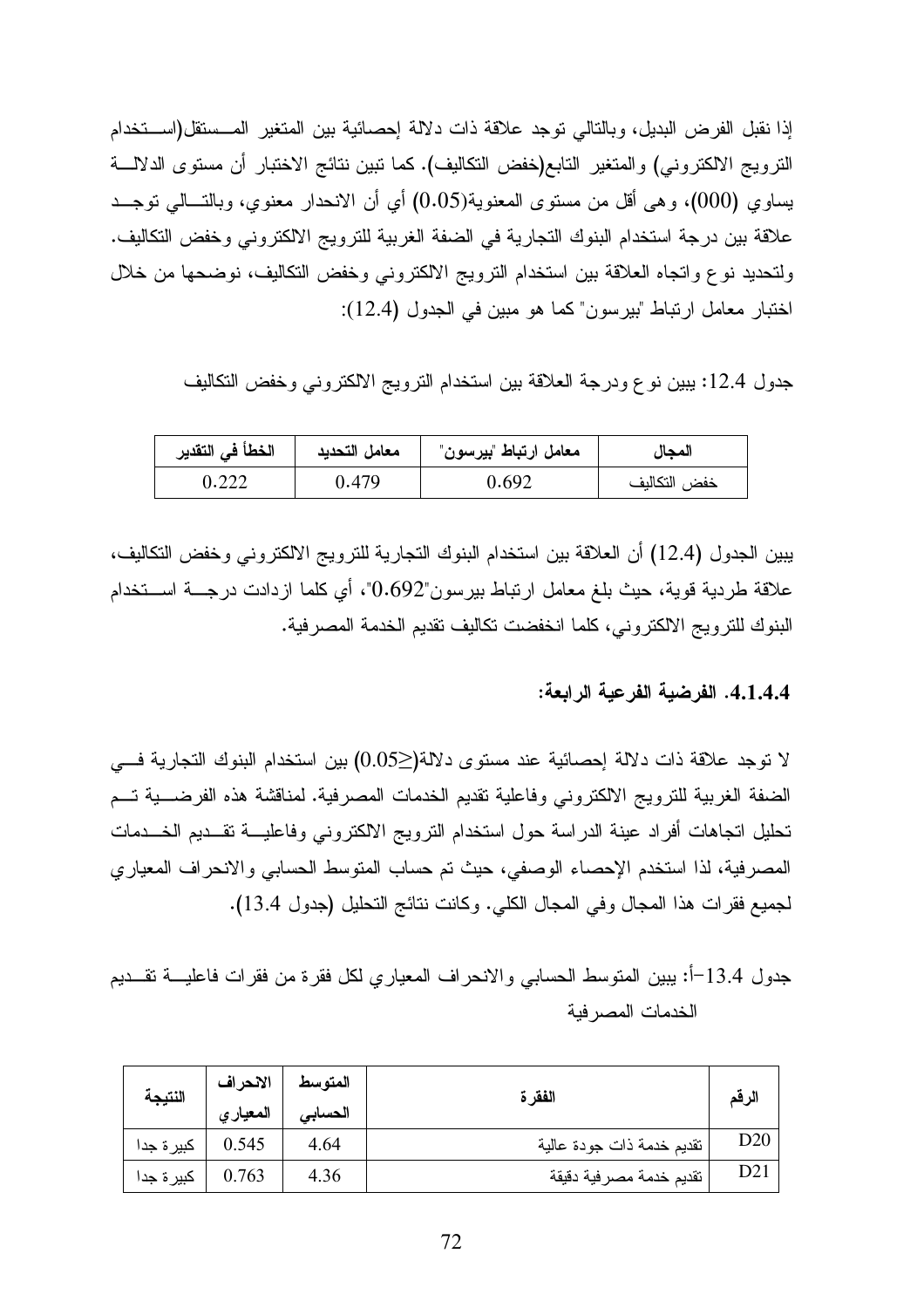إذا نقبل الفرض البديل، وبالتالي توجد علاقة ذات دلالة إحصائية بين المتغير المستقل(استخدام الترويج الالكتروني) والمتغير التابع(خفض التكاليف). كما تبين نتائج الاختبار أن مستوى الدلالة يساوي (000)، وهى أقل من مستوى المعنوية(0.05) أي أن الانحدار معنوي، وبالتالي توجد علاقة بين درجة استخدام البنوك التجارية في الضفة الغربية للترويج الالكتروني وخفض التكاليف. ولتحديد نوع واتجاه العلاقة بين استخدام الترويج الالكتروني وخفض التكاليف، نوضحها من خلال اختبار معامل ارتباط "بيرسون" كما هو مبين في الجدول (12.4):

جدول 12.4: يبين نوع ودرجة العلاقة بين استخدام الترويج الالكتروني وخفض التكاليف

| المجال | معامل ارتباط "بيرسون" | معامل التحديد | الخطأ في التقدير |
|---|---|---|---|
| خفض التكاليف | 0.692 | 0.479 | 0.222 |

يبين الجدول (12.4) أن العلاقة بين استخدام البنوك التجارية للترويج الالكتروني وخفض التكاليف، علاقة طردية قوية، حيث بلغ معامل ارتباط بيرسون"0.692"، أي كلما ازدادت درجة استخدام البنوك للترويج الالكتروني، كلما انخفضت تكاليف تقديم الخدمة المصرفية.

#### 4.1.4.4. الفرضية الفرعية الرابعة:

لا توجد علاقة ذات دلالة إحصائية عند مستوى دلالة(0.05≥) بين استخدام البنوك التجارية في الضفة الغربية للترويج الالكتروني وفاعلية تقديم الخدمات المصرفية. لمناقشة هذه الفرضية تم تحليل اتجاهات أفراد عينة الدراسة حول استخدام الترويج الالكتروني وفاعلية تقديم الخدمات المصرفية، لذا استخدم الإحصاء الوصفي، حيث تم حساب المتوسط الحسابي والانحراف المعياري لجميع فقرات هذا المجال وفي المجال الكلي. وكانت نتائج التحليل (جدول 13.4).

جدول 13.4–أ: يبين المتوسط الحسابي والانحراف المعياري لكل فقرة من فقرات فاعلية تقديم الخدمات المصرفية

| الرقم | الفقرة | المتوسط الحسابي | الانحراف المعياري | النتيجة |
|---|---|---|---|---|
| D20 | تقديم خدمة ذات جودة عالية | 4.64 | 0.545 | كبيرة جدا |
| D21 | تقديم خدمة مصرفية دقيقة | 4.36 | 0.763 | كبيرة جدا |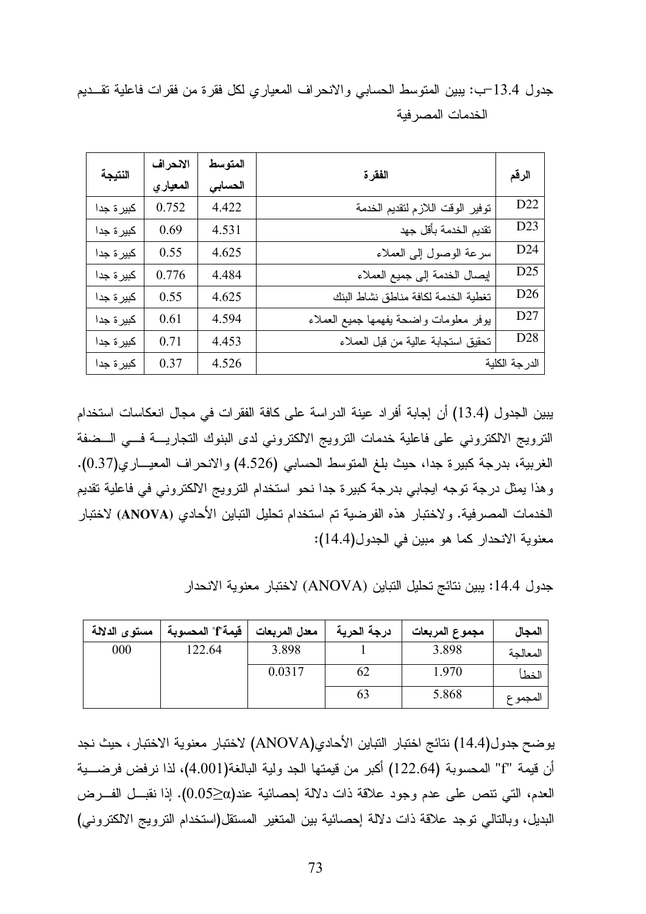جدول 13.4–ب: يبين المتوسط الحسابي والانحراف المعياري لكل فقرة من فقرات فاعلية تقـديم الخدمات المصرفية

| الرقم | الفقرة | المتوسط الحسابي | الانحراف المعياري | النتيجة |
|---|---|---|---|---|
| D22 | توفير الوقت اللازم لتقديم الخدمة | 4.422 | 0.752 | كبيرة جدا |
| D23 | تقديم الخدمة بأقل جهد | 4.531 | 0.69 | كبيرة جدا |
| D24 | سرعة الوصول إلى العملاء | 4.625 | 0.55 | كبيرة جدا |
| D25 | إيصال الخدمة إلى جميع العملاء | 4.484 | 0.776 | كبيرة جدا |
| D26 | تغطية الخدمة لكافة مناطق نشاط البنك | 4.625 | 0.55 | كبيرة جدا |
| D27 | يوفر معلومات واضحة يفهمها جميع العملاء | 4.594 | 0.61 | كبيرة جدا |
| D28 | تحقيق استجابة عالية من قبل العملاء | 4.453 | 0.71 | كبيرة جدا |
| الدرجة الكلية | | 4.526 | 0.37 | كبيرة جدا |

يبين الجدول (13.4) أن إجابة أفراد عينة الدراسة على كافة الفقرات في مجال انعكاسات استخدام الترويج الالكتروني على فاعلية خدمات الترويج الالكتروني لدى البنوك التجارية في الضفة الغربية، بدرجة كبيرة جدا، حيث بلغ المتوسط الحسابي (4.526) والانحراف المعياري(0.37). وهذا يمثل درجة توجه ايجابي بدرجة كبيرة جدا نحو استخدام الترويج الالكتروني في فاعلية تقديم الخدمات المصرفية. ولاختبار هذه الفرضية تم استخدام تحليل التباين الأحادي (**ANOVA**) لاختبار معنوية الانحدار كما هو مبين في الجدول(14.4):

جدول 14.4: يبين نتائج تحليل التباين (ANOVA) لاختبار معنوية الانحدار

| المجال | مجموع المربعات | درجة الحرية | معدل المربعات | قيمة"f" المحسوبة | مستوى الدلالة |
|---|---|---|---|---|---|
| المعالجة | 3.898 | 1 | 3.898 | 122.64 | 000 |
| الخطأ | 1.970 | 62 | 0.0317 | | |
| المجموع | 5.868 | 63 | | | |

يوضح جدول(14.4) نتائج اختبار التباين الأحادي(ANOVA) لاختبار معنوية الاختبار، حيث نجد أن قيمة "f" المحسوبة (122.64) أكبر من قيمتها الجد ولية البالغة(4.001)، لذا نرفض فرضية العدم، التي تنص على عدم وجود علاقة ذات دلالة إحصائية عند($\alpha \geq 0.05$). إذا نقبل الفرض البديل، وبالتالي توجد علاقة ذات دلالة إحصائية بين المتغير المستقل(استخدام الترويج الالكتروني)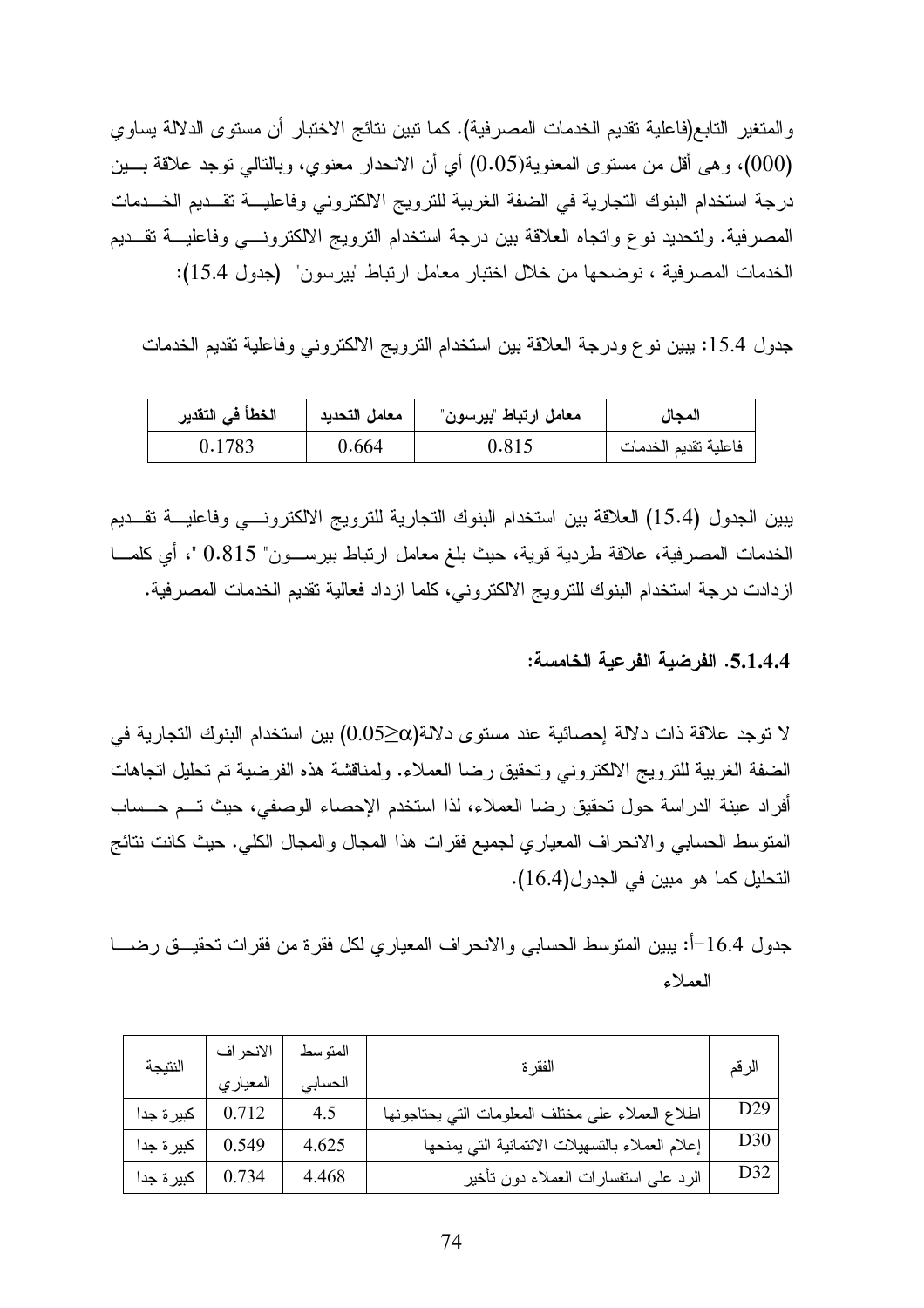والمتغير التابع(فاعلية تقديم الخدمات المصرفية). كما تبين نتائج الاختبار أن مستوى الدلالة يساوي (000)، وهى أقل من مستوى المعنوية(0.05) أي أن الانحدار معنوي، وبالتالي توجد علاقة بين درجة استخدام البنوك التجارية في الضفة الغربية للترويج الالكتروني وفاعلية تقديم الخدمات المصرفية. ولتحديد نوع واتجاه العلاقة بين درجة استخدام الترويج الالكتروني وفاعلية تقديم الخدمات المصرفية ، نوضحها من خلال اختبار معامل ارتباط "بيرسون" (جدول 15.4):

جدول 15.4: يبين نوع ودرجة العلاقة بين استخدام الترويج الالكتروني وفاعلية تقديم الخدمات

| المجال | معامل ارتباط "بيرسون" | معامل التحديد | الخطأ في التقدير |
|---|---|---|---|
| فاعلية تقديم الخدمات | 0.815 | 0.664 | 0.1783 |

يبين الجدول (15.4) العلاقة بين استخدام البنوك التجارية للترويج الالكتروني وفاعلية تقديم الخدمات المصرفية، علاقة طردية قوية، حيث بلغ معامل ارتباط بيرسون" 0.815 "، أي كلما ازدادت درجة استخدام البنوك للترويج الالكتروني، كلما ازداد فعالية تقديم الخدمات المصرفية.

#### 5.1.4.4. الفرضية الفرعية الخامسة:

لا توجد علاقة ذات دلالة إحصائية عند مستوى دلالة($\alpha \leq 0.05$) بين استخدام البنوك التجارية في الضفة الغربية للترويج الالكتروني وتحقيق رضا العملاء. ولمناقشة هذه الفرضية تم تحليل اتجاهات أفراد عينة الدراسة حول تحقيق رضا العملاء، لذا استخدم الإحصاء الوصفي، حيث تم حساب المتوسط الحسابي والانحراف المعياري لجميع فقرات هذا المجال والمجال الكلي. حيث كانت نتائج التحليل كما هو مبين في الجدول(16.4).

جدول 16.4-أ: يبين المتوسط الحسابي والانحراف المعياري لكل فقرة من فقرات تحقيق رضا العملاء

| الرقم | الفقرة | المتوسط الحسابي | الانحراف المعياري | النتيجة |
|---|---|---|---|---|
| D29 | اطلاع العملاء على مختلف المعلومات التي يحتاجونها | 4.5 | 0.712 | كبيرة جدا |
| D30 | إعلام العملاء بالتسهيلات الائتمانية التي يمنحها | 4.625 | 0.549 | كبيرة جدا |
| D32 | الرد على استفسارات العملاء دون تأخير | 4.468 | 0.734 | كبيرة جدا |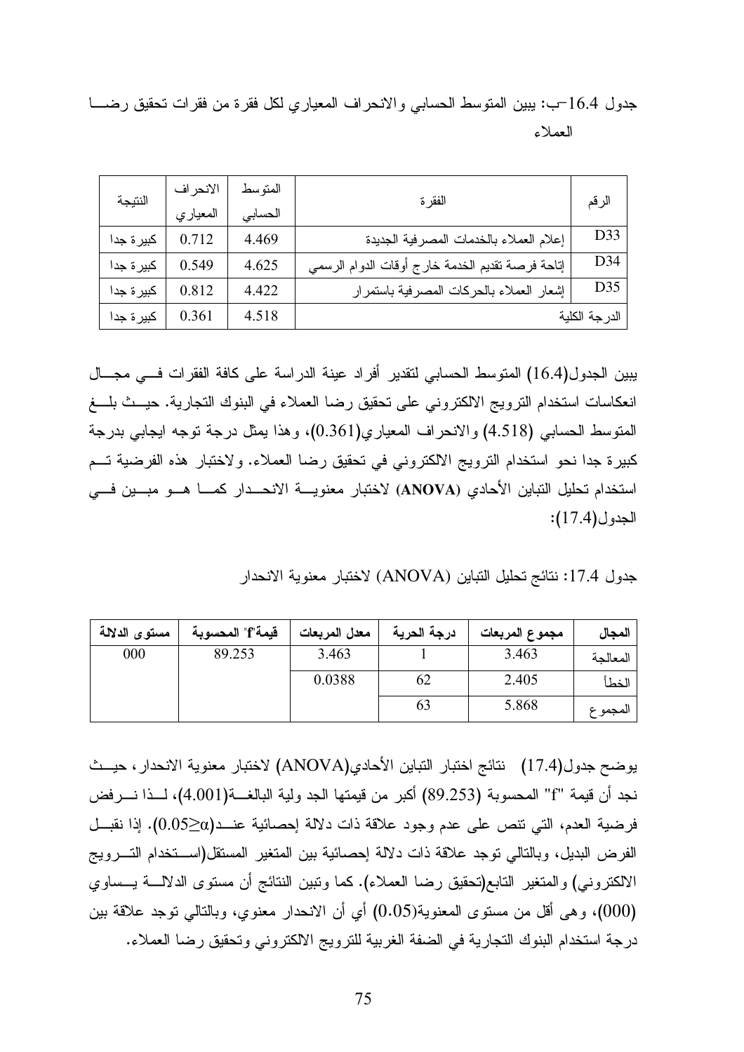جدول 16.4–ب: يبين المتوسط الحسابي والانحراف المعياري لكل فقرة من فقرات تحقيق رضا العملاء

| الرقم | الفقرة | المتوسط الحسابي | الانحراف المعياري | النتيجة |
|---|---|---|---|---|
| D33 | إعلام العملاء بالخدمات المصرفية الجديدة | 4.469 | 0.712 | كبيرة جدا |
| D34 | إتاحة فرصة تقديم الخدمة خارج أوقات الدوام الرسمي | 4.625 | 0.549 | كبيرة جدا |
| D35 | إشعار العملاء بالحركات المصرفية باستمرار | 4.422 | 0.812 | كبيرة جدا |
| الدرجة الكلية | | 4.518 | 0.361 | كبيرة جدا |

يبين الجدول(16.4) المتوسط الحسابي لتقدير أفراد عينة الدراسة على كافة الفقرات في مجال انعكاسات استخدام الترويج الالكتروني على تحقيق رضا العملاء في البنوك التجارية. حيث بلغ المتوسط الحسابي (4.518) والانحراف المعياري(0.361)، وهذا يمثل درجة توجه ايجابي بدرجة كبيرة جدا نحو استخدام الترويج الالكتروني في تحقيق رضا العملاء. ولاختبار هذه الفرضية تم استخدام تحليل التباين الأحادي **(ANOVA)** لاختبار معنوية الانحدار كما هو مبين في الجدول(17.4):

جدول 17.4: نتائج تحليل التباين (ANOVA) لاختبار معنوية الانحدار

| المجال | مجموع المربعات | درجة الحرية | معدل المربعات | قيمة"f" المحسوبة | مستوى الدلالة |
|---|---|---|---|---|---|
| المعالجة | 3.463 | 1 | 3.463 | 89.253 | 000 |
| الخطأ | 2.405 | 62 | 0.0388 | | |
| المجموع | 5.868 | 63 | | | |

يوضح جدول(17.4) نتائج اختبار التباين الأحادي(ANOVA) لاختبار معنوية الانحدار، حيث نجد أن قيمة "f" المحسوبة (89.253) أكبر من قيمتها الجد ولية البالغة(4.001)، لذا نرفض فرضية العدم، التي تنص على عدم وجود علاقة ذات دلالة إحصائية عند($\alpha \leq 0.05$). إذا نقبل الفرض البديل، وبالتالي توجد علاقة ذات دلالة إحصائية بين المتغير المستقل(استخدام الترويج الالكتروني) والمتغير التابع(تحقيق رضا العملاء). كما وتبين النتائج أن مستوى الدلالة يساوي (000)، وهى أقل من مستوى المعنوية(0.05) أي أن الانحدار معنوي، وبالتالي توجد علاقة بين درجة استخدام البنوك التجارية في الضفة الغربية للترويج الالكتروني وتحقيق رضا العملاء.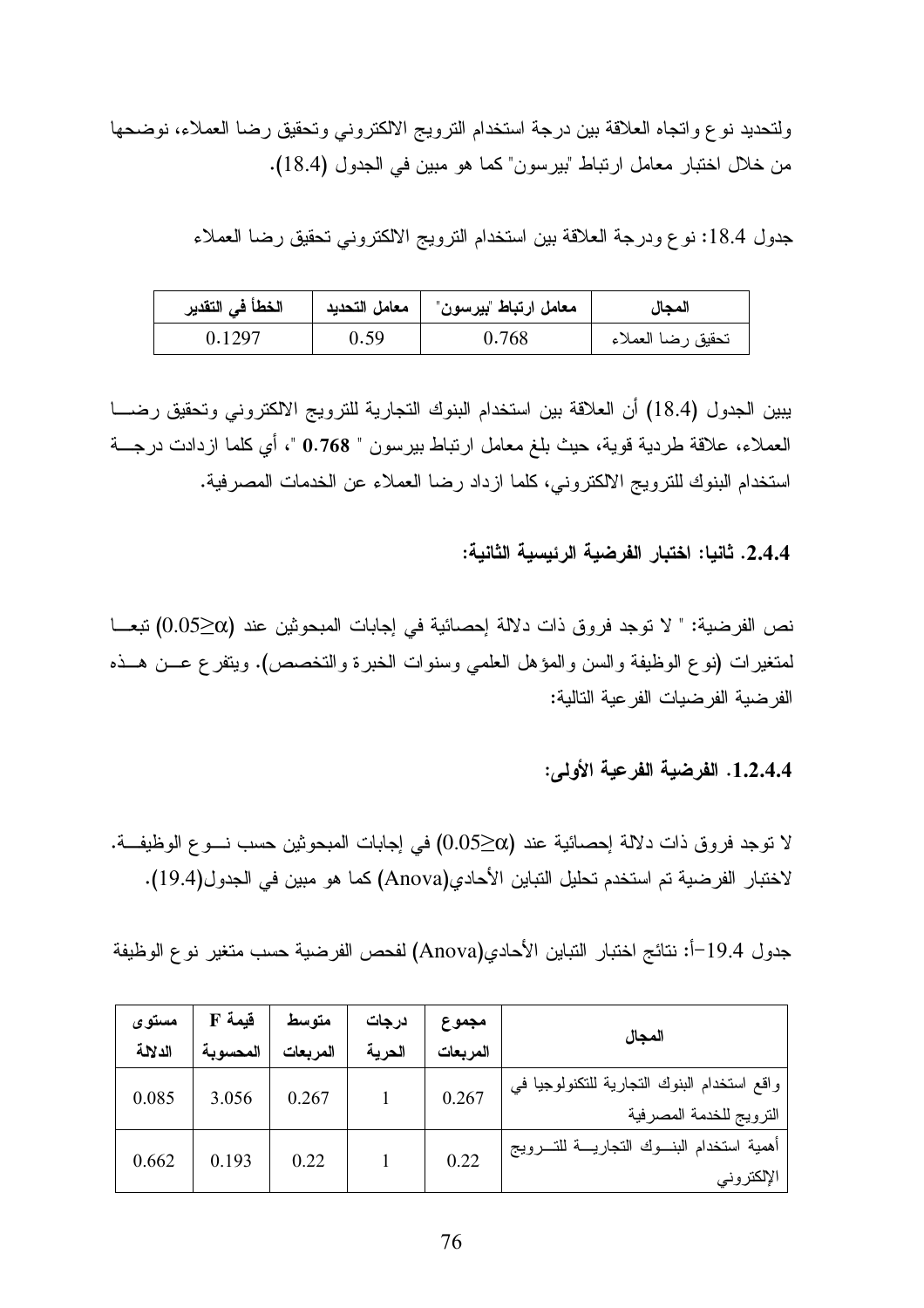ولتحديد نوع واتجاه العلاقة بين درجة استخدام الترويج الالكتروني وتحقيق رضا العملاء، نوضحها من خلال اختبار معامل ارتباط "بيرسون" كما هو مبين في الجدول (18.4).

جدول 18.4: نوع ودرجة العلاقة بين استخدام الترويج الالكتروني تحقيق رضا العملاء

| المجال | معامل ارتباط "بيرسون" | معامل التحديد | الخطأ في التقدير |
|---|---|---|---|
| تحقيق رضا العملاء | 0.768 | 0.59 | 0.1297 |

يبين الجدول (18.4) أن العلاقة بين استخدام البنوك التجارية للترويج الالكتروني وتحقيق رضا العملاء، علاقة طردية قوية، حيث بلغ معامل ارتباط بيرسون " **0.768** "، أي كلما ازدادت درجة استخدام البنوك للترويج الالكتروني، كلما ازداد رضا العملاء عن الخدمات المصرفية.

### 2.4.4. ثانيا: اختبار الفرضية الرئيسية الثانية:

نص الفرضية: " لا توجد فروق ذات دلالة إحصائية في إجابات المبحوثين عند ($0.05\geq\alpha$) تبعا لمتغيرات (نوع الوظيفة والسن والمؤهل العلمي وسنوات الخبرة والتخصص). ويتفرع عن هذه الفرضية الفرضيات الفرعية التالية:

### 1.2.4.4. الفرضية الفرعية الأولى:

لا توجد فروق ذات دلالة إحصائية عند ($0.05\geq\alpha$) في إجابات المبحوثين حسب نوع الوظيفة. لاختبار الفرضية تم استخدام تحليل التباين الأحادي(Anova) كما هو مبين في الجدول(19.4).

جدول 19.4-أ: نتائج اختبار التباين الأحادي(Anova) لفحص الفرضية حسب متغير نوع الوظيفة

| المجال | مجموع المربعات | درجات الحرية | متوسط المربعات | قيمة F المحسوبة | مستوى الدلالة |
|---|---|---|---|---|---|
| واقع استخدام البنوك التجارية للتكنولوجيا في الترويج للخدمة المصرفية | 0.267 | 1 | 0.267 | 3.056 | 0.085 |
| أهمية استخدام البنوك التجارية للترويج الإلكتروني | 0.22 | 1 | 0.22 | 0.193 | 0.662 |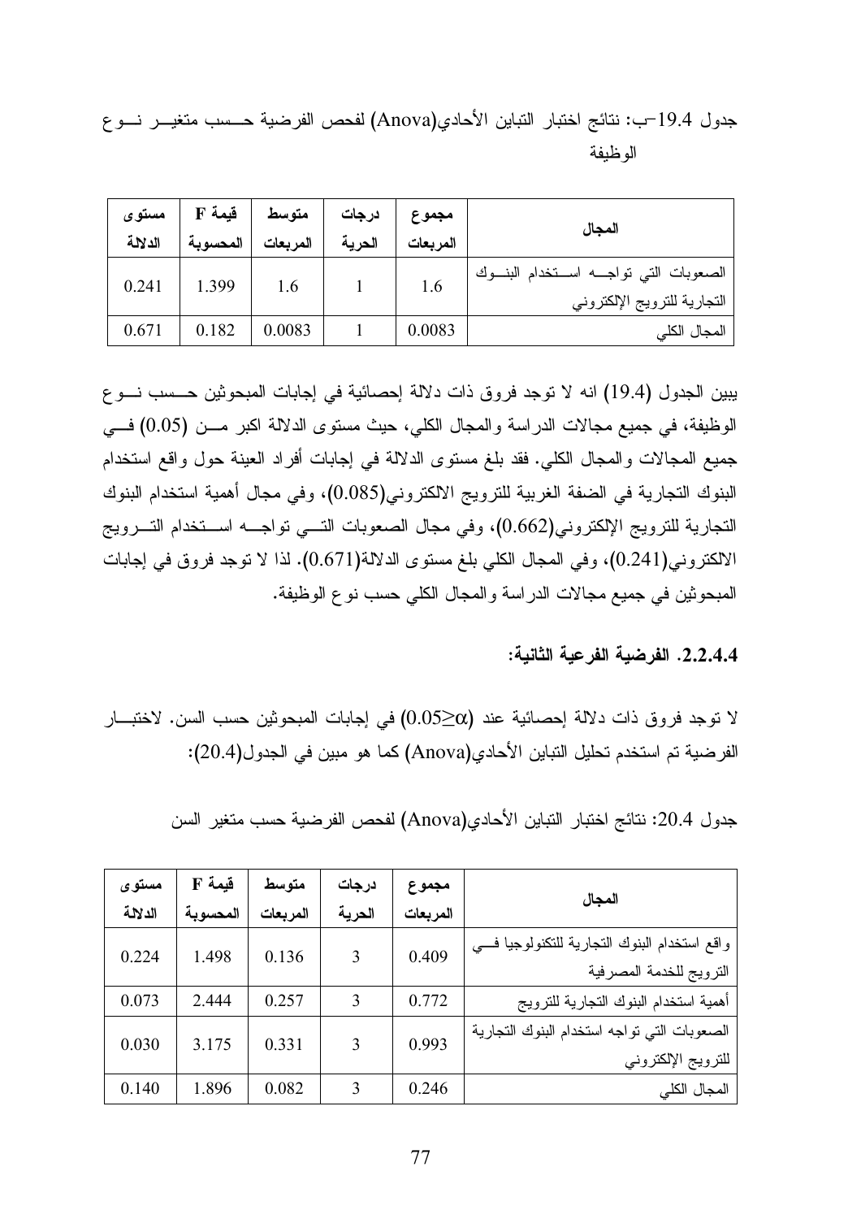جدول 19.4-ب: نتائج اختبار التباين الأحادي(Anova) لفحص الفرضية حسب متغير نوع الوظيفة

| المجال | مجموع المربعات | درجات الحرية | متوسط المربعات | قيمة F المحسوبة | مستوى الدلالة |
|---|---|---|---|---|---|
| الصعوبات التي تواجه استخدام البنوك التجارية للترويج الإلكتروني | 1.6 | 1 | 1.6 | 1.399 | 0.241 |
| المجال الكلي | 0.0083 | 1 | 0.0083 | 0.182 | 0.671 |

يبين الجدول (19.4) انه لا توجد فروق ذات دلالة إحصائية في إجابات المبحوثين حسب نوع الوظيفة، في جميع مجالات الدراسة والمجال الكلي، حيث مستوى الدلالة اكبر من (0.05) في جميع المجالات والمجال الكلي. فقد بلغ مستوى الدلالة في إجابات أفراد العينة حول واقع استخدام البنوك التجارية في الضفة الغربية للترويج الالكتروني(0.085)، وفي مجال أهمية استخدام البنوك التجارية للترويج الإلكتروني(0.662)، وفي مجال الصعوبات التي تواجه استخدام الترويج الالكتروني(0.241)، وفي المجال الكلي بلغ مستوى الدلالة(0.671). لذا لا توجد فروق في إجابات المبحوثين في جميع مجالات الدراسة والمجال الكلي حسب نوع الوظيفة.

#### 2.2.4.4. الفرضية الفرعية الثانية:

لا توجد فروق ذات دلالة إحصائية عند ($0.05\geq\alpha$) في إجابات المبحوثين حسب السن. لاختبار الفرضية تم استخدم تحليل التباين الأحادي(Anova) كما هو مبين في الجدول(20.4):

جدول 20.4: نتائج اختبار التباين الأحادي(Anova) لفحص الفرضية حسب متغير السن

| المجال | مجموع المربعات | درجات الحرية | متوسط المربعات | قيمة F المحسوبة | مستوى الدلالة |
|---|---|---|---|---|---|
| واقع استخدام البنوك التجارية للتكنولوجيا في الترويج للخدمة المصرفية | 0.409 | 3 | 0.136 | 1.498 | 0.224 |
| أهمية استخدام البنوك التجارية للترويج | 0.772 | 3 | 0.257 | 2.444 | 0.073 |
| الصعوبات التي تواجه استخدام البنوك التجارية للترويج الإلكتروني | 0.993 | 3 | 0.331 | 3.175 | 0.030 |
| المجال الكلي | 0.246 | 3 | 0.082 | 1.896 | 0.140 |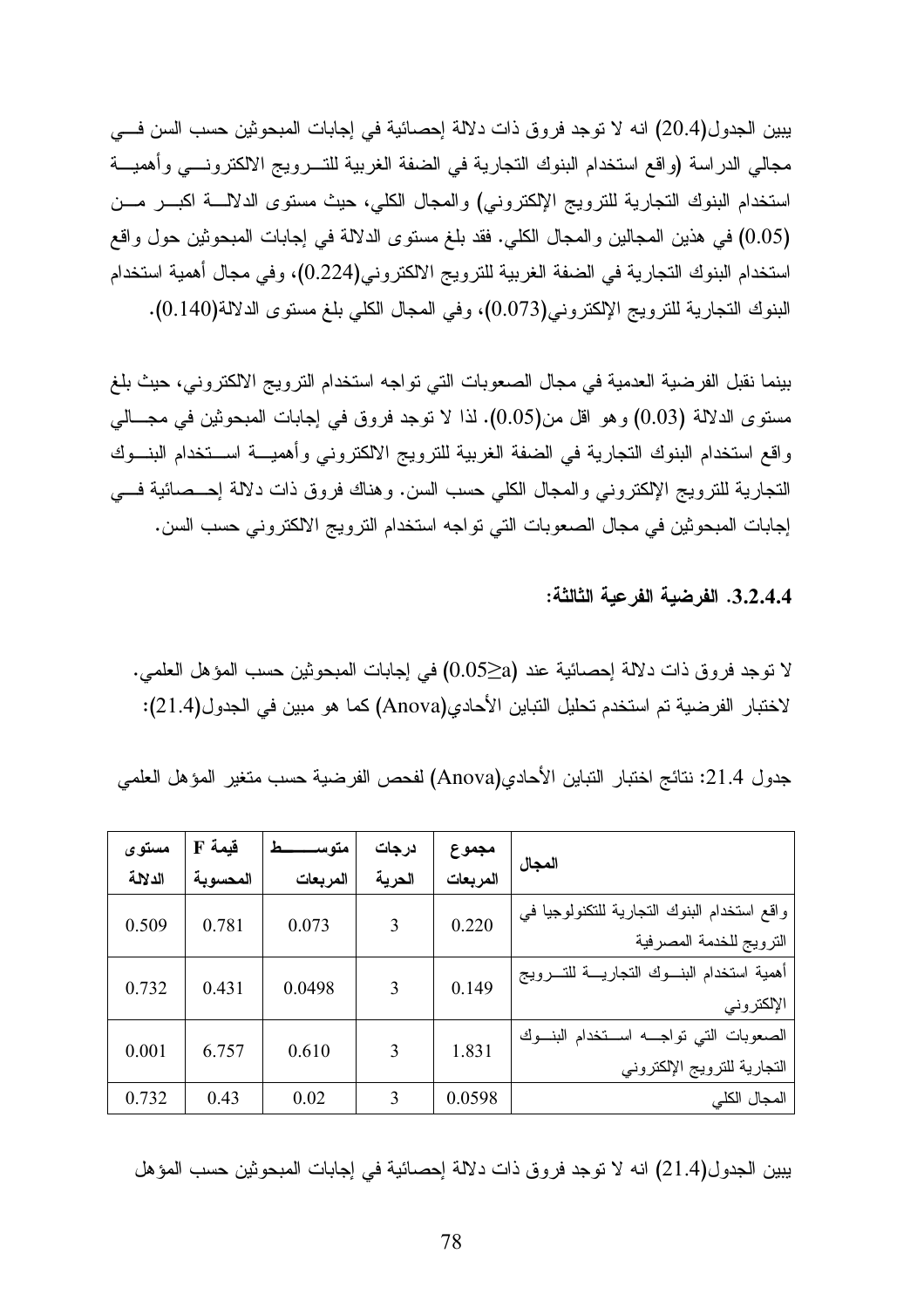يبين الجدول(20.4) انه لا توجد فروق ذات دلالة إحصائية في إجابات المبحوثين حسب السن في مجالي الدراسة (واقع استخدام البنوك التجارية في الضفة الغربية للترويج الالكتروني وأهمية استخدام البنوك التجارية للترويج الإلكتروني) والمجال الكلي، حيث مستوى الدلالة اكبر من (0.05) في هذين المجالين والمجال الكلي. فقد بلغ مستوى الدلالة في إجابات المبحوثين حول واقع استخدام البنوك التجارية في الضفة الغربية للترويج الالكتروني(0.224)، وفي مجال أهمية استخدام البنوك التجارية للترويج الإلكتروني(0.073)، وفي المجال الكلي بلغ مستوى الدلالة(0.140).

بينما نقبل الفرضية العدمية في مجال الصعوبات التي تواجه استخدام الترويج الالكتروني، حيث بلغ مستوى الدلالة (0.03) وهو اقل من(0.05). لذا لا توجد فروق في إجابات المبحوثين في مجالي واقع استخدام البنوك التجارية في الضفة الغربية للترويج الالكتروني وأهمية استخدام البنوك التجارية للترويج الإلكتروني والمجال الكلي حسب السن. وهناك فروق ذات دلالة إحصائية في إجابات المبحوثين في مجال الصعوبات التي تواجه استخدام الترويج الالكتروني حسب السن.

### 3.2.4.4. الفرضية الفرعية الثالثة:

لا توجد فروق ذات دلالة إحصائية عند (0.05≥a) في إجابات المبحوثين حسب المؤهل العلمي. لاختبار الفرضية تم استخدام تحليل التباين الأحادي(Anova) كما هو مبين في الجدول(21.4):

جدول 21.4: نتائج اختبار التباين الأحادي(Anova) لفحص الفرضية حسب متغير المؤهل العلمي

| المجال | مجموع المربعات | درجات الحرية | متوسط المربعات | قيمة F المحسوبة | مستوى الدلالة |
|---|---|---|---|---|---|
| واقع استخدام البنوك التجارية للتكنولوجيا في الترويج للخدمة المصرفية | 0.220 | 3 | 0.073 | 0.781 | 0.509 |
| أهمية استخدام البنوك التجارية للترويج الإلكتروني | 0.149 | 3 | 0.0498 | 0.431 | 0.732 |
| الصعوبات التي تواجه استخدام البنوك التجارية للترويج الإلكتروني | 1.831 | 3 | 0.610 | 6.757 | 0.001 |
| المجال الكلي | 0.0598 | 3 | 0.02 | 0.43 | 0.732 |

يبين الجدول(21.4) انه لا توجد فروق ذات دلالة إحصائية في إجابات المبحوثين حسب المؤهل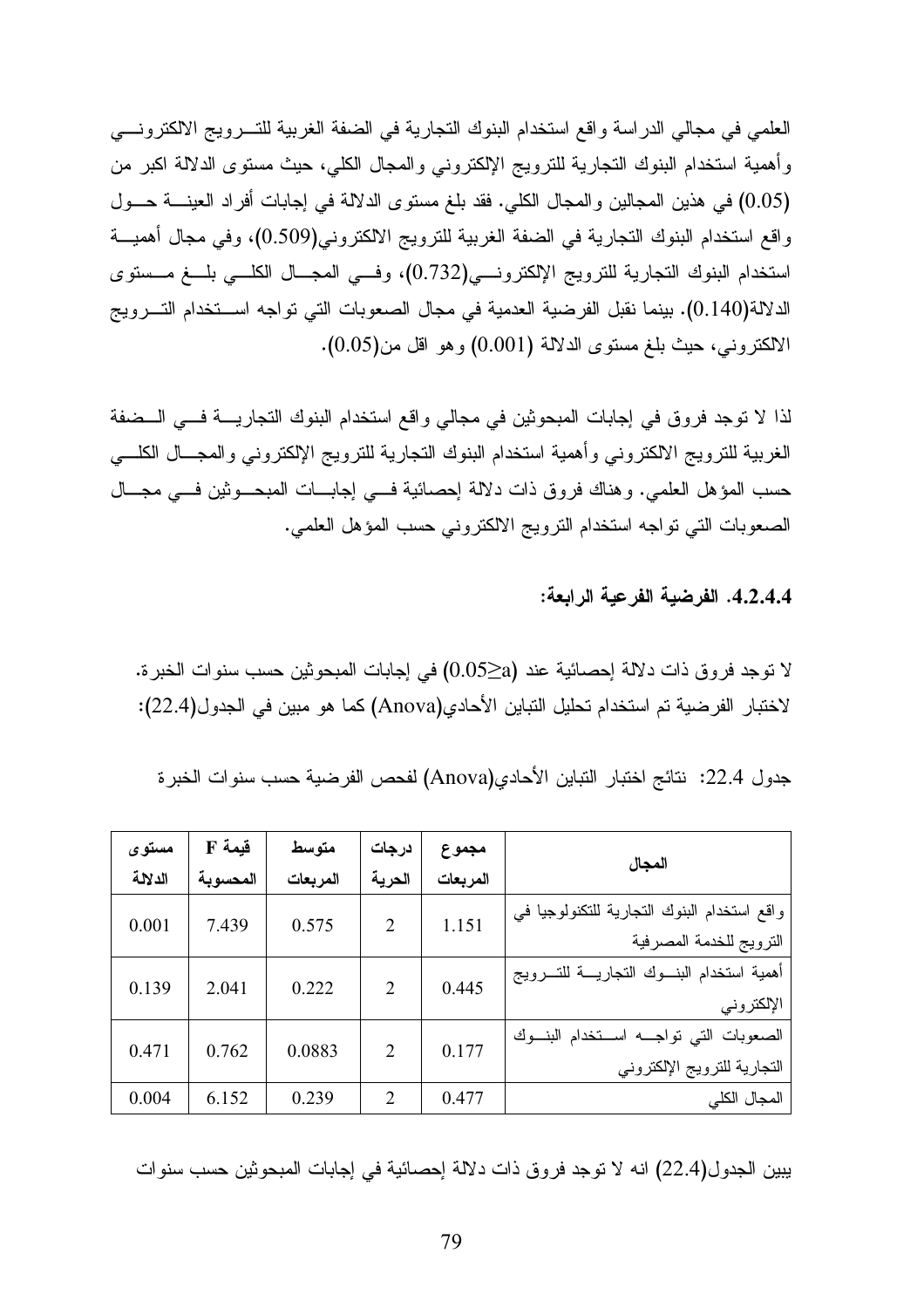العلمي في مجالي الدراسة واقع استخدام البنوك التجارية في الضفة الغربية للترويج الالكتروني وأهمية استخدام البنوك التجارية للترويج الإلكتروني والمجال الكلي، حيث مستوى الدلالة اكبر من (0.05) في هذين المجالين والمجال الكلي. فقد بلغ مستوى الدلالة في إجابات أفراد العينة حول واقع استخدام البنوك التجارية في الضفة الغربية للترويج الالكتروني(0.509)، وفي مجال أهمية استخدام البنوك التجارية للترويج الإلكتروني(0.732)، وفي المجال الكلي بلغ مستوى الدلالة(0.140). بينما نقبل الفرضية العدمية في مجال الصعوبات التي تواجه استخدام الترويج الالكتروني، حيث بلغ مستوى الدلالة (0.001) وهو اقل من(0.05).

لذا لا توجد فروق في إجابات المبحوثين في مجالي واقع استخدام البنوك التجارية في الضفة الغربية للترويج الالكتروني وأهمية استخدام البنوك التجارية للترويج الإلكتروني والمجال الكلي حسب المؤهل العلمي. وهناك فروق ذات دلالة إحصائية في إجابات المبحوثين في مجال الصعوبات التي تواجه استخدام الترويج الالكتروني حسب المؤهل العلمي.

#### 4.2.4.4. الفرضية الفرعية الرابعة:

لا توجد فروق ذات دلالة إحصائية عند (0.05≥a) في إجابات المبحوثين حسب سنوات الخبرة. لاختبار الفرضية تم استخدام تحليل التباين الأحادي(Anova) كما هو مبين في الجدول(22.4):

جدول 22.4: نتائج اختبار التباين الأحادي(Anova) لفحص الفرضية حسب سنوات الخبرة

| المجال | مجموع المربعات | درجات الحرية | متوسط المربعات | قيمة F المحسوبة | مستوى الدلالة |
|---|---|---|---|---|---|
| واقع استخدام البنوك التجارية للتكنولوجيا في الترويج للخدمة المصرفية | 1.151 | 2 | 0.575 | 7.439 | 0.001 |
| أهمية استخدام البنوك التجارية للترويج الإلكتروني | 0.445 | 2 | 0.222 | 2.041 | 0.139 |
| الصعوبات التي تواجه استخدام البنوك التجارية للترويج الإلكتروني | 0.177 | 2 | 0.0883 | 0.762 | 0.471 |
| المجال الكلي | 0.477 | 2 | 0.239 | 6.152 | 0.004 |

يبين الجدول(22.4) انه لا توجد فروق ذات دلالة إحصائية في إجابات المبحوثين حسب سنوات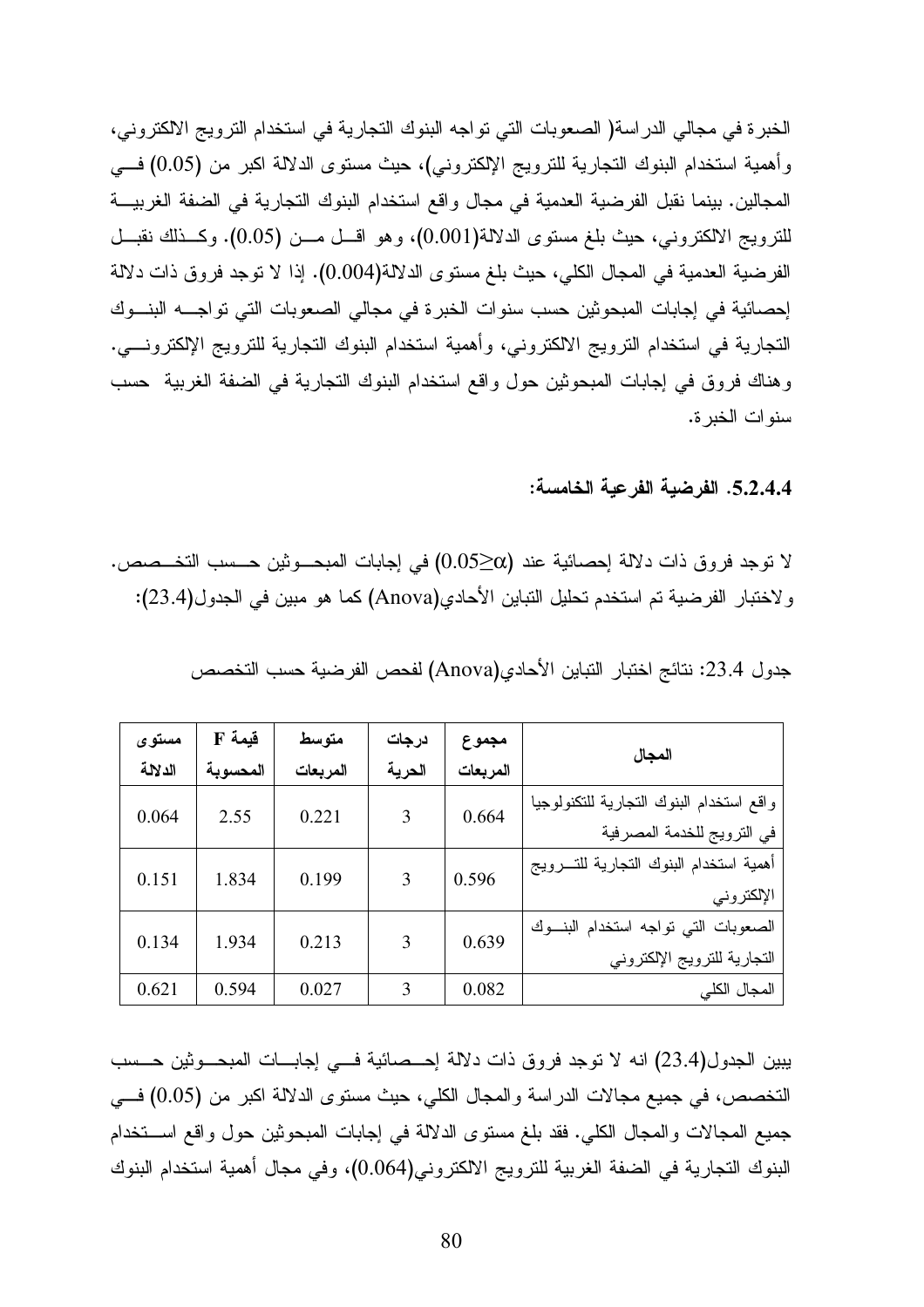الخبرة في مجالي الدراسة( الصعوبات التي تواجه البنوك التجارية في استخدام الترويج الالكتروني، وأهمية استخدام البنوك التجارية للترويج الإلكتروني)، حيث مستوى الدلالة اكبر من (0.05) في المجالين. بينما نقبل الفرضية العدمية في مجال واقع استخدام البنوك التجارية في الضفة الغربية للترويج الالكتروني، حيث بلغ مستوى الدلالة(0.001)، وهو اقل من (0.05). وكذلك نقبل الفرضية العدمية في المجال الكلي، حيث بلغ مستوى الدلالة(0.004). إذا لا توجد فروق ذات دلالة إحصائية في إجابات المبحوثين حسب سنوات الخبرة في مجالي الصعوبات التي تواجه البنوك التجارية في استخدام الترويج الالكتروني، وأهمية استخدام البنوك التجارية للترويج الإلكتروني. وهناك فروق في إجابات المبحوثين حول واقع استخدام البنوك التجارية في الضفة الغربية حسب سنوات الخبرة.

#### 5.2.4.4. الفرضية الفرعية الخامسة:

لا توجد فروق ذات دلالة إحصائية عند ($0.05 \geq \alpha$) في إجابات المبحوثين حسب التخصص. ولاختبار الفرضية تم استخدم تحليل التباين الأحادي(Anova) كما هو مبين في الجدول(23.4):

جدول 23.4: نتائج اختبار التباين الأحادي(Anova) لفحص الفرضية حسب التخصص

| المجال | مجموع المربعات | درجات الحرية | متوسط المربعات | قيمة F المحسوبة | مستوى الدلالة |
|---|---|---|---|---|---|
| واقع استخدام البنوك التجارية للتكنولوجيا في الترويج للخدمة المصرفية | 0.664 | 3 | 0.221 | 2.55 | 0.064 |
| أهمية استخدام البنوك التجارية للترويج الإلكتروني | 0.596 | 3 | 0.199 | 1.834 | 0.151 |
| الصعوبات التي تواجه استخدام البنوك التجارية للترويج الإلكتروني | 0.639 | 3 | 0.213 | 1.934 | 0.134 |
| المجال الكلي | 0.082 | 3 | 0.027 | 0.594 | 0.621 |

يبين الجدول(23.4) انه لا توجد فروق ذات دلالة إحصائية في إجابات المبحوثين حسب التخصص، في جميع مجالات الدراسة والمجال الكلي، حيث مستوى الدلالة اكبر من (0.05) في جميع المجالات والمجال الكلي. فقد بلغ مستوى الدلالة في إجابات المبحوثين حول واقع استخدام البنوك التجارية في الضفة الغربية للترويج الالكتروني(0.064)، وفي مجال أهمية استخدام البنوك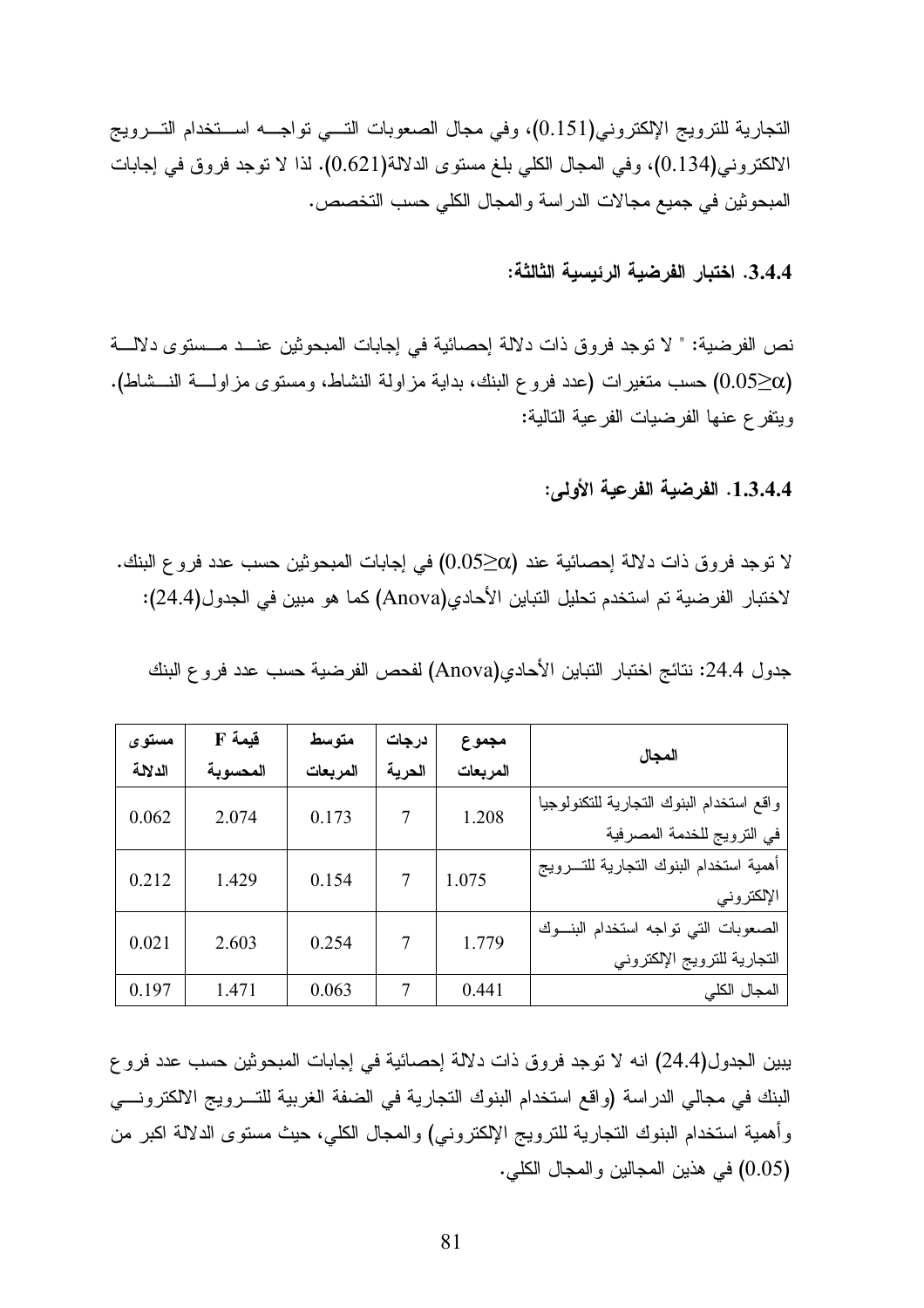التجارية للترويج الإلكتروني(0.151)، وفي مجال الصعوبات التي تواجه استخدام الترويج الالكتروني(0.134)، وفي المجال الكلي بلغ مستوى الدلالة(0.621). لذا لا توجد فروق في إجابات المبحوثين في جميع مجالات الدراسة والمجال الكلي حسب التخصص.

### 3.4.4. اختبار الفرضية الرئيسية الثالثة:

نص الفرضية: " لا توجد فروق ذات دلالة إحصائية في إجابات المبحوثين عند مستوى دلالة ($\alpha \leq 0.05$) حسب متغيرات (عدد فروع البنك، بداية مزاولة النشاط، ومستوى مزاولة النشاط). ويتفرع عنها الفرضيات الفرعية التالية:

#### 1.3.4.4. الفرضية الفرعية الأولى:

لا توجد فروق ذات دلالة إحصائية عند ($\alpha \leq 0.05$) في إجابات المبحوثين حسب عدد فروع البنك. لاختبار الفرضية تم استخدم تحليل التباين الأحادي(Anova) كما هو مبين في الجدول(24.4):

جدول 24.4: نتائج اختبار التباين الأحادي(Anova) لفحص الفرضية حسب عدد فروع البنك

| المجال | مجموع المربعات | درجات الحرية | متوسط المربعات | قيمة F المحسوبة | مستوى الدلالة |
|---|---|---|---|---|---|
| واقع استخدام البنوك التجارية للتكنولوجيا في الترويج للخدمة المصرفية | 1.208 | 7 | 0.173 | 2.074 | 0.062 |
| أهمية استخدام البنوك التجارية للترويج الإلكتروني | 1.075 | 7 | 0.154 | 1.429 | 0.212 |
| الصعوبات التي تواجه استخدام البنوك التجارية للترويج الإلكتروني | 1.779 | 7 | 0.254 | 2.603 | 0.021 |
| المجال الكلي | 0.441 | 7 | 0.063 | 1.471 | 0.197 |

يبين الجدول(24.4) انه لا توجد فروق ذات دلالة إحصائية في إجابات المبحوثين حسب عدد فروع البنك في مجالي الدراسة (واقع استخدام البنوك التجارية في الضفة الغربية للترويج الالكتروني وأهمية استخدام البنوك التجارية للترويج الإلكتروني) والمجال الكلي، حيث مستوى الدلالة اكبر من (0.05) في هذين المجالين والمجال الكلي.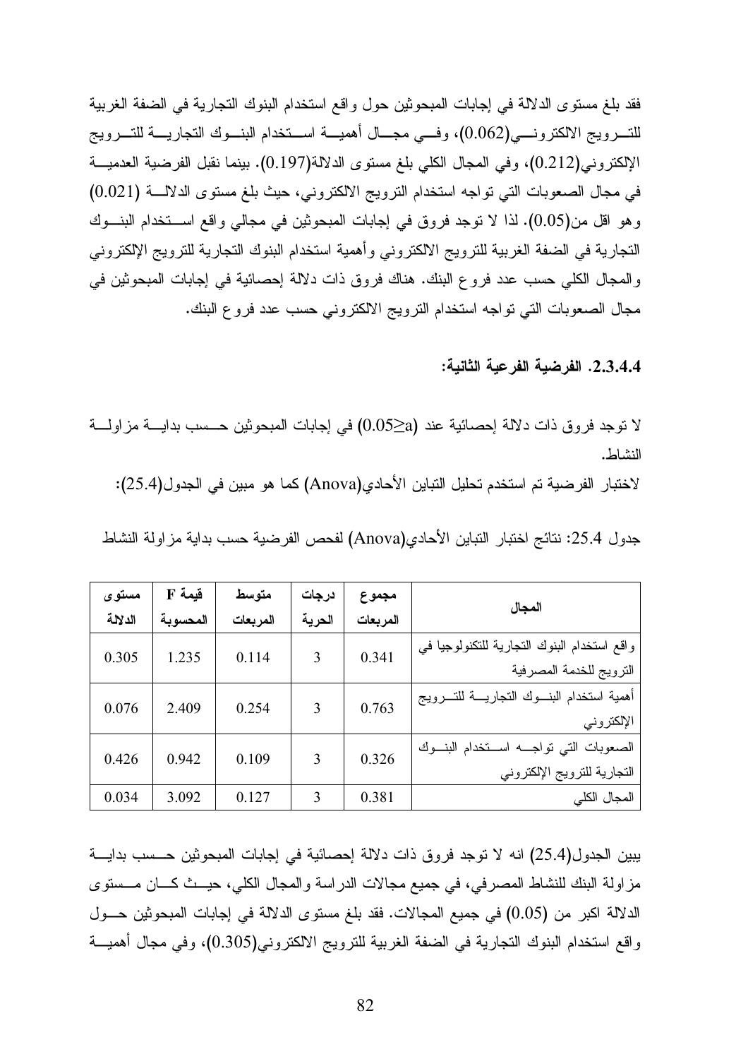فقد بلغ مستوى الدلالة في إجابات المبحوثين حول واقع استخدام البنوك التجارية في الضفة الغربية للترويج الالكتروني(0.062)، وفي مجال أهمية استخدام البنوك التجارية للترويج الإلكتروني(0.212)، وفي المجال الكلي بلغ مستوى الدلالة(0.197). بينما نقبل الفرضية العدمية في مجال الصعوبات التي تواجه استخدام الترويج الالكتروني، حيث بلغ مستوى الدلالة (0.021) وهو اقل من(0.05). لذا لا توجد فروق في إجابات المبحوثين في مجالي واقع استخدام البنوك التجارية في الضفة الغربية للترويج الالكتروني وأهمية استخدام البنوك التجارية للترويج الإلكتروني والمجال الكلي حسب عدد فروع البنك. هناك فروق ذات دلالة إحصائية في إجابات المبحوثين في مجال الصعوبات التي تواجه استخدام الترويج الالكتروني حسب عدد فروع البنك.

#### 2.3.4.4. الفرضية الفرعية الثانية:

لا توجد فروق ذات دلالة إحصائية عند ($0.05 \geq a$) في إجابات المبحوثين حسب بداية مزاولة النشاط.

لاختبار الفرضية تم استخدم تحليل التباين الأحادي(Anova) كما هو مبين في الجدول(25.4):

جدول 25.4: نتائج اختبار التباين الأحادي(Anova) لفحص الفرضية حسب بداية مزاولة النشاط

| المجال | مجموع المربعات | درجات الحرية | متوسط المربعات | قيمة F المحسوبة | مستوى الدلالة |
|---|---|---|---|---|---|
| واقع استخدام البنوك التجارية للتكنولوجيا في الترويج للخدمة المصرفية | 0.341 | 3 | 0.114 | 1.235 | 0.305 |
| أهمية استخدام البنوك التجارية للترويج الإلكتروني | 0.763 | 3 | 0.254 | 2.409 | 0.076 |
| الصعوبات التي تواجه استخدام البنوك التجارية للترويج الإلكتروني | 0.326 | 3 | 0.109 | 0.942 | 0.426 |
| المجال الكلي | 0.381 | 3 | 0.127 | 3.092 | 0.034 |

يبين الجدول(25.4) انه لا توجد فروق ذات دلالة إحصائية في إجابات المبحوثين حسب بداية مزاولة البنك للنشاط المصرفي، في جميع مجالات الدراسة والمجال الكلي، حيث كان مستوى الدلالة اكبر من (0.05) في جميع المجالات. فقد بلغ مستوى الدلالة في إجابات المبحوثين حول واقع استخدام البنوك التجارية في الضفة الغربية للترويج الالكتروني(0.305)، وفي مجال أهمية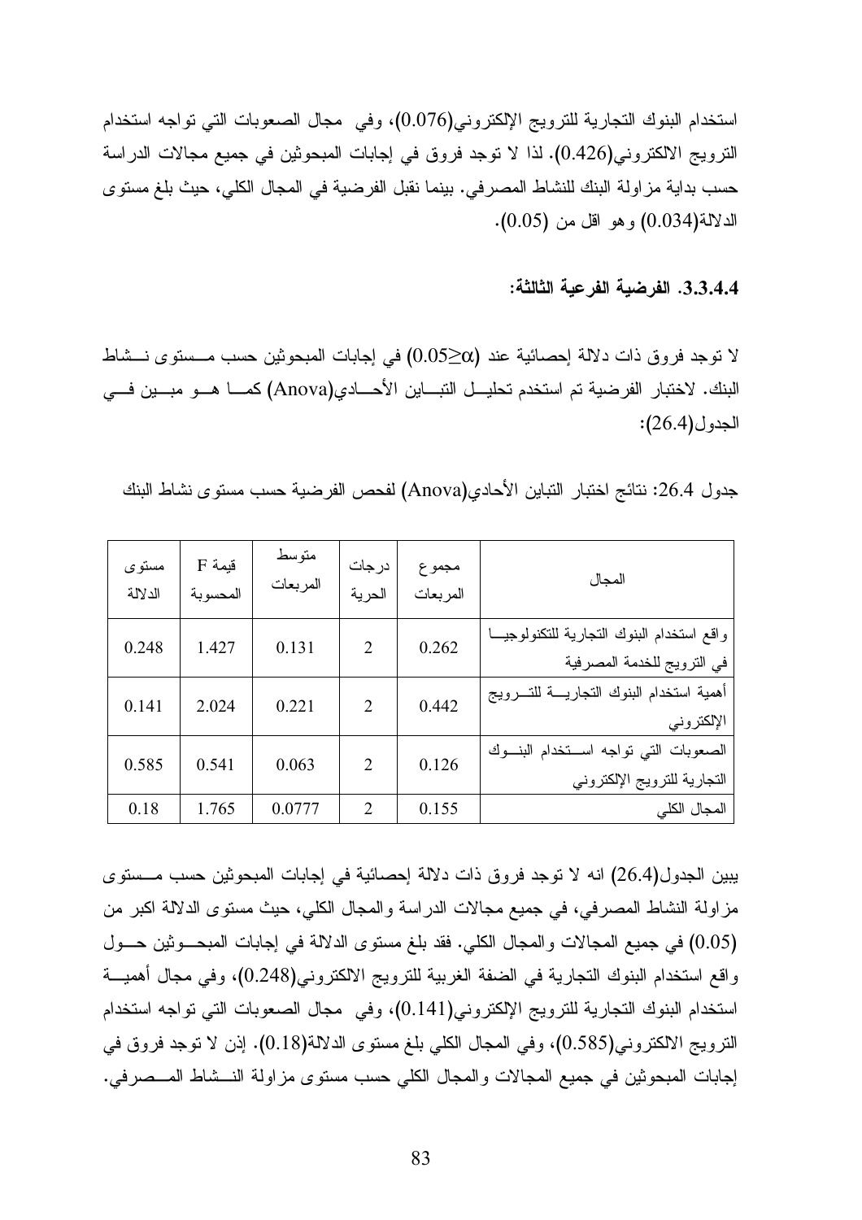استخدام البنوك التجارية للترويج الإلكتروني(0.076)، وفي مجال الصعوبات التي تواجه استخدام الترويج الالكتروني(0.426). لذا لا توجد فروق في إجابات المبحوثين في جميع مجالات الدراسة حسب بداية مزاولة البنك للنشاط المصرفي. بينما نقبل الفرضية في المجال الكلي، حيث بلغ مستوى الدلالة(0.034) وهو اقل من (0.05).

#### 3.3.4.4. الفرضية الفرعية الثالثة:

لا توجد فروق ذات دلالة إحصائية عند ($0.05\geq\alpha$) في إجابات المبحوثين حسب مستوى نشاط البنك. لاختبار الفرضية تم استخدم تحليل التباين الأحادي(Anova) كما هو مبين في الجدول(26.4):

جدول 26.4: نتائج اختبار التباين الأحادي(Anova) لفحص الفرضية حسب مستوى نشاط البنك

| المجال | مجموع المربعات | درجات الحرية | متوسط المربعات | قيمة F المحسوبة | مستوى الدلالة |
|---|---|---|---|---|---|
| واقع استخدام البنوك التجارية للتكنولوجيا في الترويج للخدمة المصرفية | 0.262 | 2 | 0.131 | 1.427 | 0.248 |
| أهمية استخدام البنوك التجارية للترويج الإلكتروني | 0.442 | 2 | 0.221 | 2.024 | 0.141 |
| الصعوبات التي تواجه استخدام البنوك التجارية للترويج الإلكتروني | 0.126 | 2 | 0.063 | 0.541 | 0.585 |
| المجال الكلي | 0.155 | 2 | 0.0777 | 1.765 | 0.18 |

يبين الجدول(26.4) انه لا توجد فروق ذات دلالة إحصائية في إجابات المبحوثين حسب مستوى مزاولة النشاط المصرفي، في جميع مجالات الدراسة والمجال الكلي، حيث مستوى الدلالة اكبر من (0.05) في جميع المجالات والمجال الكلي. فقد بلغ مستوى الدلالة في إجابات المبحوثين حول واقع استخدام البنوك التجارية في الضفة الغربية للترويج الالكتروني(0.248)، وفي مجال أهمية استخدام البنوك التجارية للترويج الإلكتروني(0.141)، وفي مجال الصعوبات التي تواجه استخدام الترويج الالكتروني(0.585)، وفي المجال الكلي بلغ مستوى الدلالة(0.18). إذن لا توجد فروق في إجابات المبحوثين في جميع المجالات والمجال الكلي حسب مستوى مزاولة النشاط المصرفي.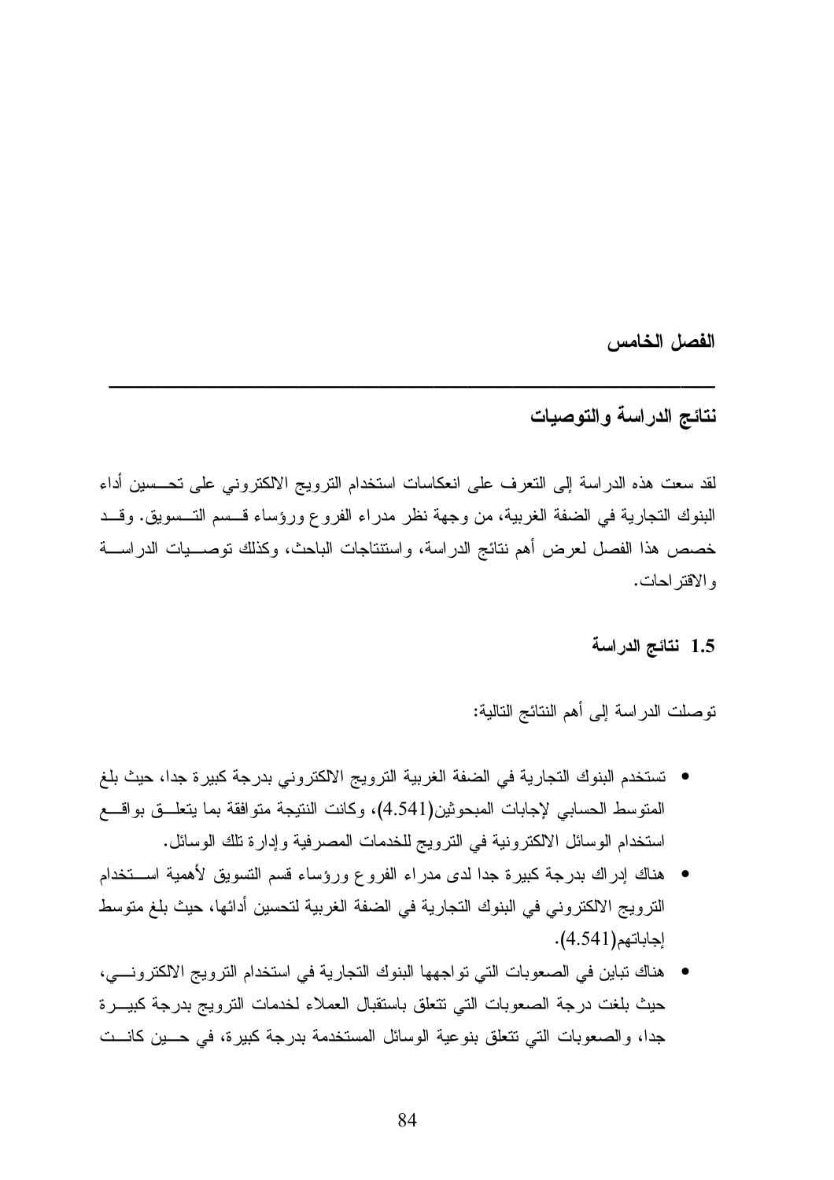# الفصل الخامس

---

## نتائج الدراسة والتوصيات

لقد سعت هذه الدراسة إلى التعرف على انعكاسات استخدام الترويج الالكتروني على تحسين أداء البنوك التجارية في الضفة الغربية، من وجهة نظر مدراء الفروع ورؤساء قسم التسويق. وقد خصص هذا الفصل لعرض أهم نتائج الدراسة، واستنتاجات الباحث، وكذلك توصيات الدراسة والاقتراحات.

### 1.5 نتائج الدراسة

توصلت الدراسة إلى أهم النتائج التالية:

- تستخدم البنوك التجارية في الضفة الغربية الترويج الالكتروني بدرجة كبيرة جدا، حيث بلغ المتوسط الحسابي لإجابات المبحوثين(4.541)، وكانت النتيجة متوافقة بما يتعلق بواقع استخدام الوسائل الالكترونية في الترويج للخدمات المصرفية وإدارة تلك الوسائل.
- هناك إدراك بدرجة كبيرة جدا لدى مدراء الفروع ورؤساء قسم التسويق لأهمية استخدام الترويج الالكتروني في البنوك التجارية في الضفة الغربية لتحسين أدائها، حيث بلغ متوسط إجاباتهم(4.541).
- هناك تباين في الصعوبات التي تواجهها البنوك التجارية في استخدام الترويج الالكتروني، حيث بلغت درجة الصعوبات التي تتعلق باستقبال العملاء لخدمات الترويج بدرجة كبيرة جدا، والصعوبات التي تتعلق بنوعية الوسائل المستخدمة بدرجة كبيرة، في حين كانت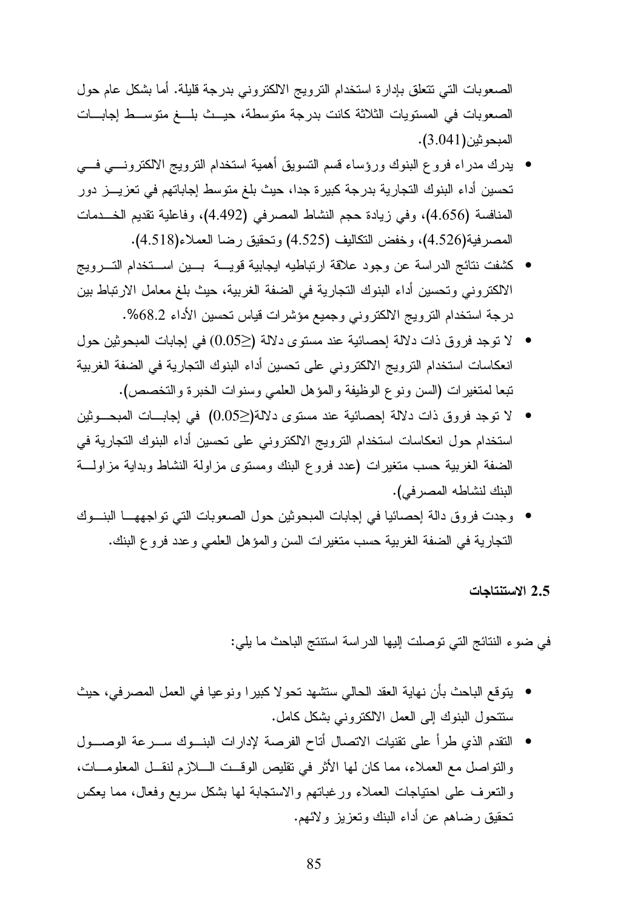الصعوبات التي تتعلق بإدارة استخدام الترويج الالكتروني بدرجة قليلة. أما بشكل عام حول الصعوبات في المستويات الثلاثة كانت بدرجة متوسطة، حيث بلغ متوسط إجابات المبحوثين(3.041).

- يدرك مدراء فروع البنوك ورؤساء قسم التسويق أهمية استخدام الترويج الالكتروني في تحسين أداء البنوك التجارية بدرجة كبيرة جدا، حيث بلغ متوسط إجاباتهم في تعزيز دور المنافسة (4.656)، وفي زيادة حجم النشاط المصرفي (4.492)، وفاعلية تقديم الخدمات المصرفية(4.526)، وخفض التكاليف (4.525) وتحقيق رضا العملاء(4.518).
- كشفت نتائج الدراسة عن وجود علاقة ارتباطيه ايجابية قوية بين استخدام الترويج الالكتروني وتحسين أداء البنوك التجارية في الضفة الغربية، حيث بلغ معامل الارتباط بين درجة استخدام الترويج الالكتروني وجميع مؤشرات قياس تحسين الأداء 68.2%.
- لا توجد فروق ذات دلالة إحصائية عند مستوى دلالة ($\leq 0.05$) في إجابات المبحوثين حول انعكاسات استخدام الترويج الالكتروني على تحسين أداء البنوك التجارية في الضفة الغربية تبعا لمتغيرات (السن ونوع الوظيفة والمؤهل العلمي وسنوات الخبرة والتخصص).
- لا توجد فروق ذات دلالة إحصائية عند مستوى دلالة($\leq 0.05$) في إجابات المبحوثين استخدام حول انعكاسات استخدام الترويج الالكتروني على تحسين أداء البنوك التجارية في الضفة الغربية حسب متغيرات (عدد فروع البنك ومستوى مزاولة النشاط وبداية مزاولة البنك لنشاطه المصرفي).
- وجدت فروق دالة إحصائيا في إجابات المبحوثين حول الصعوبات التي تواجهها البنوك التجارية في الضفة الغربية حسب متغيرات السن والمؤهل العلمي وعدد فروع البنك.

### 2.5 الاستنتاجات

في ضوء النتائج التي توصلت إليها الدراسة استنتج الباحث ما يلي:

- يتوقع الباحث بأن نهاية العقد الحالي ستشهد تحولا كبيرا ونوعيا في العمل المصرفي، حيث ستتحول البنوك إلى العمل الالكتروني بشكل كامل.
- التقدم الذي طرأ على تقنيات الاتصال أتاح الفرصة لإدارات البنوك سرعة الوصول والتواصل مع العملاء، مما كان لها الأثر في تقليص الوقت اللازم لنقل المعلومات، والتعرف على احتياجات العملاء ورغباتهم والاستجابة لها بشكل سريع وفعال، مما يعكس تحقيق رضاهم عن أداء البنك وتعزيز ولائهم.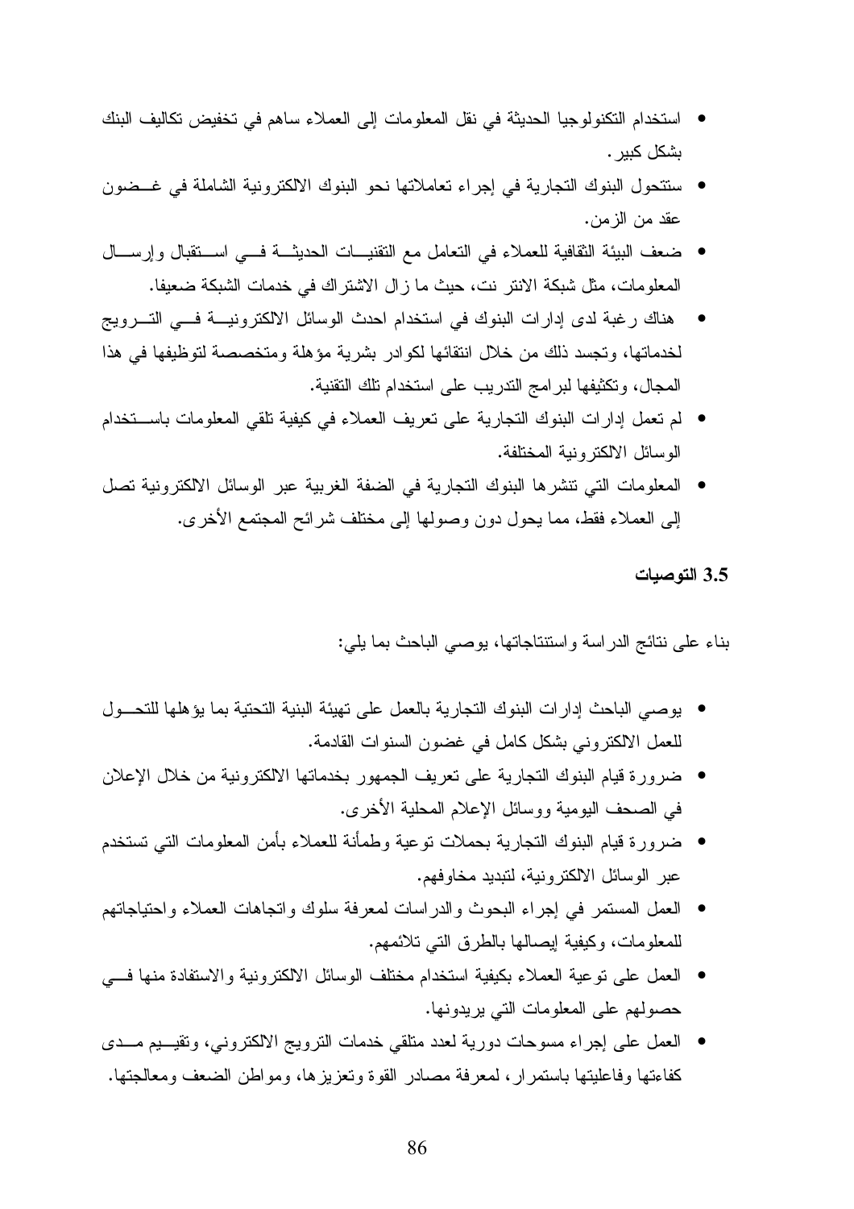- استخدام التكنولوجيا الحديثة في نقل المعلومات إلى العملاء ساهم في تخفيض تكاليف البنك بشكل كبير.
- ستتحول البنوك التجارية في إجراء تعاملاتها نحو البنوك الالكترونية الشاملة في غضون عقد من الزمن.
- ضعف البيئة الثقافية للعملاء في التعامل مع التقنيات الحديثة في استقبال وإرسال المعلومات، مثل شبكة الانتر نت، حيث ما زال الاشتراك في خدمات الشبكة ضعيفا.
- هناك رغبة لدى إدارات البنوك في استخدام احدث الوسائل الالكترونية في الترويج لخدماتها، وتجسد ذلك من خلال انتقائها لكوادر بشرية مؤهلة ومتخصصة لتوظيفها في هذا المجال، وتكثيفها لبرامج التدريب على استخدام تلك التقنية.
- لم تعمل إدارات البنوك التجارية على تعريف العملاء في كيفية تلقي المعلومات باستخدام الوسائل الالكترونية المختلفة.
- المعلومات التي تنشرها البنوك التجارية في الضفة الغربية عبر الوسائل الالكترونية تصل إلى العملاء فقط، مما يحول دون وصولها إلى مختلف شرائح المجتمع الأخرى.

### 3.5 التوصيات

بناء على نتائج الدراسة واستنتاجاتها، يوصي الباحث بما يلي:

- يوصي الباحث إدارات البنوك التجارية بالعمل على تهيئة البنية التحتية بما يؤهلها للتحول للعمل الالكتروني بشكل كامل في غضون السنوات القادمة.
- ضرورة قيام البنوك التجارية على تعريف الجمهور بخدماتها الالكترونية من خلال الإعلان في الصحف اليومية ووسائل الإعلام المحلية الأخرى.
- ضرورة قيام البنوك التجارية بحملات توعية وطمأنة للعملاء بأمن المعلومات التي تستخدم عبر الوسائل الالكترونية، لتبديد مخاوفهم.
- العمل المستمر في إجراء البحوث والدراسات لمعرفة سلوك واتجاهات العملاء واحتياجاتهم للمعلومات، وكيفية إيصالها بالطرق التي تلائمهم.
- العمل على توعية العملاء بكيفية استخدام مختلف الوسائل الالكترونية والاستفادة منها في حصولهم على المعلومات التي يريدونها.
- العمل على إجراء مسوحات دورية لعدد متلقي خدمات الترويج الالكتروني، وتقييم مدى كفاءتها وفاعليتها باستمرار، لمعرفة مصادر القوة وتعزيزها، ومواطن الضعف ومعالجتها.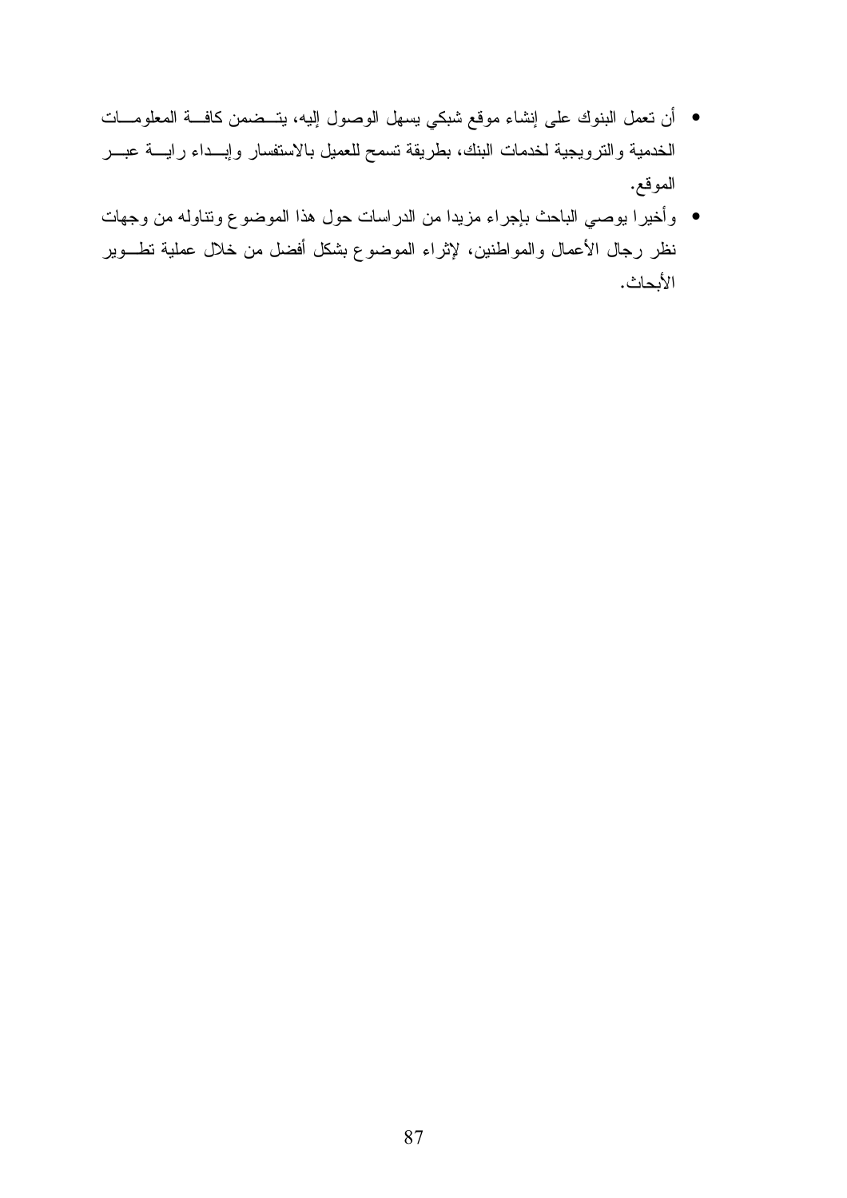- أن تعمل البنوك على إنشاء موقع شبكي يسهل الوصول إليه، يتضمن كافة المعلومات الخدمية والترويجية لخدمات البنك، بطريقة تسمح للعميل بالاستفسار وإبداء رأيه عبر الموقع.
- وأخيرا يوصي الباحث بإجراء مزيدا من الدراسات حول هذا الموضوع وتناوله من وجهات نظر رجال الأعمال والمواطنين، لإثراء الموضوع بشكل أفضل من خلال عملية تطوير الأبحاث.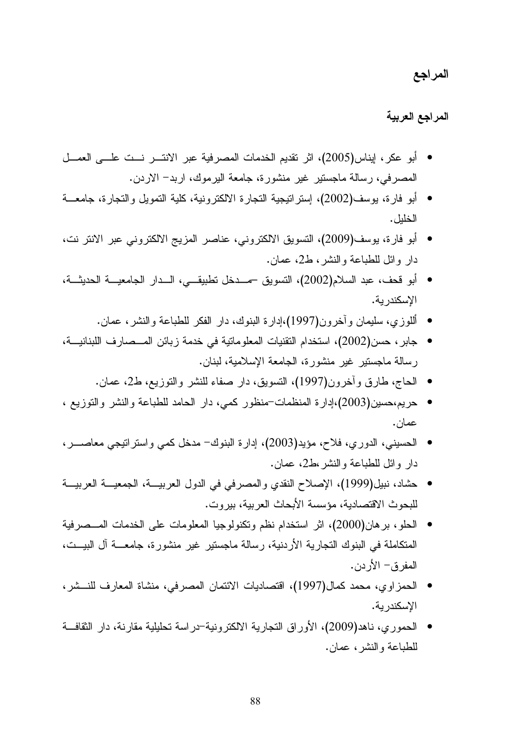# المراجع

## المراجع العربية

- أبو عكر، إيناس(2005)، اثر تقديم الخدمات المصرفية عبر الانترنت على العمل المصرفي، رسالة ماجستير غير منشورة، جامعة اليرموك، اربد- الاردن.
- أبو فارة، يوسف(2002)، إستراتيجية التجارة الالكترونية، كلية التمويل والتجارة، جامعة الخليل.
- أبو فارة، يوسف(2009)، التسويق الالكتروني، عناصر المزيج الالكتروني عبر الانترنت، دار وائل للطباعة والنشر، ط2، عمان.
- أبو قحف، عبد السلام(2002)، التسويق –مدخل تطبيقي، الدار الجامعية الحديثة، الإسكندرية.
- أللوزي، سليمان وآخرون(1997)،إدارة البنوك، دار الفكر للطباعة والنشر، عمان.
- جابر، حسن(2002)، استخدام التقنيات المعلوماتية في خدمة زبائن المصارف اللبنانية، رسالة ماجستير غير منشورة، الجامعة الإسلامية، لبنان.
- الحاج، طارق وآخرون(1997)، التسويق، دار صفاء للنشر والتوزيع، ط2، عمان.
- حريم،حسين(2003)،إدارة المنظمات–منظور كمي، دار الحامد للطباعة والنشر والتوزيع ، عمان.
- الحسيني، الدوري، فلاح، مؤيد(2003)، إدارة البنوك- مدخل كمي واستراتيجي معاصر، دار وائل للطباعة والنشر،ط2، عمان.
- حشاد، نبيل(1999)، الإصلاح النقدي والمصرفي في الدول العربية، الجمعية العربية للبحوث الاقتصادية، مؤسسة الأبحاث العربية، بيروت.
- الحلو، برهان(2000)، اثر استخدام نظم وتكنولوجيا المعلومات على الخدمات المصرفية المتكاملة في البنوك التجارية الأردنية، رسالة ماجستير غير منشورة، جامعة آل البيت، المفرق- الأردن.
- الحمزاوي، محمد كمال(1997)، اقتصاديات الائتمان المصرفي، منشاة المعارف للنشر، الإسكندرية.
- الحموري، ناهد(2009)، الأوراق التجارية الالكترونية–دراسة تحليلية مقارنة، دار الثقافة للطباعة والنشر، عمان.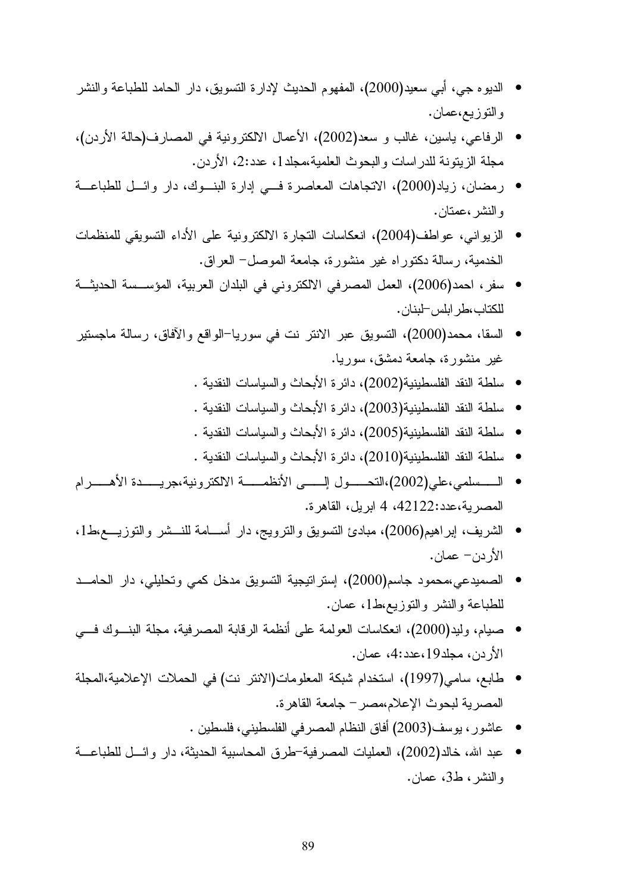- الديوه جي، أبي سعيد(2000)، المفهوم الحديث لإدارة التسويق، دار الحامد للطباعة والنشر والتوزيع،عمان.
- الرفاعي، ياسين، غالب و سعد(2002)، الأعمال الالكترونية في المصارف(حالة الأردن)، مجلة الزيتونة للدراسات والبحوث العلمية،مجلد1، عدد:2، الأردن.
- رمضان، زياد(2000)، الاتجاهات المعاصرة في إدارة البنوك، دار وائل للطباعة والنشر،عمتان.
- الزيواني، عواطف(2004)، انعكاسات التجارة الالكترونية على الأداء التسويقي للمنظمات الخدمية، رسالة دكتوراه غير منشورة، جامعة الموصل- العراق.
- سفر، احمد(2006)، العمل المصرفي الالكتروني في البلدان العربية، المؤسسة الحديثة للكتاب،طرابلس-لبنان.
- السقا، محمد(2000)، التسويق عبر الانتر نت في سوريا-الواقع والآفاق، رسالة ماجستير غير منشورة، جامعة دمشق، سوريا.
- سلطة النقد الفلسطينية(2002)، دائرة الأبحاث والسياسات النقدية .
- سلطة النقد الفلسطينية(2003)، دائرة الأبحاث والسياسات النقدية .
- سلطة النقد الفلسطينية(2005)، دائرة الأبحاث والسياسات النقدية .
- سلطة النقد الفلسطينية(2010)، دائرة الأبحاث والسياسات النقدية .
- السلمي،علي(2002)،التحول إلى الأنظمة الالكترونية،جريدة الأهرام المصرية،عدد:42122، 4 ابريل، القاهرة.
- الشريف، إبراهيم(2006)، مبادئ التسويق والترويج، دار أسامة للنشر والتوزيع،ط1، الأردن- عمان.
- الصميدعي،محمود جاسم(2000)، إستراتيجية التسويق مدخل كمي وتحليلي، دار الحامد للطباعة والنشر والتوزيع،ط1، عمان.
- صيام، وليد(2000)، انعكاسات العولمة على أنظمة الرقابة المصرفية، مجلة البنوك في الأردن، مجلد19،عدد:4، عمان.
- طابع، سامي(1997)، استخدام شبكة المعلومات(الانتر نت) في الحملات الإعلامية،المجلة المصرية لبحوث الإعلام،مصر- جامعة القاهرة.
- عاشور، يوسف(2003) أفاق النظام المصرفي الفلسطيني، فلسطين .
- عبد الله، خالد(2002)، العمليات المصرفية-طرق المحاسبية الحديثة، دار وائل للطباعة والنشر، ط3، عمان.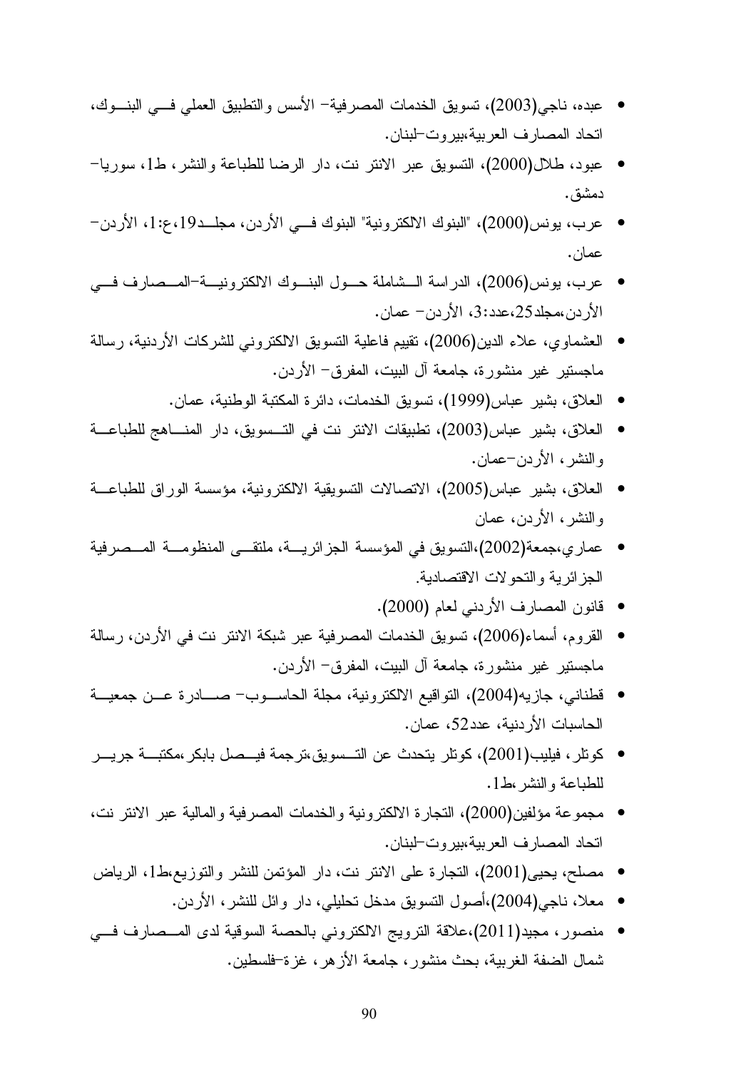- عبده، ناجي(2003)، تسويق الخدمات المصرفية- الأسس والتطبيق العملي في البنوك، اتحاد المصارف العربية،بيروت-لبنان.
- عبود، طلال(2000)، التسويق عبر الانترنت، دار الرضا للطباعة والنشر، ط1، سوريا- دمشق.
- عرب، يونس(2000)، "البنوك الالكترونية" البنوك في الأردن، مجلد19،ع:1، الأردن- عمان.
- عرب، يونس(2006)، الدراسة الشاملة حول البنوك الالكترونية-المصارف في الأردن،مجلد25،عدد:3، الأردن- عمان.
- العشماوي، علاء الدين(2006)، تقييم فاعلية التسويق الالكتروني للشركات الأردنية، رسالة ماجستير غير منشورة، جامعة آل البيت، المفرق- الأردن.
- العلاق، بشير عباس(1999)، تسويق الخدمات، دائرة المكتبة الوطنية، عمان.
- العلاق، بشير عباس(2003)، تطبيقات الانترنت في التسويق، دار المناهج للطباعة والنشر، الأردن-عمان.
- العلاق، بشير عباس(2005)، الاتصالات التسويقية الالكترونية، مؤسسة الوراق للطباعة والنشر، الأردن، عمان
- عماري،جمعة(2002)،التسويق في المؤسسة الجزائرية، ملتقى المنظومة المصرفية الجزائرية والتحولات الاقتصادية.
- قانون المصارف الأردني لعام (2000).
- القروم، أسماء(2006)، تسويق الخدمات المصرفية عبر شبكة الانترنت في الأردن، رسالة ماجستير غير منشورة، جامعة آل البيت، المفرق- الأردن.
- قطناني، جازيه(2004)، التواقيع الالكترونية، مجلة الحاسوب- صادرة عن جمعية الحاسبات الأردنية، عدد52، عمان.
- كوتلر، فيليب(2001)، كوتلر يتحدث عن التسويق،ترجمة فيصل بابكر،مكتبة جرير للطباعة والنشر،ط1.
- مجموعة مؤلفين(2000)، التجارة الالكترونية والخدمات المصرفية والمالية عبر الانترنت، اتحاد المصارف العربية،بيروت-لبنان.
- مصلح، يحيى(2001)، التجارة على الانترنت، دار المؤتمن للنشر والتوزيع،ط1، الرياض
- معلا، ناجي(2004)،أصول التسويق مدخل تحليلي، دار وائل للنشر، الأردن.
- منصور، مجيد(2011)،علاقة الترويج الالكتروني بالحصة السوقية لدى المصارف في شمال الضفة الغربية، بحث منشور، جامعة الأزهر، غزة-فلسطين.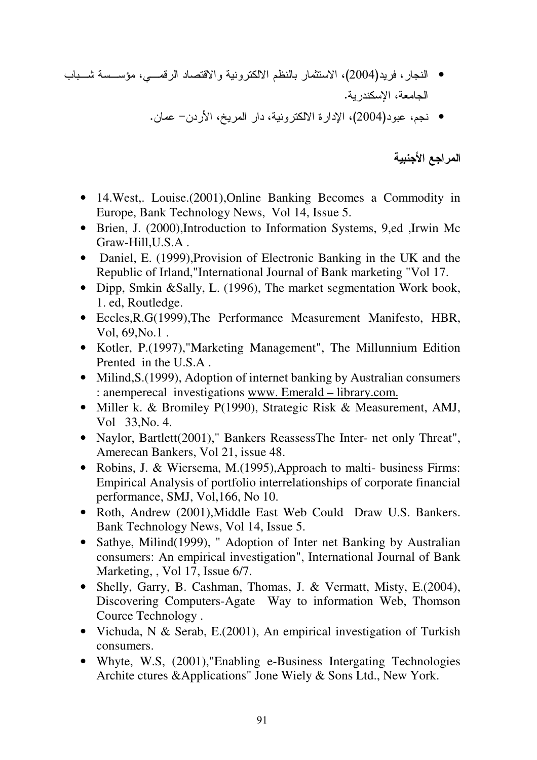- النجار، فريد(2004)، الاستثمار بالنظم الالكترونية والاقتصاد الرقمـــي، مؤســـسة شــباب الجامعة، الإسكندرية.
- نجم، عبود(2004)، الإدارة الالكترونية، دار المريخ، الأردن– عمان.

**المراجع الأجنبية**

- 14.West,. Louise.(2001),Online Banking Becomes a Commodity in Europe, Bank Technology News, Vol 14, Issue 5.
- Brien, J. (2000),Introduction to Information Systems, 9,ed ,Irwin Mc Graw-Hill,U.S.A .
- Daniel, E. (1999),Provision of Electronic Banking in the UK and the Republic of Irland,"International Journal of Bank marketing "Vol 17.
- Dipp, Smkin &Sally, L. (1996), The market segmentation Work book, 1. ed, Routledge.
- Eccles,R.G(1999),The Performance Measurement Manifesto, HBR, Vol, 69,No.1 .
- Kotler, P.(1997),"Marketing Management", The Millunnium Edition Prented in the U.S.A .
- Milind,S.(1999), Adoption of internet banking by Australian consumers : anemperecal investigations www. Emerald – library.com.
- Miller k. & Bromiley P(1990), Strategic Risk & Measurement, AMJ, Vol 33,No. 4.
- Naylor, Bartlett(2001)," Bankers ReassessThe Inter- net only Threat", Amerecan Bankers, Vol 21, issue 48.
- Robins, J. & Wiersema, M.(1995),Approach to malti- business Firms: Empirical Analysis of portfolio interrelationships of corporate financial performance, SMJ, Vol,166, No 10.
- Roth, Andrew (2001),Middle East Web Could Draw U.S. Bankers. Bank Technology News, Vol 14, Issue 5.
- Sathye, Milind(1999), " Adoption of Inter net Banking by Australian consumers: An empirical investigation", International Journal of Bank Marketing, , Vol 17, Issue 6/7.
- Shelly, Garry, B. Cashman, Thomas, J. & Vermatt, Misty, E.(2004), Discovering Computers-Agate Way to information Web, Thomson Cource Technology .
- Vichuda, N & Serab, E.(2001), An empirical investigation of Turkish consumers.
- Whyte, W.S, (2001),"Enabling e-Business Intergating Technologies Archite ctures &Applications" Jone Wiely & Sons Ltd., New York.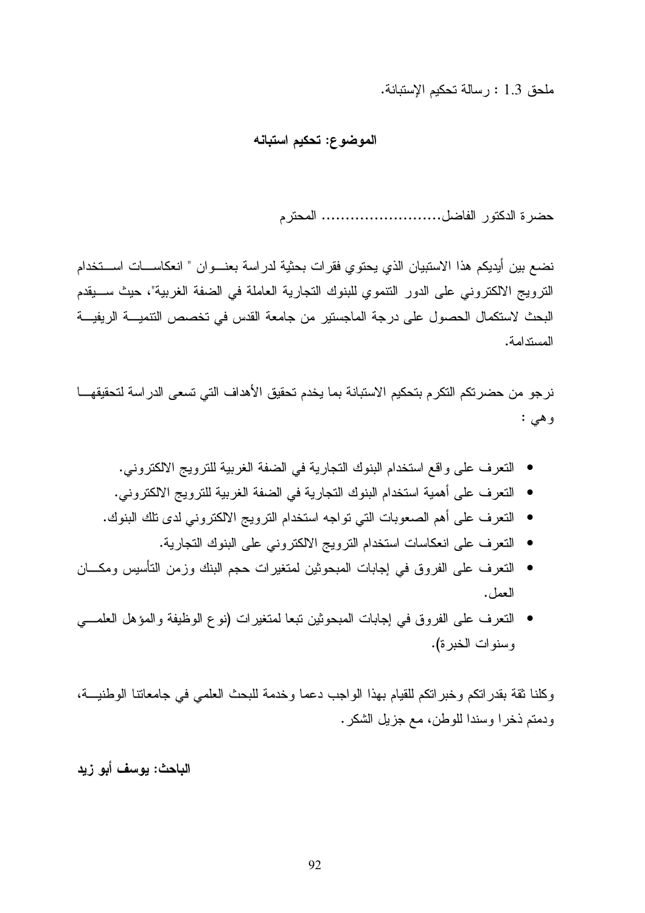ملحق 1.3 : رسالة تحكيم الإستبانة.

**الموضوع: تحكيم استبانه**

حضرة الدكتور الفاضل........................ المحترم

نضع بين أيديكم هذا الاستبيان الذي يحتوي فقرات بحثية لدراسة بعنوان " انعكاسات استخدام الترويج الالكتروني على الدور التنموي للبنوك التجارية العاملة في الضفة الغربية"، حيث سيقدم البحث لاستكمال الحصول على درجة الماجستير من جامعة القدس في تخصص التنمية الريفية المستدامة.

نرجو من حضرتكم التكرم بتحكيم الاستبانة بما يخدم تحقيق الأهداف التي تسعى الدراسة لتحقيقها وهي :

- التعرف على واقع استخدام البنوك التجارية في الضفة الغربية للترويج الالكتروني.
- التعرف على أهمية استخدام البنوك التجارية في الضفة الغربية للترويج الالكتروني.
- التعرف على أهم الصعوبات التي تواجه استخدام الترويج الالكتروني لدى تلك البنوك.
- التعرف على انعكاسات استخدام الترويج الالكتروني على البنوك التجارية.
- التعرف على الفروق في إجابات المبحوثين لمتغيرات حجم البنك وزمن التأسيس ومكان العمل.
- التعرف على الفروق في إجابات المبحوثين تبعا لمتغيرات (نوع الوظيفة والمؤهل العلمي وسنوات الخبرة).

وكلنا ثقة بقدراتكم وخبراتكم للقيام بهذا الواجب دعما وخدمة للبحث العلمي في جامعاتنا الوطنية، ودمتم ذخرا وسندا للوطن، مع جزيل الشكر.

**الباحث: يوسف أبو زيد**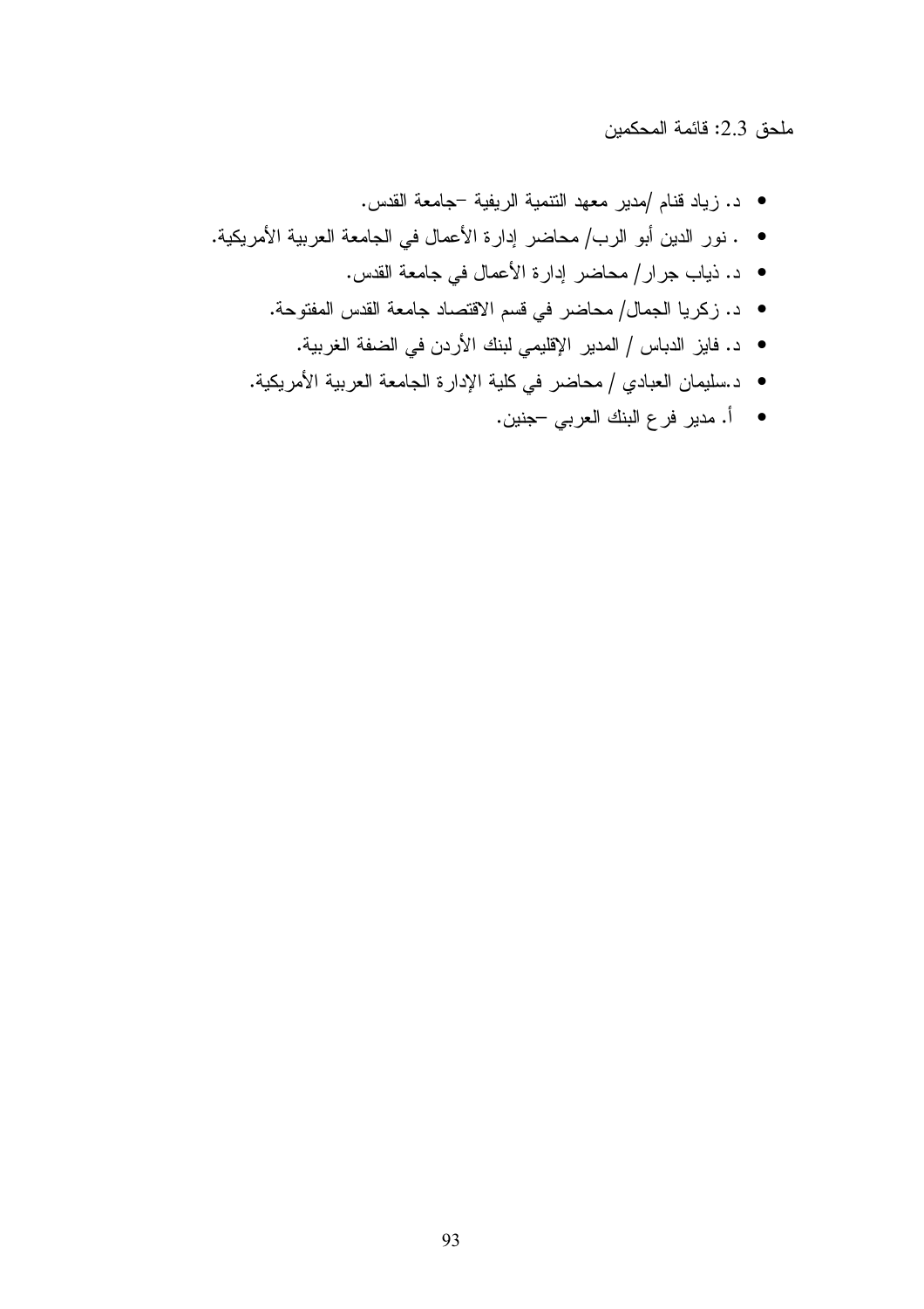ملحق 2.3: قائمة المحكمين

- د. زياد قنام /مدير معهد التنمية الريفية –جامعة القدس.
- . نور الدين أبو الرب/ محاضر إدارة الأعمال في الجامعة العربية الأمريكية.
- د. ذياب جرار/ محاضر إدارة الأعمال في جامعة القدس.
- د. زكريا الجمال/ محاضر في قسم الاقتصاد جامعة القدس المفتوحة.
- د. فايز الدباس / المدير الإقليمي لبنك الأردن في الضفة الغربية.
- د.سليمان العبادي / محاضر في كلية الإدارة الجامعة العربية الأمريكية.
- أ. مدير فرع البنك العربي –جنين.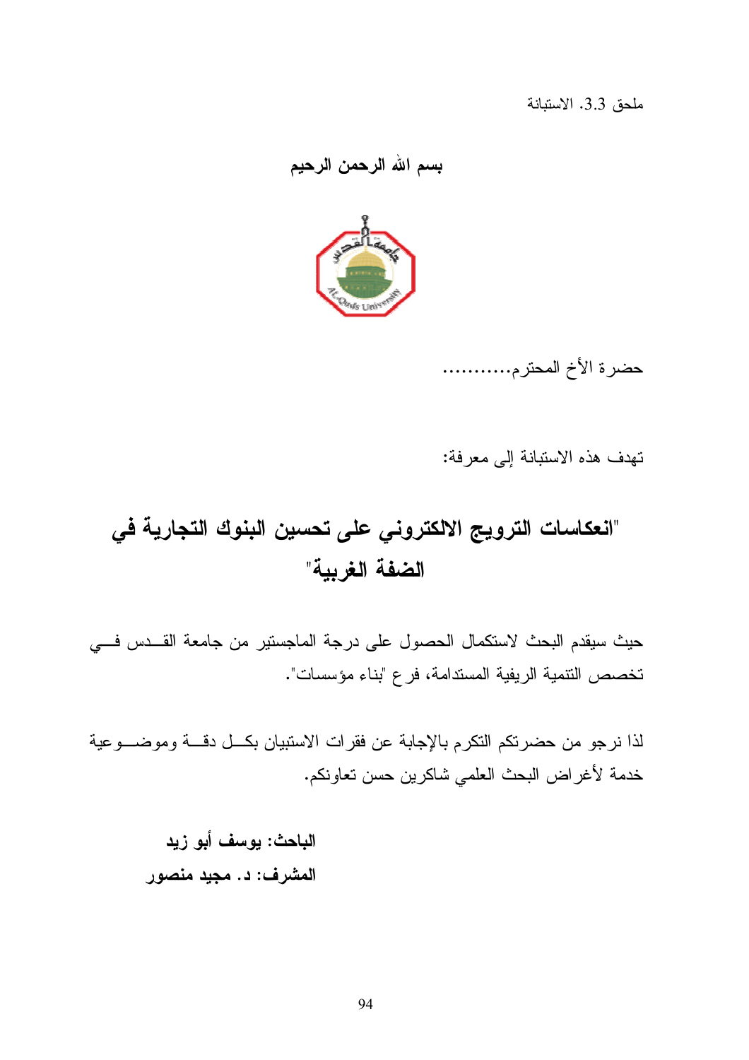ملحق 3.3. الاستبانة

**بسم الله الرحمن الرحيم**

حضرة الأخ المحترم...........

تهدف هذه الاستبانة إلى معرفة:

## "انعكاسات الترويج الالكتروني على تحسين البنوك التجارية في الضفة الغربية"

حيث سيقدم البحث لاستكمال الحصول على درجة الماجستير من جامعة القدس في تخصص التنمية الريفية المستدامة، فرع "بناء مؤسسات".

لذا نرجو من حضرتكم التكرم بالإجابة عن فقرات الاستبيان بكل دقة وموضوعية خدمة لأغراض البحث العلمي شاكرين حسن تعاونكم.

**الباحث: يوسف أبو زيد**

**المشرف: د. مجيد منصور**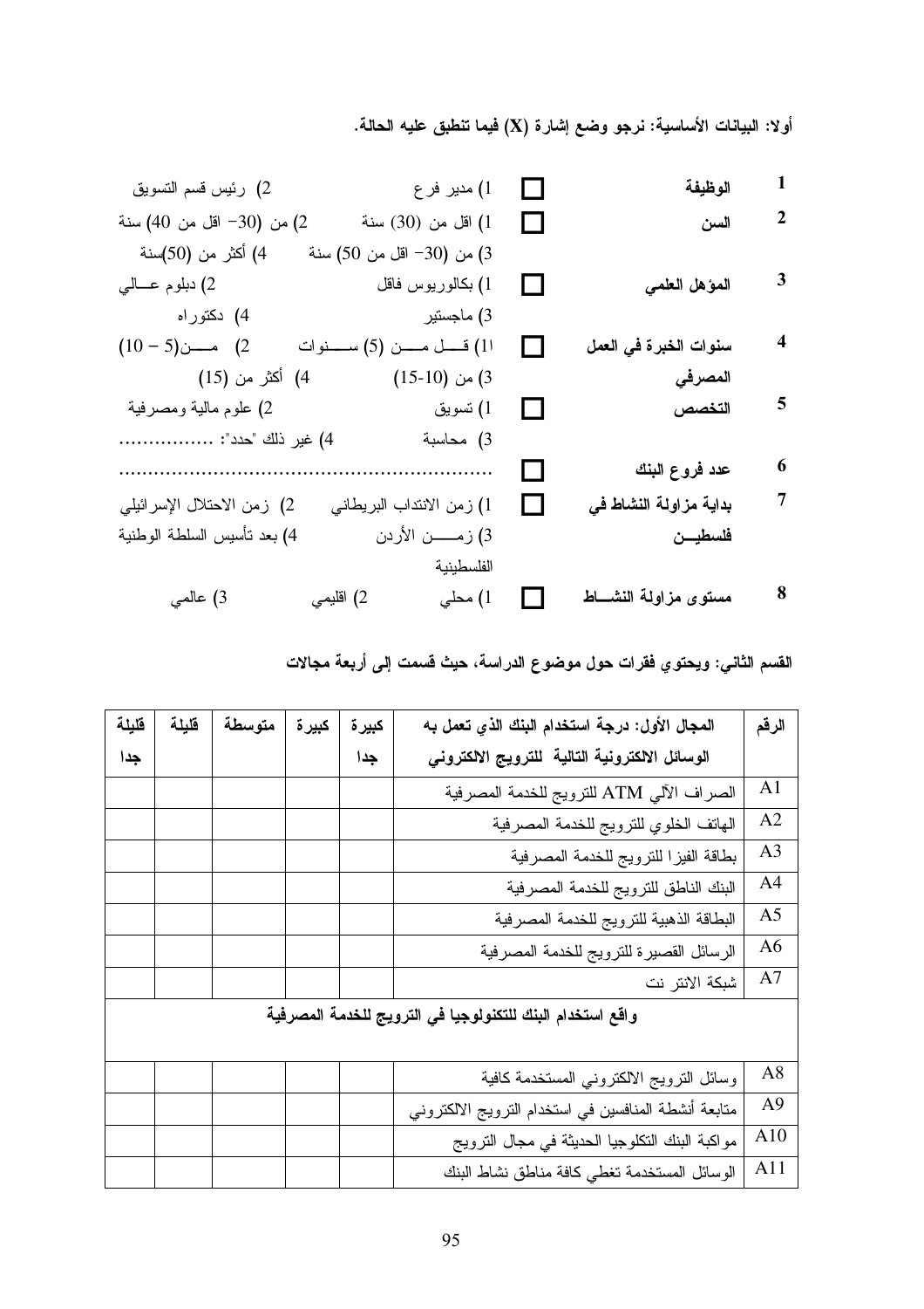**أولا: البيانات الأساسية: نرجو وضع إشارة (X) فيما تنطبق عليه الحالة.**

| | | | |
|---|---|---|---|
| 1 | **الوظيفة** | ☐ | 1) مدير فرع 2) رئيس قسم التسويق |
| 2 | **السن** | ☐ | 1) اقل من (30) سنة 2) من (30- اقل من 40) سنة 3) من (30- اقل من 50) سنة 4) أكثر من (50)سنة |
| 3 | **المؤهل العلمي** | ☐ | 1) بكالوريوس فاقل 2) دبلوم عـالي 3) ماجستير 4) دكتوراه |
| 4 | **سنوات الخبرة في العمل المصرفي** | ☐ | 1) قـل مـن (5) سـنوات 2) مـن(5 – 10) 3) من (10-15) 4) أكثر من (15) |
| 5 | **التخصص** | ☐ | 1) تسويق 2) علوم مالية ومصرفية 3) محاسبة 4) غير ذلك "حدد": ................ |
| 6 | **عدد فروع البنك** | ☐ | ............................................................ |
| 7 | **بداية مزاولة النشاط في فلسطيـن** | ☐ | 1) زمن الانتداب البريطاني 2) زمن الاحتلال الإسرائيلي 3) زمـن الأردن 4) بعد تأسيس السلطة الوطنية الفلسطينية |
| 8 | **مستوى مزاولة النشـاط** | ☐ | 1) محلي 2) اقليمي 3) عالمي |

**القسم الثاني: ويحتوي فقرات حول موضوع الدراسة، حيث قسمت إلى أربعة مجالات**

| الرقم | المجال الأول: درجة استخدام البنك الذي تعمل به الوسائل الالكترونية التالية للترويج الالكتروني | كبيرة جدا | كبيرة | متوسطة | قليلة | قليلة جدا |
|---|---|---|---|---|---|---|
| A1 | الصراف الآلي ATM للترويج للخدمة المصرفية | | | | | |
| A2 | الهاتف الخلوي للترويج للخدمة المصرفية | | | | | |
| A3 | بطاقة الفيزا للترويج للخدمة المصرفية | | | | | |
| A4 | البنك الناطق للترويج للخدمة المصرفية | | | | | |
| A5 | البطاقة الذهبية للترويج للخدمة المصرفية | | | | | |
| A6 | الرسائل القصيرة للترويج للخدمة المصرفية | | | | | |
| A7 | شبكة الانترنت | | | | | |
| | **واقع استخدام البنك للتكنولوجيا في الترويج للخدمة المصرفية** | | | | | |
| A8 | وسائل الترويج الالكتروني المستخدمة كافية | | | | | |
| A9 | متابعة أنشطة المنافسين في استخدام الترويج الالكتروني | | | | | |
| A10 | مواكبة البنك التكلوجيا الحديثة في مجال الترويج | | | | | |
| A11 | الوسائل المستخدمة تغطي كافة مناطق نشاط البنك | | | | | |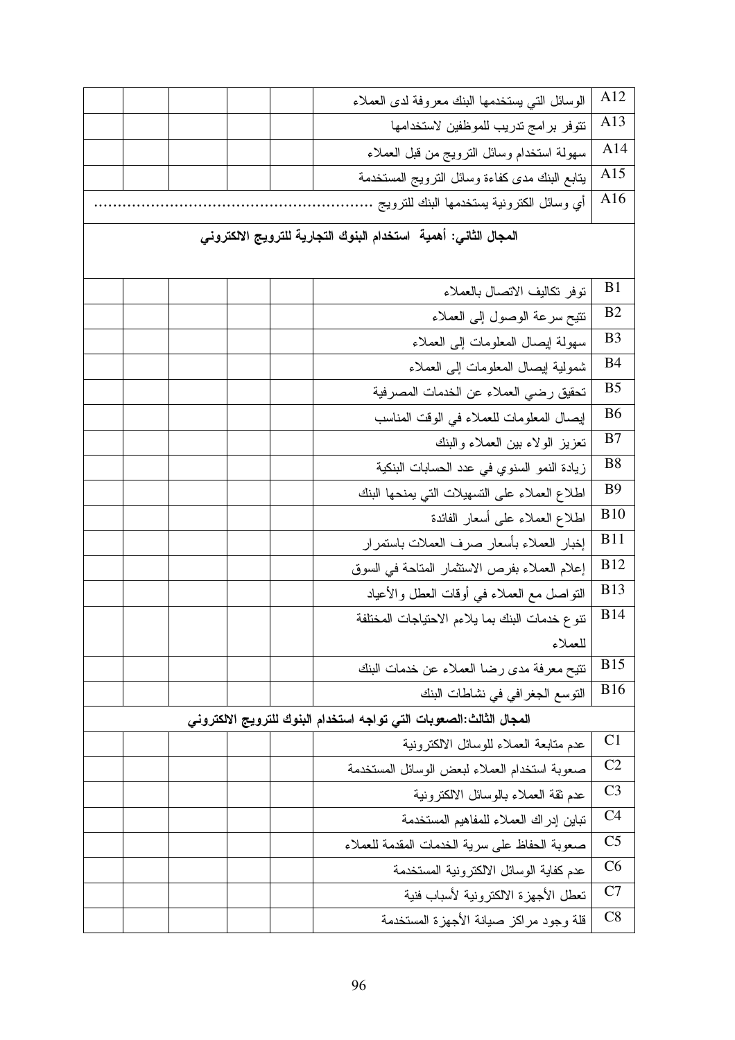| | | | | | | |
|---|---|---|---|---|---|---|
| A12 | الوسائل التي يستخدمها البنك معروفة لدى العملاء | | | | | |
| A13 | تتوفر برامج تدريب للموظفين لاستخدامها | | | | | |
| A14 | سهولة استخدام وسائل الترويج من قبل العملاء | | | | | |
| A15 | يتابع البنك مدى كفاءة وسائل الترويج المستخدمة | | | | | |
| A16 | أي وسائل الكترونية يستخدمها البنك للترويج ........................................................ | | | | | |
| | **المجال الثاني: أهمية استخدام البنوك التجارية للترويج الالكتروني** | | | | | |
| B1 | توفر تكاليف الاتصال بالعملاء | | | | | |
| B2 | تتيح سرعة الوصول إلى العملاء | | | | | |
| B3 | سهولة إيصال المعلومات إلى العملاء | | | | | |
| B4 | شمولية إيصال المعلومات إلى العملاء | | | | | |
| B5 | تحقيق رضي العملاء عن الخدمات المصرفية | | | | | |
| B6 | إيصال المعلومات للعملاء في الوقت المناسب | | | | | |
| B7 | تعزيز الولاء بين العملاء والبنك | | | | | |
| B8 | زيادة النمو السنوي في عدد الحسابات البنكية | | | | | |
| B9 | اطلاع العملاء على التسهيلات التي يمنحها البنك | | | | | |
| B10 | اطلاع العملاء على أسعار الفائدة | | | | | |
| B11 | إخبار العملاء بأسعار صرف العملات باستمرار | | | | | |
| B12 | إعلام العملاء بفرص الاستثمار المتاحة في السوق | | | | | |
| B13 | التواصل مع العملاء في أوقات العطل والأعياد | | | | | |
| B14 | تنوع خدمات البنك بما يلاءم الاحتياجات المختلفة للعملاء | | | | | |
| B15 | تتيح معرفة مدى رضا العملاء عن خدمات البنك | | | | | |
| B16 | التوسع الجغرافي في نشاطات البنك | | | | | |
| | **المجال الثالث:الصعوبات التي تواجه استخدام البنوك للترويج الالكتروني** | | | | | |
| C1 | عدم متابعة العملاء للوسائل الالكترونية | | | | | |
| C2 | صعوبة استخدام العملاء لبعض الوسائل المستخدمة | | | | | |
| C3 | عدم ثقة العملاء بالوسائل الالكترونية | | | | | |
| C4 | تباين إدراك العملاء للمفاهيم المستخدمة | | | | | |
| C5 | صعوبة الحفاظ على سرية الخدمات المقدمة للعملاء | | | | | |
| C6 | عدم كفاية الوسائل الالكترونية المستخدمة | | | | | |
| C7 | تعطل الأجهزة الالكترونية لأسباب فنية | | | | | |
| C8 | قلة وجود مراكز صيانة الأجهزة المستخدمة | | | | | |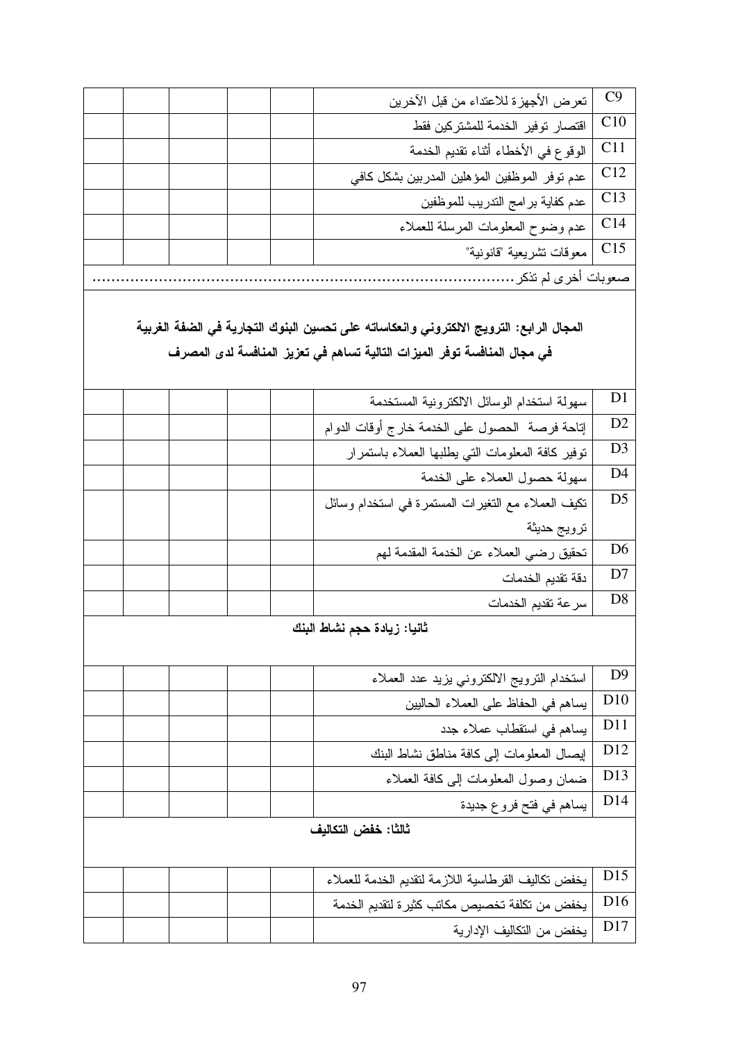| | | | | | | |
|---|---|---|---|---|---|---|
| C9 | تعرض الأجهزة للاعتداء من قبل الآخرين | | | | | |
| C10 | اقتصار توفير الخدمة للمشتركين فقط | | | | | |
| C11 | الوقوع في الأخطاء أثناء تقديم الخدمة | | | | | |
| C12 | عدم توفر الموظفين المؤهلين المدربين بشكل كافي | | | | | |
| C13 | عدم كفاية برامج التدريب للموظفين | | | | | |
| C14 | عدم وضوح المعلومات المرسلة للعملاء | | | | | |
| C15 | معوقات تشريعية "قانونية" | | | | | |
| صعوبات أخرى لم تذكر................................................................................................ | | | | | | |

**المجال الرابع: الترويج الالكتروني وانعكاساته على تحسين البنوك التجارية في الضفة الغربية في مجال المنافسة توفر الميزات التالية تساهم في تعزيز المنافسة لدى المصرف**

| | | | | | | |
|---|---|---|---|---|---|---|
| D1 | سهولة استخدام الوسائل الالكترونية المستخدمة | | | | | |
| D2 | إتاحة فرصة الحصول على الخدمة خارج أوقات الدوام | | | | | |
| D3 | توفير كافة المعلومات التي يطلبها العملاء باستمرار | | | | | |
| D4 | سهولة حصول العملاء على الخدمة | | | | | |
| D5 | تكيف العملاء مع التغيرات المستمرة في استخدام وسائل ترويج حديثة | | | | | |
| D6 | تحقيق رضى العملاء عن الخدمة المقدمة لهم | | | | | |
| D7 | دقة تقديم الخدمات | | | | | |
| D8 | سرعة تقديم الخدمات | | | | | |
| | **ثانيا: زيادة حجم نشاط البنك** | | | | | |
| D9 | استخدام الترويج الالكتروني يزيد عدد العملاء | | | | | |
| D10 | يساهم في الحفاظ على العملاء الحاليين | | | | | |
| D11 | يساهم في استقطاب عملاء جدد | | | | | |
| D12 | إيصال المعلومات إلى كافة مناطق نشاط البنك | | | | | |
| D13 | ضمان وصول المعلومات إلى كافة العملاء | | | | | |
| D14 | يساهم في فتح فروع جديدة | | | | | |
| | **ثالثا: خفض التكاليف** | | | | | |
| D15 | يخفض تكاليف القرطاسية اللازمة لتقديم الخدمة للعملاء | | | | | |
| D16 | يخفض من تكلفة تخصيص مكاتب كثيرة لتقديم الخدمة | | | | | |
| D17 | يخفض من التكاليف الإدارية | | | | | |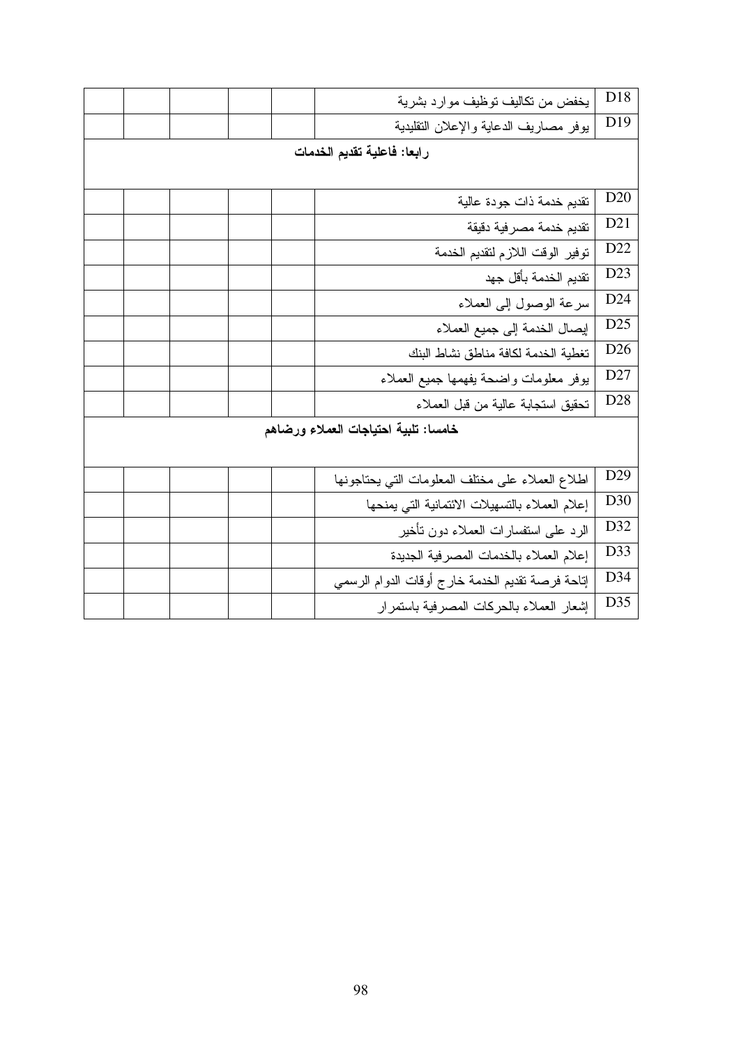| | | | | | | |
|---|---|---|---|---|---|---|
| D18 | يخفض من تكاليف توظيف موارد بشرية | | | | | |
| D19 | يوفر مصاريف الدعاية والإعلان التقليدية | | | | | |
| **رابعا: فاعلية تقديم الخدمات** | | | | | | |
| D20 | تقديم خدمة ذات جودة عالية | | | | | |
| D21 | تقديم خدمة مصرفية دقيقة | | | | | |
| D22 | توفير الوقت اللازم لتقديم الخدمة | | | | | |
| D23 | تقديم الخدمة بأقل جهد | | | | | |
| D24 | سرعة الوصول إلى العملاء | | | | | |
| D25 | إيصال الخدمة إلى جميع العملاء | | | | | |
| D26 | تغطية الخدمة لكافة مناطق نشاط البنك | | | | | |
| D27 | يوفر معلومات واضحة يفهمها جميع العملاء | | | | | |
| D28 | تحقيق استجابة عالية من قبل العملاء | | | | | |
| **خامسا: تلبية احتياجات العملاء ورضاهم** | | | | | | |
| D29 | اطلاع العملاء على مختلف المعلومات التي يحتاجونها | | | | | |
| D30 | إعلام العملاء بالتسهيلات الائتمانية التي يمنحها | | | | | |
| D32 | الرد على استفسارات العملاء دون تأخير | | | | | |
| D33 | إعلام العملاء بالخدمات المصرفية الجديدة | | | | | |
| D34 | إتاحة فرصة تقديم الخدمة خارج أوقات الدوام الرسمي | | | | | |
| D35 | إشعار العملاء بالحركات المصرفية باستمرار | | | | | |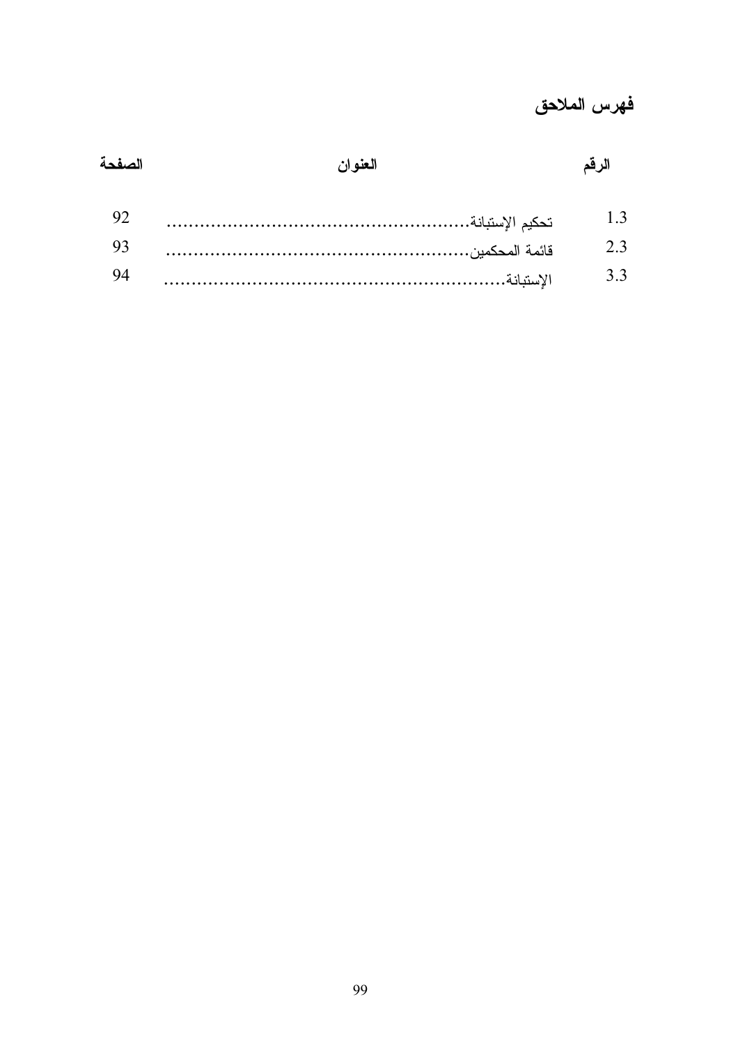# فهرس الملاحق

| الرقم | العنوان | الصفحة |
|---|---|---|
| 1.3 | تحكيم الإستبانة | 92 |
| 2.3 | قائمة المحكمين | 93 |
| 3.3 | الإستبانة | 94 |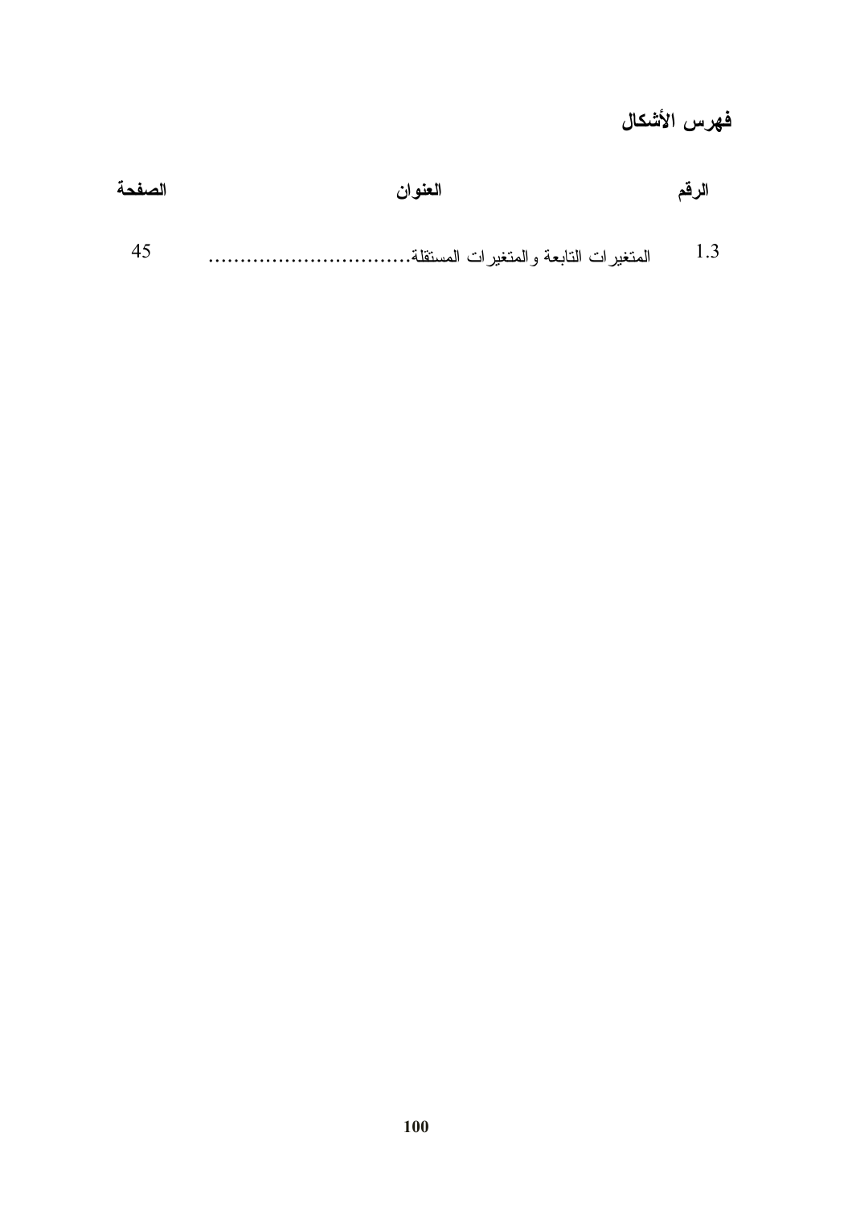# فهرس الأشكال

| الرقم | العنوان | الصفحة |
|---|---|---|
| 1.3 | المتغيرات التابعة والمتغيرات المستقلة................................ | 45 |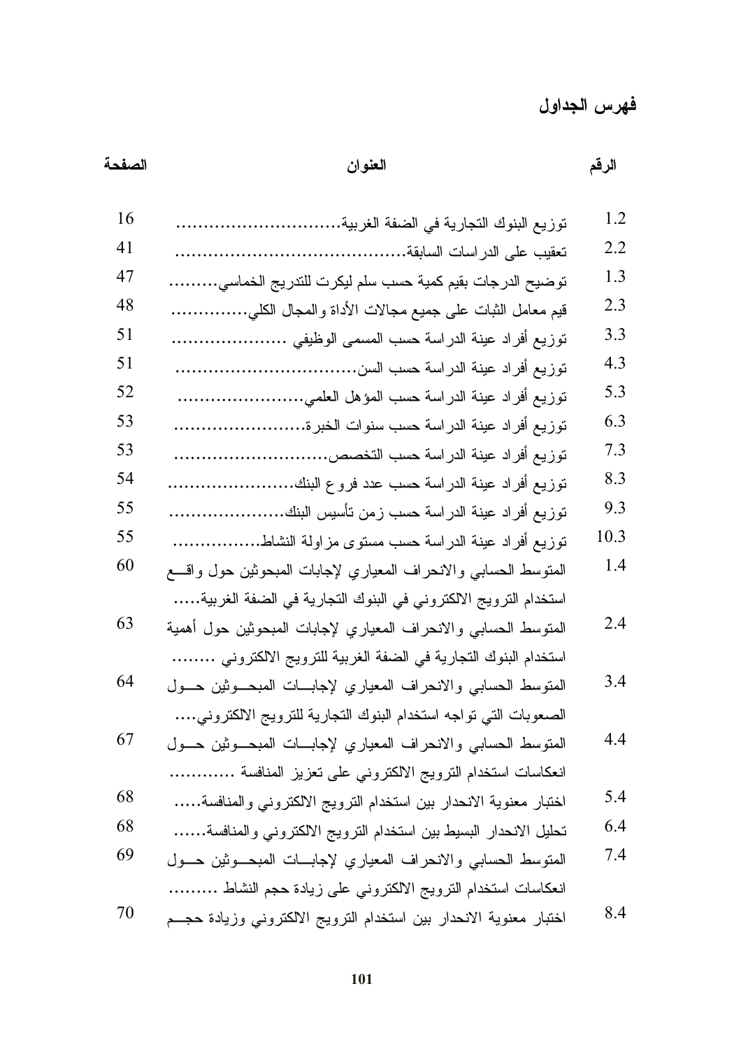# فهرس الجداول

| الرقم | العنوان | الصفحة |
|---|---|---|
| 1.2 | توزيع البنوك التجارية في الضفة الغربية............................ | 16 |
| 2.2 | تعقيب على الدراسات السابقة........................................ | 41 |
| 1.3 | توضيح الدرجات بقيم كمية حسب سلم ليكرت للتدريج الخماسي......... | 47 |
| 2.3 | قيم معامل الثبات على جميع مجالات الأداة والمجال الكلي.............. | 48 |
| 3.3 | توزيع أفراد عينة الدراسة حسب المسمى الوظيفي .................... | 51 |
| 4.3 | توزيع أفراد عينة الدراسة حسب السن................................ | 51 |
| 5.3 | توزيع أفراد عينة الدراسة حسب المؤهل العلمي...................... | 52 |
| 6.3 | توزيع أفراد عينة الدراسة حسب سنوات الخبرة....................... | 53 |
| 7.3 | توزيع أفراد عينة الدراسة حسب التخصص........................... | 53 |
| 8.3 | توزيع أفراد عينة الدراسة حسب عدد فروع البنك...................... | 54 |
| 9.3 | توزيع أفراد عينة الدراسة حسب زمن تأسيس البنك.................... | 55 |
| 10.3 | توزيع أفراد عينة الدراسة حسب مستوى مزاولة النشاط............... | 55 |
| 1.4 | المتوسط الحسابي والانحراف المعياري لإجابات المبحوثين حول واقع استخدام الترويج الالكتروني في البنوك التجارية في الضفة الغربية..... | 60 |
| 2.4 | المتوسط الحسابي والانحراف المعياري لإجابات المبحوثين حول أهمية استخدام البنوك التجارية في الضفة الغربية للترويج الالكتروني ........ | 63 |
| 3.4 | المتوسط الحسابي والانحراف المعياري لإجابات المبحوثين حول الصعوبات التي تواجه استخدام البنوك التجارية للترويج الالكتروني.... | 64 |
| 4.4 | المتوسط الحسابي والانحراف المعياري لإجابات المبحوثين حول انعكاسات استخدام الترويج الالكتروني على تعزيز المنافسة ............ | 67 |
| 5.4 | اختبار معنوية الانحدار بين استخدام الترويج الالكتروني والمنافسة..... | 68 |
| 6.4 | تحليل الانحدار البسيط بين استخدام الترويج الالكتروني والمنافسة...... | 68 |
| 7.4 | المتوسط الحسابي والانحراف المعياري لإجابات المبحوثين حول انعكاسات استخدام الترويج الالكتروني على زيادة حجم النشاط ......... | 69 |
| 8.4 | اختبار معنوية الانحدار بين استخدام الترويج الالكتروني وزيادة حجم | 70 |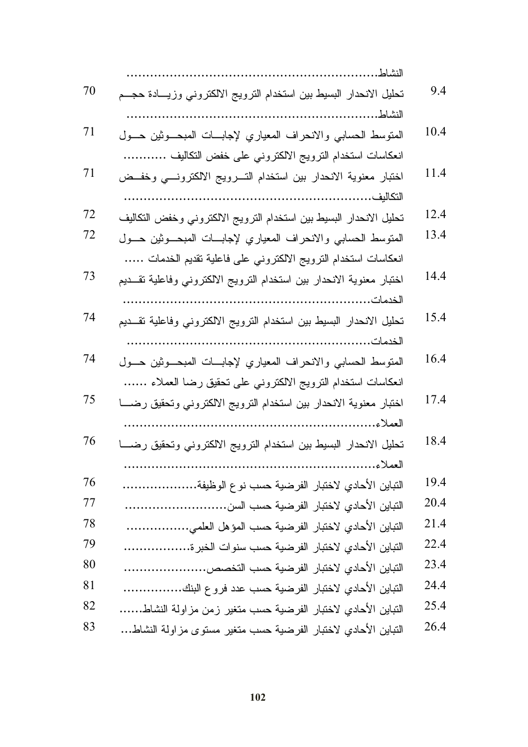| | | |
|---|---|---|
| | النشاط................................................................ | |
| 9.4 | تحليل الانحدار البسيط بين استخدام الترويج الالكتروني وزيادة حجم النشاط................................................................ | 70 |
| 10.4 | المتوسط الحسابي والانحراف المعياري لإجابات المبحوثين حول انعكاسات استخدام الترويج الالكتروني على خفض التكاليف ........... | 71 |
| 11.4 | اختبار معنوية الانحدار بين استخدام الترويج الالكتروني وخفض التكاليف................................................................ | 71 |
| 12.4 | تحليل الانحدار البسيط بين استخدام الترويج الالكتروني وخفض التكاليف | 72 |
| 13.4 | المتوسط الحسابي والانحراف المعياري لإجابات المبحوثين حول انعكاسات استخدام الترويج الالكتروني على فاعلية تقديم الخدمات ..... | 72 |
| 14.4 | اختبار معنوية الانحدار بين استخدام الترويج الالكتروني وفاعلية تقديم الخدمات................................................................ | 73 |
| 15.4 | تحليل الانحدار البسيط بين استخدام الترويج الالكتروني وفاعلية تقديم الخدمات................................................................ | 74 |
| 16.4 | المتوسط الحسابي والانحراف المعياري لإجابات المبحوثين حول انعكاسات استخدام الترويج الالكتروني على تحقيق رضا العملاء ...... | 74 |
| 17.4 | اختبار معنوية الانحدار بين استخدام الترويج الالكتروني وتحقيق رضا العملاء................................................................ | 75 |
| 18.4 | تحليل الانحدار البسيط بين استخدام الترويج الالكتروني وتحقيق رضا العملاء................................................................ | 76 |
| 19.4 | التباين الأحادي لاختبار الفرضية حسب نوع الوظيفة.................. | 76 |
| 20.4 | التباين الأحادي لاختبار الفرضية حسب السن.......................... | 77 |
| 21.4 | التباين الأحادي لاختبار الفرضية حسب المؤهل العلمي................ | 78 |
| 22.4 | التباين الأحادي لاختبار الفرضية حسب سنوات الخبرة................ | 79 |
| 23.4 | التباين الأحادي لاختبار الفرضية حسب التخصص..................... | 80 |
| 24.4 | التباين الأحادي لاختبار الفرضية حسب عدد فروع البنك............... | 81 |
| 25.4 | التباين الأحادي لاختبار الفرضية حسب متغير زمن مزاولة النشاط...... | 82 |
| 26.4 | التباين الأحادي لاختبار الفرضية حسب متغير مستوى مزاولة النشاط... | 83 |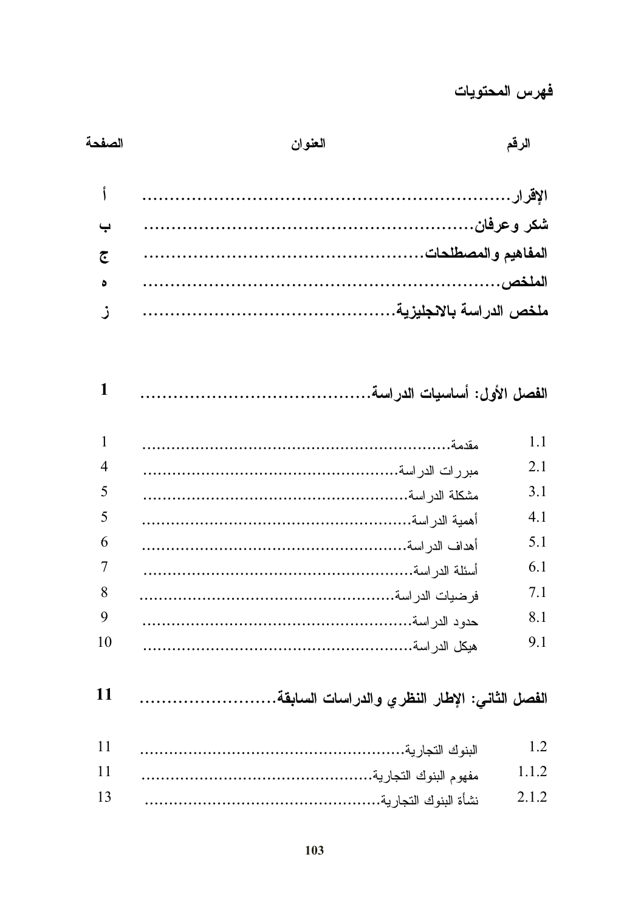# فهرس المحتويات

| الرقم | العنوان | الصفحة |
| --- | --- | --- |
| | **الإقرار** | أ |
| | **شكر وعرفان** | ب |
| | **المفاهيم والمصطلحات** | ج |
| | **الملخص** | ه |
| | **ملخص الدراسة بالانجليزية** | ز |
| | **الفصل الأول: أساسيات الدراسة** | **1** |
| 1.1 | مقدمة | 1 |
| 2.1 | مبررات الدراسة | 4 |
| 3.1 | مشكلة الدراسة | 5 |
| 4.1 | أهمية الدراسة | 5 |
| 5.1 | أهداف الدراسة | 6 |
| 6.1 | أسئلة الدراسة | 7 |
| 7.1 | فرضيات الدراسة | 8 |
| 8.1 | حدود الدراسة | 9 |
| 9.1 | هيكل الدراسة | 10 |
| | **الفصل الثاني: الإطار النظري والدراسات السابقة** | **11** |
| 1.2 | البنوك التجارية | 11 |
| 1.1.2 | مفهوم البنوك التجارية | 11 |
| 2.1.2 | نشأة البنوك التجارية | 13 |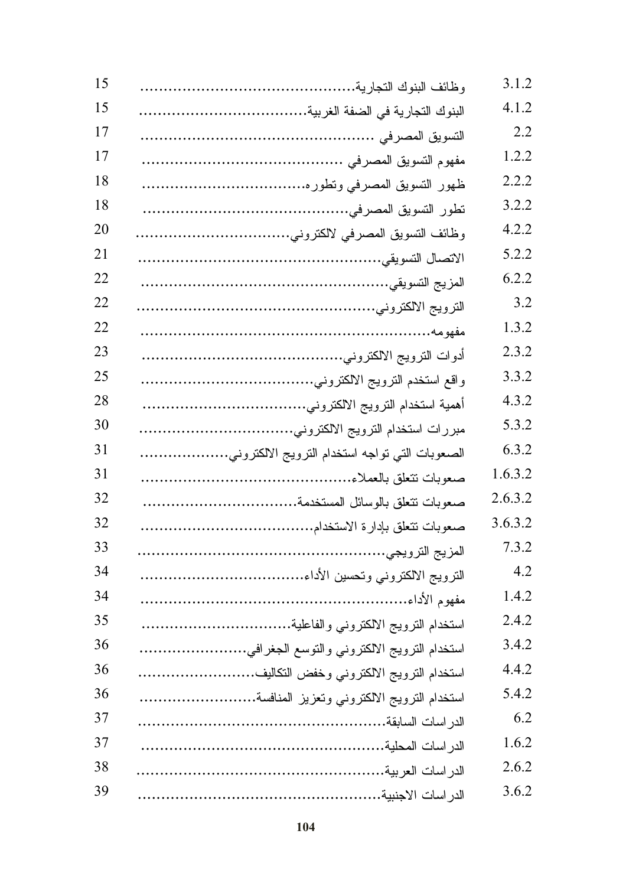| | | |
|---|---|---|
| 3.1.2 | وظائف البنوك التجارية............................................. | 15 |
| 4.1.2 | البنوك التجارية في الضفة الغربية.................................. | 15 |
| 2.2 | التسويق المصرفي ................................................ | 17 |
| 1.2.2 | مفهوم التسويق المصرفي ......................................... | 17 |
| 2.2.2 | ظهور التسويق المصرفي وتطوره................................. | 18 |
| 3.2.2 | تطور التسويق المصرفي.......................................... | 18 |
| 4.2.2 | وظائف التسويق المصرفي لالكتروني................................ | 20 |
| 5.2.2 | الاتصال التسويقي................................................ | 21 |
| 6.2.2 | المزيج التسويقي.................................................. | 22 |
| 3.2 | الترويج الالكتروني................................................. | 22 |
| 1.3.2 | مفهومه.......................................................... | 22 |
| 2.3.2 | أدوات الترويج الالكتروني......................................... | 23 |
| 3.3.2 | واقع استخدم الترويج الالكتروني.................................... | 25 |
| 4.3.2 | أهمية استخدام الترويج الالكتروني.................................. | 28 |
| 5.3.2 | مبررات استخدام الترويج الالكتروني................................ | 30 |
| 6.3.2 | الصعوبات التي تواجه استخدام الترويج الالكتروني.................. | 31 |
| 1.6.3.2 | صعوبات تتعلق بالعملاء........................................... | 31 |
| 2.6.3.2 | صعوبات تتعلق بالوسائل المستخدمة................................ | 32 |
| 3.6.3.2 | صعوبات تتعلق بإدارة الاستخدام................................... | 32 |
| 7.3.2 | المزيج الترويجي................................................... | 33 |
| 4.2 | الترويج الالكتروني وتحسين الأداء.................................. | 34 |
| 1.4.2 | مفهوم الأداء...................................................... | 34 |
| 2.4.2 | استخدام الترويج الالكتروني والفاعلية.............................. | 35 |
| 3.4.2 | استخدام الترويج الالكتروني والتوسع الجغرافي...................... | 36 |
| 4.4.2 | استخدام الترويج الالكتروني وخفض التكاليف........................ | 36 |
| 5.4.2 | استخدام الترويج الالكتروني وتعزيز المنافسة........................ | 36 |
| 6.2 | الدراسات السابقة.................................................. | 37 |
| 1.6.2 | الدراسات المحلية.................................................. | 37 |
| 2.6.2 | الدراسات العربية.................................................. | 38 |
| 3.6.2 | الدراسات الاجنبية................................................. | 39 |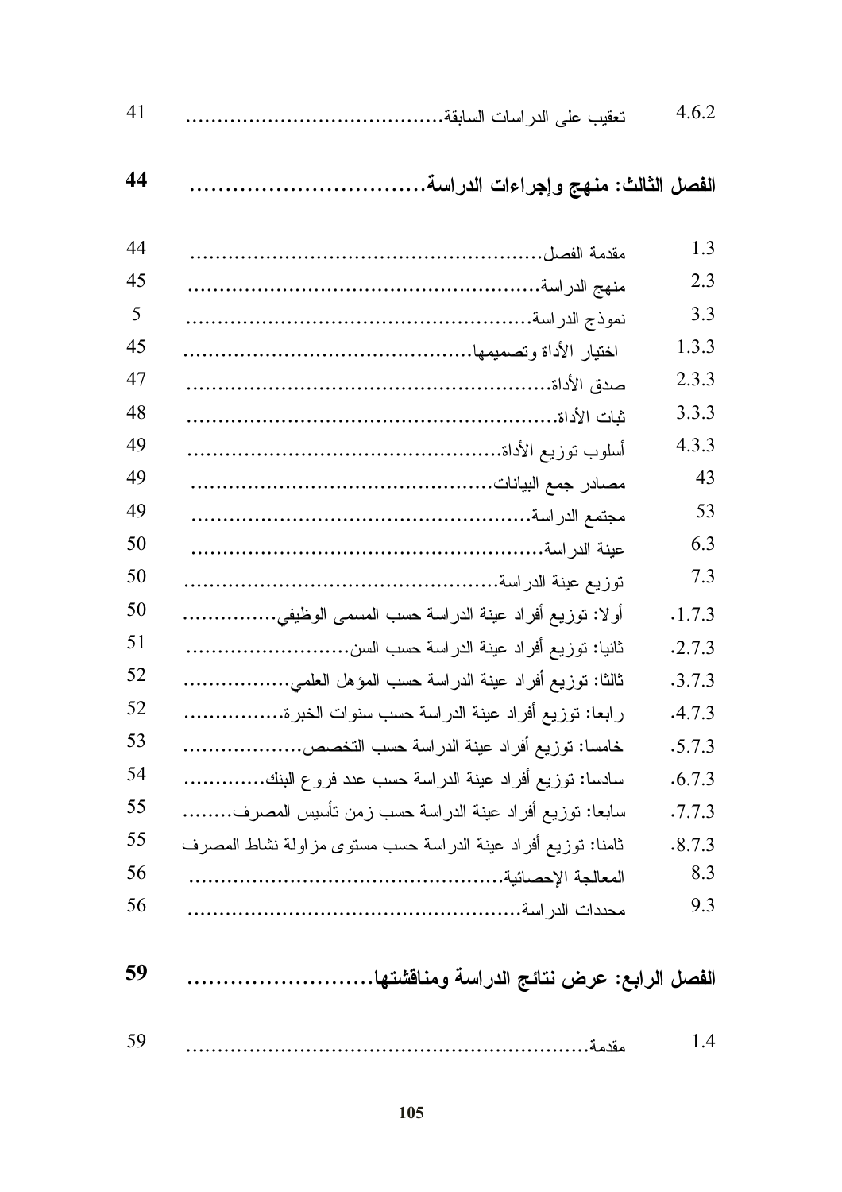| | | |
|---|---|---|
| 4.6.2 | تعقيب على الدراسات السابقة........................................ | 41 |

**الفصل الثالث: منهج وإجراءات الدراسة................................. 44**

| | | |
|---|---|---|
| 1.3 | مقدمة الفصل...................................................... | 44 |
| 2.3 | منهج الدراسة...................................................... | 45 |
| 3.3 | نموذج الدراسة..................................................... | 5 |
| 1.3.3 | اختيار الأداة وتصميمها............................................ | 45 |
| 2.3.3 | صدق الأداة........................................................ | 47 |
| 3.3.3 | ثبات الأداة........................................................ | 48 |
| 4.3.3 | أسلوب توزيع الأداة................................................ | 49 |
| 43 | مصادر جمع البيانات.............................................. | 49 |
| 53 | مجتمع الدراسة.................................................... | 49 |
| 6.3 | عينة الدراسة...................................................... | 50 |
| 7.3 | توزيع عينة الدراسة................................................ | 50 |
| .1.7.3 | أولا: توزيع أفراد عينة الدراسة حسب المسمى الوظيفي............... | 50 |
| .2.7.3 | ثانيا: توزيع أفراد عينة الدراسة حسب السن.......................... | 51 |
| .3.7.3 | ثالثا: توزيع أفراد عينة الدراسة حسب المؤهل العلمي................. | 52 |
| .4.7.3 | رابعا: توزيع أفراد عينة الدراسة حسب سنوات الخبرة................ | 52 |
| .5.7.3 | خامسا: توزيع أفراد عينة الدراسة حسب التخصص.................. | 53 |
| .6.7.3 | سادسا: توزيع أفراد عينة الدراسة حسب عدد فروع البنك............ | 54 |
| .7.7.3 | سابعا: توزيع أفراد عينة الدراسة حسب زمن تأسيس المصرف........ | 55 |
| .8.7.3 | ثامنا: توزيع أفراد عينة الدراسة حسب مستوى مزاولة نشاط المصرف | 55 |
| 8.3 | المعالجة الإحصائية................................................ | 56 |
| 9.3 | محددات الدراسة................................................... | 56 |

**الفصل الرابع: عرض نتائج الدراسة ومناقشتها.......................... 59**

| | | |
|---|---|---|
| 1.4 | مقدمة............................................................ | 59 |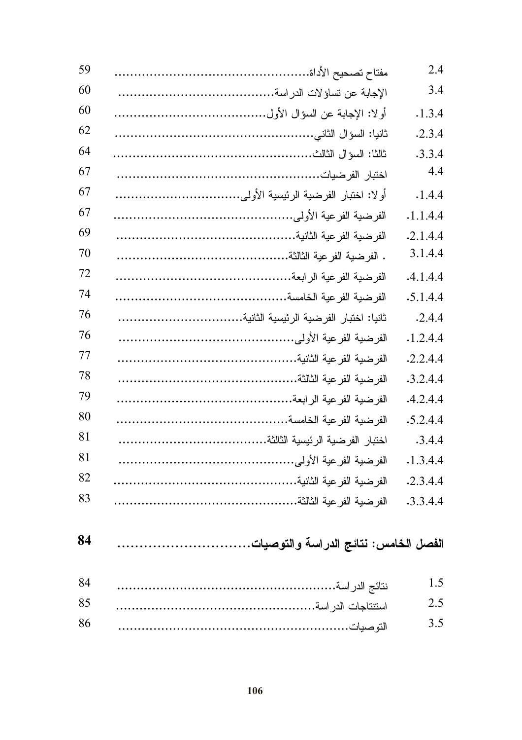| | | |
|---|---|---|
| 2.4 | مفتاح تصحيح الأداة................................................ | 59 |
| 3.4 | الإجابة عن تساؤلات الدراسة....................................... | 60 |
| .1.3.4 | أولا: الإجابة عن السؤال الأول..................................... | 60 |
| .2.3.4 | ثانيا: السؤال الثاني................................................. | 62 |
| .3.3.4 | ثالثا: السؤال الثالث................................................ | 64 |
| 4.4 | اختبار الفرضيات.................................................. | 67 |
| .1.4.4 | أولا: اختبار الفرضية الرئيسية الأولى................................ | 67 |
| .1.1.4.4 | الفرضية الفرعية الأولى............................................. | 67 |
| .2.1.4.4 | الفرضية الفرعية الثانية............................................. | 69 |
| 3.1.4.4 | . الفرضية الفرعية الثالثة........................................... | 70 |
| .4.1.4.4 | الفرضية الفرعية الرابعة............................................ | 72 |
| .5.1.4.4 | الفرضية الفرعية الخامسة........................................... | 74 |
| .2.4.4 | ثانيا: اختبار الفرضية الرئيسية الثانية.............................. | 76 |
| .1.2.4.4 | الفرضية الفرعية الأولى............................................. | 76 |
| .2.2.4.4 | الفرضية الفرعية الثانية............................................. | 77 |
| .3.2.4.4 | الفرضية الفرعية الثالثة............................................. | 78 |
| .4.2.4.4 | الفرضية الفرعية الرابعة............................................ | 79 |
| .5.2.4.4 | الفرضية الفرعية الخامسة........................................... | 80 |
| .3.4.4 | اختبار الفرضية الرئيسية الثالثة..................................... | 81 |
| .1.3.4.4 | الفرضية الفرعية الأولى............................................. | 81 |
| .2.3.4.4 | الفرضية الفرعية الثانية............................................. | 82 |
| .3.3.4.4 | الفرضية الفرعية الثالثة............................................. | 83 |

**الفصل الخامس: نتائج الدراسة والتوصيات.............................. 84**

| | | |
|---|---|---|
| 1.5 | نتائج الدراسة...................................................... | 84 |
| 2.5 | استنتاجات الدراسة................................................. | 85 |
| 3.5 | التوصيات......................................................... | 86 |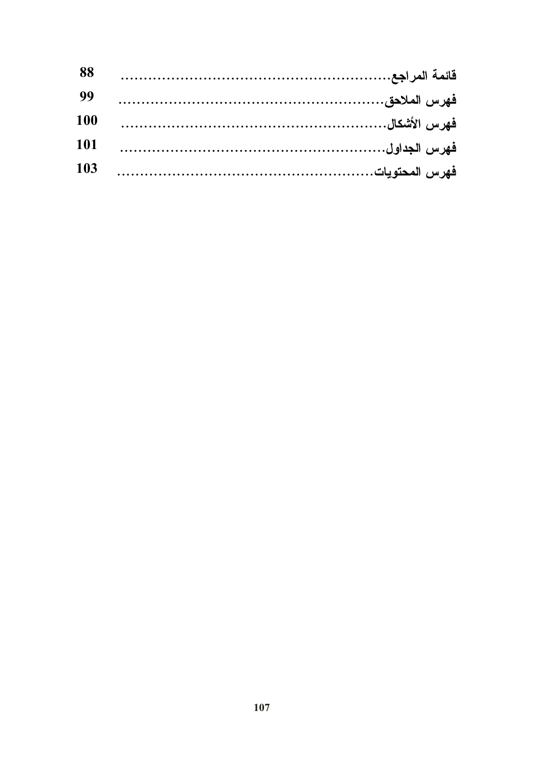قائمة المراجع.......................................................... 88

فهرس الملاحق.......................................................... 99

فهرس الأشكال.......................................................... 100

فهرس الجداول.......................................................... 101

فهرس المحتويات........................................................ 103